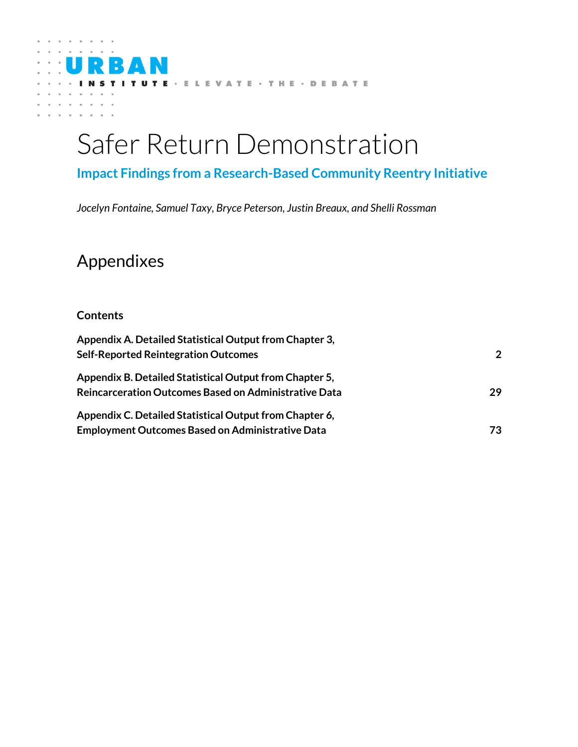URBAN INSTITUTE · ELEVATE · THE · DEBATE

# Safer Return Demonstration

## Impact Findings from a Research-Based Community Reentry Initiative

*Jocelyn Fontaine, Samuel Taxy, Bryce Peterson, Justin Breaux, and Shelli Rossman*

## Appendixes

**Contents**

**Appendix A. Detailed Statistical Output from Chapter 3, Self-Reported Reintegration Outcomes** **2**

**Appendix B. Detailed Statistical Output from Chapter 5, Reincarceration Outcomes Based on Administrative Data** **29**

**Appendix C. Detailed Statistical Output from Chapter 6, Employment Outcomes Based on Administrative Data** **73**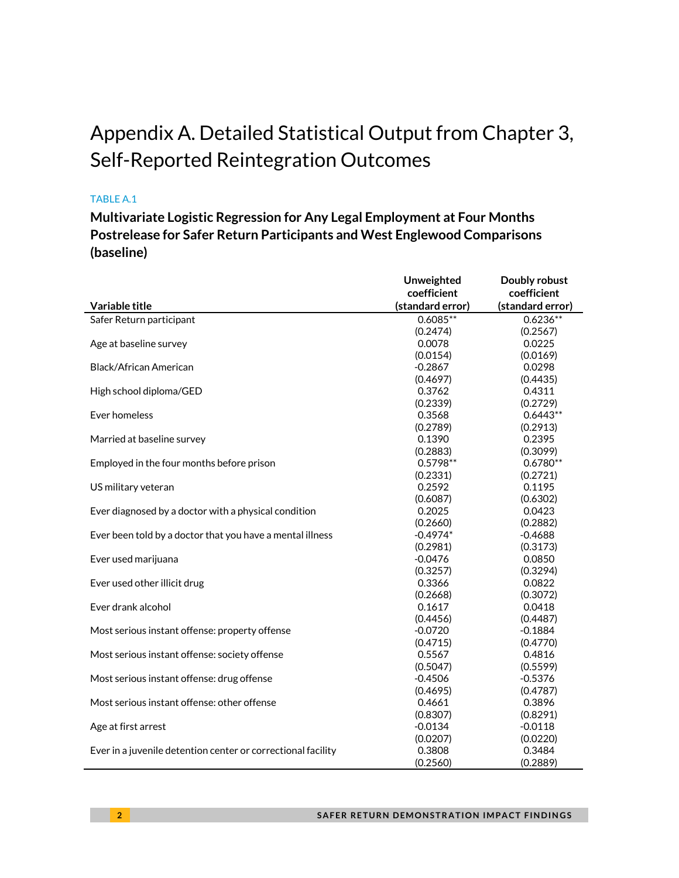# Appendix A. Detailed Statistical Output from Chapter 3, Self-Reported Reintegration Outcomes

TABLE A.1

**Multivariate Logistic Regression for Any Legal Employment at Four Months Postrelease for Safer Return Participants and West Englewood Comparisons (baseline)**

| Variable title | Unweighted coefficient (standard error) | Doubly robust coefficient (standard error) |
|---|---|---|
| Safer Return participant | 0.6085** | 0.6236** |
| | (0.2474) | (0.2567) |
| Age at baseline survey | 0.0078 | 0.0225 |
| | (0.0154) | (0.0169) |
| Black/African American | -0.2867 | 0.0298 |
| | (0.4697) | (0.4435) |
| High school diploma/GED | 0.3762 | 0.4311 |
| | (0.2339) | (0.2729) |
| Ever homeless | 0.3568 | 0.6443** |
| | (0.2789) | (0.2913) |
| Married at baseline survey | 0.1390 | 0.2395 |
| | (0.2883) | (0.3099) |
| Employed in the four months before prison | 0.5798** | 0.6780** |
| | (0.2331) | (0.2721) |
| US military veteran | 0.2592 | 0.1195 |
| | (0.6087) | (0.6302) |
| Ever diagnosed by a doctor with a physical condition | 0.2025 | 0.0423 |
| | (0.2660) | (0.2882) |
| Ever been told by a doctor that you have a mental illness | -0.4974* | -0.4688 |
| | (0.2981) | (0.3173) |
| Ever used marijuana | -0.0476 | 0.0850 |
| | (0.3257) | (0.3294) |
| Ever used other illicit drug | 0.3366 | 0.0822 |
| | (0.2668) | (0.3072) |
| Ever drank alcohol | 0.1617 | 0.0418 |
| | (0.4456) | (0.4487) |
| Most serious instant offense: property offense | -0.0720 | -0.1884 |
| | (0.4715) | (0.4770) |
| Most serious instant offense: society offense | 0.5567 | 0.4816 |
| | (0.5047) | (0.5599) |
| Most serious instant offense: drug offense | -0.4506 | -0.5376 |
| | (0.4695) | (0.4787) |
| Most serious instant offense: other offense | 0.4661 | 0.3896 |
| | (0.8307) | (0.8291) |
| Age at first arrest | -0.0134 | -0.0118 |
| | (0.0207) | (0.0220) |
| Ever in a juvenile detention center or correctional facility | 0.3808 | 0.3484 |
| | (0.2560) | (0.2889) |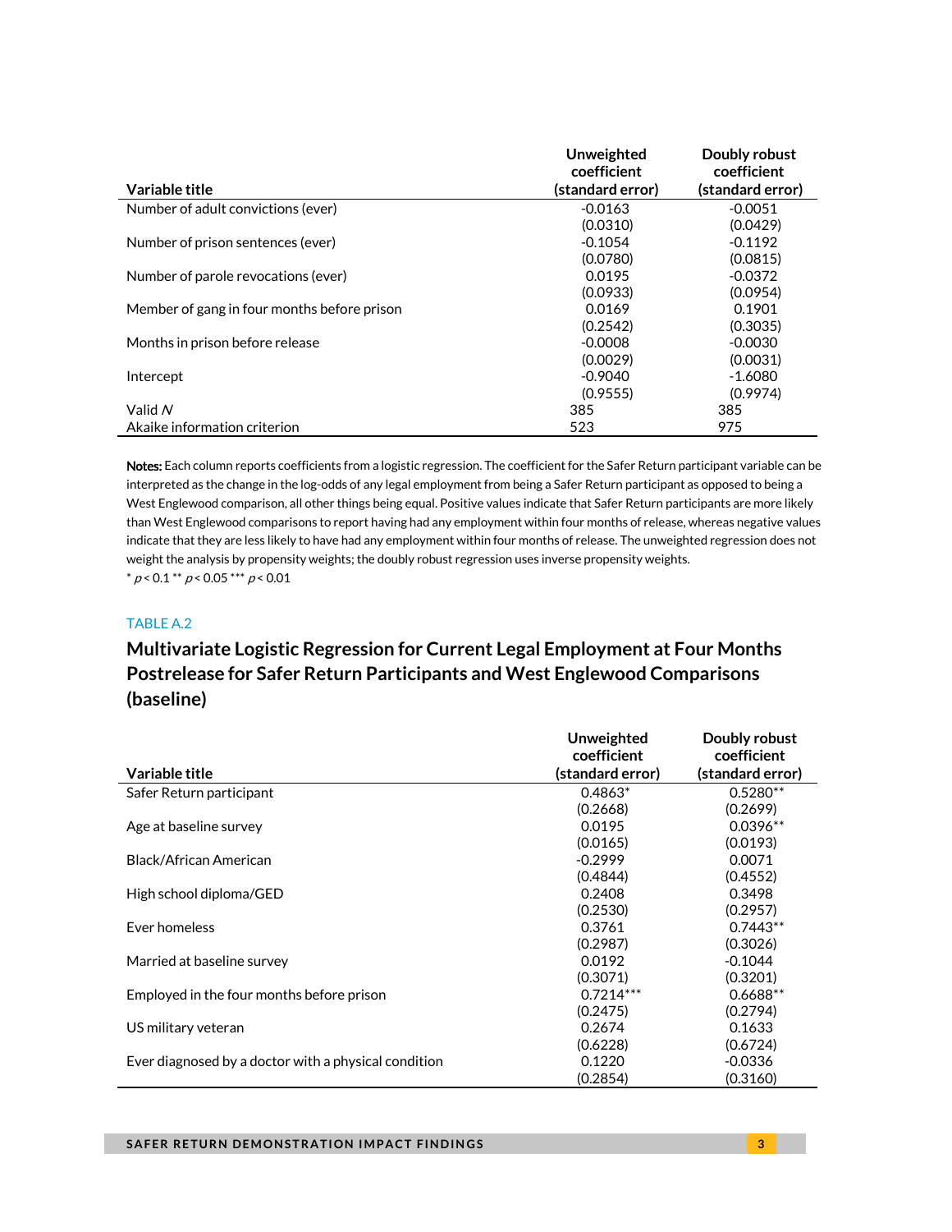| Variable title | Unweighted coefficient (standard error) | Doubly robust coefficient (standard error) |
|---|---|---|
| Number of adult convictions (ever) | -0.0163 | -0.0051 |
| | (0.0310) | (0.0429) |
| Number of prison sentences (ever) | -0.1054 | -0.1192 |
| | (0.0780) | (0.0815) |
| Number of parole revocations (ever) | 0.0195 | -0.0372 |
| | (0.0933) | (0.0954) |
| Member of gang in four months before prison | 0.0169 | 0.1901 |
| | (0.2542) | (0.3035) |
| Months in prison before release | -0.0008 | -0.0030 |
| | (0.0029) | (0.0031) |
| Intercept | -0.9040 | -1.6080 |
| | (0.9555) | (0.9974) |
| Valid *N* | 385 | 385 |
| Akaike information criterion | 523 | 975 |

**Notes:** Each column reports coefficients from a logistic regression. The coefficient for the Safer Return participant variable can be interpreted as the change in the log-odds of any legal employment from being a Safer Return participant as opposed to being a West Englewood comparison, all other things being equal. Positive values indicate that Safer Return participants are more likely than West Englewood comparisons to report having had any employment within four months of release, whereas negative values indicate that they are less likely to have had any employment within four months of release. The unweighted regression does not weight the analysis by propensity weights; the doubly robust regression uses inverse propensity weights.

\* $p < 0.1$ \*\* $p < 0.05$ \*\*\* $p < 0.01$

TABLE A.2

## Multivariate Logistic Regression for Current Legal Employment at Four Months Postrelease for Safer Return Participants and West Englewood Comparisons (baseline)

| Variable title | Unweighted coefficient (standard error) | Doubly robust coefficient (standard error) |
|---|---|---|
| Safer Return participant | 0.4863* | 0.5280** |
| | (0.2668) | (0.2699) |
| Age at baseline survey | 0.0195 | 0.0396** |
| | (0.0165) | (0.0193) |
| Black/African American | -0.2999 | 0.0071 |
| | (0.4844) | (0.4552) |
| High school diploma/GED | 0.2408 | 0.3498 |
| | (0.2530) | (0.2957) |
| Ever homeless | 0.3761 | 0.7443** |
| | (0.2987) | (0.3026) |
| Married at baseline survey | 0.0192 | -0.1044 |
| | (0.3071) | (0.3201) |
| Employed in the four months before prison | 0.7214*** | 0.6688** |
| | (0.2475) | (0.2794) |
| US military veteran | 0.2674 | 0.1633 |
| | (0.6228) | (0.6724) |
| Ever diagnosed by a doctor with a physical condition | 0.1220 | -0.0336 |
| | (0.2854) | (0.3160) |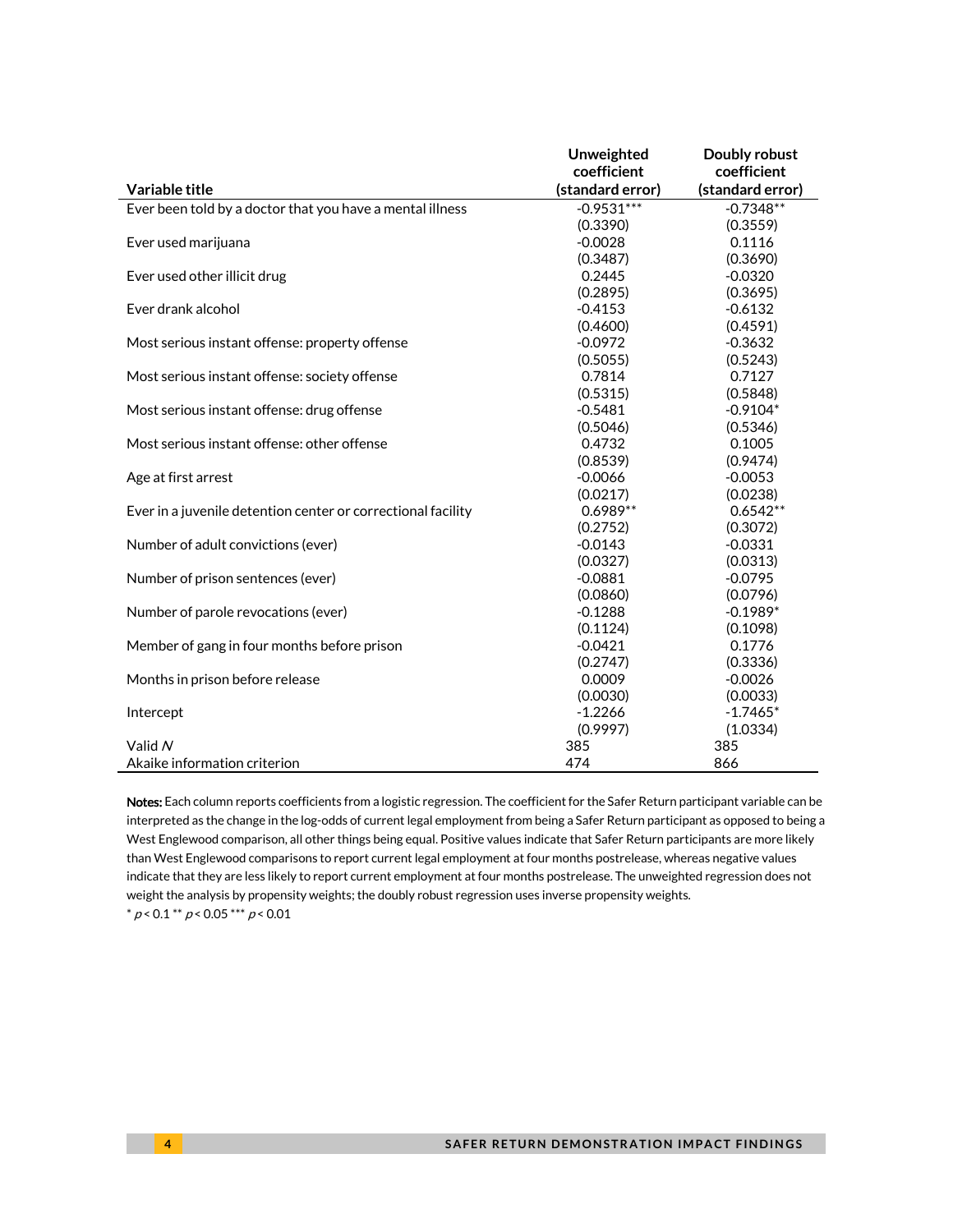| Variable title | Unweighted coefficient (standard error) | Doubly robust coefficient (standard error) |
|---|---|---|
| Ever been told by a doctor that you have a mental illness | -0.9531*** | -0.7348** |
| | (0.3390) | (0.3559) |
| Ever used marijuana | -0.0028 | 0.1116 |
| | (0.3487) | (0.3690) |
| Ever used other illicit drug | 0.2445 | -0.0320 |
| | (0.2895) | (0.3695) |
| Ever drank alcohol | -0.4153 | -0.6132 |
| | (0.4600) | (0.4591) |
| Most serious instant offense: property offense | -0.0972 | -0.3632 |
| | (0.5055) | (0.5243) |
| Most serious instant offense: society offense | 0.7814 | 0.7127 |
| | (0.5315) | (0.5848) |
| Most serious instant offense: drug offense | -0.5481 | -0.9104* |
| | (0.5046) | (0.5346) |
| Most serious instant offense: other offense | 0.4732 | 0.1005 |
| | (0.8539) | (0.9474) |
| Age at first arrest | -0.0066 | -0.0053 |
| | (0.0217) | (0.0238) |
| Ever in a juvenile detention center or correctional facility | 0.6989** | 0.6542** |
| | (0.2752) | (0.3072) |
| Number of adult convictions (ever) | -0.0143 | -0.0331 |
| | (0.0327) | (0.0313) |
| Number of prison sentences (ever) | -0.0881 | -0.0795 |
| | (0.0860) | (0.0796) |
| Number of parole revocations (ever) | -0.1288 | -0.1989* |
| | (0.1124) | (0.1098) |
| Member of gang in four months before prison | -0.0421 | 0.1776 |
| | (0.2747) | (0.3336) |
| Months in prison before release | 0.0009 | -0.0026 |
| | (0.0030) | (0.0033) |
| Intercept | -1.2266 | -1.7465* |
| | (0.9997) | (1.0334) |
| Valid *N* | 385 | 385 |
| Akaike information criterion | 474 | 866 |

**Notes:** Each column reports coefficients from a logistic regression. The coefficient for the Safer Return participant variable can be interpreted as the change in the log-odds of current legal employment from being a Safer Return participant as opposed to being a West Englewood comparison, all other things being equal. Positive values indicate that Safer Return participants are more likely than West Englewood comparisons to report current legal employment at four months postrelease, whereas negative values indicate that they are less likely to report current employment at four months postrelease. The unweighted regression does not weight the analysis by propensity weights; the doubly robust regression uses inverse propensity weights.

* $p < 0.1$ ** $p < 0.05$ *** $p < 0.01$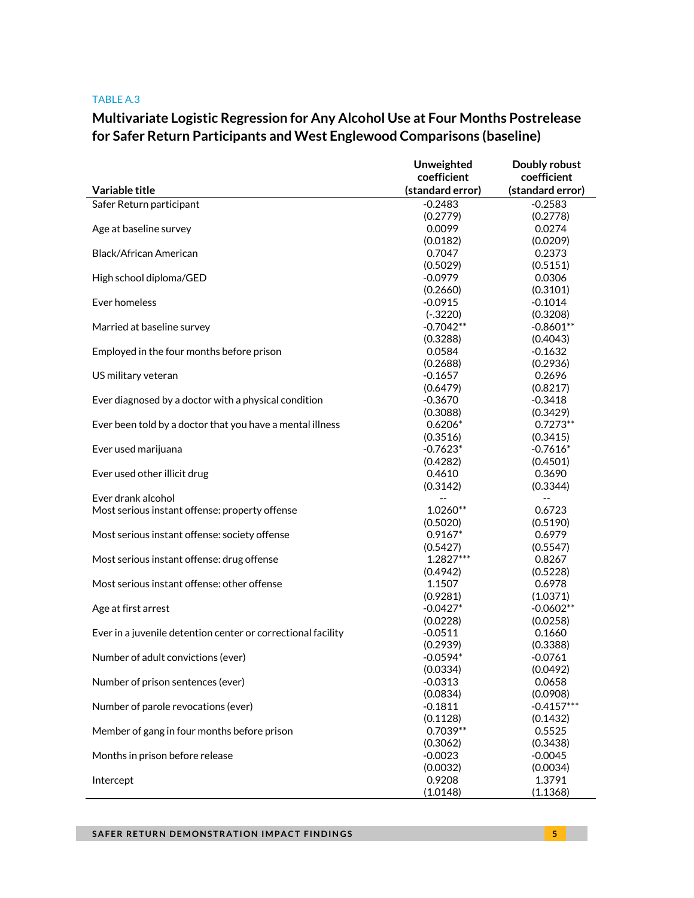TABLE A.3

## Multivariate Logistic Regression for Any Alcohol Use at Four Months Postrelease for Safer Return Participants and West Englewood Comparisons (baseline)

| Variable title | Unweighted coefficient (standard error) | Doubly robust coefficient (standard error) |
|---|---|---|
| Safer Return participant | -0.2483 | -0.2583 |
| | (0.2779) | (0.2778) |
| Age at baseline survey | 0.0099 | 0.0274 |
| | (0.0182) | (0.0209) |
| Black/African American | 0.7047 | 0.2373 |
| | (0.5029) | (0.5151) |
| High school diploma/GED | -0.0979 | 0.0306 |
| | (0.2660) | (0.3101) |
| Ever homeless | -0.0915 | -0.1014 |
| | (-.3220) | (0.3208) |
| Married at baseline survey | -0.7042** | -0.8601** |
| | (0.3288) | (0.4043) |
| Employed in the four months before prison | 0.0584 | -0.1632 |
| | (0.2688) | (0.2936) |
| US military veteran | -0.1657 | 0.2696 |
| | (0.6479) | (0.8217) |
| Ever diagnosed by a doctor with a physical condition | -0.3670 | -0.3418 |
| | (0.3088) | (0.3429) |
| Ever been told by a doctor that you have a mental illness | 0.6206* | 0.7273** |
| | (0.3516) | (0.3415) |
| Ever used marijuana | -0.7623* | -0.7616* |
| | (0.4282) | (0.4501) |
| Ever used other illicit drug | 0.4610 | 0.3690 |
| | (0.3142) | (0.3344) |
| Ever drank alcohol | -- | -- |
| Most serious instant offense: property offense | 1.0260** | 0.6723 |
| | (0.5020) | (0.5190) |
| Most serious instant offense: society offense | 0.9167* | 0.6979 |
| | (0.5427) | (0.5547) |
| Most serious instant offense: drug offense | 1.2827*** | 0.8267 |
| | (0.4942) | (0.5228) |
| Most serious instant offense: other offense | 1.1507 | 0.6978 |
| | (0.9281) | (1.0371) |
| Age at first arrest | -0.0427* | -0.0602** |
| | (0.0228) | (0.0258) |
| Ever in a juvenile detention center or correctional facility | -0.0511 | 0.1660 |
| | (0.2939) | (0.3388) |
| Number of adult convictions (ever) | -0.0594* | -0.0761 |
| | (0.0334) | (0.0492) |
| Number of prison sentences (ever) | -0.0313 | 0.0658 |
| | (0.0834) | (0.0908) |
| Number of parole revocations (ever) | -0.1811 | -0.4157*** |
| | (0.1128) | (0.1432) |
| Member of gang in four months before prison | 0.7039** | 0.5525 |
| | (0.3062) | (0.3438) |
| Months in prison before release | -0.0023 | -0.0045 |
| | (0.0032) | (0.0034) |
| Intercept | 0.9208 | 1.3791 |
| | (1.0148) | (1.1368) |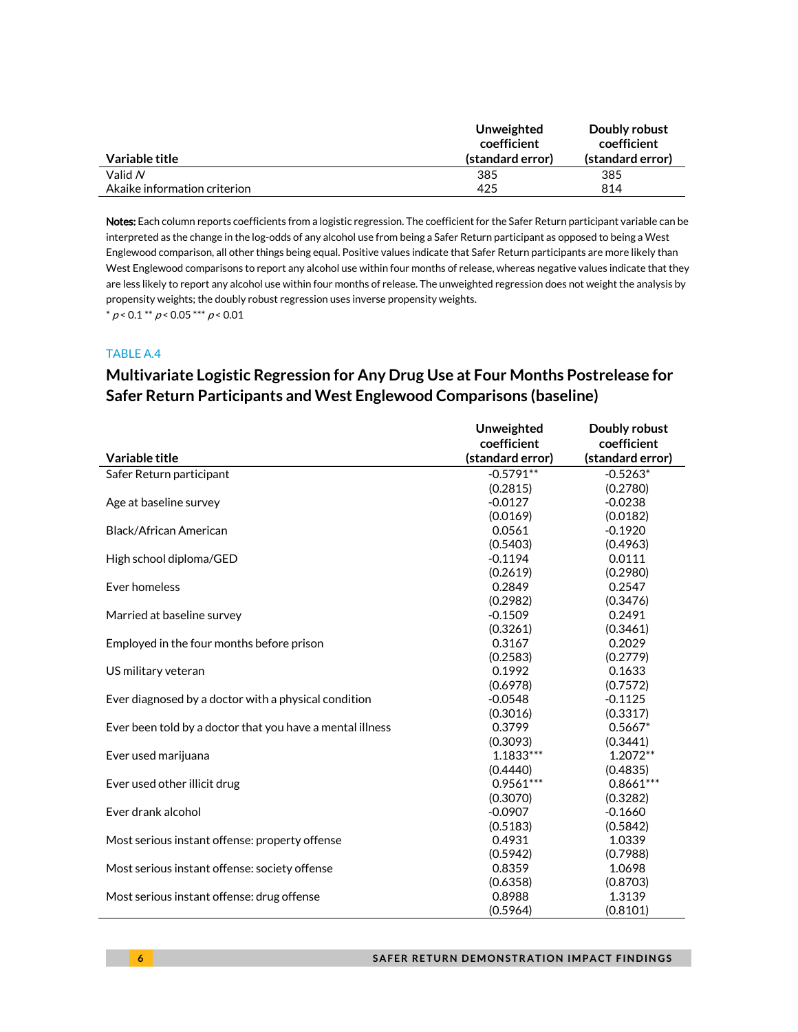| Variable title | Unweighted coefficient (standard error) | Doubly robust coefficient (standard error) |
|---|---|---|
| Valid *N* | 385 | 385 |
| Akaike information criterion | 425 | 814 |

**Notes:** Each column reports coefficients from a logistic regression. The coefficient for the Safer Return participant variable can be interpreted as the change in the log-odds of any alcohol use from being a Safer Return participant as opposed to being a West Englewood comparison, all other things being equal. Positive values indicate that Safer Return participants are more likely than West Englewood comparisons to report any alcohol use within four months of release, whereas negative values indicate that they are less likely to report any alcohol use within four months of release. The unweighted regression does not weight the analysis by propensity weights; the doubly robust regression uses inverse propensity weights.

\* $p < 0.1$ \*\* $p < 0.05$ \*\*\* $p < 0.01$

TABLE A.4

## Multivariate Logistic Regression for Any Drug Use at Four Months Postrelease for Safer Return Participants and West Englewood Comparisons (baseline)

| Variable title | Unweighted coefficient (standard error) | Doubly robust coefficient (standard error) |
|---|---|---|
| Safer Return participant | -0.5791** | -0.5263* |
| | (0.2815) | (0.2780) |
| Age at baseline survey | -0.0127 | -0.0238 |
| | (0.0169) | (0.0182) |
| Black/African American | 0.0561 | -0.1920 |
| | (0.5403) | (0.4963) |
| High school diploma/GED | -0.1194 | 0.0111 |
| | (0.2619) | (0.2980) |
| Ever homeless | 0.2849 | 0.2547 |
| | (0.2982) | (0.3476) |
| Married at baseline survey | -0.1509 | 0.2491 |
| | (0.3261) | (0.3461) |
| Employed in the four months before prison | 0.3167 | 0.2029 |
| | (0.2583) | (0.2779) |
| US military veteran | 0.1992 | 0.1633 |
| | (0.6978) | (0.7572) |
| Ever diagnosed by a doctor with a physical condition | -0.0548 | -0.1125 |
| | (0.3016) | (0.3317) |
| Ever been told by a doctor that you have a mental illness | 0.3799 | 0.5667* |
| | (0.3093) | (0.3441) |
| Ever used marijuana | 1.1833*** | 1.2072** |
| | (0.4440) | (0.4835) |
| Ever used other illicit drug | 0.9561*** | 0.8661*** |
| | (0.3070) | (0.3282) |
| Ever drank alcohol | -0.0907 | -0.1660 |
| | (0.5183) | (0.5842) |
| Most serious instant offense: property offense | 0.4931 | 1.0339 |
| | (0.5942) | (0.7988) |
| Most serious instant offense: society offense | 0.8359 | 1.0698 |
| | (0.6358) | (0.8703) |
| Most serious instant offense: drug offense | 0.8988 | 1.3139 |
| | (0.5964) | (0.8101) |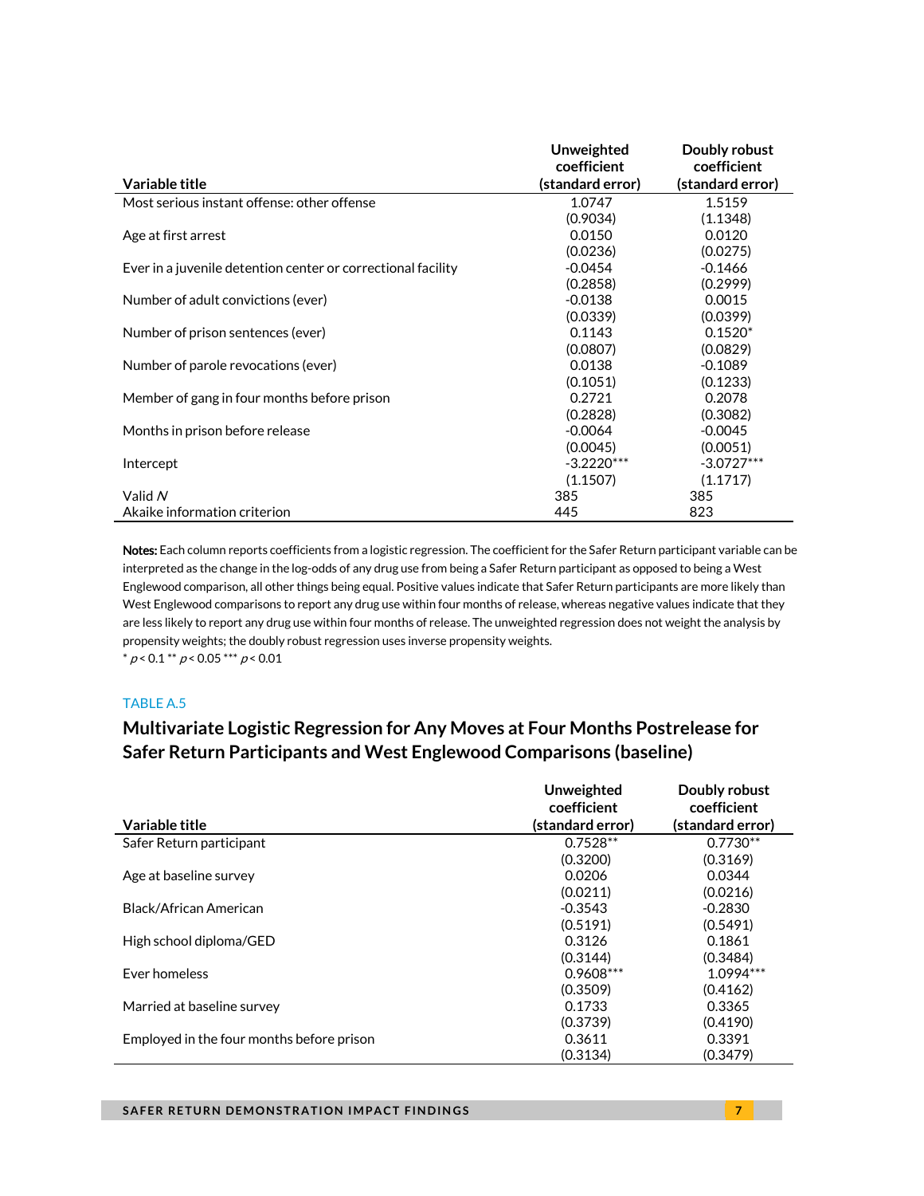| Variable title | Unweighted coefficient (standard error) | Doubly robust coefficient (standard error) |
|---|---|---|
| Most serious instant offense: other offense | 1.0747 | 1.5159 |
| | (0.9034) | (1.1348) |
| Age at first arrest | 0.0150 | 0.0120 |
| | (0.0236) | (0.0275) |
| Ever in a juvenile detention center or correctional facility | -0.0454 | -0.1466 |
| | (0.2858) | (0.2999) |
| Number of adult convictions (ever) | -0.0138 | 0.0015 |
| | (0.0339) | (0.0399) |
| Number of prison sentences (ever) | 0.1143 | 0.1520* |
| | (0.0807) | (0.0829) |
| Number of parole revocations (ever) | 0.0138 | -0.1089 |
| | (0.1051) | (0.1233) |
| Member of gang in four months before prison | 0.2721 | 0.2078 |
| | (0.2828) | (0.3082) |
| Months in prison before release | -0.0064 | -0.0045 |
| | (0.0045) | (0.0051) |
| Intercept | -3.2220*** | -3.0727*** |
| | (1.1507) | (1.1717) |
| Valid *N* | 385 | 385 |
| Akaike information criterion | 445 | 823 |

**Notes:** Each column reports coefficients from a logistic regression. The coefficient for the Safer Return participant variable can be interpreted as the change in the log-odds of any drug use from being a Safer Return participant as opposed to being a West Englewood comparison, all other things being equal. Positive values indicate that Safer Return participants are more likely than West Englewood comparisons to report any drug use within four months of release, whereas negative values indicate that they are less likely to report any drug use within four months of release. The unweighted regression does not weight the analysis by propensity weights; the doubly robust regression uses inverse propensity weights.

\* $p < 0.1$ \*\* $p < 0.05$ \*\*\* $p < 0.01$

TABLE A.5

## Multivariate Logistic Regression for Any Moves at Four Months Postrelease for Safer Return Participants and West Englewood Comparisons (baseline)

| Variable title | Unweighted coefficient (standard error) | Doubly robust coefficient (standard error) |
|---|---|---|
| Safer Return participant | 0.7528** | 0.7730** |
| | (0.3200) | (0.3169) |
| Age at baseline survey | 0.0206 | 0.0344 |
| | (0.0211) | (0.0216) |
| Black/African American | -0.3543 | -0.2830 |
| | (0.5191) | (0.5491) |
| High school diploma/GED | 0.3126 | 0.1861 |
| | (0.3144) | (0.3484) |
| Ever homeless | 0.9608*** | 1.0994*** |
| | (0.3509) | (0.4162) |
| Married at baseline survey | 0.1733 | 0.3365 |
| | (0.3739) | (0.4190) |
| Employed in the four months before prison | 0.3611 | 0.3391 |
| | (0.3134) | (0.3479) |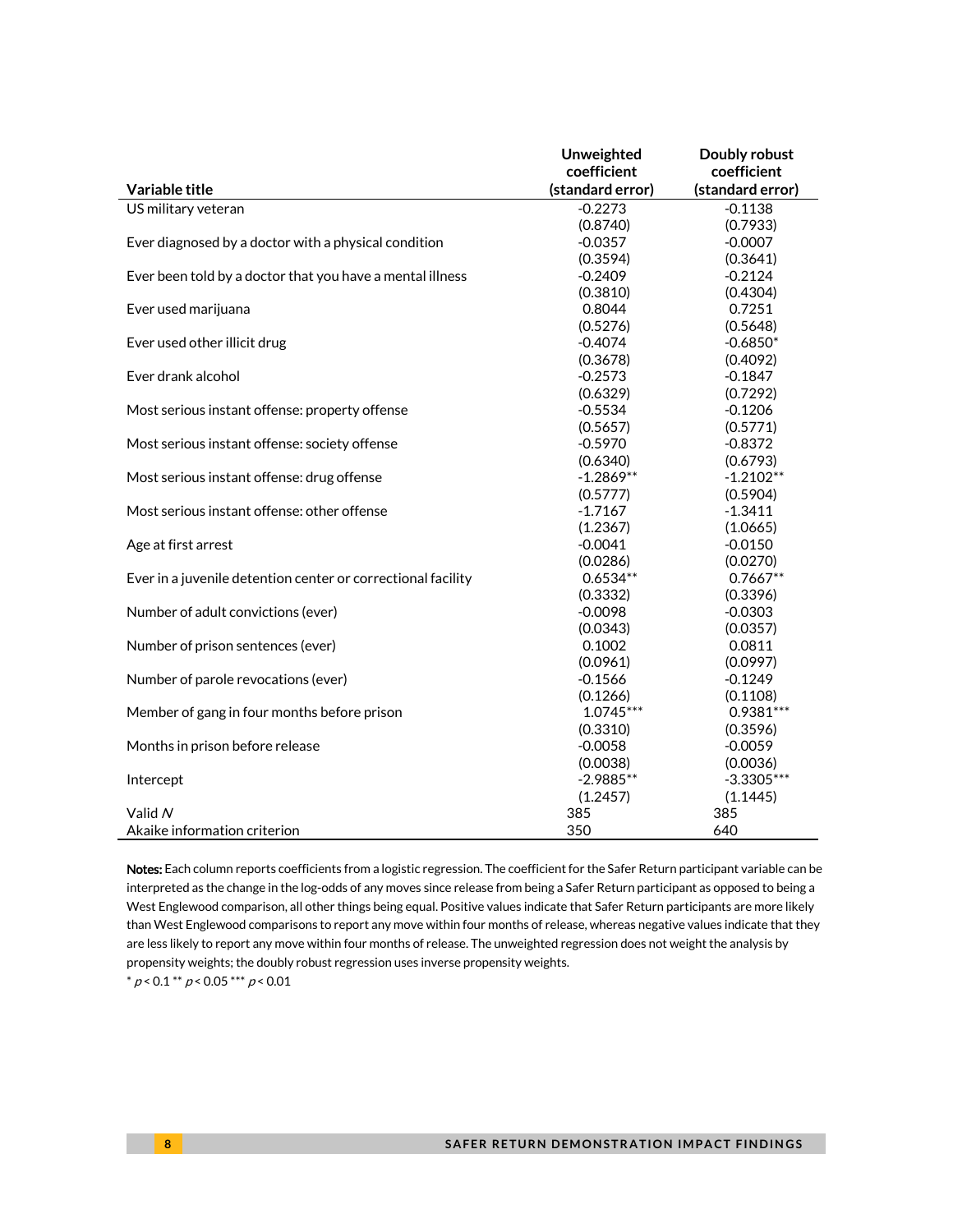| Variable title | Unweighted coefficient (standard error) | Doubly robust coefficient (standard error) |
|---|---|---|
| US military veteran | -0.2273 | -0.1138 |
| | (0.8740) | (0.7933) |
| Ever diagnosed by a doctor with a physical condition | -0.0357 | -0.0007 |
| | (0.3594) | (0.3641) |
| Ever been told by a doctor that you have a mental illness | -0.2409 | -0.2124 |
| | (0.3810) | (0.4304) |
| Ever used marijuana | 0.8044 | 0.7251 |
| | (0.5276) | (0.5648) |
| Ever used other illicit drug | -0.4074 | -0.6850* |
| | (0.3678) | (0.4092) |
| Ever drank alcohol | -0.2573 | -0.1847 |
| | (0.6329) | (0.7292) |
| Most serious instant offense: property offense | -0.5534 | -0.1206 |
| | (0.5657) | (0.5771) |
| Most serious instant offense: society offense | -0.5970 | -0.8372 |
| | (0.6340) | (0.6793) |
| Most serious instant offense: drug offense | -1.2869** | -1.2102** |
| | (0.5777) | (0.5904) |
| Most serious instant offense: other offense | -1.7167 | -1.3411 |
| | (1.2367) | (1.0665) |
| Age at first arrest | -0.0041 | -0.0150 |
| | (0.0286) | (0.0270) |
| Ever in a juvenile detention center or correctional facility | 0.6534** | 0.7667** |
| | (0.3332) | (0.3396) |
| Number of adult convictions (ever) | -0.0098 | -0.0303 |
| | (0.0343) | (0.0357) |
| Number of prison sentences (ever) | 0.1002 | 0.0811 |
| | (0.0961) | (0.0997) |
| Number of parole revocations (ever) | -0.1566 | -0.1249 |
| | (0.1266) | (0.1108) |
| Member of gang in four months before prison | 1.0745*** | 0.9381*** |
| | (0.3310) | (0.3596) |
| Months in prison before release | -0.0058 | -0.0059 |
| | (0.0038) | (0.0036) |
| Intercept | -2.9885** | -3.3305*** |
| | (1.2457) | (1.1445) |
| Valid *N* | 385 | 385 |
| Akaike information criterion | 350 | 640 |

**Notes:** Each column reports coefficients from a logistic regression. The coefficient for the Safer Return participant variable can be interpreted as the change in the log-odds of any moves since release from being a Safer Return participant as opposed to being a West Englewood comparison, all other things being equal. Positive values indicate that Safer Return participants are more likely than West Englewood comparisons to report any move within four months of release, whereas negative values indicate that they are less likely to report any move within four months of release. The unweighted regression does not weight the analysis by propensity weights; the doubly robust regression uses inverse propensity weights.

* $p < 0.1$ ** $p < 0.05$ *** $p < 0.01$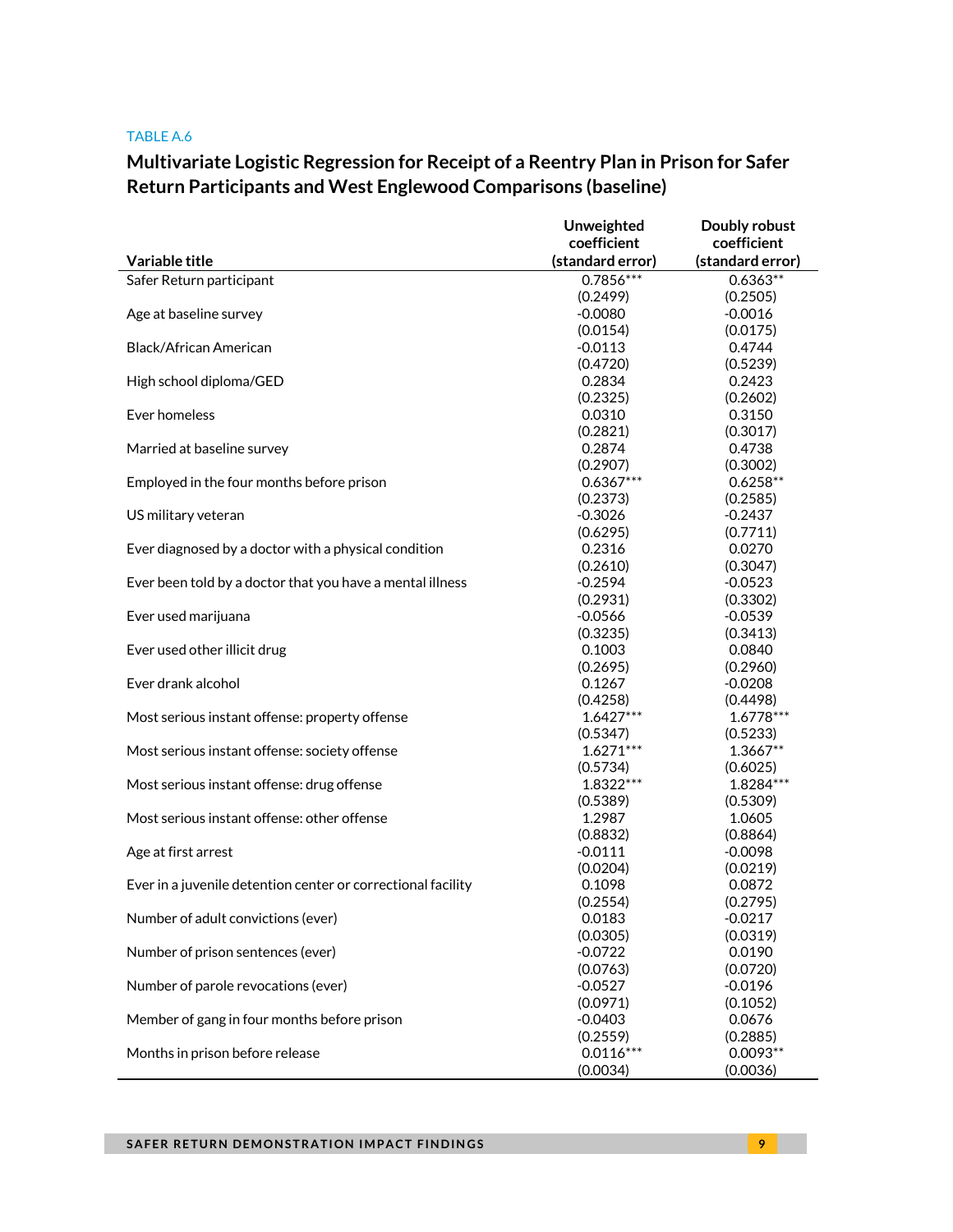TABLE A.6

## Multivariate Logistic Regression for Receipt of a Reentry Plan in Prison for Safer Return Participants and West Englewood Comparisons (baseline)

| Variable title | Unweighted coefficient (standard error) | Doubly robust coefficient (standard error) |
|---|---|---|
| Safer Return participant | 0.7856*** | 0.6363** |
| | (0.2499) | (0.2505) |
| Age at baseline survey | -0.0080 | -0.0016 |
| | (0.0154) | (0.0175) |
| Black/African American | -0.0113 | 0.4744 |
| | (0.4720) | (0.5239) |
| High school diploma/GED | 0.2834 | 0.2423 |
| | (0.2325) | (0.2602) |
| Ever homeless | 0.0310 | 0.3150 |
| | (0.2821) | (0.3017) |
| Married at baseline survey | 0.2874 | 0.4738 |
| | (0.2907) | (0.3002) |
| Employed in the four months before prison | 0.6367*** | 0.6258** |
| | (0.2373) | (0.2585) |
| US military veteran | -0.3026 | -0.2437 |
| | (0.6295) | (0.7711) |
| Ever diagnosed by a doctor with a physical condition | 0.2316 | 0.0270 |
| | (0.2610) | (0.3047) |
| Ever been told by a doctor that you have a mental illness | -0.2594 | -0.0523 |
| | (0.2931) | (0.3302) |
| Ever used marijuana | -0.0566 | -0.0539 |
| | (0.3235) | (0.3413) |
| Ever used other illicit drug | 0.1003 | 0.0840 |
| | (0.2695) | (0.2960) |
| Ever drank alcohol | 0.1267 | -0.0208 |
| | (0.4258) | (0.4498) |
| Most serious instant offense: property offense | 1.6427*** | 1.6778*** |
| | (0.5347) | (0.5233) |
| Most serious instant offense: society offense | 1.6271*** | 1.3667** |
| | (0.5734) | (0.6025) |
| Most serious instant offense: drug offense | 1.8322*** | 1.8284*** |
| | (0.5389) | (0.5309) |
| Most serious instant offense: other offense | 1.2987 | 1.0605 |
| | (0.8832) | (0.8864) |
| Age at first arrest | -0.0111 | -0.0098 |
| | (0.0204) | (0.0219) |
| Ever in a juvenile detention center or correctional facility | 0.1098 | 0.0872 |
| | (0.2554) | (0.2795) |
| Number of adult convictions (ever) | 0.0183 | -0.0217 |
| | (0.0305) | (0.0319) |
| Number of prison sentences (ever) | -0.0722 | 0.0190 |
| | (0.0763) | (0.0720) |
| Number of parole revocations (ever) | -0.0527 | -0.0196 |
| | (0.0971) | (0.1052) |
| Member of gang in four months before prison | -0.0403 | 0.0676 |
| | (0.2559) | (0.2885) |
| Months in prison before release | 0.0116*** | 0.0093** |
| | (0.0034) | (0.0036) |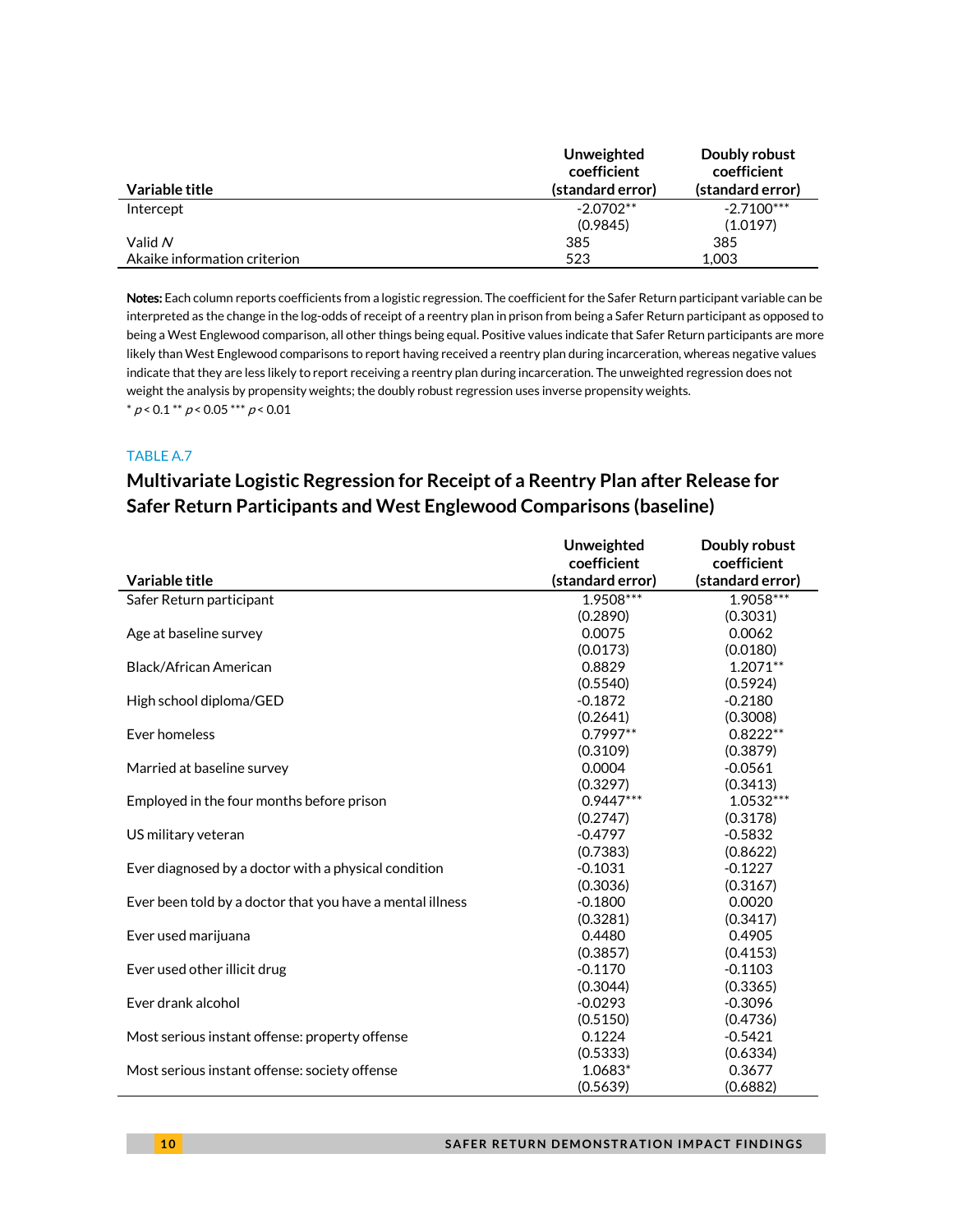| Variable title | Unweighted coefficient (standard error) | Doubly robust coefficient (standard error) |
|---|---|---|
| Intercept | -2.0702** | -2.7100*** |
| | (0.9845) | (1.0197) |
| Valid *N* | 385 | 385 |
| Akaike information criterion | 523 | 1,003 |

**Notes:** Each column reports coefficients from a logistic regression. The coefficient for the Safer Return participant variable can be interpreted as the change in the log-odds of receipt of a reentry plan in prison from being a Safer Return participant as opposed to being a West Englewood comparison, all other things being equal. Positive values indicate that Safer Return participants are more likely than West Englewood comparisons to report having received a reentry plan during incarceration, whereas negative values indicate that they are less likely to report receiving a reentry plan during incarceration. The unweighted regression does not weight the analysis by propensity weights; the doubly robust regression uses inverse propensity weights.

\* $p < 0.1$ ** $p < 0.05$ *** $p < 0.01$

TABLE A.7

## Multivariate Logistic Regression for Receipt of a Reentry Plan after Release for Safer Return Participants and West Englewood Comparisons (baseline)

| Variable title | Unweighted coefficient (standard error) | Doubly robust coefficient (standard error) |
|---|---|---|
| Safer Return participant | 1.9508*** | 1.9058*** |
| | (0.2890) | (0.3031) |
| Age at baseline survey | 0.0075 | 0.0062 |
| | (0.0173) | (0.0180) |
| Black/African American | 0.8829 | 1.2071** |
| | (0.5540) | (0.5924) |
| High school diploma/GED | -0.1872 | -0.2180 |
| | (0.2641) | (0.3008) |
| Ever homeless | 0.7997** | 0.8222** |
| | (0.3109) | (0.3879) |
| Married at baseline survey | 0.0004 | -0.0561 |
| | (0.3297) | (0.3413) |
| Employed in the four months before prison | 0.9447*** | 1.0532*** |
| | (0.2747) | (0.3178) |
| US military veteran | -0.4797 | -0.5832 |
| | (0.7383) | (0.8622) |
| Ever diagnosed by a doctor with a physical condition | -0.1031 | -0.1227 |
| | (0.3036) | (0.3167) |
| Ever been told by a doctor that you have a mental illness | -0.1800 | 0.0020 |
| | (0.3281) | (0.3417) |
| Ever used marijuana | 0.4480 | 0.4905 |
| | (0.3857) | (0.4153) |
| Ever used other illicit drug | -0.1170 | -0.1103 |
| | (0.3044) | (0.3365) |
| Ever drank alcohol | -0.0293 | -0.3096 |
| | (0.5150) | (0.4736) |
| Most serious instant offense: property offense | 0.1224 | -0.5421 |
| | (0.5333) | (0.6334) |
| Most serious instant offense: society offense | 1.0683* | 0.3677 |
| | (0.5639) | (0.6882) |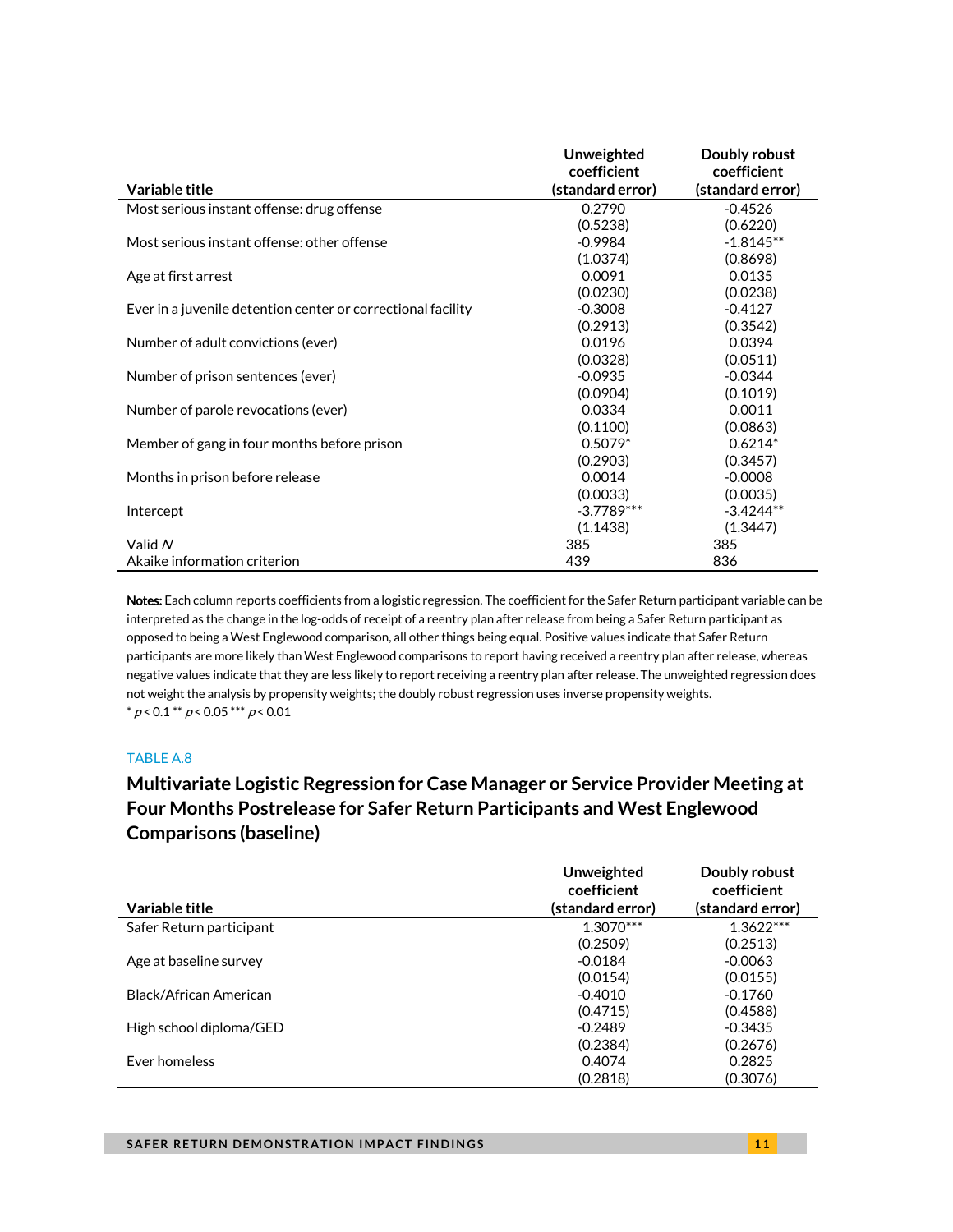| Variable title | Unweighted coefficient (standard error) | Doubly robust coefficient (standard error) |
|---|---|---|
| Most serious instant offense: drug offense | 0.2790 | -0.4526 |
| | (0.5238) | (0.6220) |
| Most serious instant offense: other offense | -0.9984 | -1.8145** |
| | (1.0374) | (0.8698) |
| Age at first arrest | 0.0091 | 0.0135 |
| | (0.0230) | (0.0238) |
| Ever in a juvenile detention center or correctional facility | -0.3008 | -0.4127 |
| | (0.2913) | (0.3542) |
| Number of adult convictions (ever) | 0.0196 | 0.0394 |
| | (0.0328) | (0.0511) |
| Number of prison sentences (ever) | -0.0935 | -0.0344 |
| | (0.0904) | (0.1019) |
| Number of parole revocations (ever) | 0.0334 | 0.0011 |
| | (0.1100) | (0.0863) |
| Member of gang in four months before prison | 0.5079* | 0.6214* |
| | (0.2903) | (0.3457) |
| Months in prison before release | 0.0014 | -0.0008 |
| | (0.0033) | (0.0035) |
| Intercept | -3.7789*** | -3.4244** |
| | (1.1438) | (1.3447) |
| Valid *N* | 385 | 385 |
| Akaike information criterion | 439 | 836 |

**Notes:** Each column reports coefficients from a logistic regression. The coefficient for the Safer Return participant variable can be interpreted as the change in the log-odds of receipt of a reentry plan after release from being a Safer Return participant as opposed to being a West Englewood comparison, all other things being equal. Positive values indicate that Safer Return participants are more likely than West Englewood comparisons to report having received a reentry plan after release, whereas negative values indicate that they are less likely to report receiving a reentry plan after release. The unweighted regression does not weight the analysis by propensity weights; the doubly robust regression uses inverse propensity weights.
\* $p < 0.1$ ** $p < 0.05$ *** $p < 0.01$

TABLE A.8

## Multivariate Logistic Regression for Case Manager or Service Provider Meeting at Four Months Postrelease for Safer Return Participants and West Englewood Comparisons (baseline)

| Variable title | Unweighted coefficient (standard error) | Doubly robust coefficient (standard error) |
|---|---|---|
| Safer Return participant | 1.3070*** | 1.3622*** |
| | (0.2509) | (0.2513) |
| Age at baseline survey | -0.0184 | -0.0063 |
| | (0.0154) | (0.0155) |
| Black/African American | -0.4010 | -0.1760 |
| | (0.4715) | (0.4588) |
| High school diploma/GED | -0.2489 | -0.3435 |
| | (0.2384) | (0.2676) |
| Ever homeless | 0.4074 | 0.2825 |
| | (0.2818) | (0.3076) |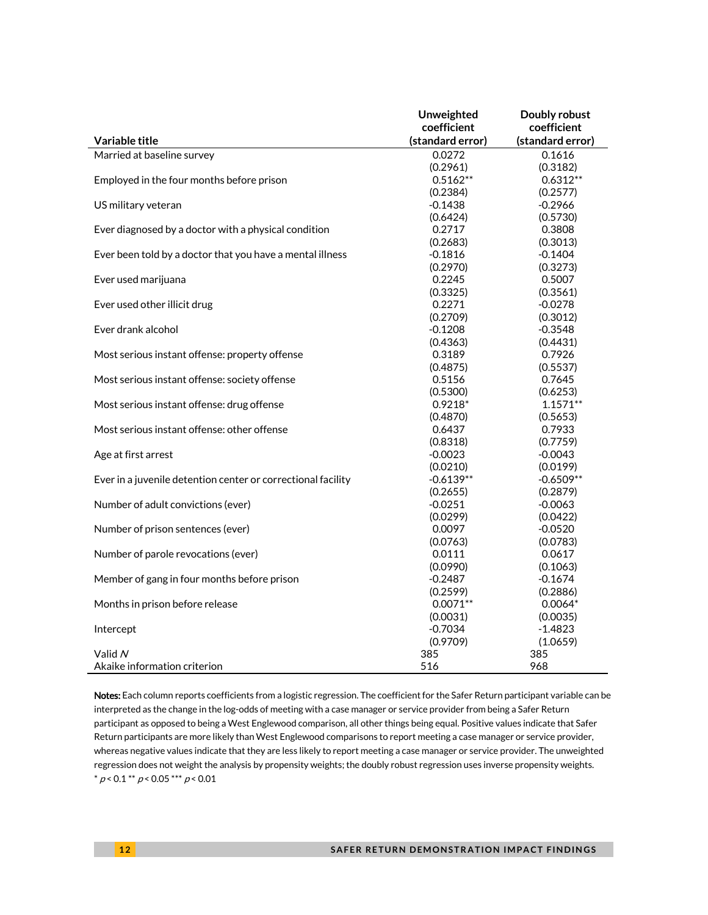| Variable title | Unweighted coefficient (standard error) | Doubly robust coefficient (standard error) |
|---|---|---|
| Married at baseline survey | 0.0272 | 0.1616 |
| | (0.2961) | (0.3182) |
| Employed in the four months before prison | 0.5162** | 0.6312** |
| | (0.2384) | (0.2577) |
| US military veteran | -0.1438 | -0.2966 |
| | (0.6424) | (0.5730) |
| Ever diagnosed by a doctor with a physical condition | 0.2717 | 0.3808 |
| | (0.2683) | (0.3013) |
| Ever been told by a doctor that you have a mental illness | -0.1816 | -0.1404 |
| | (0.2970) | (0.3273) |
| Ever used marijuana | 0.2245 | 0.5007 |
| | (0.3325) | (0.3561) |
| Ever used other illicit drug | 0.2271 | -0.0278 |
| | (0.2709) | (0.3012) |
| Ever drank alcohol | -0.1208 | -0.3548 |
| | (0.4363) | (0.4431) |
| Most serious instant offense: property offense | 0.3189 | 0.7926 |
| | (0.4875) | (0.5537) |
| Most serious instant offense: society offense | 0.5156 | 0.7645 |
| | (0.5300) | (0.6253) |
| Most serious instant offense: drug offense | 0.9218* | 1.1571** |
| | (0.4870) | (0.5653) |
| Most serious instant offense: other offense | 0.6437 | 0.7933 |
| | (0.8318) | (0.7759) |
| Age at first arrest | -0.0023 | -0.0043 |
| | (0.0210) | (0.0199) |
| Ever in a juvenile detention center or correctional facility | -0.6139** | -0.6509** |
| | (0.2655) | (0.2879) |
| Number of adult convictions (ever) | -0.0251 | -0.0063 |
| | (0.0299) | (0.0422) |
| Number of prison sentences (ever) | 0.0097 | -0.0520 |
| | (0.0763) | (0.0783) |
| Number of parole revocations (ever) | 0.0111 | 0.0617 |
| | (0.0990) | (0.1063) |
| Member of gang in four months before prison | -0.2487 | -0.1674 |
| | (0.2599) | (0.2886) |
| Months in prison before release | 0.0071** | 0.0064* |
| | (0.0031) | (0.0035) |
| Intercept | -0.7034 | -1.4823 |
| | (0.9709) | (1.0659) |
| Valid *N* | 385 | 385 |
| Akaike information criterion | 516 | 968 |

**Notes:** Each column reports coefficients from a logistic regression. The coefficient for the Safer Return participant variable can be interpreted as the change in the log-odds of meeting with a case manager or service provider from being a Safer Return participant as opposed to being a West Englewood comparison, all other things being equal. Positive values indicate that Safer Return participants are more likely than West Englewood comparisons to report meeting a case manager or service provider, whereas negative values indicate that they are less likely to report meeting a case manager or service provider. The unweighted regression does not weight the analysis by propensity weights; the doubly robust regression uses inverse propensity weights.
* $p < 0.1$ ** $p < 0.05$ *** $p < 0.01$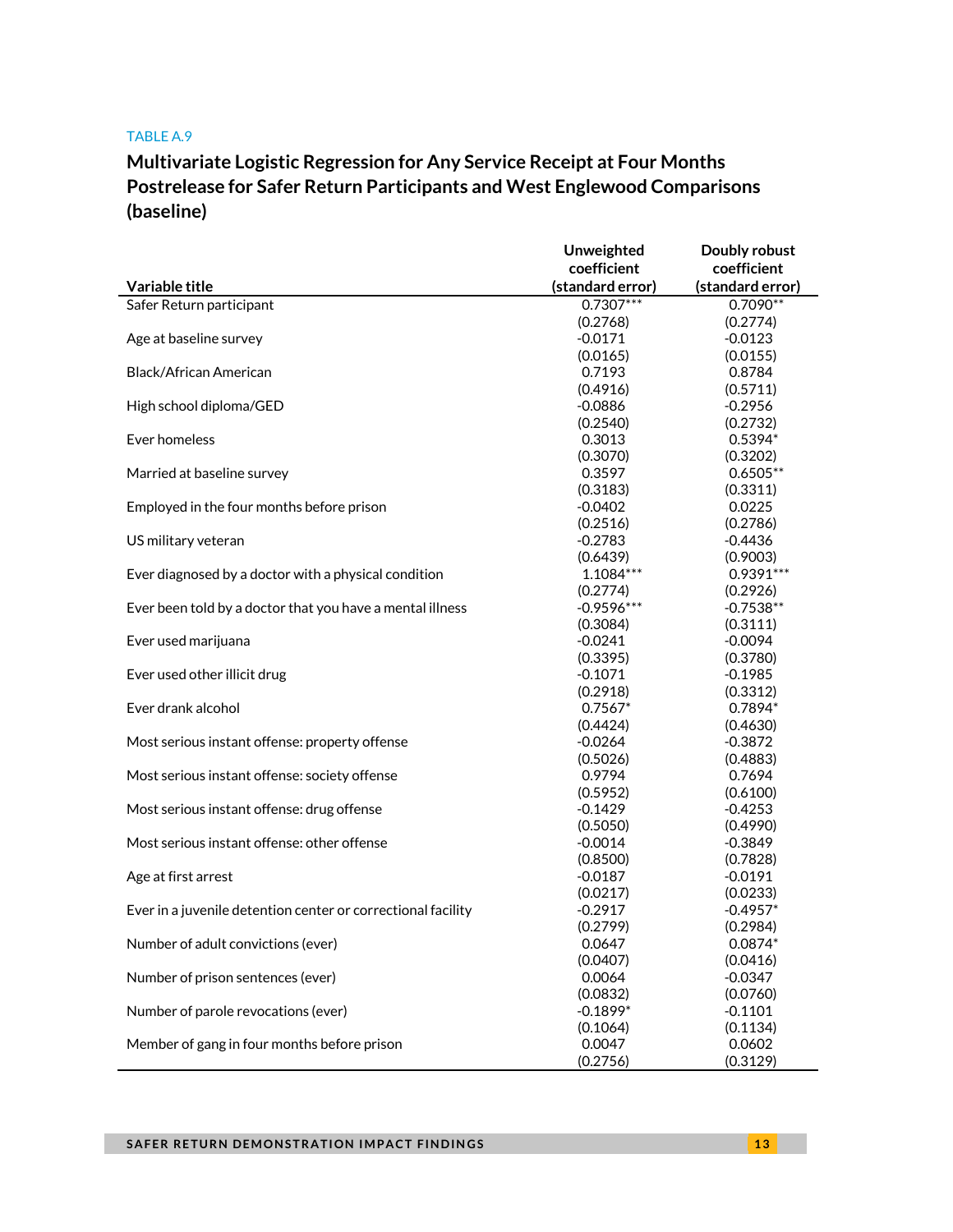TABLE A.9

## Multivariate Logistic Regression for Any Service Receipt at Four Months Postrelease for Safer Return Participants and West Englewood Comparisons (baseline)

| Variable title | Unweighted coefficient (standard error) | Doubly robust coefficient (standard error) |
|---|---|---|
| Safer Return participant | 0.7307*** | 0.7090** |
| | (0.2768) | (0.2774) |
| Age at baseline survey | -0.0171 | -0.0123 |
| | (0.0165) | (0.0155) |
| Black/African American | 0.7193 | 0.8784 |
| | (0.4916) | (0.5711) |
| High school diploma/GED | -0.0886 | -0.2956 |
| | (0.2540) | (0.2732) |
| Ever homeless | 0.3013 | 0.5394* |
| | (0.3070) | (0.3202) |
| Married at baseline survey | 0.3597 | 0.6505** |
| | (0.3183) | (0.3311) |
| Employed in the four months before prison | -0.0402 | 0.0225 |
| | (0.2516) | (0.2786) |
| US military veteran | -0.2783 | -0.4436 |
| | (0.6439) | (0.9003) |
| Ever diagnosed by a doctor with a physical condition | 1.1084*** | 0.9391*** |
| | (0.2774) | (0.2926) |
| Ever been told by a doctor that you have a mental illness | -0.9596*** | -0.7538** |
| | (0.3084) | (0.3111) |
| Ever used marijuana | -0.0241 | -0.0094 |
| | (0.3395) | (0.3780) |
| Ever used other illicit drug | -0.1071 | -0.1985 |
| | (0.2918) | (0.3312) |
| Ever drank alcohol | 0.7567* | 0.7894* |
| | (0.4424) | (0.4630) |
| Most serious instant offense: property offense | -0.0264 | -0.3872 |
| | (0.5026) | (0.4883) |
| Most serious instant offense: society offense | 0.9794 | 0.7694 |
| | (0.5952) | (0.6100) |
| Most serious instant offense: drug offense | -0.1429 | -0.4253 |
| | (0.5050) | (0.4990) |
| Most serious instant offense: other offense | -0.0014 | -0.3849 |
| | (0.8500) | (0.7828) |
| Age at first arrest | -0.0187 | -0.0191 |
| | (0.0217) | (0.0233) |
| Ever in a juvenile detention center or correctional facility | -0.2917 | -0.4957* |
| | (0.2799) | (0.2984) |
| Number of adult convictions (ever) | 0.0647 | 0.0874* |
| | (0.0407) | (0.0416) |
| Number of prison sentences (ever) | 0.0064 | -0.0347 |
| | (0.0832) | (0.0760) |
| Number of parole revocations (ever) | -0.1899* | -0.1101 |
| | (0.1064) | (0.1134) |
| Member of gang in four months before prison | 0.0047 | 0.0602 |
| | (0.2756) | (0.3129) |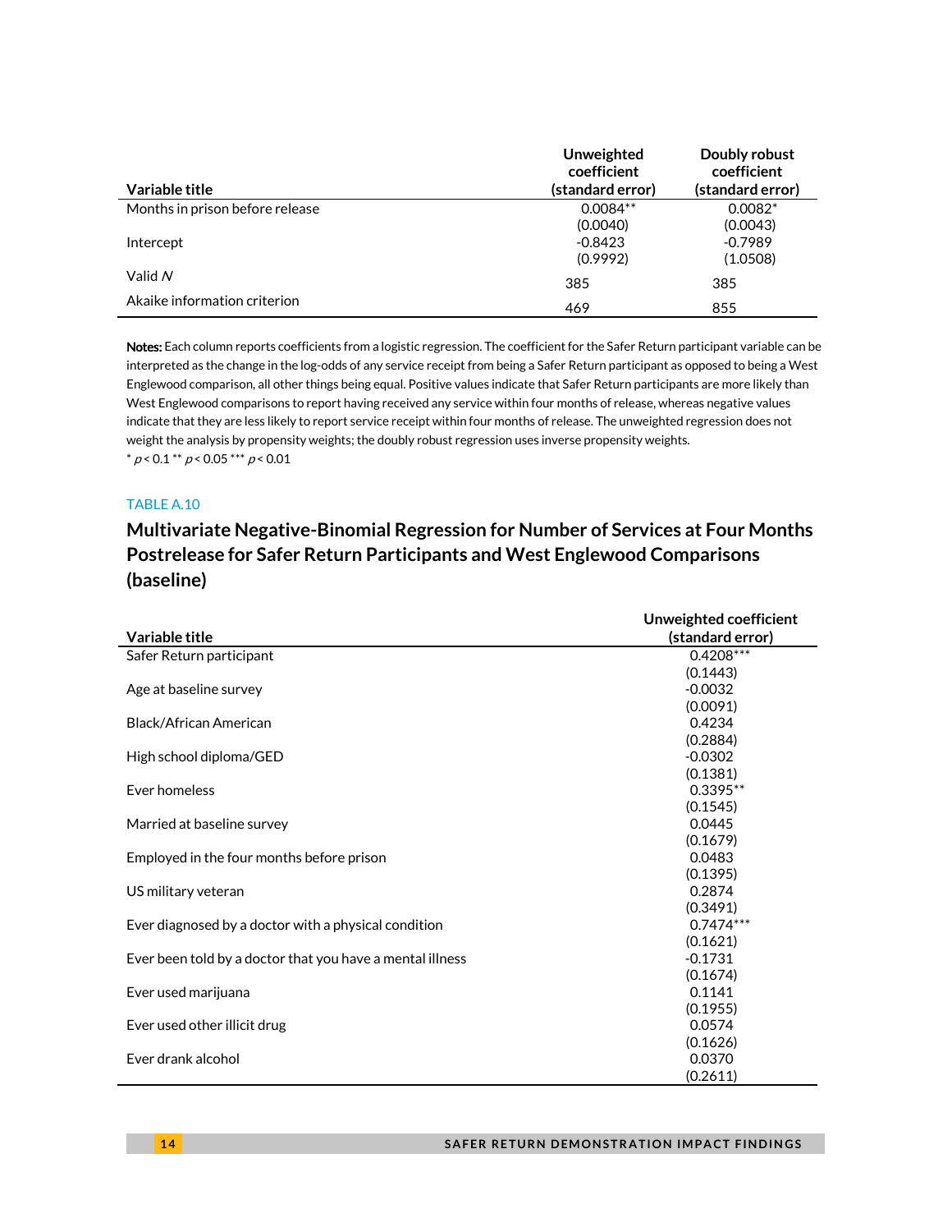| Variable title | Unweighted coefficient (standard error) | Doubly robust coefficient (standard error) |
|---|---|---|
| Months in prison before release | 0.0084** | 0.0082* |
| | (0.0040) | (0.0043) |
| Intercept | -0.8423 | -0.7989 |
| | (0.9992) | (1.0508) |
| Valid *N* | 385 | 385 |
| Akaike information criterion | 469 | 855 |

**Notes:** Each column reports coefficients from a logistic regression. The coefficient for the Safer Return participant variable can be interpreted as the change in the log-odds of any service receipt from being a Safer Return participant as opposed to being a West Englewood comparison, all other things being equal. Positive values indicate that Safer Return participants are more likely than West Englewood comparisons to report having received any service within four months of release, whereas negative values indicate that they are less likely to report service receipt within four months of release. The unweighted regression does not weight the analysis by propensity weights; the doubly robust regression uses inverse propensity weights.
* $p < 0.1$ ** $p < 0.05$ *** $p < 0.01$

TABLE A.10

## Multivariate Negative-Binomial Regression for Number of Services at Four Months Postrelease for Safer Return Participants and West Englewood Comparisons (baseline)

| Variable title | Unweighted coefficient (standard error) |
|---|---|
| Safer Return participant | 0.4208*** |
| | (0.1443) |
| Age at baseline survey | -0.0032 |
| | (0.0091) |
| Black/African American | 0.4234 |
| | (0.2884) |
| High school diploma/GED | -0.0302 |
| | (0.1381) |
| Ever homeless | 0.3395** |
| | (0.1545) |
| Married at baseline survey | 0.0445 |
| | (0.1679) |
| Employed in the four months before prison | 0.0483 |
| | (0.1395) |
| US military veteran | 0.2874 |
| | (0.3491) |
| Ever diagnosed by a doctor with a physical condition | 0.7474*** |
| | (0.1621) |
| Ever been told by a doctor that you have a mental illness | -0.1731 |
| | (0.1674) |
| Ever used marijuana | 0.1141 |
| | (0.1955) |
| Ever used other illicit drug | 0.0574 |
| | (0.1626) |
| Ever drank alcohol | 0.0370 |
| | (0.2611) |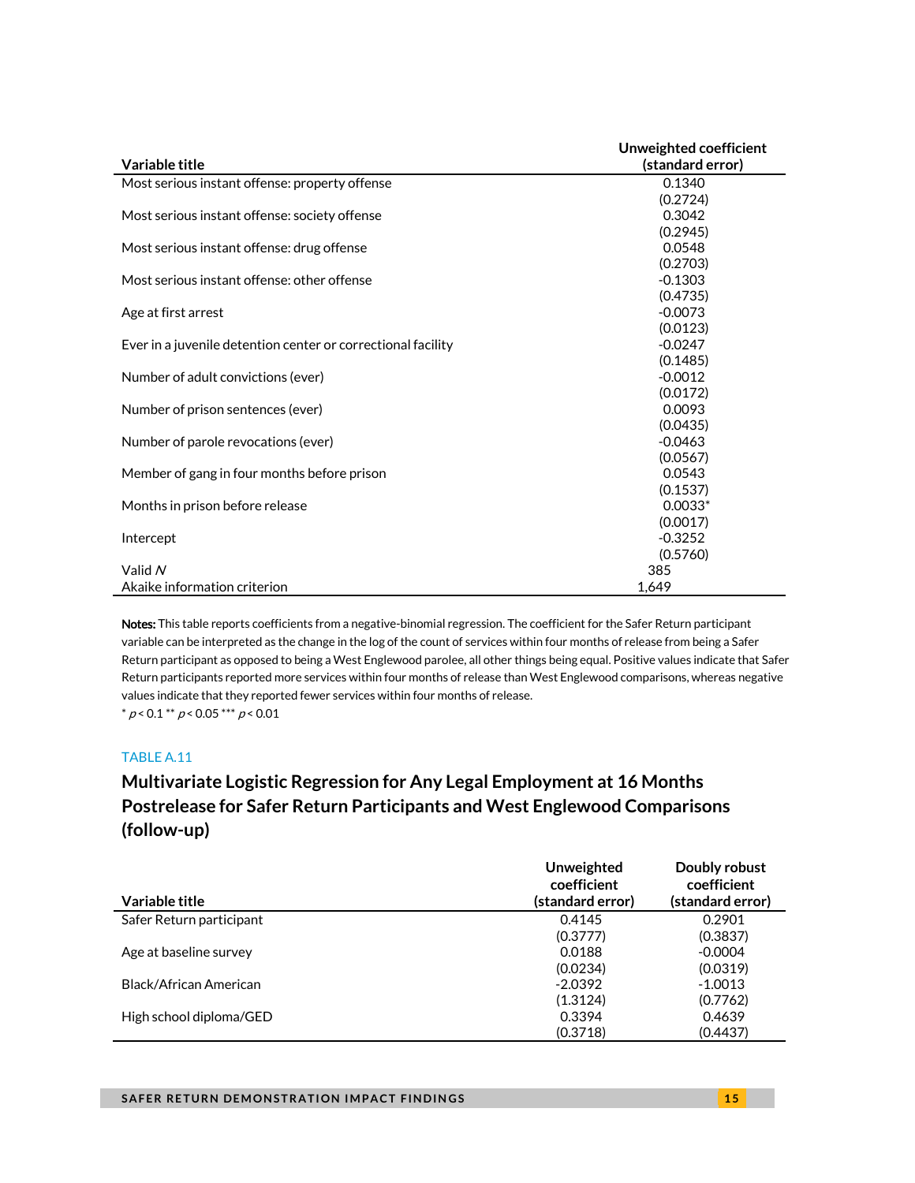| Variable title | Unweighted coefficient (standard error) |
|---|---|
| Most serious instant offense: property offense | 0.1340 |
| | (0.2724) |
| Most serious instant offense: society offense | 0.3042 |
| | (0.2945) |
| Most serious instant offense: drug offense | 0.0548 |
| | (0.2703) |
| Most serious instant offense: other offense | -0.1303 |
| | (0.4735) |
| Age at first arrest | -0.0073 |
| | (0.0123) |
| Ever in a juvenile detention center or correctional facility | -0.0247 |
| | (0.1485) |
| Number of adult convictions (ever) | -0.0012 |
| | (0.0172) |
| Number of prison sentences (ever) | 0.0093 |
| | (0.0435) |
| Number of parole revocations (ever) | -0.0463 |
| | (0.0567) |
| Member of gang in four months before prison | 0.0543 |
| | (0.1537) |
| Months in prison before release | 0.0033* |
| | (0.0017) |
| Intercept | -0.3252 |
| | (0.5760) |
| Valid *N* | 385 |
| Akaike information criterion | 1,649 |

**Notes:** This table reports coefficients from a negative-binomial regression. The coefficient for the Safer Return participant variable can be interpreted as the change in the log of the count of services within four months of release from being a Safer Return participant as opposed to being a West Englewood parolee, all other things being equal. Positive values indicate that Safer Return participants reported more services within four months of release than West Englewood comparisons, whereas negative values indicate that they reported fewer services within four months of release.

\* $p < 0.1$ \*\* $p < 0.05$ \*\*\* $p < 0.01$

TABLE A.11

## Multivariate Logistic Regression for Any Legal Employment at 16 Months Postrelease for Safer Return Participants and West Englewood Comparisons (follow-up)

| Variable title | Unweighted coefficient (standard error) | Doubly robust coefficient (standard error) |
|---|---|---|
| Safer Return participant | 0.4145 | 0.2901 |
| | (0.3777) | (0.3837) |
| Age at baseline survey | 0.0188 | -0.0004 |
| | (0.0234) | (0.0319) |
| Black/African American | -2.0392 | -1.0013 |
| | (1.3124) | (0.7762) |
| High school diploma/GED | 0.3394 | 0.4639 |
| | (0.3718) | (0.4437) |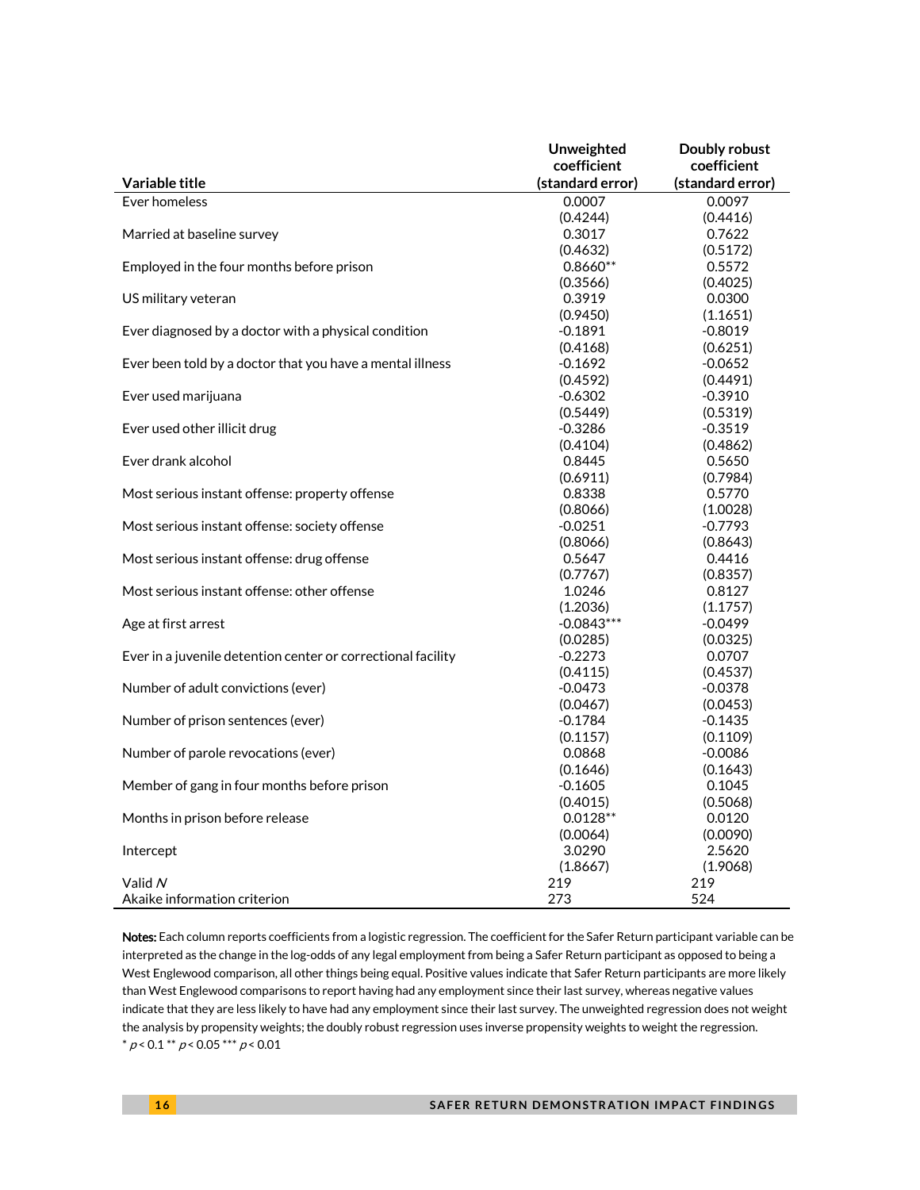| Variable title | Unweighted coefficient (standard error) | Doubly robust coefficient (standard error) |
|---|---|---|
| Ever homeless | 0.0007 | 0.0097 |
| | (0.4244) | (0.4416) |
| Married at baseline survey | 0.3017 | 0.7622 |
| | (0.4632) | (0.5172) |
| Employed in the four months before prison | 0.8660** | 0.5572 |
| | (0.3566) | (0.4025) |
| US military veteran | 0.3919 | 0.0300 |
| | (0.9450) | (1.1651) |
| Ever diagnosed by a doctor with a physical condition | -0.1891 | -0.8019 |
| | (0.4168) | (0.6251) |
| Ever been told by a doctor that you have a mental illness | -0.1692 | -0.0652 |
| | (0.4592) | (0.4491) |
| Ever used marijuana | -0.6302 | -0.3910 |
| | (0.5449) | (0.5319) |
| Ever used other illicit drug | -0.3286 | -0.3519 |
| | (0.4104) | (0.4862) |
| Ever drank alcohol | 0.8445 | 0.5650 |
| | (0.6911) | (0.7984) |
| Most serious instant offense: property offense | 0.8338 | 0.5770 |
| | (0.8066) | (1.0028) |
| Most serious instant offense: society offense | -0.0251 | -0.7793 |
| | (0.8066) | (0.8643) |
| Most serious instant offense: drug offense | 0.5647 | 0.4416 |
| | (0.7767) | (0.8357) |
| Most serious instant offense: other offense | 1.0246 | 0.8127 |
| | (1.2036) | (1.1757) |
| Age at first arrest | -0.0843*** | -0.0499 |
| | (0.0285) | (0.0325) |
| Ever in a juvenile detention center or correctional facility | -0.2273 | 0.0707 |
| | (0.4115) | (0.4537) |
| Number of adult convictions (ever) | -0.0473 | -0.0378 |
| | (0.0467) | (0.0453) |
| Number of prison sentences (ever) | -0.1784 | -0.1435 |
| | (0.1157) | (0.1109) |
| Number of parole revocations (ever) | 0.0868 | -0.0086 |
| | (0.1646) | (0.1643) |
| Member of gang in four months before prison | -0.1605 | 0.1045 |
| | (0.4015) | (0.5068) |
| Months in prison before release | 0.0128** | 0.0120 |
| | (0.0064) | (0.0090) |
| Intercept | 3.0290 | 2.5620 |
| | (1.8667) | (1.9068) |
| Valid *N* | 219 | 219 |
| Akaike information criterion | 273 | 524 |

**Notes:** Each column reports coefficients from a logistic regression. The coefficient for the Safer Return participant variable can be interpreted as the change in the log-odds of any legal employment from being a Safer Return participant as opposed to being a West Englewood comparison, all other things being equal. Positive values indicate that Safer Return participants are more likely than West Englewood comparisons to report having had any employment since their last survey, whereas negative values indicate that they are less likely to have had any employment since their last survey. The unweighted regression does not weight the analysis by propensity weights; the doubly robust regression uses inverse propensity weights to weight the regression.
* $p < 0.1$ ** $p < 0.05$ *** $p < 0.01$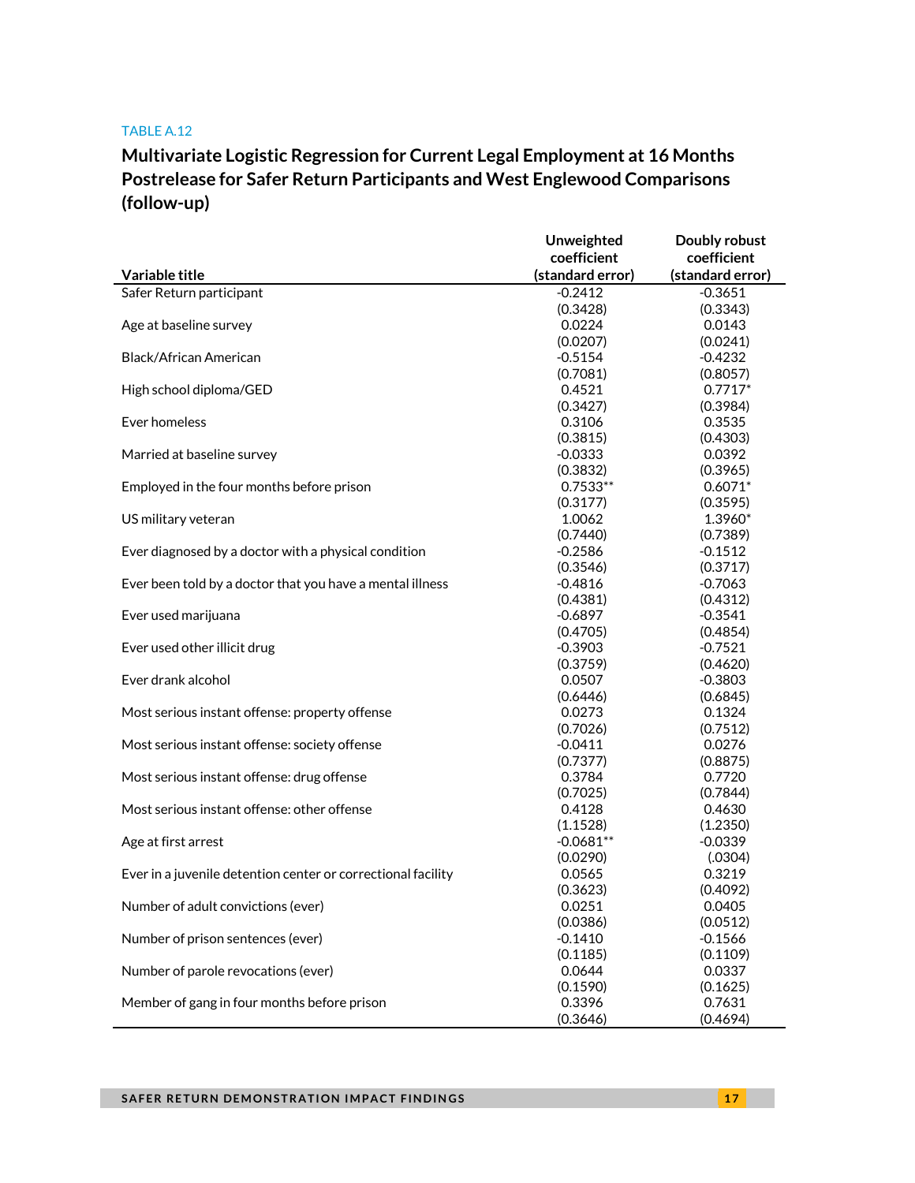TABLE A.12

## Multivariate Logistic Regression for Current Legal Employment at 16 Months Postrelease for Safer Return Participants and West Englewood Comparisons (follow-up)

| Variable title | Unweighted coefficient (standard error) | Doubly robust coefficient (standard error) |
|---|---|---|
| Safer Return participant | -0.2412 | -0.3651 |
| | (0.3428) | (0.3343) |
| Age at baseline survey | 0.0224 | 0.0143 |
| | (0.0207) | (0.0241) |
| Black/African American | -0.5154 | -0.4232 |
| | (0.7081) | (0.8057) |
| High school diploma/GED | 0.4521 | 0.7717* |
| | (0.3427) | (0.3984) |
| Ever homeless | 0.3106 | 0.3535 |
| | (0.3815) | (0.4303) |
| Married at baseline survey | -0.0333 | 0.0392 |
| | (0.3832) | (0.3965) |
| Employed in the four months before prison | 0.7533** | 0.6071* |
| | (0.3177) | (0.3595) |
| US military veteran | 1.0062 | 1.3960* |
| | (0.7440) | (0.7389) |
| Ever diagnosed by a doctor with a physical condition | -0.2586 | -0.1512 |
| | (0.3546) | (0.3717) |
| Ever been told by a doctor that you have a mental illness | -0.4816 | -0.7063 |
| | (0.4381) | (0.4312) |
| Ever used marijuana | -0.6897 | -0.3541 |
| | (0.4705) | (0.4854) |
| Ever used other illicit drug | -0.3903 | -0.7521 |
| | (0.3759) | (0.4620) |
| Ever drank alcohol | 0.0507 | -0.3803 |
| | (0.6446) | (0.6845) |
| Most serious instant offense: property offense | 0.0273 | 0.1324 |
| | (0.7026) | (0.7512) |
| Most serious instant offense: society offense | -0.0411 | 0.0276 |
| | (0.7377) | (0.8875) |
| Most serious instant offense: drug offense | 0.3784 | 0.7720 |
| | (0.7025) | (0.7844) |
| Most serious instant offense: other offense | 0.4128 | 0.4630 |
| | (1.1528) | (1.2350) |
| Age at first arrest | -0.0681** | -0.0339 |
| | (0.0290) | (.0304) |
| Ever in a juvenile detention center or correctional facility | 0.0565 | 0.3219 |
| | (0.3623) | (0.4092) |
| Number of adult convictions (ever) | 0.0251 | 0.0405 |
| | (0.0386) | (0.0512) |
| Number of prison sentences (ever) | -0.1410 | -0.1566 |
| | (0.1185) | (0.1109) |
| Number of parole revocations (ever) | 0.0644 | 0.0337 |
| | (0.1590) | (0.1625) |
| Member of gang in four months before prison | 0.3396 | 0.7631 |
| | (0.3646) | (0.4694) |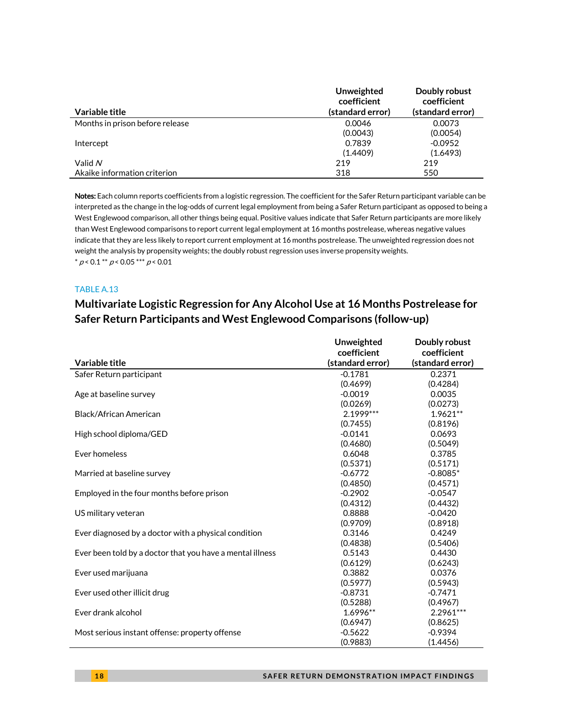| Variable title | Unweighted coefficient (standard error) | Doubly robust coefficient (standard error) |
|---|---|---|
| Months in prison before release | 0.0046 | 0.0073 |
| | (0.0043) | (0.0054) |
| Intercept | 0.7839 | -0.0952 |
| | (1.4409) | (1.6493) |
| Valid *N* | 219 | 219 |
| Akaike information criterion | 318 | 550 |

**Notes:** Each column reports coefficients from a logistic regression. The coefficient for the Safer Return participant variable can be interpreted as the change in the log-odds of current legal employment from being a Safer Return participant as opposed to being a West Englewood comparison, all other things being equal. Positive values indicate that Safer Return participants are more likely than West Englewood comparisons to report current legal employment at 16 months postrelease, whereas negative values indicate that they are less likely to report current employment at 16 months postrelease. The unweighted regression does not weight the analysis by propensity weights; the doubly robust regression uses inverse propensity weights.

\* $p < 0.1$ \*\* $p < 0.05$ \*\*\* $p < 0.01$

TABLE A.13

## Multivariate Logistic Regression for Any Alcohol Use at 16 Months Postrelease for Safer Return Participants and West Englewood Comparisons (follow-up)

| Variable title | Unweighted coefficient (standard error) | Doubly robust coefficient (standard error) |
|---|---|---|
| Safer Return participant | -0.1781 | 0.2371 |
| | (0.4699) | (0.4284) |
| Age at baseline survey | -0.0019 | 0.0035 |
| | (0.0269) | (0.0273) |
| Black/African American | 2.1999*** | 1.9621** |
| | (0.7455) | (0.8196) |
| High school diploma/GED | -0.0141 | 0.0693 |
| | (0.4680) | (0.5049) |
| Ever homeless | 0.6048 | 0.3785 |
| | (0.5371) | (0.5171) |
| Married at baseline survey | -0.6772 | -0.8085* |
| | (0.4850) | (0.4571) |
| Employed in the four months before prison | -0.2902 | -0.0547 |
| | (0.4312) | (0.4432) |
| US military veteran | 0.8888 | -0.0420 |
| | (0.9709) | (0.8918) |
| Ever diagnosed by a doctor with a physical condition | 0.3146 | 0.4249 |
| | (0.4838) | (0.5406) |
| Ever been told by a doctor that you have a mental illness | 0.5143 | 0.4430 |
| | (0.6129) | (0.6243) |
| Ever used marijuana | 0.3882 | 0.0376 |
| | (0.5977) | (0.5943) |
| Ever used other illicit drug | -0.8731 | -0.7471 |
| | (0.5288) | (0.4967) |
| Ever drank alcohol | 1.6996** | 2.2961*** |
| | (0.6947) | (0.8625) |
| Most serious instant offense: property offense | -0.5622 | -0.9394 |
| | (0.9883) | (1.4456) |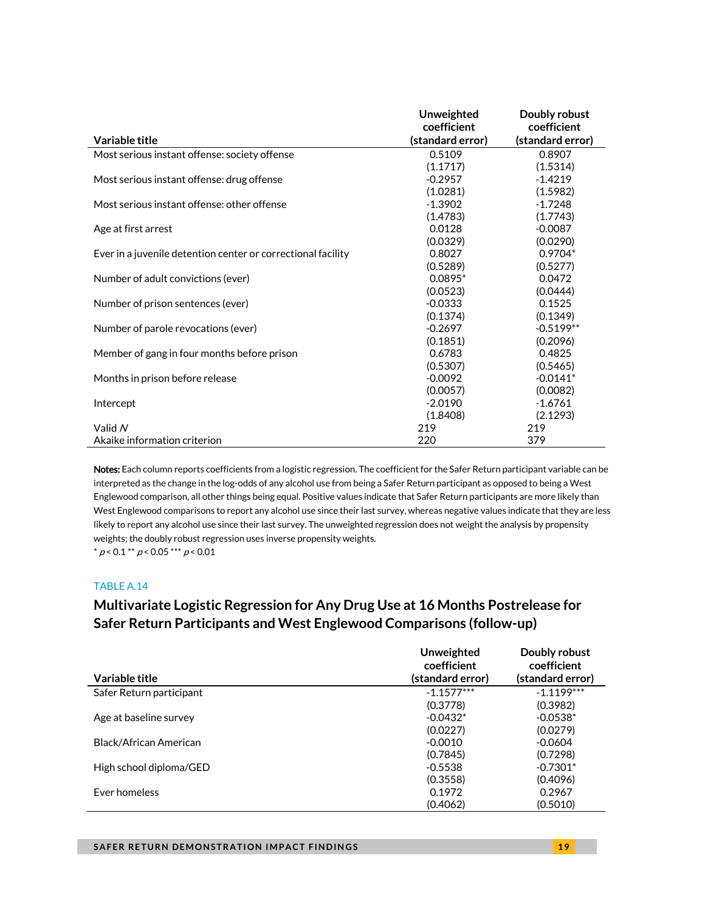| Variable title | Unweighted coefficient (standard error) | Doubly robust coefficient (standard error) |
|---|---|---|
| Most serious instant offense: society offense | 0.5109 | 0.8907 |
| | (1.1717) | (1.5314) |
| Most serious instant offense: drug offense | -0.2957 | -1.4219 |
| | (1.0281) | (1.5982) |
| Most serious instant offense: other offense | -1.3902 | -1.7248 |
| | (1.4783) | (1.7743) |
| Age at first arrest | 0.0128 | -0.0087 |
| | (0.0329) | (0.0290) |
| Ever in a juvenile detention center or correctional facility | 0.8027 | 0.9704* |
| | (0.5289) | (0.5277) |
| Number of adult convictions (ever) | 0.0895* | 0.0472 |
| | (0.0523) | (0.0444) |
| Number of prison sentences (ever) | -0.0333 | 0.1525 |
| | (0.1374) | (0.1349) |
| Number of parole revocations (ever) | -0.2697 | -0.5199** |
| | (0.1851) | (0.2096) |
| Member of gang in four months before prison | 0.6783 | 0.4825 |
| | (0.5307) | (0.5465) |
| Months in prison before release | -0.0092 | -0.0141* |
| | (0.0057) | (0.0082) |
| Intercept | -2.0190 | -1.6761 |
| | (1.8408) | (2.1293) |
| Valid *N* | 219 | 219 |
| Akaike information criterion | 220 | 379 |

**Notes:** Each column reports coefficients from a logistic regression. The coefficient for the Safer Return participant variable can be interpreted as the change in the log-odds of any alcohol use from being a Safer Return participant as opposed to being a West Englewood comparison, all other things being equal. Positive values indicate that Safer Return participants are more likely than West Englewood comparisons to report any alcohol use since their last survey, whereas negative values indicate that they are less likely to report any alcohol use since their last survey. The unweighted regression does not weight the analysis by propensity weights; the doubly robust regression uses inverse propensity weights.
\* $p < 0.1$ \*\* $p < 0.05$ \*\*\* $p < 0.01$

TABLE A.14

## Multivariate Logistic Regression for Any Drug Use at 16 Months Postrelease for Safer Return Participants and West Englewood Comparisons (follow-up)

| Variable title | Unweighted coefficient (standard error) | Doubly robust coefficient (standard error) |
|---|---|---|
| Safer Return participant | -1.1577*** | -1.1199*** |
| | (0.3778) | (0.3982) |
| Age at baseline survey | -0.0432* | -0.0538* |
| | (0.0227) | (0.0279) |
| Black/African American | -0.0010 | -0.0604 |
| | (0.7845) | (0.7298) |
| High school diploma/GED | -0.5538 | -0.7301* |
| | (0.3558) | (0.4096) |
| Ever homeless | 0.1972 | 0.2967 |
| | (0.4062) | (0.5010) |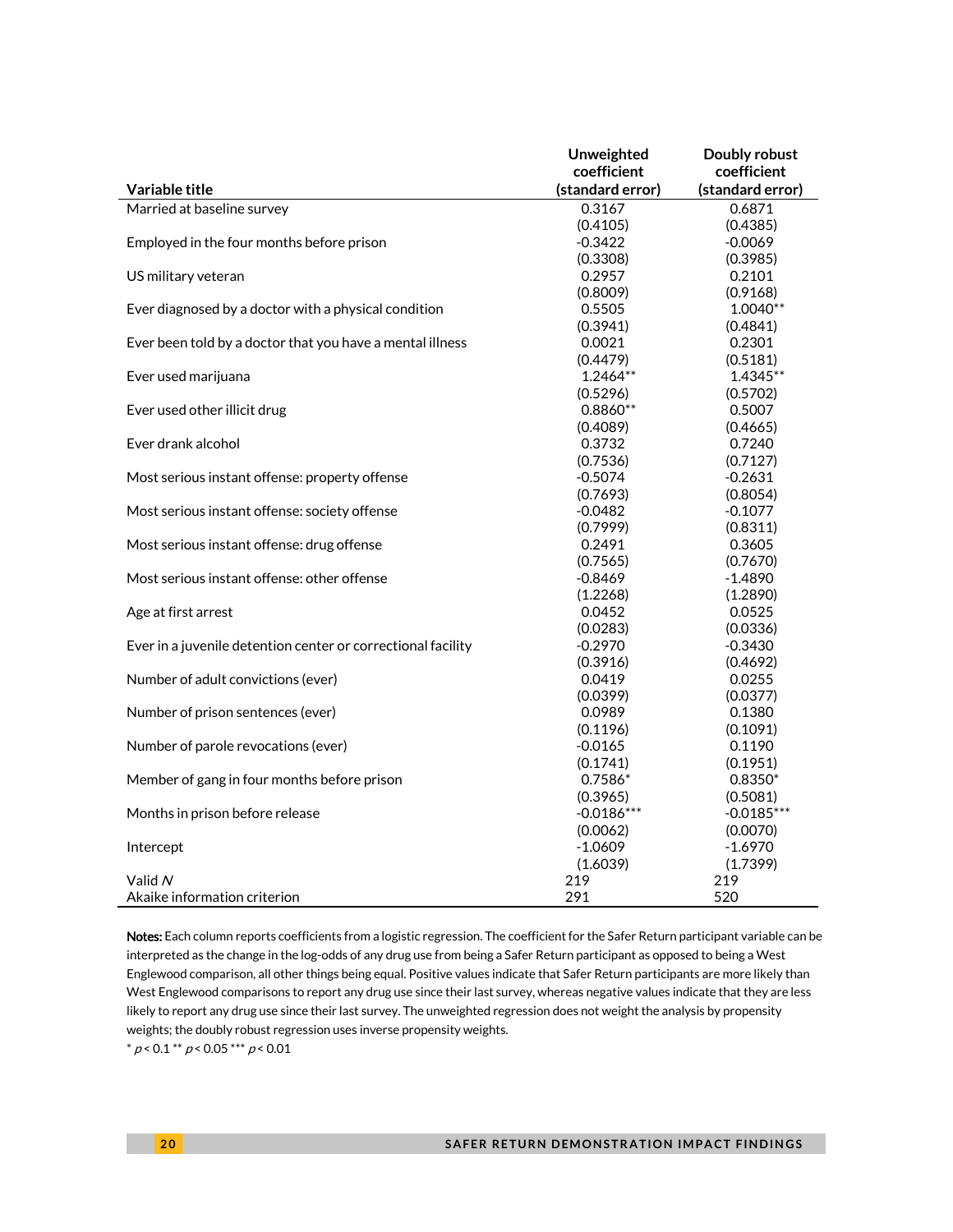| Variable title | Unweighted coefficient (standard error) | Doubly robust coefficient (standard error) |
|---|---|---|
| Married at baseline survey | 0.3167 | 0.6871 |
| | (0.4105) | (0.4385) |
| Employed in the four months before prison | -0.3422 | -0.0069 |
| | (0.3308) | (0.3985) |
| US military veteran | 0.2957 | 0.2101 |
| | (0.8009) | (0.9168) |
| Ever diagnosed by a doctor with a physical condition | 0.5505 | 1.0040** |
| | (0.3941) | (0.4841) |
| Ever been told by a doctor that you have a mental illness | 0.0021 | 0.2301 |
| | (0.4479) | (0.5181) |
| Ever used marijuana | 1.2464** | 1.4345** |
| | (0.5296) | (0.5702) |
| Ever used other illicit drug | 0.8860** | 0.5007 |
| | (0.4089) | (0.4665) |
| Ever drank alcohol | 0.3732 | 0.7240 |
| | (0.7536) | (0.7127) |
| Most serious instant offense: property offense | -0.5074 | -0.2631 |
| | (0.7693) | (0.8054) |
| Most serious instant offense: society offense | -0.0482 | -0.1077 |
| | (0.7999) | (0.8311) |
| Most serious instant offense: drug offense | 0.2491 | 0.3605 |
| | (0.7565) | (0.7670) |
| Most serious instant offense: other offense | -0.8469 | -1.4890 |
| | (1.2268) | (1.2890) |
| Age at first arrest | 0.0452 | 0.0525 |
| | (0.0283) | (0.0336) |
| Ever in a juvenile detention center or correctional facility | -0.2970 | -0.3430 |
| | (0.3916) | (0.4692) |
| Number of adult convictions (ever) | 0.0419 | 0.0255 |
| | (0.0399) | (0.0377) |
| Number of prison sentences (ever) | 0.0989 | 0.1380 |
| | (0.1196) | (0.1091) |
| Number of parole revocations (ever) | -0.0165 | 0.1190 |
| | (0.1741) | (0.1951) |
| Member of gang in four months before prison | 0.7586* | 0.8350* |
| | (0.3965) | (0.5081) |
| Months in prison before release | -0.0186*** | -0.0185*** |
| | (0.0062) | (0.0070) |
| Intercept | -1.0609 | -1.6970 |
| | (1.6039) | (1.7399) |
| Valid *N* | 219 | 219 |
| Akaike information criterion | 291 | 520 |

**Notes:** Each column reports coefficients from a logistic regression. The coefficient for the Safer Return participant variable can be interpreted as the change in the log-odds of any drug use from being a Safer Return participant as opposed to being a West Englewood comparison, all other things being equal. Positive values indicate that Safer Return participants are more likely than West Englewood comparisons to report any drug use since their last survey, whereas negative values indicate that they are less likely to report any drug use since their last survey. The unweighted regression does not weight the analysis by propensity weights; the doubly robust regression uses inverse propensity weights.

* $p < 0.1$ ** $p < 0.05$ *** $p < 0.01$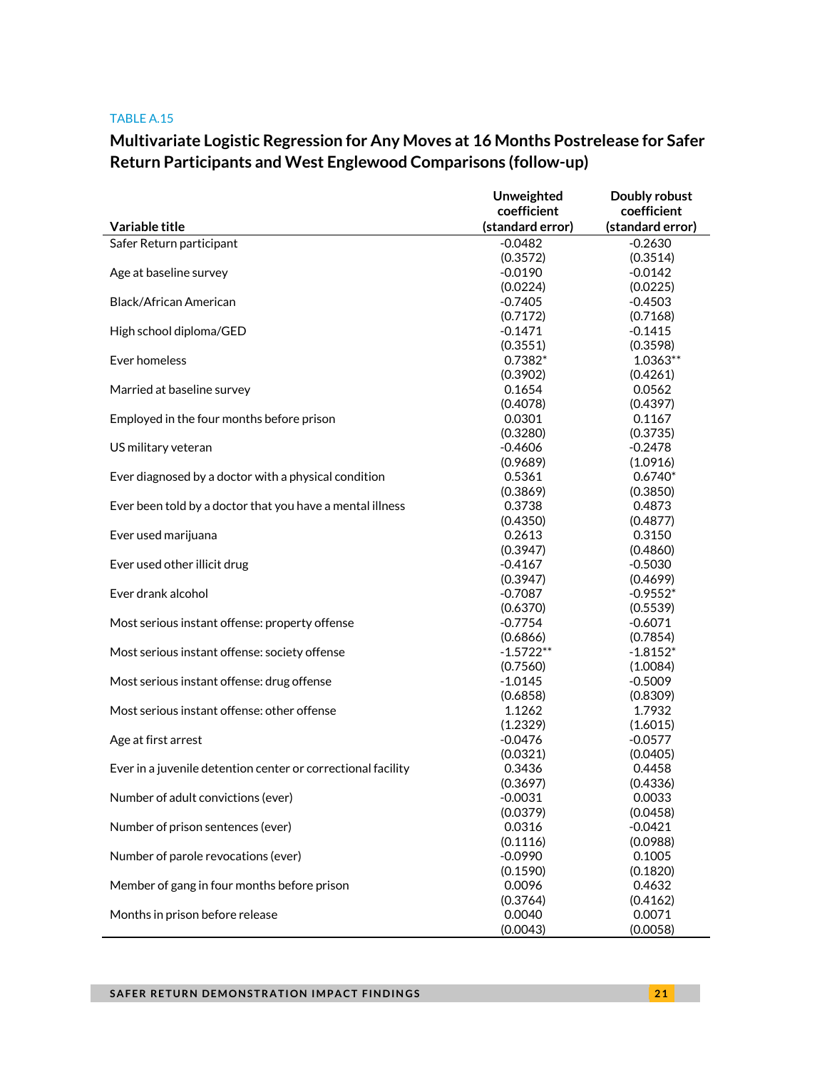TABLE A.15

## Multivariate Logistic Regression for Any Moves at 16 Months Postrelease for Safer Return Participants and West Englewood Comparisons (follow-up)

| Variable title | Unweighted coefficient (standard error) | Doubly robust coefficient (standard error) |
|---|---|---|
| Safer Return participant | -0.0482 | -0.2630 |
| | (0.3572) | (0.3514) |
| Age at baseline survey | -0.0190 | -0.0142 |
| | (0.0224) | (0.0225) |
| Black/African American | -0.7405 | -0.4503 |
| | (0.7172) | (0.7168) |
| High school diploma/GED | -0.1471 | -0.1415 |
| | (0.3551) | (0.3598) |
| Ever homeless | 0.7382* | 1.0363** |
| | (0.3902) | (0.4261) |
| Married at baseline survey | 0.1654 | 0.0562 |
| | (0.4078) | (0.4397) |
| Employed in the four months before prison | 0.0301 | 0.1167 |
| | (0.3280) | (0.3735) |
| US military veteran | -0.4606 | -0.2478 |
| | (0.9689) | (1.0916) |
| Ever diagnosed by a doctor with a physical condition | 0.5361 | 0.6740* |
| | (0.3869) | (0.3850) |
| Ever been told by a doctor that you have a mental illness | 0.3738 | 0.4873 |
| | (0.4350) | (0.4877) |
| Ever used marijuana | 0.2613 | 0.3150 |
| | (0.3947) | (0.4860) |
| Ever used other illicit drug | -0.4167 | -0.5030 |
| | (0.3947) | (0.4699) |
| Ever drank alcohol | -0.7087 | -0.9552* |
| | (0.6370) | (0.5539) |
| Most serious instant offense: property offense | -0.7754 | -0.6071 |
| | (0.6866) | (0.7854) |
| Most serious instant offense: society offense | -1.5722** | -1.8152* |
| | (0.7560) | (1.0084) |
| Most serious instant offense: drug offense | -1.0145 | -0.5009 |
| | (0.6858) | (0.8309) |
| Most serious instant offense: other offense | 1.1262 | 1.7932 |
| | (1.2329) | (1.6015) |
| Age at first arrest | -0.0476 | -0.0577 |
| | (0.0321) | (0.0405) |
| Ever in a juvenile detention center or correctional facility | 0.3436 | 0.4458 |
| | (0.3697) | (0.4336) |
| Number of adult convictions (ever) | -0.0031 | 0.0033 |
| | (0.0379) | (0.0458) |
| Number of prison sentences (ever) | 0.0316 | -0.0421 |
| | (0.1116) | (0.0988) |
| Number of parole revocations (ever) | -0.0990 | 0.1005 |
| | (0.1590) | (0.1820) |
| Member of gang in four months before prison | 0.0096 | 0.4632 |
| | (0.3764) | (0.4162) |
| Months in prison before release | 0.0040 | 0.0071 |
| | (0.0043) | (0.0058) |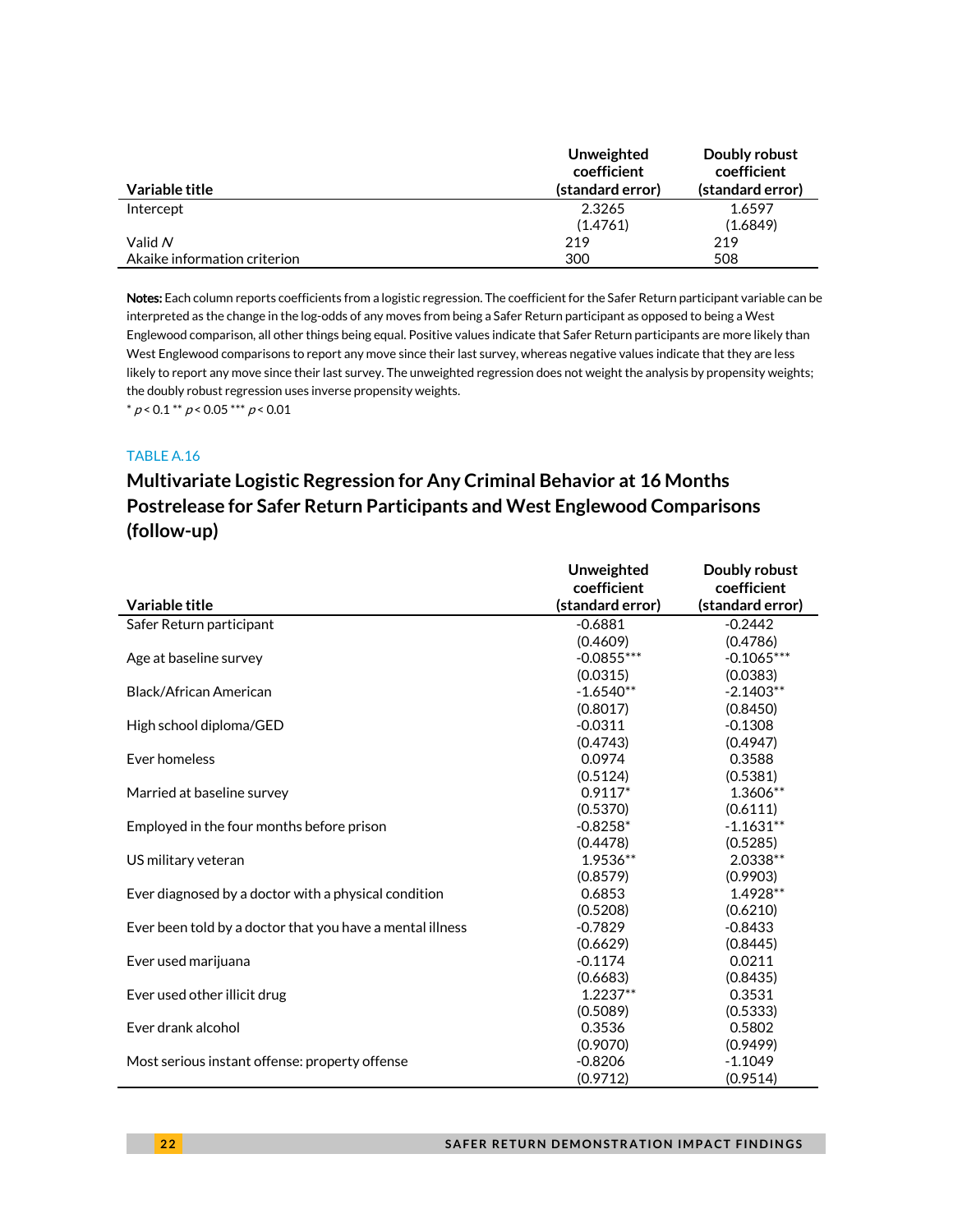| Variable title | Unweighted coefficient (standard error) | Doubly robust coefficient (standard error) |
|---|---|---|
| Intercept | 2.3265 | 1.6597 |
| | (1.4761) | (1.6849) |
| Valid *N* | 219 | 219 |
| Akaike information criterion | 300 | 508 |

**Notes:** Each column reports coefficients from a logistic regression. The coefficient for the Safer Return participant variable can be interpreted as the change in the log-odds of any moves from being a Safer Return participant as opposed to being a West Englewood comparison, all other things being equal. Positive values indicate that Safer Return participants are more likely than West Englewood comparisons to report any move since their last survey, whereas negative values indicate that they are less likely to report any move since their last survey. The unweighted regression does not weight the analysis by propensity weights; the doubly robust regression uses inverse propensity weights.

\* $p < 0.1$ \*\* $p < 0.05$ \*\*\* $p < 0.01$

TABLE A.16

## Multivariate Logistic Regression for Any Criminal Behavior at 16 Months Postrelease for Safer Return Participants and West Englewood Comparisons (follow-up)

| Variable title | Unweighted coefficient (standard error) | Doubly robust coefficient (standard error) |
|---|---|---|
| Safer Return participant | -0.6881 | -0.2442 |
| | (0.4609) | (0.4786) |
| Age at baseline survey | -0.0855*** | -0.1065*** |
| | (0.0315) | (0.0383) |
| Black/African American | -1.6540** | -2.1403** |
| | (0.8017) | (0.8450) |
| High school diploma/GED | -0.0311 | -0.1308 |
| | (0.4743) | (0.4947) |
| Ever homeless | 0.0974 | 0.3588 |
| | (0.5124) | (0.5381) |
| Married at baseline survey | 0.9117* | 1.3606** |
| | (0.5370) | (0.6111) |
| Employed in the four months before prison | -0.8258* | -1.1631** |
| | (0.4478) | (0.5285) |
| US military veteran | 1.9536** | 2.0338** |
| | (0.8579) | (0.9903) |
| Ever diagnosed by a doctor with a physical condition | 0.6853 | 1.4928** |
| | (0.5208) | (0.6210) |
| Ever been told by a doctor that you have a mental illness | -0.7829 | -0.8433 |
| | (0.6629) | (0.8445) |
| Ever used marijuana | -0.1174 | 0.0211 |
| | (0.6683) | (0.8435) |
| Ever used other illicit drug | 1.2237** | 0.3531 |
| | (0.5089) | (0.5333) |
| Ever drank alcohol | 0.3536 | 0.5802 |
| | (0.9070) | (0.9499) |
| Most serious instant offense: property offense | -0.8206 | -1.1049 |
| | (0.9712) | (0.9514) |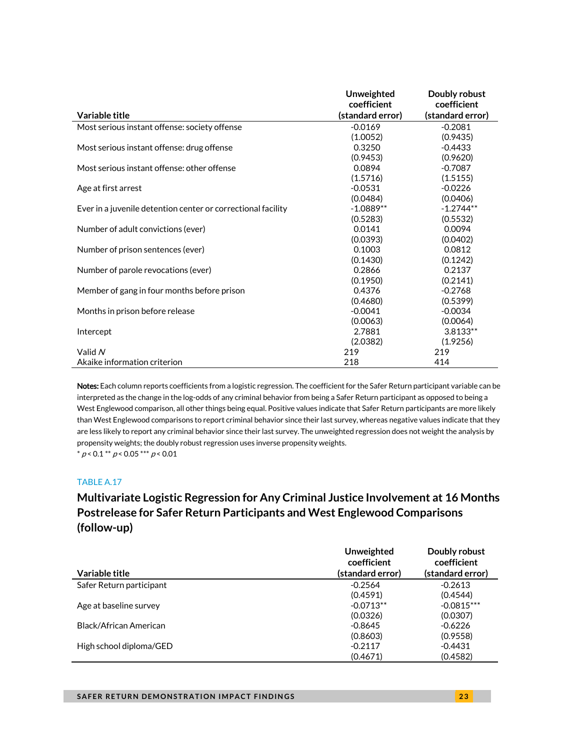| Variable title | Unweighted coefficient (standard error) | Doubly robust coefficient (standard error) |
|---|---|---|
| Most serious instant offense: society offense | -0.0169 | -0.2081 |
| | (1.0052) | (0.9435) |
| Most serious instant offense: drug offense | 0.3250 | -0.4433 |
| | (0.9453) | (0.9620) |
| Most serious instant offense: other offense | 0.0894 | -0.7087 |
| | (1.5716) | (1.5155) |
| Age at first arrest | -0.0531 | -0.0226 |
| | (0.0484) | (0.0406) |
| Ever in a juvenile detention center or correctional facility | -1.0889** | -1.2744** |
| | (0.5283) | (0.5532) |
| Number of adult convictions (ever) | 0.0141 | 0.0094 |
| | (0.0393) | (0.0402) |
| Number of prison sentences (ever) | 0.1003 | 0.0812 |
| | (0.1430) | (0.1242) |
| Number of parole revocations (ever) | 0.2866 | 0.2137 |
| | (0.1950) | (0.2141) |
| Member of gang in four months before prison | 0.4376 | -0.2768 |
| | (0.4680) | (0.5399) |
| Months in prison before release | -0.0041 | -0.0034 |
| | (0.0063) | (0.0064) |
| Intercept | 2.7881 | 3.8133** |
| | (2.0382) | (1.9256) |
| Valid *N* | 219 | 219 |
| Akaike information criterion | 218 | 414 |

**Notes:** Each column reports coefficients from a logistic regression. The coefficient for the Safer Return participant variable can be interpreted as the change in the log-odds of any criminal behavior from being a Safer Return participant as opposed to being a West Englewood comparison, all other things being equal. Positive values indicate that Safer Return participants are more likely than West Englewood comparisons to report criminal behavior since their last survey, whereas negative values indicate that they are less likely to report any criminal behavior since their last survey. The unweighted regression does not weight the analysis by propensity weights; the doubly robust regression uses inverse propensity weights.

* $p < 0.1$ ** $p < 0.05$ *** $p < 0.01$

TABLE A.17

## Multivariate Logistic Regression for Any Criminal Justice Involvement at 16 Months Postrelease for Safer Return Participants and West Englewood Comparisons (follow-up)

| Variable title | Unweighted coefficient (standard error) | Doubly robust coefficient (standard error) |
|---|---|---|
| Safer Return participant | -0.2564 | -0.2613 |
| | (0.4591) | (0.4544) |
| Age at baseline survey | -0.0713** | -0.0815*** |
| | (0.0326) | (0.0307) |
| Black/African American | -0.8645 | -0.6226 |
| | (0.8603) | (0.9558) |
| High school diploma/GED | -0.2117 | -0.4431 |
| | (0.4671) | (0.4582) |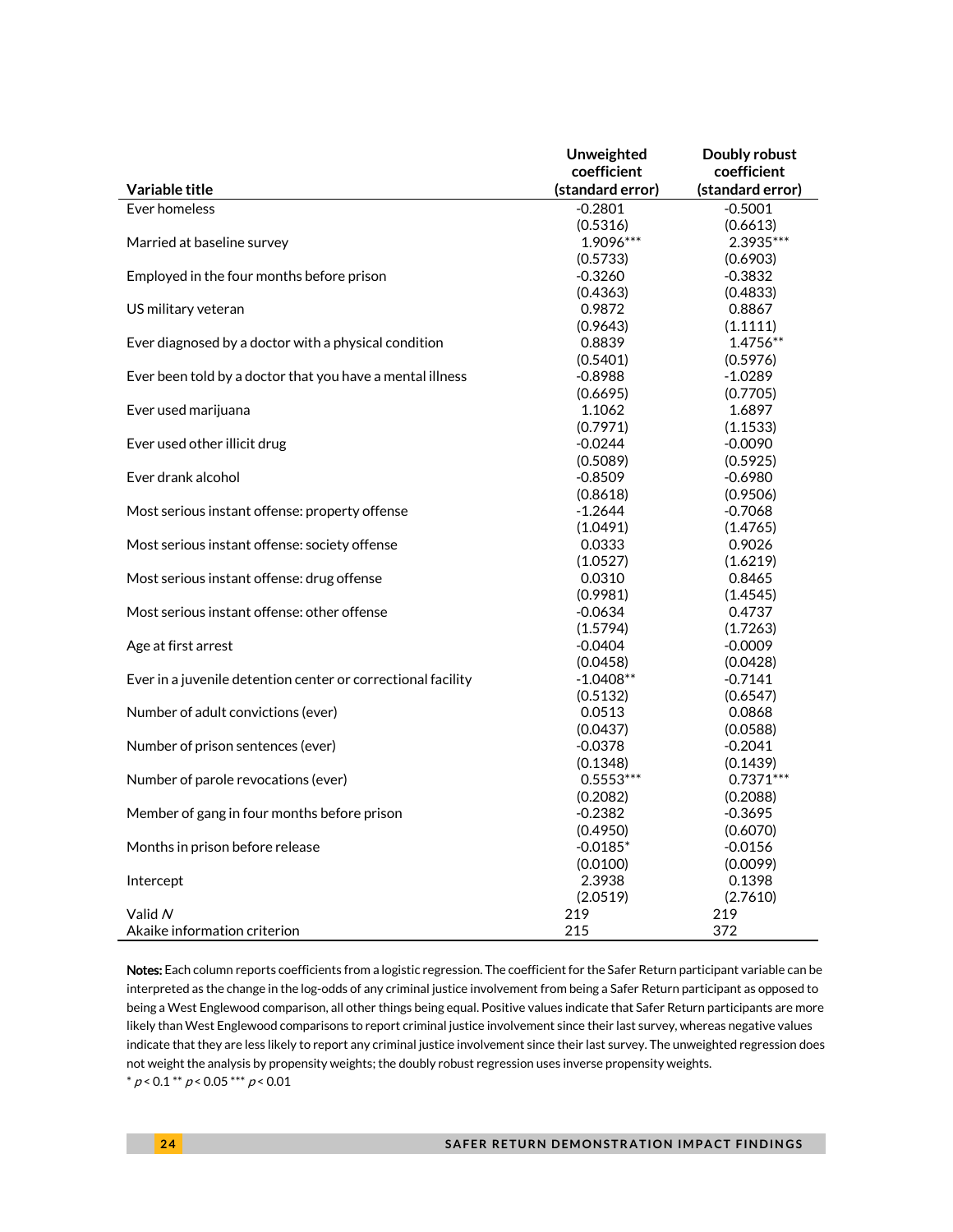| Variable title | Unweighted coefficient (standard error) | Doubly robust coefficient (standard error) |
|---|---|---|
| Ever homeless | -0.2801 | -0.5001 |
| | (0.5316) | (0.6613) |
| Married at baseline survey | 1.9096*** | 2.3935*** |
| | (0.5733) | (0.6903) |
| Employed in the four months before prison | -0.3260 | -0.3832 |
| | (0.4363) | (0.4833) |
| US military veteran | 0.9872 | 0.8867 |
| | (0.9643) | (1.1111) |
| Ever diagnosed by a doctor with a physical condition | 0.8839 | 1.4756** |
| | (0.5401) | (0.5976) |
| Ever been told by a doctor that you have a mental illness | -0.8988 | -1.0289 |
| | (0.6695) | (0.7705) |
| Ever used marijuana | 1.1062 | 1.6897 |
| | (0.7971) | (1.1533) |
| Ever used other illicit drug | -0.0244 | -0.0090 |
| | (0.5089) | (0.5925) |
| Ever drank alcohol | -0.8509 | -0.6980 |
| | (0.8618) | (0.9506) |
| Most serious instant offense: property offense | -1.2644 | -0.7068 |
| | (1.0491) | (1.4765) |
| Most serious instant offense: society offense | 0.0333 | 0.9026 |
| | (1.0527) | (1.6219) |
| Most serious instant offense: drug offense | 0.0310 | 0.8465 |
| | (0.9981) | (1.4545) |
| Most serious instant offense: other offense | -0.0634 | 0.4737 |
| | (1.5794) | (1.7263) |
| Age at first arrest | -0.0404 | -0.0009 |
| | (0.0458) | (0.0428) |
| Ever in a juvenile detention center or correctional facility | -1.0408** | -0.7141 |
| | (0.5132) | (0.6547) |
| Number of adult convictions (ever) | 0.0513 | 0.0868 |
| | (0.0437) | (0.0588) |
| Number of prison sentences (ever) | -0.0378 | -0.2041 |
| | (0.1348) | (0.1439) |
| Number of parole revocations (ever) | 0.5553*** | 0.7371*** |
| | (0.2082) | (0.2088) |
| Member of gang in four months before prison | -0.2382 | -0.3695 |
| | (0.4950) | (0.6070) |
| Months in prison before release | -0.0185* | -0.0156 |
| | (0.0100) | (0.0099) |
| Intercept | 2.3938 | 0.1398 |
| | (2.0519) | (2.7610) |
| Valid *N* | 219 | 219 |
| Akaike information criterion | 215 | 372 |

**Notes:** Each column reports coefficients from a logistic regression. The coefficient for the Safer Return participant variable can be interpreted as the change in the log-odds of any criminal justice involvement from being a Safer Return participant as opposed to being a West Englewood comparison, all other things being equal. Positive values indicate that Safer Return participants are more likely than West Englewood comparisons to report criminal justice involvement since their last survey, whereas negative values indicate that they are less likely to report any criminal justice involvement since their last survey. The unweighted regression does not weight the analysis by propensity weights; the doubly robust regression uses inverse propensity weights.

\* $p < 0.1$ \*\* $p < 0.05$ \*\*\* $p < 0.01$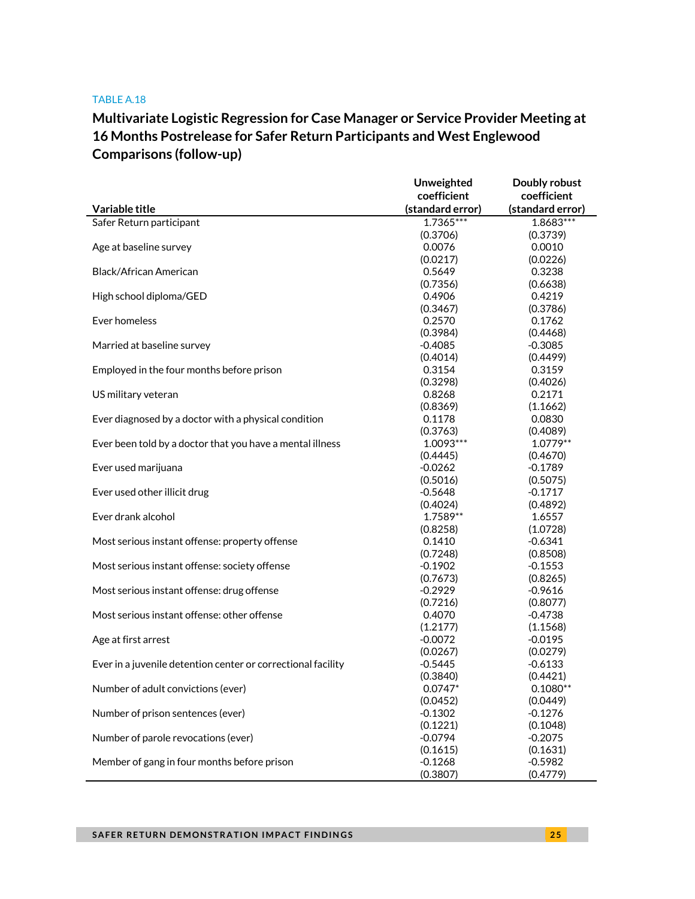TABLE A.18

## Multivariate Logistic Regression for Case Manager or Service Provider Meeting at 16 Months Postrelease for Safer Return Participants and West Englewood Comparisons (follow-up)

| Variable title | Unweighted coefficient (standard error) | Doubly robust coefficient (standard error) |
|---|---|---|
| Safer Return participant | 1.7365*** | 1.8683*** |
| | (0.3706) | (0.3739) |
| Age at baseline survey | 0.0076 | 0.0010 |
| | (0.0217) | (0.0226) |
| Black/African American | 0.5649 | 0.3238 |
| | (0.7356) | (0.6638) |
| High school diploma/GED | 0.4906 | 0.4219 |
| | (0.3467) | (0.3786) |
| Ever homeless | 0.2570 | 0.1762 |
| | (0.3984) | (0.4468) |
| Married at baseline survey | -0.4085 | -0.3085 |
| | (0.4014) | (0.4499) |
| Employed in the four months before prison | 0.3154 | 0.3159 |
| | (0.3298) | (0.4026) |
| US military veteran | 0.8268 | 0.2171 |
| | (0.8369) | (1.1662) |
| Ever diagnosed by a doctor with a physical condition | 0.1178 | 0.0830 |
| | (0.3763) | (0.4089) |
| Ever been told by a doctor that you have a mental illness | 1.0093*** | 1.0779** |
| | (0.4445) | (0.4670) |
| Ever used marijuana | -0.0262 | -0.1789 |
| | (0.5016) | (0.5075) |
| Ever used other illicit drug | -0.5648 | -0.1717 |
| | (0.4024) | (0.4892) |
| Ever drank alcohol | 1.7589** | 1.6557 |
| | (0.8258) | (1.0728) |
| Most serious instant offense: property offense | 0.1410 | -0.6341 |
| | (0.7248) | (0.8508) |
| Most serious instant offense: society offense | -0.1902 | -0.1553 |
| | (0.7673) | (0.8265) |
| Most serious instant offense: drug offense | -0.2929 | -0.9616 |
| | (0.7216) | (0.8077) |
| Most serious instant offense: other offense | 0.4070 | -0.4738 |
| | (1.2177) | (1.1568) |
| Age at first arrest | -0.0072 | -0.0195 |
| | (0.0267) | (0.0279) |
| Ever in a juvenile detention center or correctional facility | -0.5445 | -0.6133 |
| | (0.3840) | (0.4421) |
| Number of adult convictions (ever) | 0.0747* | 0.1080** |
| | (0.0452) | (0.0449) |
| Number of prison sentences (ever) | -0.1302 | -0.1276 |
| | (0.1221) | (0.1048) |
| Number of parole revocations (ever) | -0.0794 | -0.2075 |
| | (0.1615) | (0.1631) |
| Member of gang in four months before prison | -0.1268 | -0.5982 |
| | (0.3807) | (0.4779) |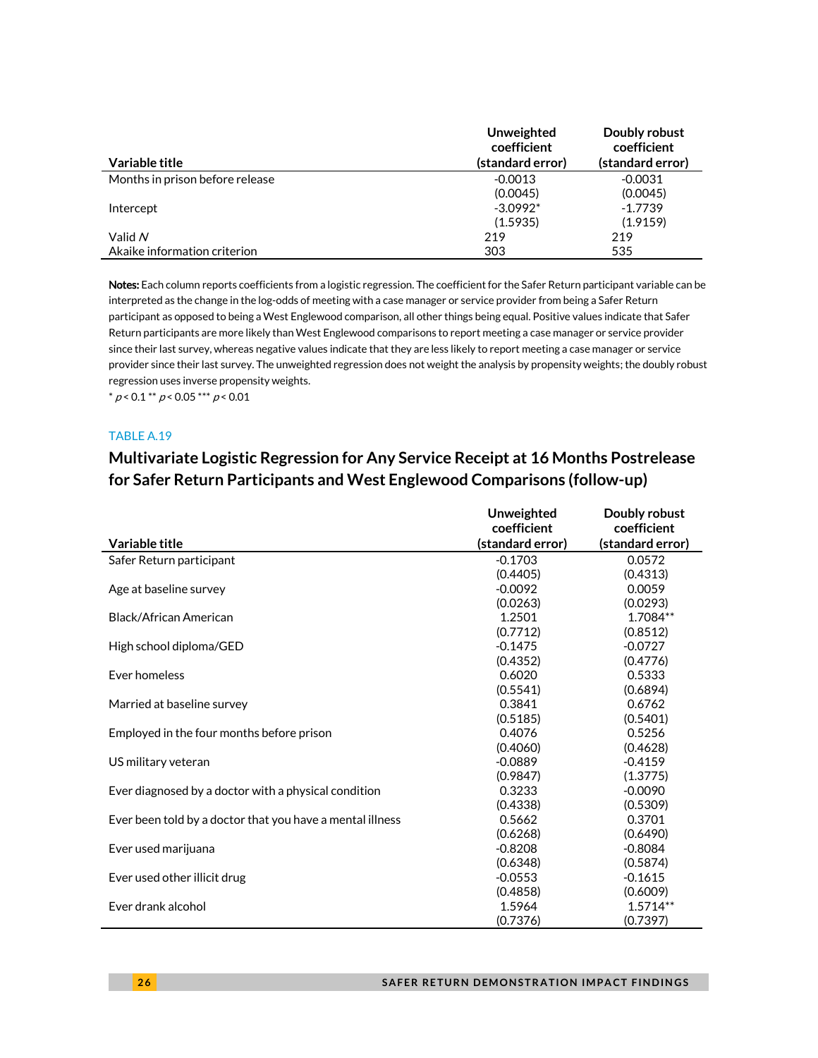| Variable title | Unweighted coefficient (standard error) | Doubly robust coefficient (standard error) |
|---|---|---|
| Months in prison before release | -0.0013 | -0.0031 |
| | (0.0045) | (0.0045) |
| Intercept | -3.0992* | -1.7739 |
| | (1.5935) | (1.9159) |
| Valid *N* | 219 | 219 |
| Akaike information criterion | 303 | 535 |

**Notes:** Each column reports coefficients from a logistic regression. The coefficient for the Safer Return participant variable can be interpreted as the change in the log-odds of meeting with a case manager or service provider from being a Safer Return participant as opposed to being a West Englewood comparison, all other things being equal. Positive values indicate that Safer Return participants are more likely than West Englewood comparisons to report meeting a case manager or service provider since their last survey, whereas negative values indicate that they are less likely to report meeting a case manager or service provider since their last survey. The unweighted regression does not weight the analysis by propensity weights; the doubly robust regression uses inverse propensity weights.

\* $p < 0.1$ \*\* $p < 0.05$ \*\*\* $p < 0.01$

TABLE A.19

## Multivariate Logistic Regression for Any Service Receipt at 16 Months Postrelease for Safer Return Participants and West Englewood Comparisons (follow-up)

| Variable title | Unweighted coefficient (standard error) | Doubly robust coefficient (standard error) |
|---|---|---|
| Safer Return participant | -0.1703 | 0.0572 |
| | (0.4405) | (0.4313) |
| Age at baseline survey | -0.0092 | 0.0059 |
| | (0.0263) | (0.0293) |
| Black/African American | 1.2501 | 1.7084** |
| | (0.7712) | (0.8512) |
| High school diploma/GED | -0.1475 | -0.0727 |
| | (0.4352) | (0.4776) |
| Ever homeless | 0.6020 | 0.5333 |
| | (0.5541) | (0.6894) |
| Married at baseline survey | 0.3841 | 0.6762 |
| | (0.5185) | (0.5401) |
| Employed in the four months before prison | 0.4076 | 0.5256 |
| | (0.4060) | (0.4628) |
| US military veteran | -0.0889 | -0.4159 |
| | (0.9847) | (1.3775) |
| Ever diagnosed by a doctor with a physical condition | 0.3233 | -0.0090 |
| | (0.4338) | (0.5309) |
| Ever been told by a doctor that you have a mental illness | 0.5662 | 0.3701 |
| | (0.6268) | (0.6490) |
| Ever used marijuana | -0.8208 | -0.8084 |
| | (0.6348) | (0.5874) |
| Ever used other illicit drug | -0.0553 | -0.1615 |
| | (0.4858) | (0.6009) |
| Ever drank alcohol | 1.5964 | 1.5714** |
| | (0.7376) | (0.7397) |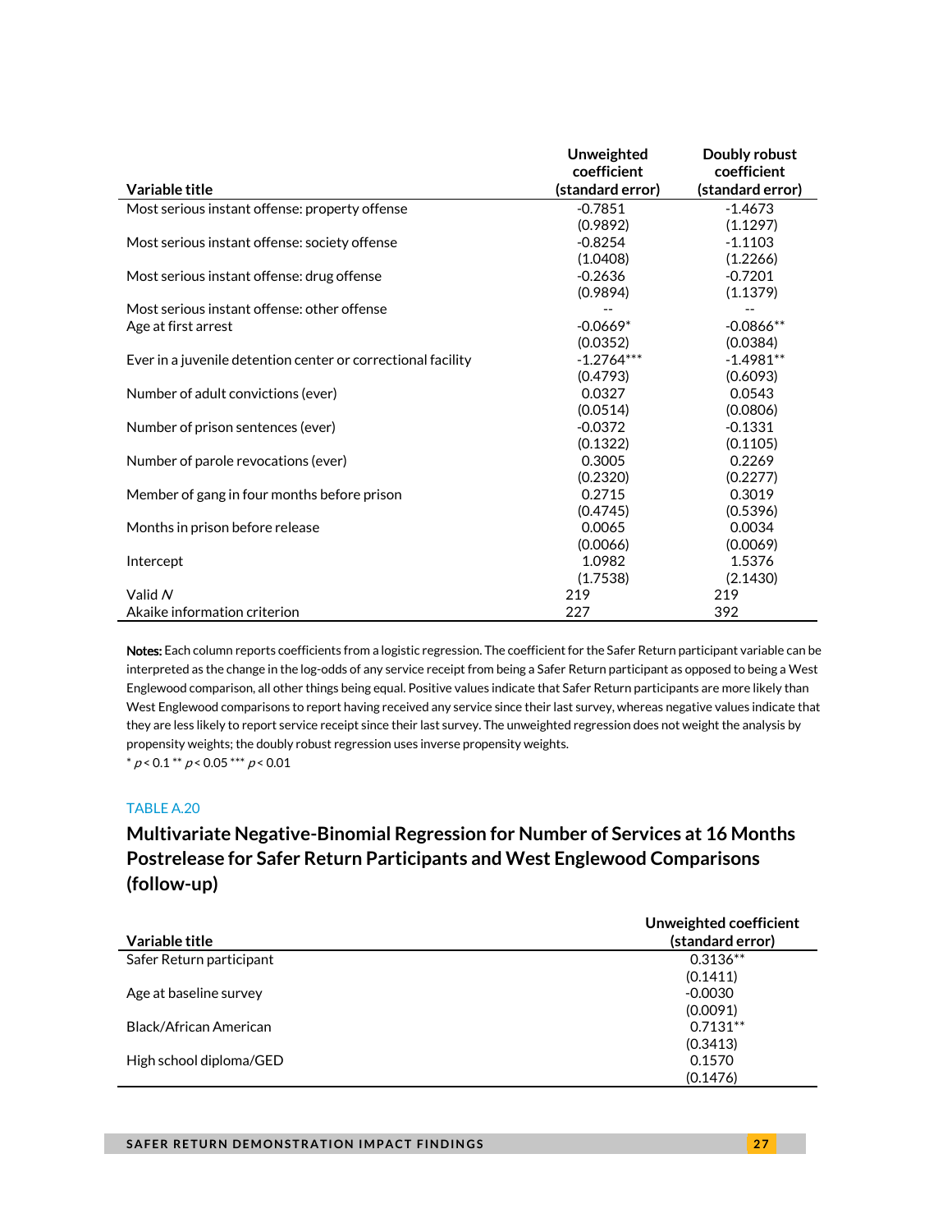| Variable title | Unweighted coefficient (standard error) | Doubly robust coefficient (standard error) |
|---|---|---|
| Most serious instant offense: property offense | -0.7851 | -1.4673 |
| | (0.9892) | (1.1297) |
| Most serious instant offense: society offense | -0.8254 | -1.1103 |
| | (1.0408) | (1.2266) |
| Most serious instant offense: drug offense | -0.2636 | -0.7201 |
| | (0.9894) | (1.1379) |
| Most serious instant offense: other offense | -- | -- |
| Age at first arrest | -0.0669* | -0.0866** |
| | (0.0352) | (0.0384) |
| Ever in a juvenile detention center or correctional facility | -1.2764*** | -1.4981** |
| | (0.4793) | (0.6093) |
| Number of adult convictions (ever) | 0.0327 | 0.0543 |
| | (0.0514) | (0.0806) |
| Number of prison sentences (ever) | -0.0372 | -0.1331 |
| | (0.1322) | (0.1105) |
| Number of parole revocations (ever) | 0.3005 | 0.2269 |
| | (0.2320) | (0.2277) |
| Member of gang in four months before prison | 0.2715 | 0.3019 |
| | (0.4745) | (0.5396) |
| Months in prison before release | 0.0065 | 0.0034 |
| | (0.0066) | (0.0069) |
| Intercept | 1.0982 | 1.5376 |
| | (1.7538) | (2.1430) |
| Valid *N* | 219 | 219 |
| Akaike information criterion | 227 | 392 |

**Notes:** Each column reports coefficients from a logistic regression. The coefficient for the Safer Return participant variable can be interpreted as the change in the log-odds of any service receipt from being a Safer Return participant as opposed to being a West Englewood comparison, all other things being equal. Positive values indicate that Safer Return participants are more likely than West Englewood comparisons to report having received any service since their last survey, whereas negative values indicate that they are less likely to report service receipt since their last survey. The unweighted regression does not weight the analysis by propensity weights; the doubly robust regression uses inverse propensity weights.

* $p < 0.1$ ** $p < 0.05$ *** $p < 0.01$

TABLE A.20

## Multivariate Negative-Binomial Regression for Number of Services at 16 Months Postrelease for Safer Return Participants and West Englewood Comparisons (follow-up)

| Variable title | Unweighted coefficient (standard error) |
|---|---|
| Safer Return participant | 0.3136** |
| | (0.1411) |
| Age at baseline survey | -0.0030 |
| | (0.0091) |
| Black/African American | 0.7131** |
| | (0.3413) |
| High school diploma/GED | 0.1570 |
| | (0.1476) |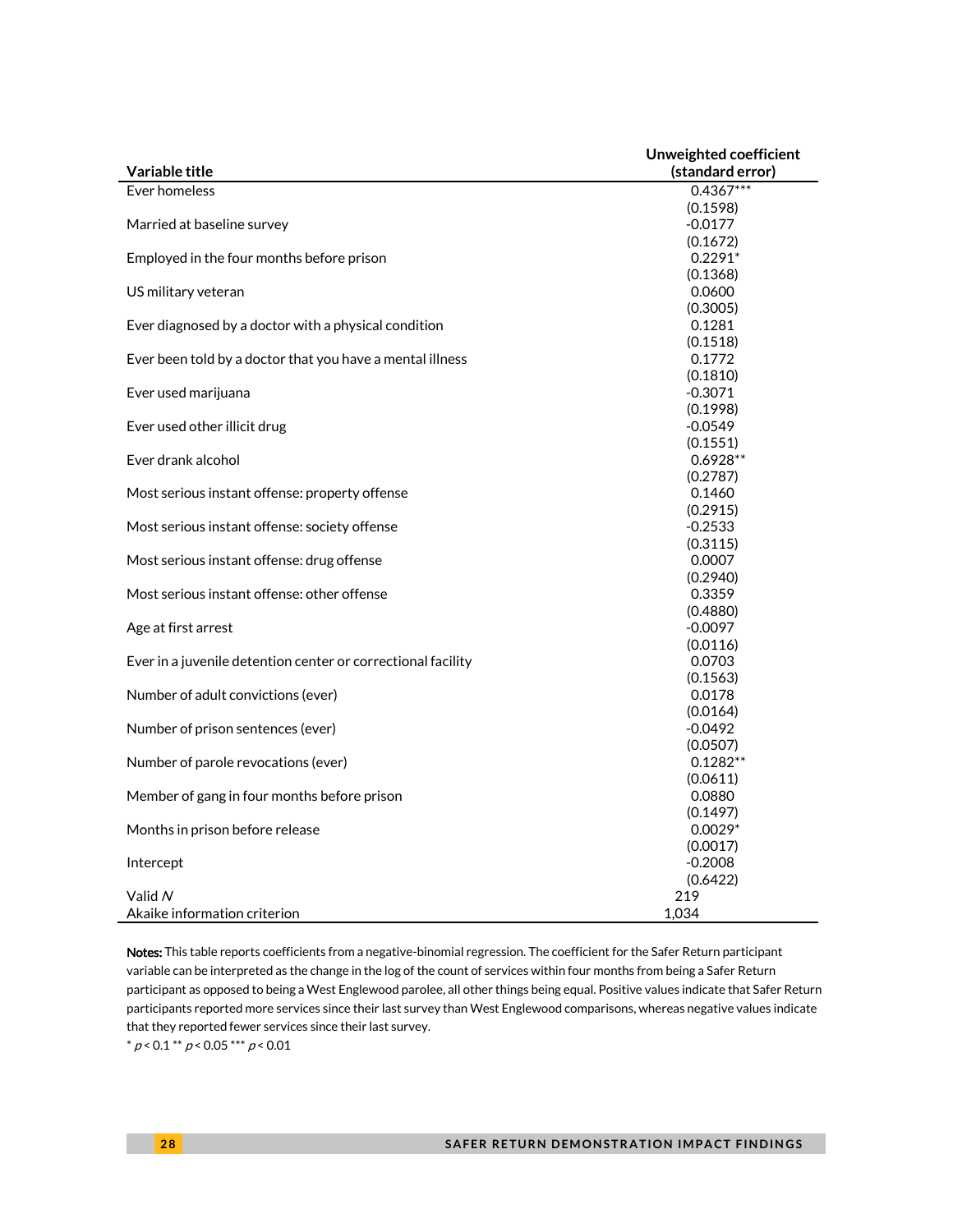| Variable title | Unweighted coefficient (standard error) |
| --- | --- |
| Ever homeless | 0.4367*** |
| | (0.1598) |
| Married at baseline survey | -0.0177 |
| | (0.1672) |
| Employed in the four months before prison | 0.2291* |
| | (0.1368) |
| US military veteran | 0.0600 |
| | (0.3005) |
| Ever diagnosed by a doctor with a physical condition | 0.1281 |
| | (0.1518) |
| Ever been told by a doctor that you have a mental illness | 0.1772 |
| | (0.1810) |
| Ever used marijuana | -0.3071 |
| | (0.1998) |
| Ever used other illicit drug | -0.0549 |
| | (0.1551) |
| Ever drank alcohol | 0.6928** |
| | (0.2787) |
| Most serious instant offense: property offense | 0.1460 |
| | (0.2915) |
| Most serious instant offense: society offense | -0.2533 |
| | (0.3115) |
| Most serious instant offense: drug offense | 0.0007 |
| | (0.2940) |
| Most serious instant offense: other offense | 0.3359 |
| | (0.4880) |
| Age at first arrest | -0.0097 |
| | (0.0116) |
| Ever in a juvenile detention center or correctional facility | 0.0703 |
| | (0.1563) |
| Number of adult convictions (ever) | 0.0178 |
| | (0.0164) |
| Number of prison sentences (ever) | -0.0492 |
| | (0.0507) |
| Number of parole revocations (ever) | 0.1282** |
| | (0.0611) |
| Member of gang in four months before prison | 0.0880 |
| | (0.1497) |
| Months in prison before release | 0.0029* |
| | (0.0017) |
| Intercept | -0.2008 |
| | (0.6422) |
| Valid *N* | 219 |
| Akaike information criterion | 1,034 |

**Notes:** This table reports coefficients from a negative-binomial regression. The coefficient for the Safer Return participant variable can be interpreted as the change in the log of the count of services within four months from being a Safer Return participant as opposed to being a West Englewood parolee, all other things being equal. Positive values indicate that Safer Return participants reported more services since their last survey than West Englewood comparisons, whereas negative values indicate that they reported fewer services since their last survey.

* $p < 0.1$ ** $p < 0.05$ *** $p < 0.01$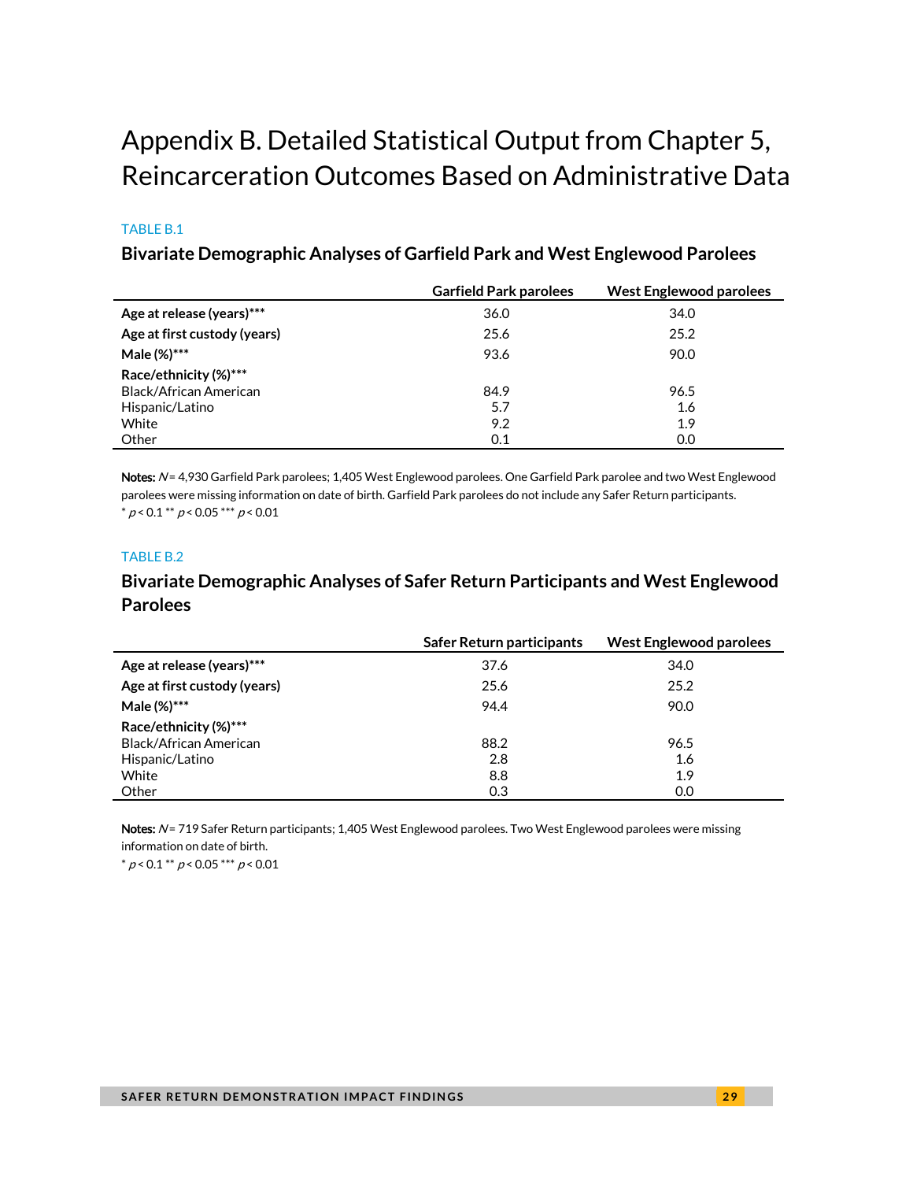# Appendix B. Detailed Statistical Output from Chapter 5, Reincarceration Outcomes Based on Administrative Data

TABLE B.1

### Bivariate Demographic Analyses of Garfield Park and West Englewood Parolees

| | Garfield Park parolees | West Englewood parolees |
|---|---|---|
| **Age at release (years)***** | 36.0 | 34.0 |
| **Age at first custody (years)** | 25.6 | 25.2 |
| **Male (%)***** | 93.6 | 90.0 |
| **Race/ethnicity (%)***** | | |
| Black/African American | 84.9 | 96.5 |
| Hispanic/Latino | 5.7 | 1.6 |
| White | 9.2 | 1.9 |
| Other | 0.1 | 0.0 |

**Notes:** *N* = 4,930 Garfield Park parolees; 1,405 West Englewood parolees. One Garfield Park parolee and two West Englewood parolees were missing information on date of birth. Garfield Park parolees do not include any Safer Return participants.
\* $p < 0.1$ \*\* $p < 0.05$ \*\*\* $p < 0.01$

TABLE B.2

### Bivariate Demographic Analyses of Safer Return Participants and West Englewood Parolees

| | Safer Return participants | West Englewood parolees |
|---|---|---|
| **Age at release (years)***** | 37.6 | 34.0 |
| **Age at first custody (years)** | 25.6 | 25.2 |
| **Male (%)***** | 94.4 | 90.0 |
| **Race/ethnicity (%)***** | | |
| Black/African American | 88.2 | 96.5 |
| Hispanic/Latino | 2.8 | 1.6 |
| White | 8.8 | 1.9 |
| Other | 0.3 | 0.0 |

**Notes:** *N* = 719 Safer Return participants; 1,405 West Englewood parolees. Two West Englewood parolees were missing information on date of birth.
\* $p < 0.1$ \*\* $p < 0.05$ \*\*\* $p < 0.01$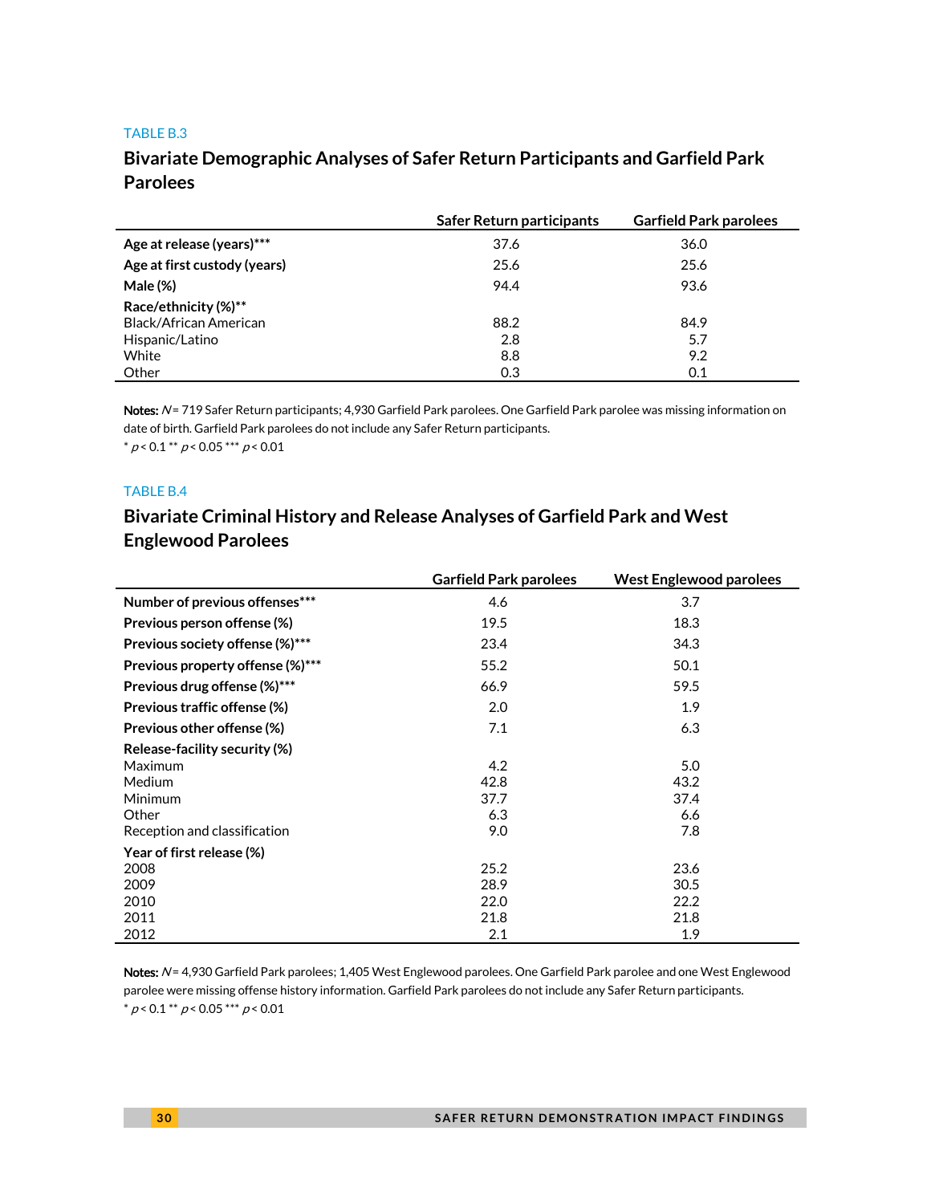TABLE B.3

## Bivariate Demographic Analyses of Safer Return Participants and Garfield Park Parolees

| | Safer Return participants | Garfield Park parolees |
|---|---|---|
| **Age at release (years)*** ** | 37.6 | 36.0 |
| **Age at first custody (years)** | 25.6 | 25.6 |
| **Male (%)** | 94.4 | 93.6 |
| **Race/ethnicity (%)** ** | | |
| Black/African American | 88.2 | 84.9 |
| Hispanic/Latino | 2.8 | 5.7 |
| White | 8.8 | 9.2 |
| Other | 0.3 | 0.1 |

**Notes:** *N* = 719 Safer Return participants; 4,930 Garfield Park parolees. One Garfield Park parolee was missing information on date of birth. Garfield Park parolees do not include any Safer Return participants.
\* $p < 0.1$ \*\* $p < 0.05$ \*\*\* $p < 0.01$

TABLE B.4

## Bivariate Criminal History and Release Analyses of Garfield Park and West Englewood Parolees

| | Garfield Park parolees | West Englewood parolees |
|---|---|---|
| **Number of previous offenses*** ** | 4.6 | 3.7 |
| **Previous person offense (%)** | 19.5 | 18.3 |
| **Previous society offense (%)*** ** | 23.4 | 34.3 |
| **Previous property offense (%)*** ** | 55.2 | 50.1 |
| **Previous drug offense (%)*** ** | 66.9 | 59.5 |
| **Previous traffic offense (%)** | 2.0 | 1.9 |
| **Previous other offense (%)** | 7.1 | 6.3 |
| **Release-facility security (%)** | | |
| Maximum | 4.2 | 5.0 |
| Medium | 42.8 | 43.2 |
| Minimum | 37.7 | 37.4 |
| Other | 6.3 | 6.6 |
| Reception and classification | 9.0 | 7.8 |
| **Year of first release (%)** | | |
| 2008 | 25.2 | 23.6 |
| 2009 | 28.9 | 30.5 |
| 2010 | 22.0 | 22.2 |
| 2011 | 21.8 | 21.8 |
| 2012 | 2.1 | 1.9 |

**Notes:** *N* = 4,930 Garfield Park parolees; 1,405 West Englewood parolees. One Garfield Park parolee and one West Englewood parolee were missing offense history information. Garfield Park parolees do not include any Safer Return participants.
\* $p < 0.1$ \*\* $p < 0.05$ \*\*\* $p < 0.01$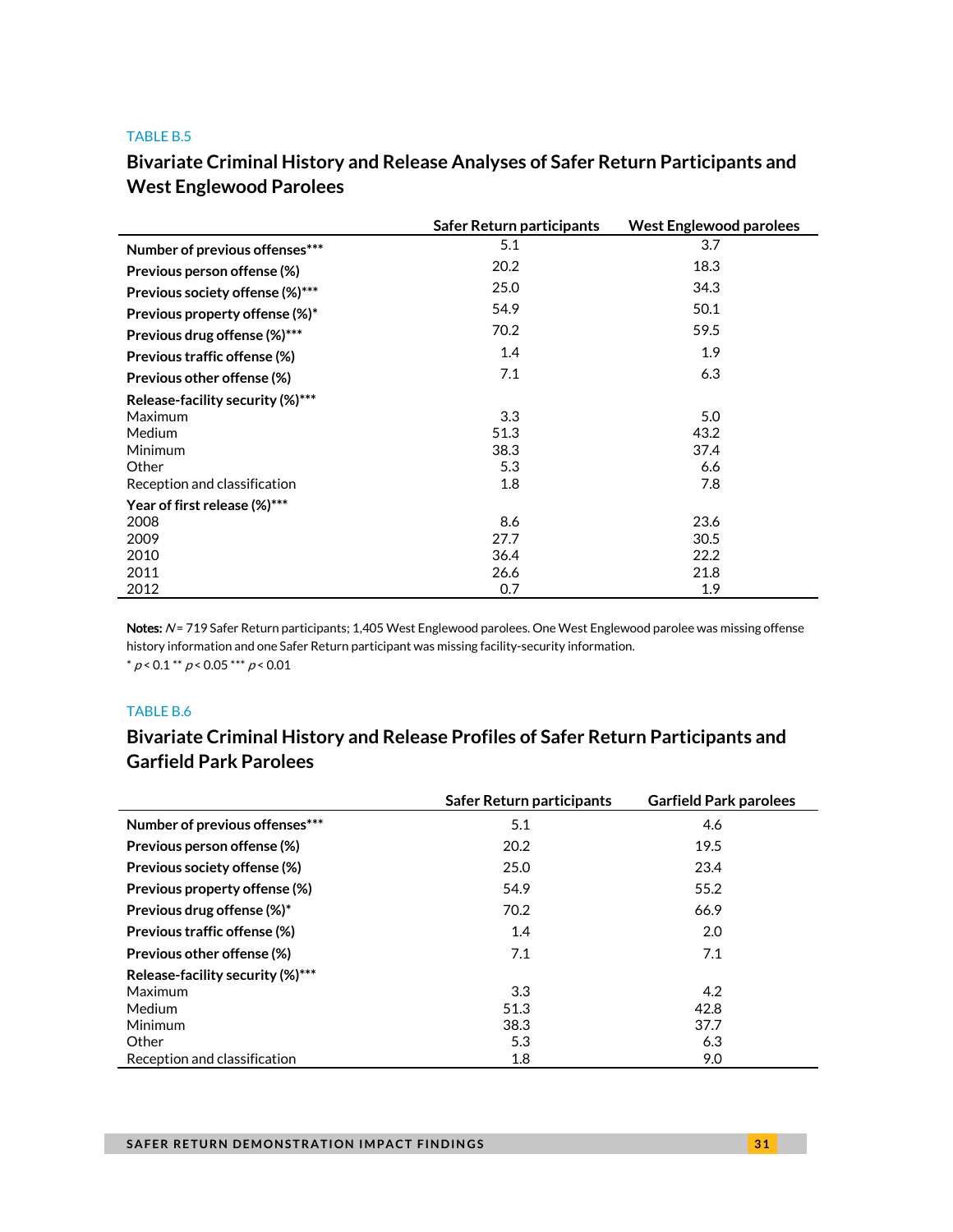TABLE B.5

## Bivariate Criminal History and Release Analyses of Safer Return Participants and West Englewood Parolees

| | Safer Return participants | West Englewood parolees |
|---|---|---|
| **Number of previous offenses*** ** | 5.1 | 3.7 |
| **Previous person offense (%)** | 20.2 | 18.3 |
| **Previous society offense (%)*** ** | 25.0 | 34.3 |
| **Previous property offense (%)*** | 54.9 | 50.1 |
| **Previous drug offense (%)*** ** | 70.2 | 59.5 |
| **Previous traffic offense (%)** | 1.4 | 1.9 |
| **Previous other offense (%)** | 7.1 | 6.3 |
| **Release-facility security (%)*** ** | | |
| Maximum | 3.3 | 5.0 |
| Medium | 51.3 | 43.2 |
| Minimum | 38.3 | 37.4 |
| Other | 5.3 | 6.6 |
| Reception and classification | 1.8 | 7.8 |
| **Year of first release (%)*** ** | | |
| 2008 | 8.6 | 23.6 |
| 2009 | 27.7 | 30.5 |
| 2010 | 36.4 | 22.2 |
| 2011 | 26.6 | 21.8 |
| 2012 | 0.7 | 1.9 |

**Notes:** $N$ = 719 Safer Return participants; 1,405 West Englewood parolees. One West Englewood parolee was missing offense history information and one Safer Return participant was missing facility-security information.
* $p < 0.1$ ** $p < 0.05$ *** $p < 0.01$

TABLE B.6

## Bivariate Criminal History and Release Profiles of Safer Return Participants and Garfield Park Parolees

| | Safer Return participants | Garfield Park parolees |
|---|---|---|
| **Number of previous offenses*** ** | 5.1 | 4.6 |
| **Previous person offense (%)** | 20.2 | 19.5 |
| **Previous society offense (%)** | 25.0 | 23.4 |
| **Previous property offense (%)** | 54.9 | 55.2 |
| **Previous drug offense (%)*** | 70.2 | 66.9 |
| **Previous traffic offense (%)** | 1.4 | 2.0 |
| **Previous other offense (%)** | 7.1 | 7.1 |
| **Release-facility security (%)*** ** | | |
| Maximum | 3.3 | 4.2 |
| Medium | 51.3 | 42.8 |
| Minimum | 38.3 | 37.7 |
| Other | 5.3 | 6.3 |
| Reception and classification | 1.8 | 9.0 |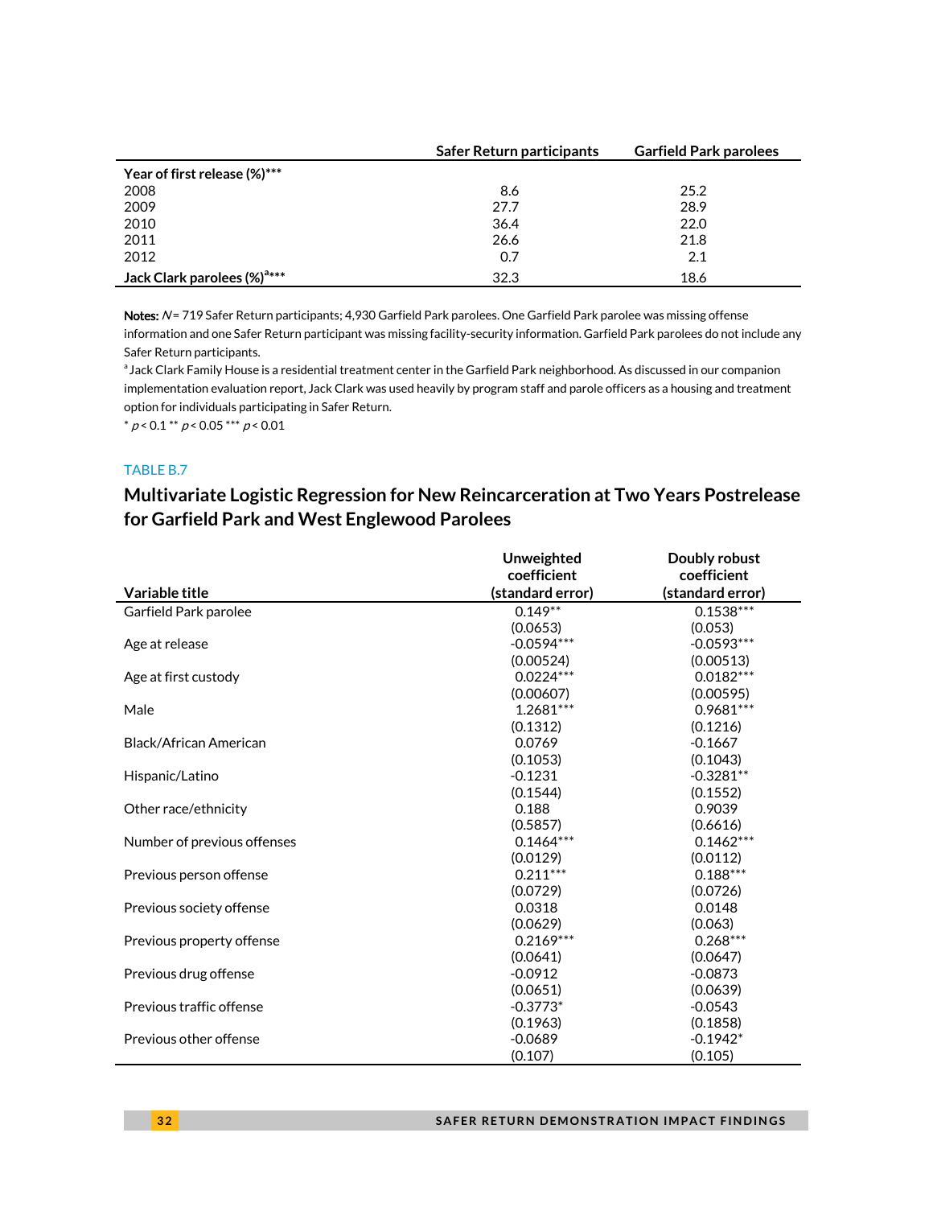| | Safer Return participants | Garfield Park parolees |
|---|---|---|
| **Year of first release (%)*** ** | | |
| 2008 | 8.6 | 25.2 |
| 2009 | 27.7 | 28.9 |
| 2010 | 36.4 | 22.0 |
| 2011 | 26.6 | 21.8 |
| 2012 | 0.7 | 2.1 |
| **Jack Clark parolees (%)[a]*** ** | 32.3 | 18.6 |

**Notes:** *N* = 719 Safer Return participants; 4,930 Garfield Park parolees. One Garfield Park parolee was missing offense information and one Safer Return participant was missing facility-security information. Garfield Park parolees do not include any Safer Return participants.

[a] Jack Clark Family House is a residential treatment center in the Garfield Park neighborhood. As discussed in our companion implementation evaluation report, Jack Clark was used heavily by program staff and parole officers as a housing and treatment option for individuals participating in Safer Return.

\* $p < 0.1$ \*\* $p < 0.05$ \*\*\* $p < 0.01$

TABLE B.7

## Multivariate Logistic Regression for New Reincarceration at Two Years Postrelease for Garfield Park and West Englewood Parolees

| Variable title | Unweighted coefficient (standard error) | Doubly robust coefficient (standard error) |
|---|---|---|
| Garfield Park parolee | 0.149** | 0.1538*** |
| | (0.0653) | (0.053) |
| Age at release | -0.0594*** | -0.0593*** |
| | (0.00524) | (0.00513) |
| Age at first custody | 0.0224*** | 0.0182*** |
| | (0.00607) | (0.00595) |
| Male | 1.2681*** | 0.9681*** |
| | (0.1312) | (0.1216) |
| Black/African American | 0.0769 | -0.1667 |
| | (0.1053) | (0.1043) |
| Hispanic/Latino | -0.1231 | -0.3281** |
| | (0.1544) | (0.1552) |
| Other race/ethnicity | 0.188 | 0.9039 |
| | (0.5857) | (0.6616) |
| Number of previous offenses | 0.1464*** | 0.1462*** |
| | (0.0129) | (0.0112) |
| Previous person offense | 0.211*** | 0.188*** |
| | (0.0729) | (0.0726) |
| Previous society offense | 0.0318 | 0.0148 |
| | (0.0629) | (0.063) |
| Previous property offense | 0.2169*** | 0.268*** |
| | (0.0641) | (0.0647) |
| Previous drug offense | -0.0912 | -0.0873 |
| | (0.0651) | (0.0639) |
| Previous traffic offense | -0.3773* | -0.0543 |
| | (0.1963) | (0.1858) |
| Previous other offense | -0.0689 | -0.1942* |
| | (0.107) | (0.105) |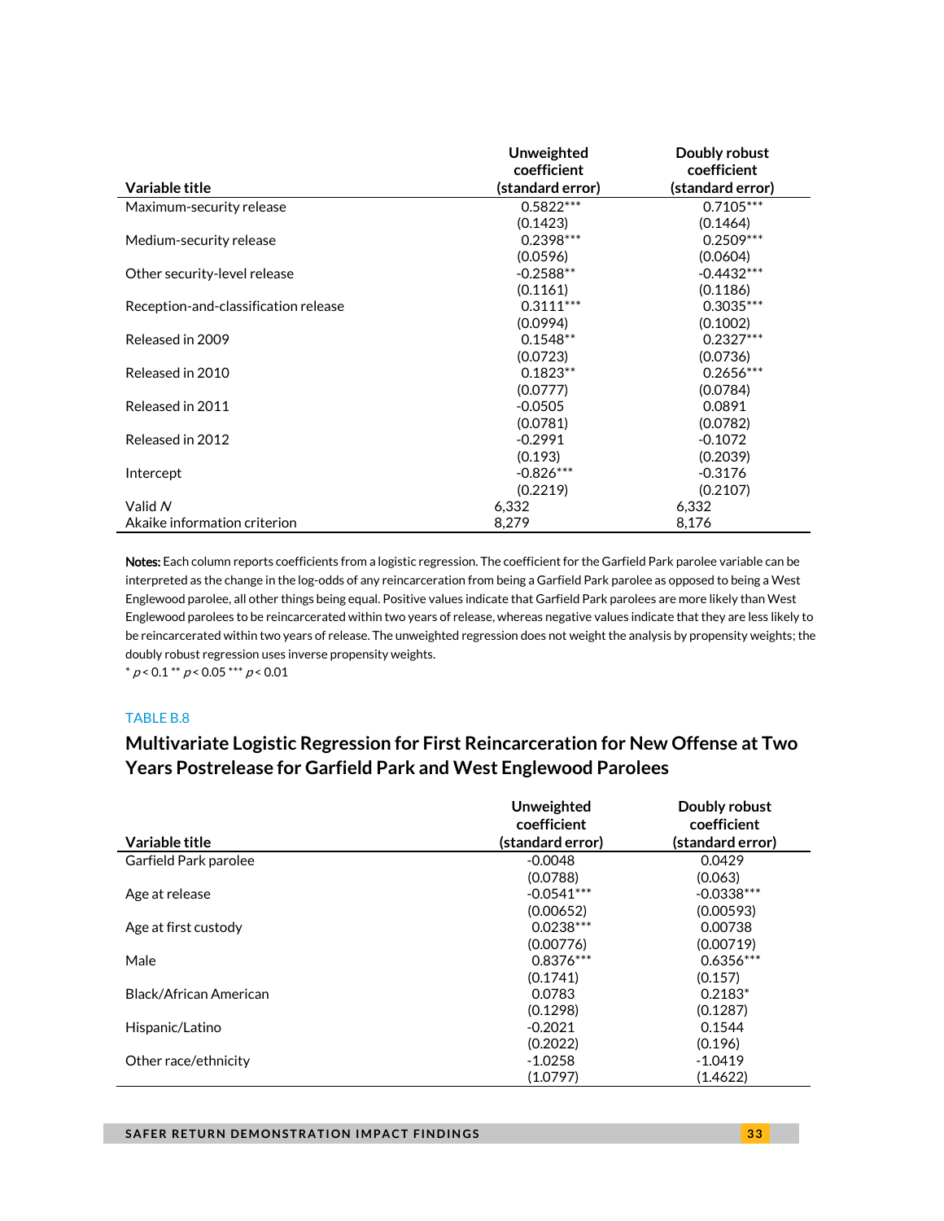| Variable title | Unweighted coefficient (standard error) | Doubly robust coefficient (standard error) |
|---|---|---|
| Maximum-security release | 0.5822*** | 0.7105*** |
| | (0.1423) | (0.1464) |
| Medium-security release | 0.2398*** | 0.2509*** |
| | (0.0596) | (0.0604) |
| Other security-level release | -0.2588** | -0.4432*** |
| | (0.1161) | (0.1186) |
| Reception-and-classification release | 0.3111*** | 0.3035*** |
| | (0.0994) | (0.1002) |
| Released in 2009 | 0.1548** | 0.2327*** |
| | (0.0723) | (0.0736) |
| Released in 2010 | 0.1823** | 0.2656*** |
| | (0.0777) | (0.0784) |
| Released in 2011 | -0.0505 | 0.0891 |
| | (0.0781) | (0.0782) |
| Released in 2012 | -0.2991 | -0.1072 |
| | (0.193) | (0.2039) |
| Intercept | -0.826*** | -0.3176 |
| | (0.2219) | (0.2107) |
| Valid *N* | 6,332 | 6,332 |
| Akaike information criterion | 8,279 | 8,176 |

**Notes:** Each column reports coefficients from a logistic regression. The coefficient for the Garfield Park parolee variable can be interpreted as the change in the log-odds of any reincarceration from being a Garfield Park parolee as opposed to being a West Englewood parolee, all other things being equal. Positive values indicate that Garfield Park parolees are more likely than West Englewood parolees to be reincarcerated within two years of release, whereas negative values indicate that they are less likely to be reincarcerated within two years of release. The unweighted regression does not weight the analysis by propensity weights; the doubly robust regression uses inverse propensity weights.

* $p < 0.1$ ** $p < 0.05$ *** $p < 0.01$

TABLE B.8

## Multivariate Logistic Regression for First Reincarceration for New Offense at Two Years Postrelease for Garfield Park and West Englewood Parolees

| Variable title | Unweighted coefficient (standard error) | Doubly robust coefficient (standard error) |
|---|---|---|
| Garfield Park parolee | -0.0048 | 0.0429 |
| | (0.0788) | (0.063) |
| Age at release | -0.0541*** | -0.0338*** |
| | (0.00652) | (0.00593) |
| Age at first custody | 0.0238*** | 0.00738 |
| | (0.00776) | (0.00719) |
| Male | 0.8376*** | 0.6356*** |
| | (0.1741) | (0.157) |
| Black/African American | 0.0783 | 0.2183* |
| | (0.1298) | (0.1287) |
| Hispanic/Latino | -0.2021 | 0.1544 |
| | (0.2022) | (0.196) |
| Other race/ethnicity | -1.0258 | -1.0419 |
| | (1.0797) | (1.4622) |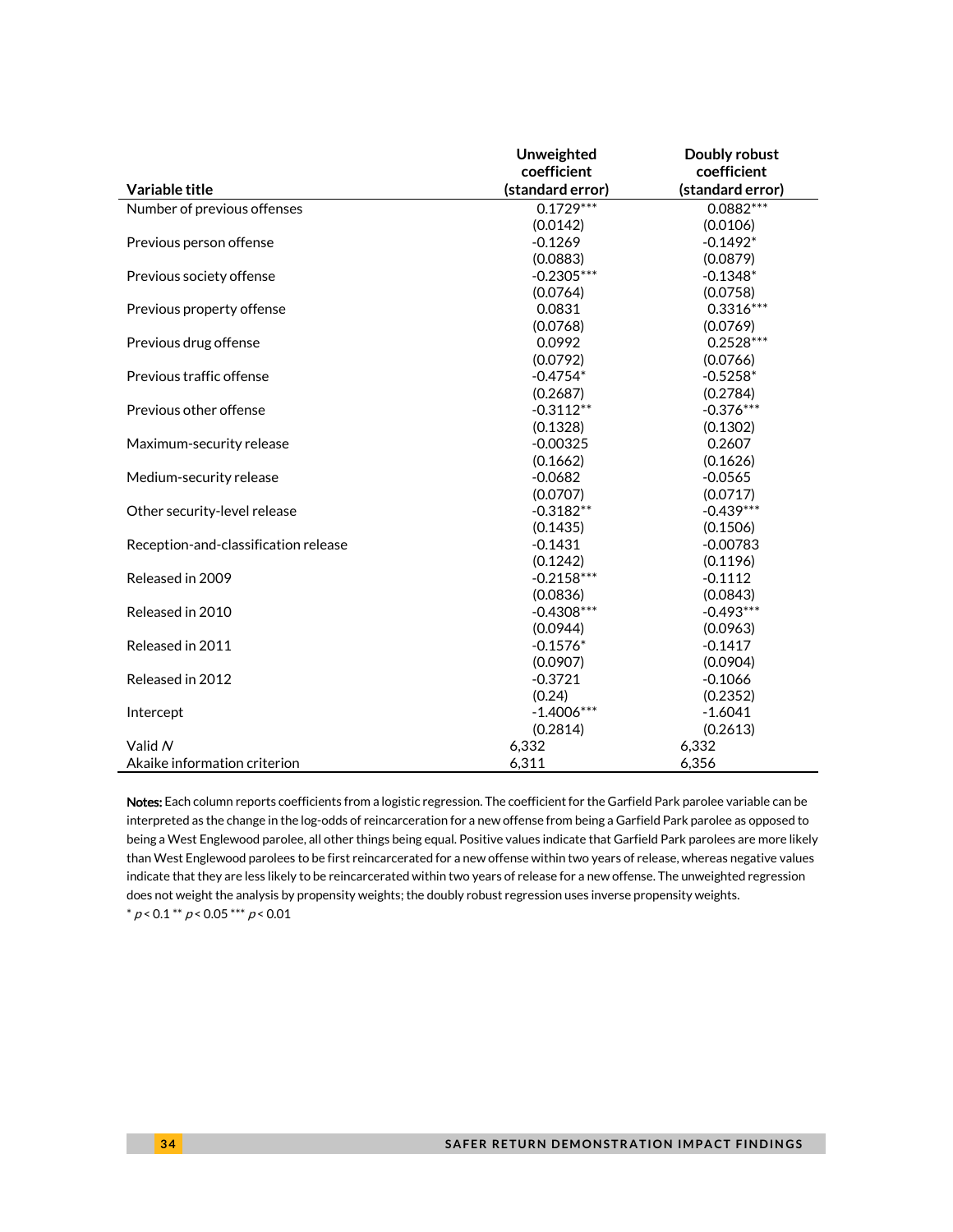| Variable title | Unweighted coefficient (standard error) | Doubly robust coefficient (standard error) |
|---|---|---|
| Number of previous offenses | 0.1729*** | 0.0882*** |
| | (0.0142) | (0.0106) |
| Previous person offense | -0.1269 | -0.1492* |
| | (0.0883) | (0.0879) |
| Previous society offense | -0.2305*** | -0.1348* |
| | (0.0764) | (0.0758) |
| Previous property offense | 0.0831 | 0.3316*** |
| | (0.0768) | (0.0769) |
| Previous drug offense | 0.0992 | 0.2528*** |
| | (0.0792) | (0.0766) |
| Previous traffic offense | -0.4754* | -0.5258* |
| | (0.2687) | (0.2784) |
| Previous other offense | -0.3112** | -0.376*** |
| | (0.1328) | (0.1302) |
| Maximum-security release | -0.00325 | 0.2607 |
| | (0.1662) | (0.1626) |
| Medium-security release | -0.0682 | -0.0565 |
| | (0.0707) | (0.0717) |
| Other security-level release | -0.3182** | -0.439*** |
| | (0.1435) | (0.1506) |
| Reception-and-classification release | -0.1431 | -0.00783 |
| | (0.1242) | (0.1196) |
| Released in 2009 | -0.2158*** | -0.1112 |
| | (0.0836) | (0.0843) |
| Released in 2010 | -0.4308*** | -0.493*** |
| | (0.0944) | (0.0963) |
| Released in 2011 | -0.1576* | -0.1417 |
| | (0.0907) | (0.0904) |
| Released in 2012 | -0.3721 | -0.1066 |
| | (0.24) | (0.2352) |
| Intercept | -1.4006*** | -1.6041 |
| | (0.2814) | (0.2613) |
| Valid *N* | 6,332 | 6,332 |
| Akaike information criterion | 6,311 | 6,356 |

**Notes:** Each column reports coefficients from a logistic regression. The coefficient for the Garfield Park parolee variable can be interpreted as the change in the log-odds of reincarceration for a new offense from being a Garfield Park parolee as opposed to being a West Englewood parolee, all other things being equal. Positive values indicate that Garfield Park parolees are more likely than West Englewood parolees to be first reincarcerated for a new offense within two years of release, whereas negative values indicate that they are less likely to be reincarcerated within two years of release for a new offense. The unweighted regression does not weight the analysis by propensity weights; the doubly robust regression uses inverse propensity weights.

* $p < 0.1$ ** $p < 0.05$ *** $p < 0.01$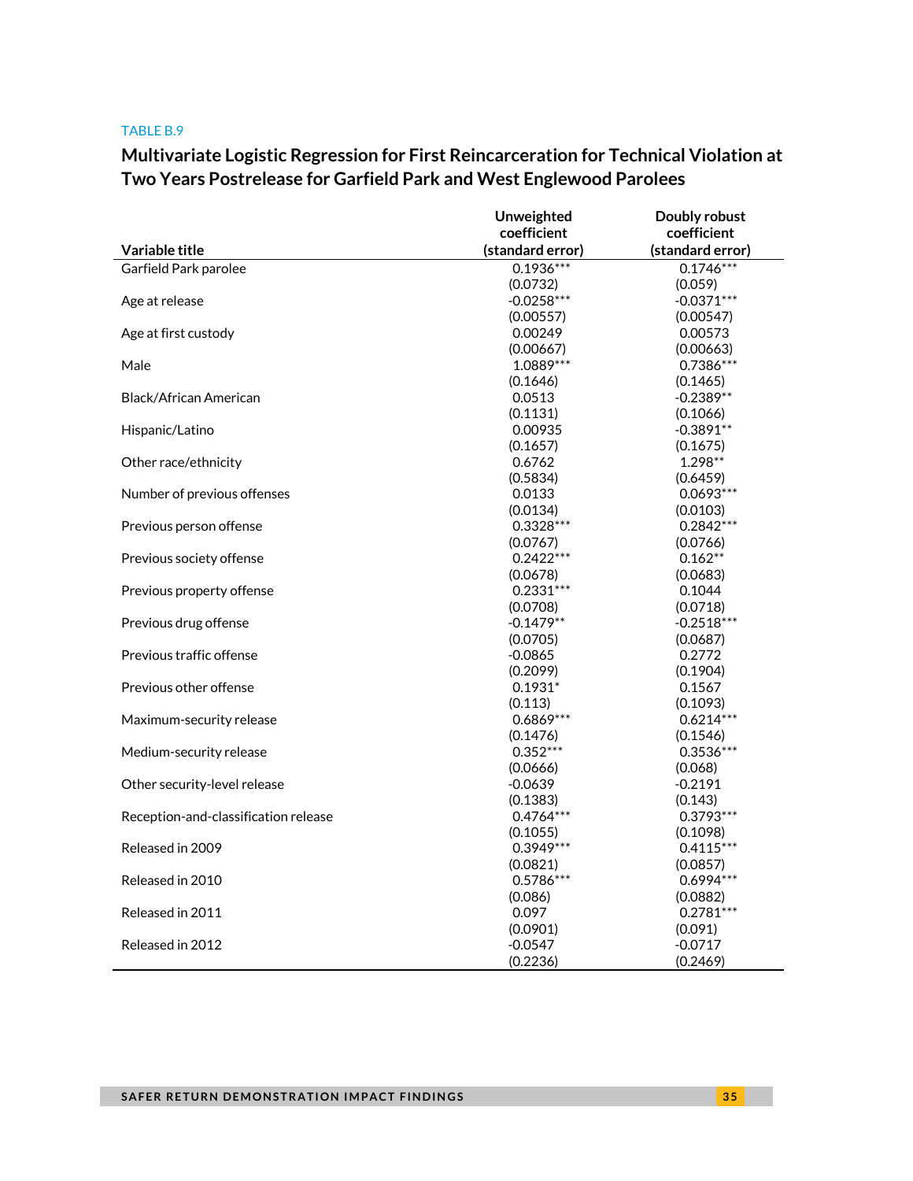TABLE B.9

## Multivariate Logistic Regression for First Reincarceration for Technical Violation at Two Years Postrelease for Garfield Park and West Englewood Parolees

| Variable title | Unweighted coefficient (standard error) | Doubly robust coefficient (standard error) |
|---|---|---|
| Garfield Park parolee | 0.1936*** | 0.1746*** |
| | (0.0732) | (0.059) |
| Age at release | -0.0258*** | -0.0371*** |
| | (0.00557) | (0.00547) |
| Age at first custody | 0.00249 | 0.00573 |
| | (0.00667) | (0.00663) |
| Male | 1.0889*** | 0.7386*** |
| | (0.1646) | (0.1465) |
| Black/African American | 0.0513 | -0.2389** |
| | (0.1131) | (0.1066) |
| Hispanic/Latino | 0.00935 | -0.3891** |
| | (0.1657) | (0.1675) |
| Other race/ethnicity | 0.6762 | 1.298** |
| | (0.5834) | (0.6459) |
| Number of previous offenses | 0.0133 | 0.0693*** |
| | (0.0134) | (0.0103) |
| Previous person offense | 0.3328*** | 0.2842*** |
| | (0.0767) | (0.0766) |
| Previous society offense | 0.2422*** | 0.162** |
| | (0.0678) | (0.0683) |
| Previous property offense | 0.2331*** | 0.1044 |
| | (0.0708) | (0.0718) |
| Previous drug offense | -0.1479** | -0.2518*** |
| | (0.0705) | (0.0687) |
| Previous traffic offense | -0.0865 | 0.2772 |
| | (0.2099) | (0.1904) |
| Previous other offense | 0.1931* | 0.1567 |
| | (0.113) | (0.1093) |
| Maximum-security release | 0.6869*** | 0.6214*** |
| | (0.1476) | (0.1546) |
| Medium-security release | 0.352*** | 0.3536*** |
| | (0.0666) | (0.068) |
| Other security-level release | -0.0639 | -0.2191 |
| | (0.1383) | (0.143) |
| Reception-and-classification release | 0.4764*** | 0.3793*** |
| | (0.1055) | (0.1098) |
| Released in 2009 | 0.3949*** | 0.4115*** |
| | (0.0821) | (0.0857) |
| Released in 2010 | 0.5786*** | 0.6994*** |
| | (0.086) | (0.0882) |
| Released in 2011 | 0.097 | 0.2781*** |
| | (0.0901) | (0.091) |
| Released in 2012 | -0.0547 | -0.0717 |
| | (0.2236) | (0.2469) |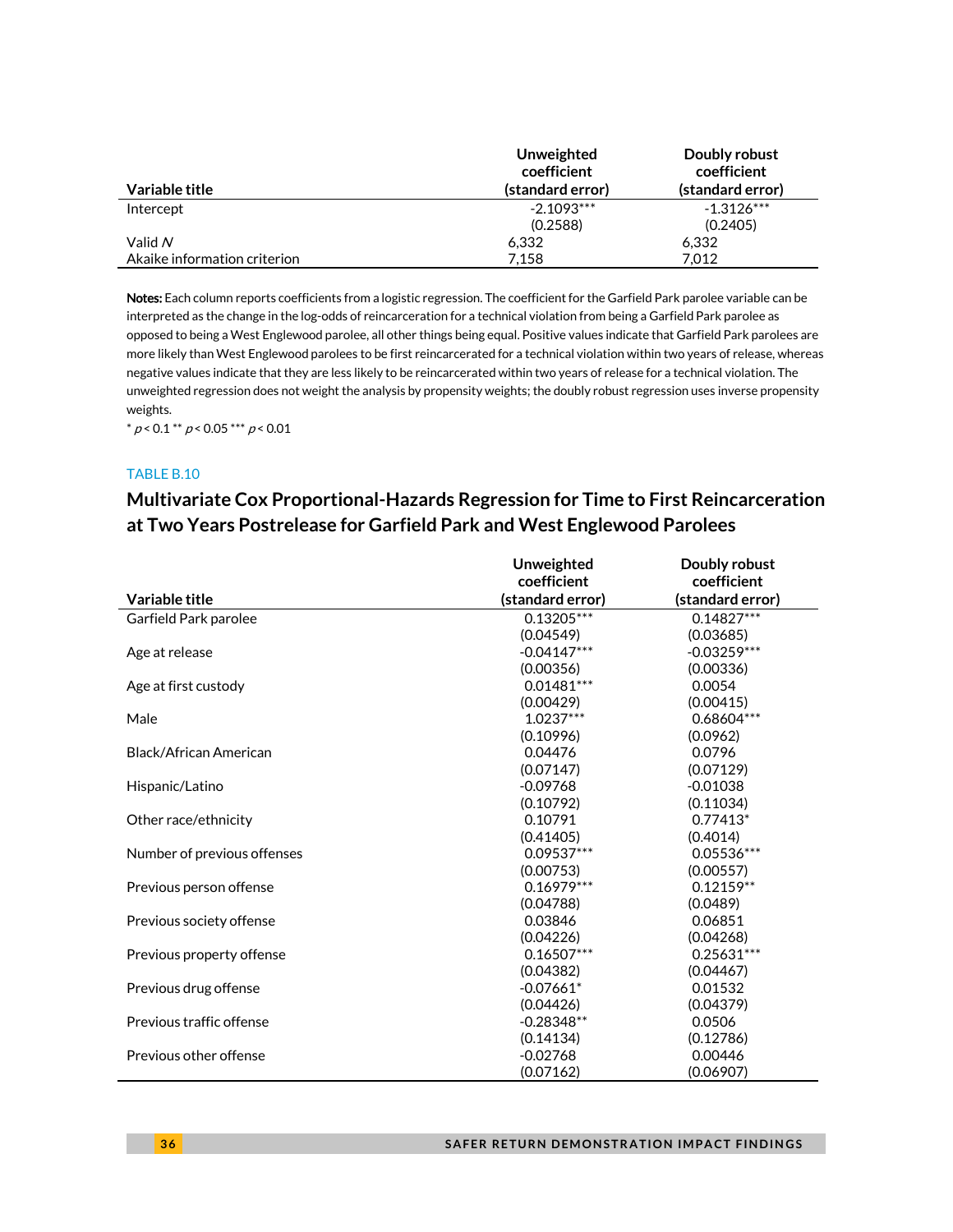| Variable title | Unweighted coefficient (standard error) | Doubly robust coefficient (standard error) |
|---|---|---|
| Intercept | -2.1093*** | -1.3126*** |
| | (0.2588) | (0.2405) |
| Valid *N* | 6,332 | 6,332 |
| Akaike information criterion | 7,158 | 7,012 |

**Notes:** Each column reports coefficients from a logistic regression. The coefficient for the Garfield Park parolee variable can be interpreted as the change in the log-odds of reincarceration for a technical violation from being a Garfield Park parolee as opposed to being a West Englewood parolee, all other things being equal. Positive values indicate that Garfield Park parolees are more likely than West Englewood parolees to be first reincarcerated for a technical violation within two years of release, whereas negative values indicate that they are less likely to be reincarcerated within two years of release for a technical violation. The unweighted regression does not weight the analysis by propensity weights; the doubly robust regression uses inverse propensity weights.

\* $p < 0.1$ \*\* $p < 0.05$ \*\*\* $p < 0.01$

TABLE B.10

## Multivariate Cox Proportional-Hazards Regression for Time to First Reincarceration at Two Years Postrelease for Garfield Park and West Englewood Parolees

| Variable title | Unweighted coefficient (standard error) | Doubly robust coefficient (standard error) |
|---|---|---|
| Garfield Park parolee | 0.13205*** | 0.14827*** |
| | (0.04549) | (0.03685) |
| Age at release | -0.04147*** | -0.03259*** |
| | (0.00356) | (0.00336) |
| Age at first custody | 0.01481*** | 0.0054 |
| | (0.00429) | (0.00415) |
| Male | 1.0237*** | 0.68604*** |
| | (0.10996) | (0.0962) |
| Black/African American | 0.04476 | 0.0796 |
| | (0.07147) | (0.07129) |
| Hispanic/Latino | -0.09768 | -0.01038 |
| | (0.10792) | (0.11034) |
| Other race/ethnicity | 0.10791 | 0.77413* |
| | (0.41405) | (0.4014) |
| Number of previous offenses | 0.09537*** | 0.05536*** |
| | (0.00753) | (0.00557) |
| Previous person offense | 0.16979*** | 0.12159** |
| | (0.04788) | (0.0489) |
| Previous society offense | 0.03846 | 0.06851 |
| | (0.04226) | (0.04268) |
| Previous property offense | 0.16507*** | 0.25631*** |
| | (0.04382) | (0.04467) |
| Previous drug offense | -0.07661* | 0.01532 |
| | (0.04426) | (0.04379) |
| Previous traffic offense | -0.28348** | 0.0506 |
| | (0.14134) | (0.12786) |
| Previous other offense | -0.02768 | 0.00446 |
| | (0.07162) | (0.06907) |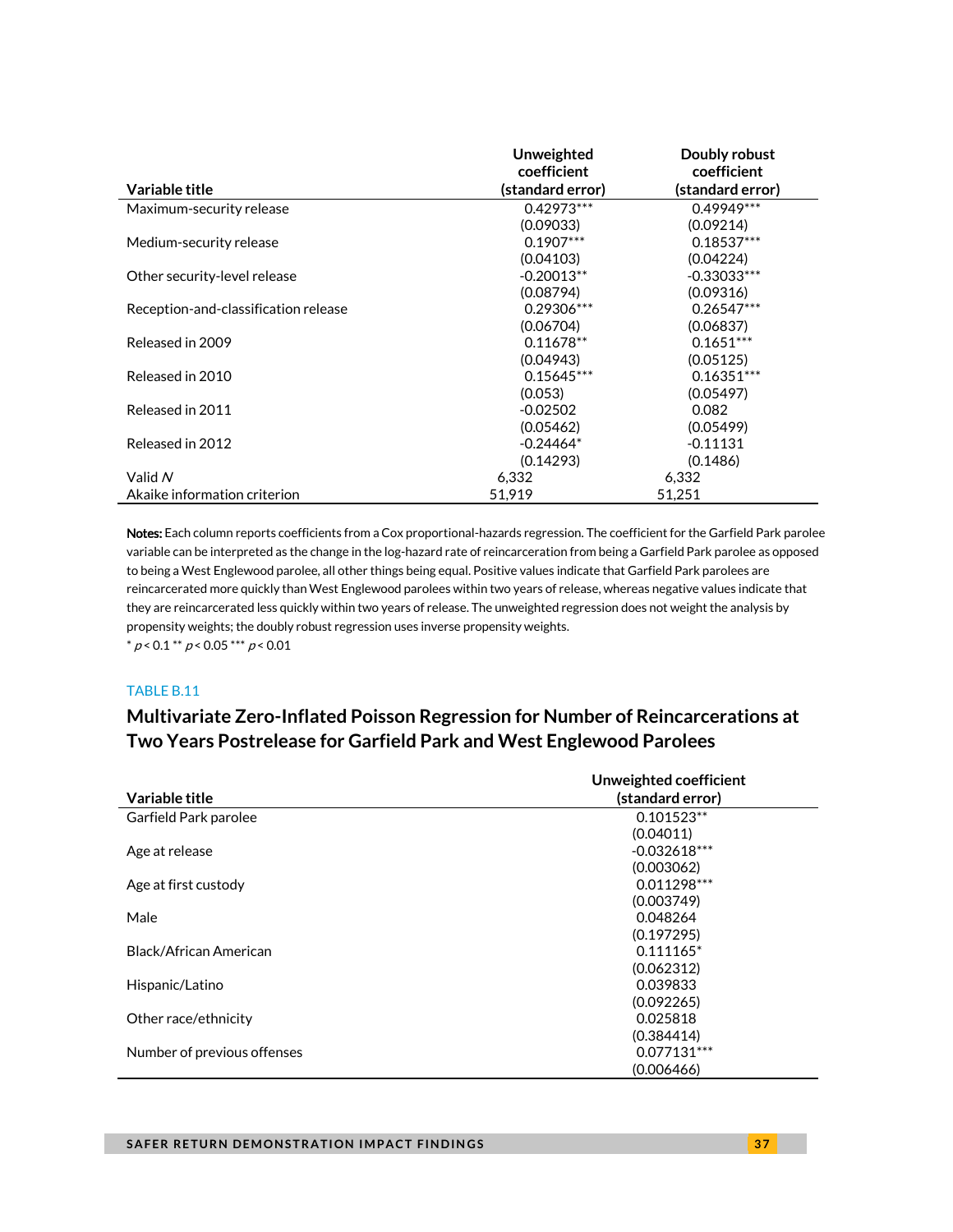| Variable title | Unweighted coefficient (standard error) | Doubly robust coefficient (standard error) |
|---|---|---|
| Maximum-security release | 0.42973*** | 0.49949*** |
| | (0.09033) | (0.09214) |
| Medium-security release | 0.1907*** | 0.18537*** |
| | (0.04103) | (0.04224) |
| Other security-level release | -0.20013** | -0.33033*** |
| | (0.08794) | (0.09316) |
| Reception-and-classification release | 0.29306*** | 0.26547*** |
| | (0.06704) | (0.06837) |
| Released in 2009 | 0.11678** | 0.1651*** |
| | (0.04943) | (0.05125) |
| Released in 2010 | 0.15645*** | 0.16351*** |
| | (0.053) | (0.05497) |
| Released in 2011 | -0.02502 | 0.082 |
| | (0.05462) | (0.05499) |
| Released in 2012 | -0.24464* | -0.11131 |
| | (0.14293) | (0.1486) |
| Valid *N* | 6,332 | 6,332 |
| Akaike information criterion | 51,919 | 51,251 |

**Notes:** Each column reports coefficients from a Cox proportional-hazards regression. The coefficient for the Garfield Park parolee variable can be interpreted as the change in the log-hazard rate of reincarceration from being a Garfield Park parolee as opposed to being a West Englewood parolee, all other things being equal. Positive values indicate that Garfield Park parolees are reincarcerated more quickly than West Englewood parolees within two years of release, whereas negative values indicate that they are reincarcerated less quickly within two years of release. The unweighted regression does not weight the analysis by propensity weights; the doubly robust regression uses inverse propensity weights.

\* $p < 0.1$ \*\* $p < 0.05$ \*\*\* $p < 0.01$

TABLE B.11

## Multivariate Zero-Inflated Poisson Regression for Number of Reincarcerations at Two Years Postrelease for Garfield Park and West Englewood Parolees

| Variable title | Unweighted coefficient (standard error) |
|---|---|
| Garfield Park parolee | 0.101523** |
| | (0.04011) |
| Age at release | -0.032618*** |
| | (0.003062) |
| Age at first custody | 0.011298*** |
| | (0.003749) |
| Male | 0.048264 |
| | (0.197295) |
| Black/African American | 0.111165* |
| | (0.062312) |
| Hispanic/Latino | 0.039833 |
| | (0.092265) |
| Other race/ethnicity | 0.025818 |
| | (0.384414) |
| Number of previous offenses | 0.077131*** |
| | (0.006466) |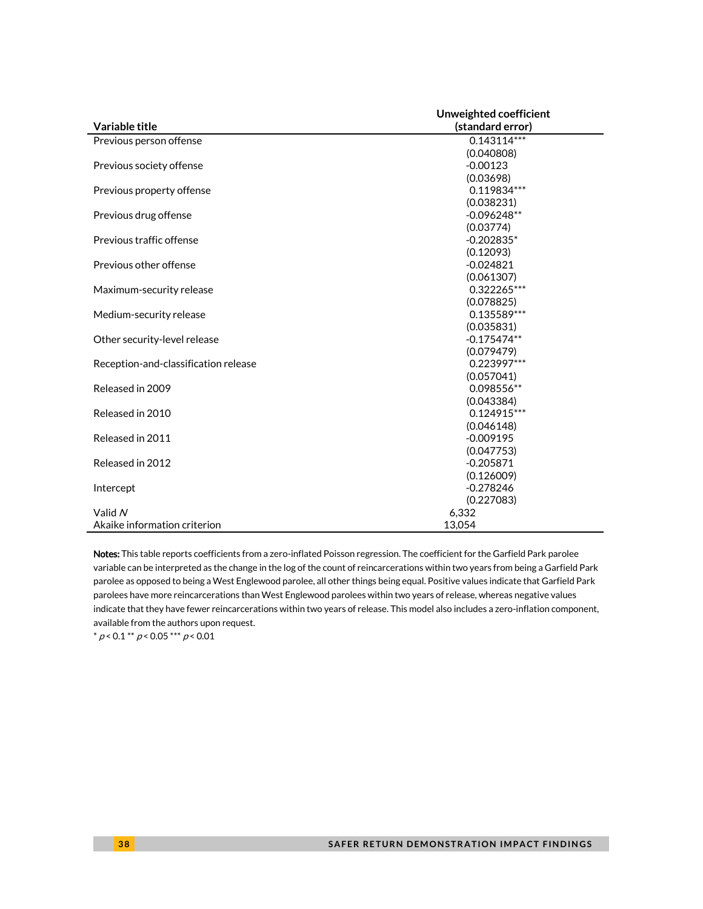| Variable title | Unweighted coefficient (standard error) |
|---|---|
| Previous person offense | 0.143114*** |
| | (0.040808) |
| Previous society offense | -0.00123 |
| | (0.03698) |
| Previous property offense | 0.119834*** |
| | (0.038231) |
| Previous drug offense | -0.096248** |
| | (0.03774) |
| Previous traffic offense | -0.202835* |
| | (0.12093) |
| Previous other offense | -0.024821 |
| | (0.061307) |
| Maximum-security release | 0.322265*** |
| | (0.078825) |
| Medium-security release | 0.135589*** |
| | (0.035831) |
| Other security-level release | -0.175474** |
| | (0.079479) |
| Reception-and-classification release | 0.223997*** |
| | (0.057041) |
| Released in 2009 | 0.098556** |
| | (0.043384) |
| Released in 2010 | 0.124915*** |
| | (0.046148) |
| Released in 2011 | -0.009195 |
| | (0.047753) |
| Released in 2012 | -0.205871 |
| | (0.126009) |
| Intercept | -0.278246 |
| | (0.227083) |
| Valid *N* | 6,332 |
| Akaike information criterion | 13,054 |

**Notes:** This table reports coefficients from a zero-inflated Poisson regression. The coefficient for the Garfield Park parolee variable can be interpreted as the change in the log of the count of reincarcerations within two years from being a Garfield Park parolee as opposed to being a West Englewood parolee, all other things being equal. Positive values indicate that Garfield Park parolees have more reincarcerations than West Englewood parolees within two years of release, whereas negative values indicate that they have fewer reincarcerations within two years of release. This model also includes a zero-inflation component, available from the authors upon request.

\* $p < 0.1$ ** $p < 0.05$ *** $p < 0.01$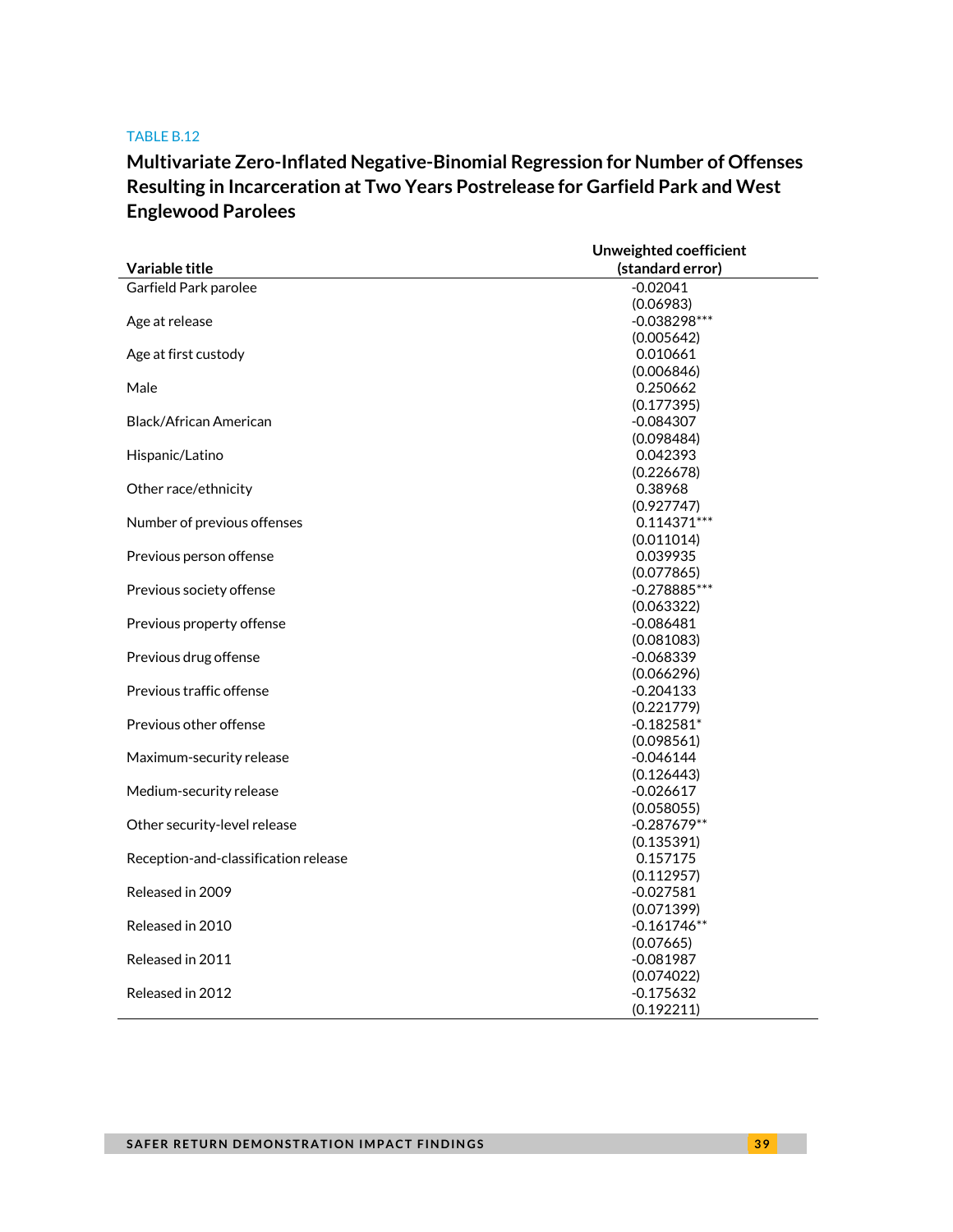TABLE B.12

## Multivariate Zero-Inflated Negative-Binomial Regression for Number of Offenses Resulting in Incarceration at Two Years Postrelease for Garfield Park and West Englewood Parolees

| Variable title | Unweighted coefficient (standard error) |
|---|---|
| Garfield Park parolee | -0.02041 |
| | (0.06983) |
| Age at release | -0.038298*** |
| | (0.005642) |
| Age at first custody | 0.010661 |
| | (0.006846) |
| Male | 0.250662 |
| | (0.177395) |
| Black/African American | -0.084307 |
| | (0.098484) |
| Hispanic/Latino | 0.042393 |
| | (0.226678) |
| Other race/ethnicity | 0.38968 |
| | (0.927747) |
| Number of previous offenses | 0.114371*** |
| | (0.011014) |
| Previous person offense | 0.039935 |
| | (0.077865) |
| Previous society offense | -0.278885*** |
| | (0.063322) |
| Previous property offense | -0.086481 |
| | (0.081083) |
| Previous drug offense | -0.068339 |
| | (0.066296) |
| Previous traffic offense | -0.204133 |
| | (0.221779) |
| Previous other offense | -0.182581* |
| | (0.098561) |
| Maximum-security release | -0.046144 |
| | (0.126443) |
| Medium-security release | -0.026617 |
| | (0.058055) |
| Other security-level release | -0.287679** |
| | (0.135391) |
| Reception-and-classification release | 0.157175 |
| | (0.112957) |
| Released in 2009 | -0.027581 |
| | (0.071399) |
| Released in 2010 | -0.161746** |
| | (0.07665) |
| Released in 2011 | -0.081987 |
| | (0.074022) |
| Released in 2012 | -0.175632 |
| | (0.192211) |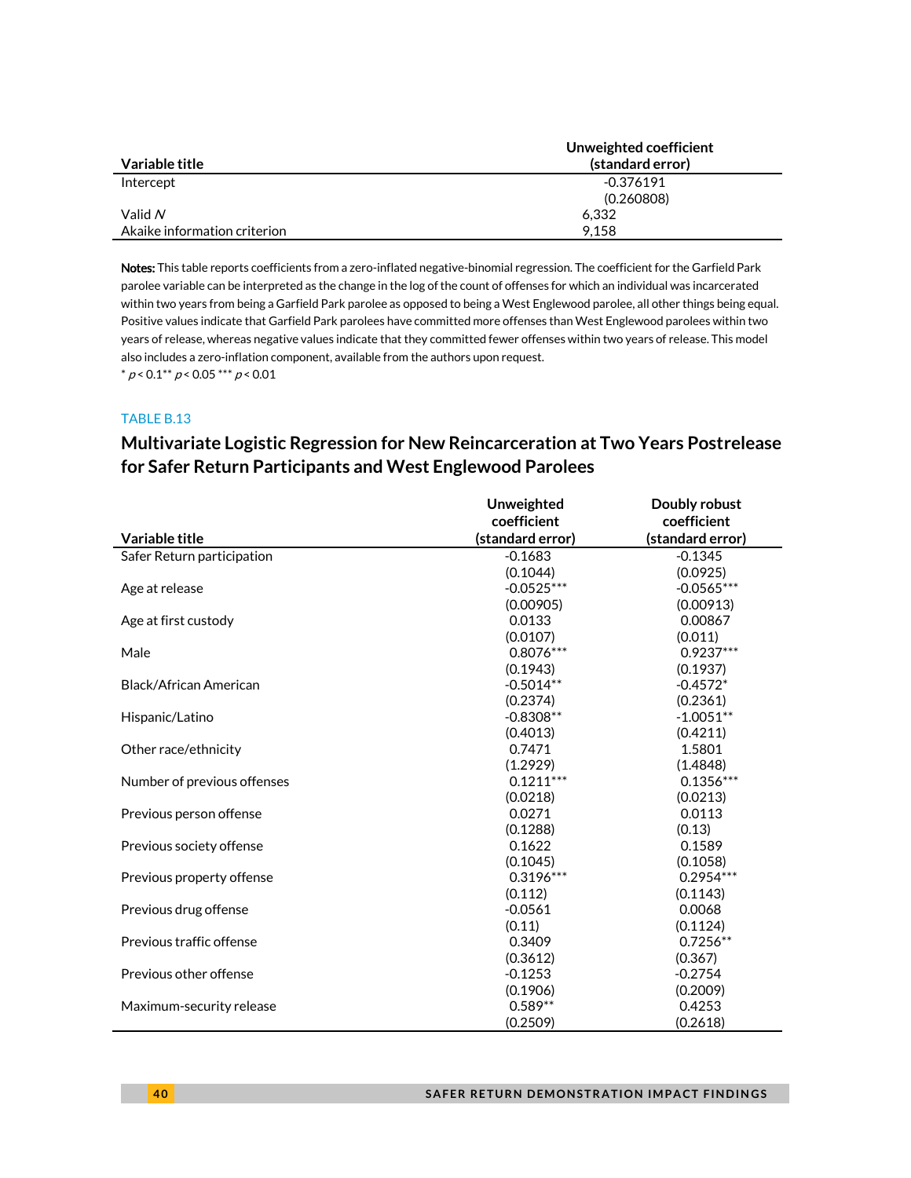| Variable title | Unweighted coefficient (standard error) |
|---|---|
| Intercept | -0.376191 |
| | (0.260808) |
| Valid *N* | 6,332 |
| Akaike information criterion | 9,158 |

**Notes:** This table reports coefficients from a zero-inflated negative-binomial regression. The coefficient for the Garfield Park parolee variable can be interpreted as the change in the log of the count of offenses for which an individual was incarcerated within two years from being a Garfield Park parolee as opposed to being a West Englewood parolee, all other things being equal. Positive values indicate that Garfield Park parolees have committed more offenses than West Englewood parolees within two years of release, whereas negative values indicate that they committed fewer offenses within two years of release. This model also includes a zero-inflation component, available from the authors upon request.
* $p < 0.1$ ** $p < 0.05$ *** $p < 0.01$

TABLE B.13

## Multivariate Logistic Regression for New Reincarceration at Two Years Postrelease for Safer Return Participants and West Englewood Parolees

| Variable title | Unweighted coefficient (standard error) | Doubly robust coefficient (standard error) |
|---|---|---|
| Safer Return participation | -0.1683 | -0.1345 |
| | (0.1044) | (0.0925) |
| Age at release | -0.0525*** | -0.0565*** |
| | (0.00905) | (0.00913) |
| Age at first custody | 0.0133 | 0.00867 |
| | (0.0107) | (0.011) |
| Male | 0.8076*** | 0.9237*** |
| | (0.1943) | (0.1937) |
| Black/African American | -0.5014** | -0.4572* |
| | (0.2374) | (0.2361) |
| Hispanic/Latino | -0.8308** | -1.0051** |
| | (0.4013) | (0.4211) |
| Other race/ethnicity | 0.7471 | 1.5801 |
| | (1.2929) | (1.4848) |
| Number of previous offenses | 0.1211*** | 0.1356*** |
| | (0.0218) | (0.0213) |
| Previous person offense | 0.0271 | 0.0113 |
| | (0.1288) | (0.13) |
| Previous society offense | 0.1622 | 0.1589 |
| | (0.1045) | (0.1058) |
| Previous property offense | 0.3196*** | 0.2954*** |
| | (0.112) | (0.1143) |
| Previous drug offense | -0.0561 | 0.0068 |
| | (0.11) | (0.1124) |
| Previous traffic offense | 0.3409 | 0.7256** |
| | (0.3612) | (0.367) |
| Previous other offense | -0.1253 | -0.2754 |
| | (0.1906) | (0.2009) |
| Maximum-security release | 0.589** | 0.4253 |
| | (0.2509) | (0.2618) |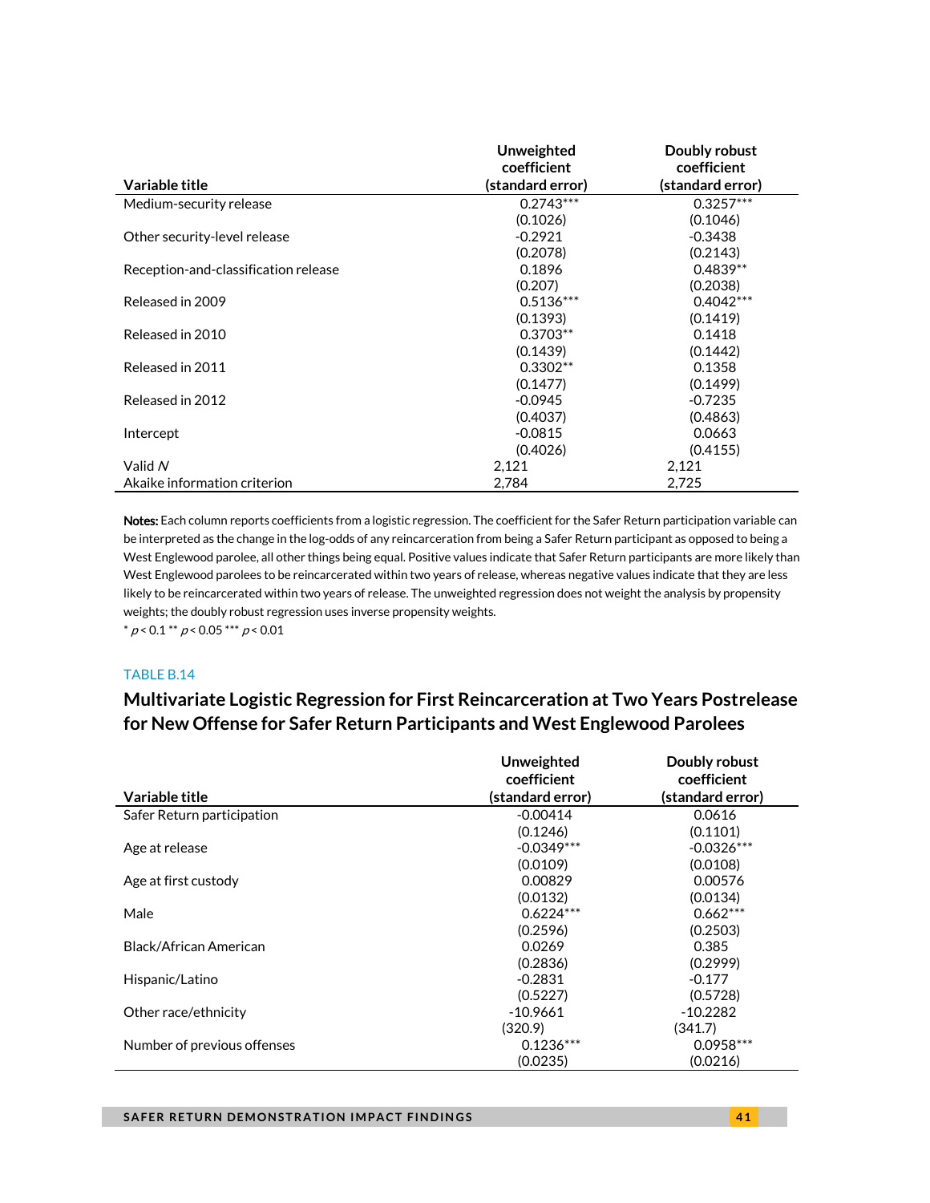| Variable title | Unweighted coefficient (standard error) | Doubly robust coefficient (standard error) |
|---|---|---|
| Medium-security release | 0.2743*** | 0.3257*** |
| | (0.1026) | (0.1046) |
| Other security-level release | -0.2921 | -0.3438 |
| | (0.2078) | (0.2143) |
| Reception-and-classification release | 0.1896 | 0.4839** |
| | (0.207) | (0.2038) |
| Released in 2009 | 0.5136*** | 0.4042*** |
| | (0.1393) | (0.1419) |
| Released in 2010 | 0.3703** | 0.1418 |
| | (0.1439) | (0.1442) |
| Released in 2011 | 0.3302** | 0.1358 |
| | (0.1477) | (0.1499) |
| Released in 2012 | -0.0945 | -0.7235 |
| | (0.4037) | (0.4863) |
| Intercept | -0.0815 | 0.0663 |
| | (0.4026) | (0.4155) |
| Valid *N* | 2,121 | 2,121 |
| Akaike information criterion | 2,784 | 2,725 |

**Notes:** Each column reports coefficients from a logistic regression. The coefficient for the Safer Return participation variable can be interpreted as the change in the log-odds of any reincarceration from being a Safer Return participant as opposed to being a West Englewood parolee, all other things being equal. Positive values indicate that Safer Return participants are more likely than West Englewood parolees to be reincarcerated within two years of release, whereas negative values indicate that they are less likely to be reincarcerated within two years of release. The unweighted regression does not weight the analysis by propensity weights; the doubly robust regression uses inverse propensity weights.

* $p < 0.1$ ** $p < 0.05$ *** $p < 0.01$

TABLE B.14

## Multivariate Logistic Regression for First Reincarceration at Two Years Postrelease for New Offense for Safer Return Participants and West Englewood Parolees

| Variable title | Unweighted coefficient (standard error) | Doubly robust coefficient (standard error) |
|---|---|---|
| Safer Return participation | -0.00414 | 0.0616 |
| | (0.1246) | (0.1101) |
| Age at release | -0.0349*** | -0.0326*** |
| | (0.0109) | (0.0108) |
| Age at first custody | 0.00829 | 0.00576 |
| | (0.0132) | (0.0134) |
| Male | 0.6224*** | 0.662*** |
| | (0.2596) | (0.2503) |
| Black/African American | 0.0269 | 0.385 |
| | (0.2836) | (0.2999) |
| Hispanic/Latino | -0.2831 | -0.177 |
| | (0.5227) | (0.5728) |
| Other race/ethnicity | -10.9661 | -10.2282 |
| | (320.9) | (341.7) |
| Number of previous offenses | 0.1236*** | 0.0958*** |
| | (0.0235) | (0.0216) |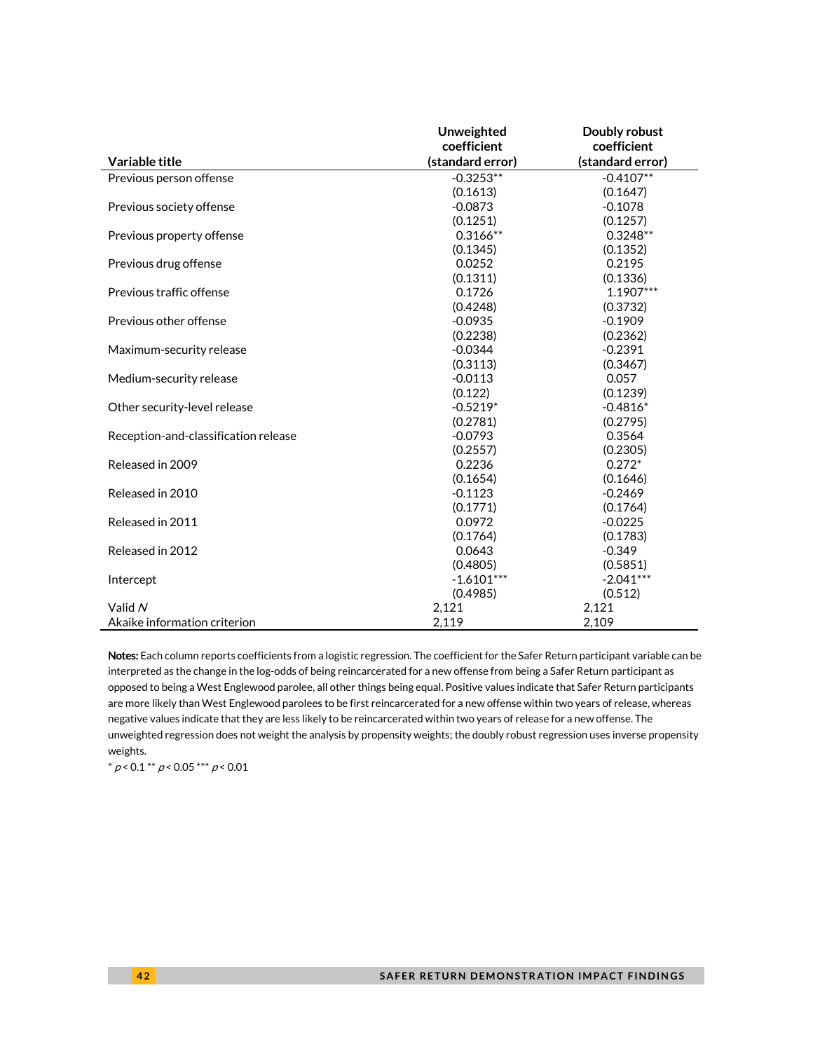| Variable title | Unweighted coefficient (standard error) | Doubly robust coefficient (standard error) |
|---|---|---|
| Previous person offense | -0.3253** | -0.4107** |
| | (0.1613) | (0.1647) |
| Previous society offense | -0.0873 | -0.1078 |
| | (0.1251) | (0.1257) |
| Previous property offense | 0.3166** | 0.3248** |
| | (0.1345) | (0.1352) |
| Previous drug offense | 0.0252 | 0.2195 |
| | (0.1311) | (0.1336) |
| Previous traffic offense | 0.1726 | 1.1907*** |
| | (0.4248) | (0.3732) |
| Previous other offense | -0.0935 | -0.1909 |
| | (0.2238) | (0.2362) |
| Maximum-security release | -0.0344 | -0.2391 |
| | (0.3113) | (0.3467) |
| Medium-security release | -0.0113 | 0.057 |
| | (0.122) | (0.1239) |
| Other security-level release | -0.5219* | -0.4816* |
| | (0.2781) | (0.2795) |
| Reception-and-classification release | -0.0793 | 0.3564 |
| | (0.2557) | (0.2305) |
| Released in 2009 | 0.2236 | 0.272* |
| | (0.1654) | (0.1646) |
| Released in 2010 | -0.1123 | -0.2469 |
| | (0.1771) | (0.1764) |
| Released in 2011 | 0.0972 | -0.0225 |
| | (0.1764) | (0.1783) |
| Released in 2012 | 0.0643 | -0.349 |
| | (0.4805) | (0.5851) |
| Intercept | -1.6101*** | -2.041*** |
| | (0.4985) | (0.512) |
| Valid *N* | 2,121 | 2,121 |
| Akaike information criterion | 2,119 | 2,109 |

**Notes:** Each column reports coefficients from a logistic regression. The coefficient for the Safer Return participant variable can be interpreted as the change in the log-odds of being reincarcerated for a new offense from being a Safer Return participant as opposed to being a West Englewood parolee, all other things being equal. Positive values indicate that Safer Return participants are more likely than West Englewood parolees to be first reincarcerated for a new offense within two years of release, whereas negative values indicate that they are less likely to be reincarcerated within two years of release for a new offense. The unweighted regression does not weight the analysis by propensity weights; the doubly robust regression uses inverse propensity weights.

* $p < 0.1$ ** $p < 0.05$ *** $p < 0.01$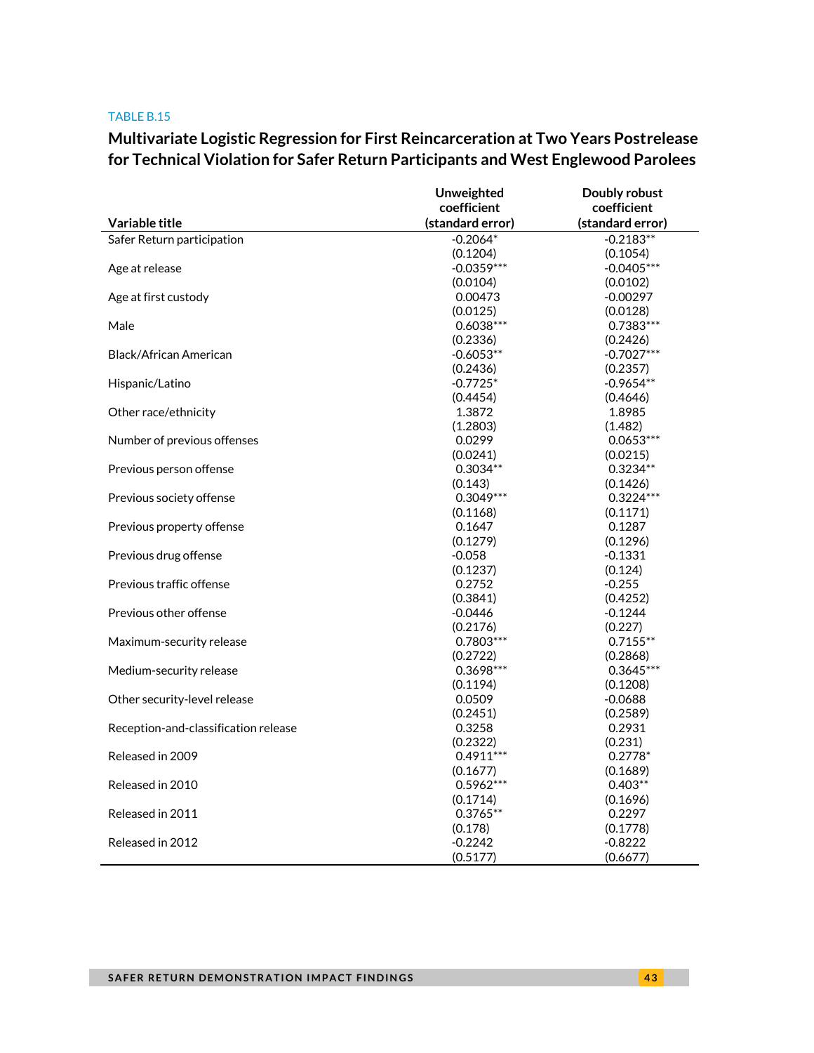TABLE B.15

## Multivariate Logistic Regression for First Reincarceration at Two Years Postrelease for Technical Violation for Safer Return Participants and West Englewood Parolees

| Variable title | Unweighted coefficient (standard error) | Doubly robust coefficient (standard error) |
|---|---|---|
| Safer Return participation | -0.2064* | -0.2183** |
| | (0.1204) | (0.1054) |
| Age at release | -0.0359*** | -0.0405*** |
| | (0.0104) | (0.0102) |
| Age at first custody | 0.00473 | -0.00297 |
| | (0.0125) | (0.0128) |
| Male | 0.6038*** | 0.7383*** |
| | (0.2336) | (0.2426) |
| Black/African American | -0.6053** | -0.7027*** |
| | (0.2436) | (0.2357) |
| Hispanic/Latino | -0.7725* | -0.9654** |
| | (0.4454) | (0.4646) |
| Other race/ethnicity | 1.3872 | 1.8985 |
| | (1.2803) | (1.482) |
| Number of previous offenses | 0.0299 | 0.0653*** |
| | (0.0241) | (0.0215) |
| Previous person offense | 0.3034** | 0.3234** |
| | (0.143) | (0.1426) |
| Previous society offense | 0.3049*** | 0.3224*** |
| | (0.1168) | (0.1171) |
| Previous property offense | 0.1647 | 0.1287 |
| | (0.1279) | (0.1296) |
| Previous drug offense | -0.058 | -0.1331 |
| | (0.1237) | (0.124) |
| Previous traffic offense | 0.2752 | -0.255 |
| | (0.3841) | (0.4252) |
| Previous other offense | -0.0446 | -0.1244 |
| | (0.2176) | (0.227) |
| Maximum-security release | 0.7803*** | 0.7155** |
| | (0.2722) | (0.2868) |
| Medium-security release | 0.3698*** | 0.3645*** |
| | (0.1194) | (0.1208) |
| Other security-level release | 0.0509 | -0.0688 |
| | (0.2451) | (0.2589) |
| Reception-and-classification release | 0.3258 | 0.2931 |
| | (0.2322) | (0.231) |
| Released in 2009 | 0.4911*** | 0.2778* |
| | (0.1677) | (0.1689) |
| Released in 2010 | 0.5962*** | 0.403** |
| | (0.1714) | (0.1696) |
| Released in 2011 | 0.3765** | 0.2297 |
| | (0.178) | (0.1778) |
| Released in 2012 | -0.2242 | -0.8222 |
| | (0.5177) | (0.6677) |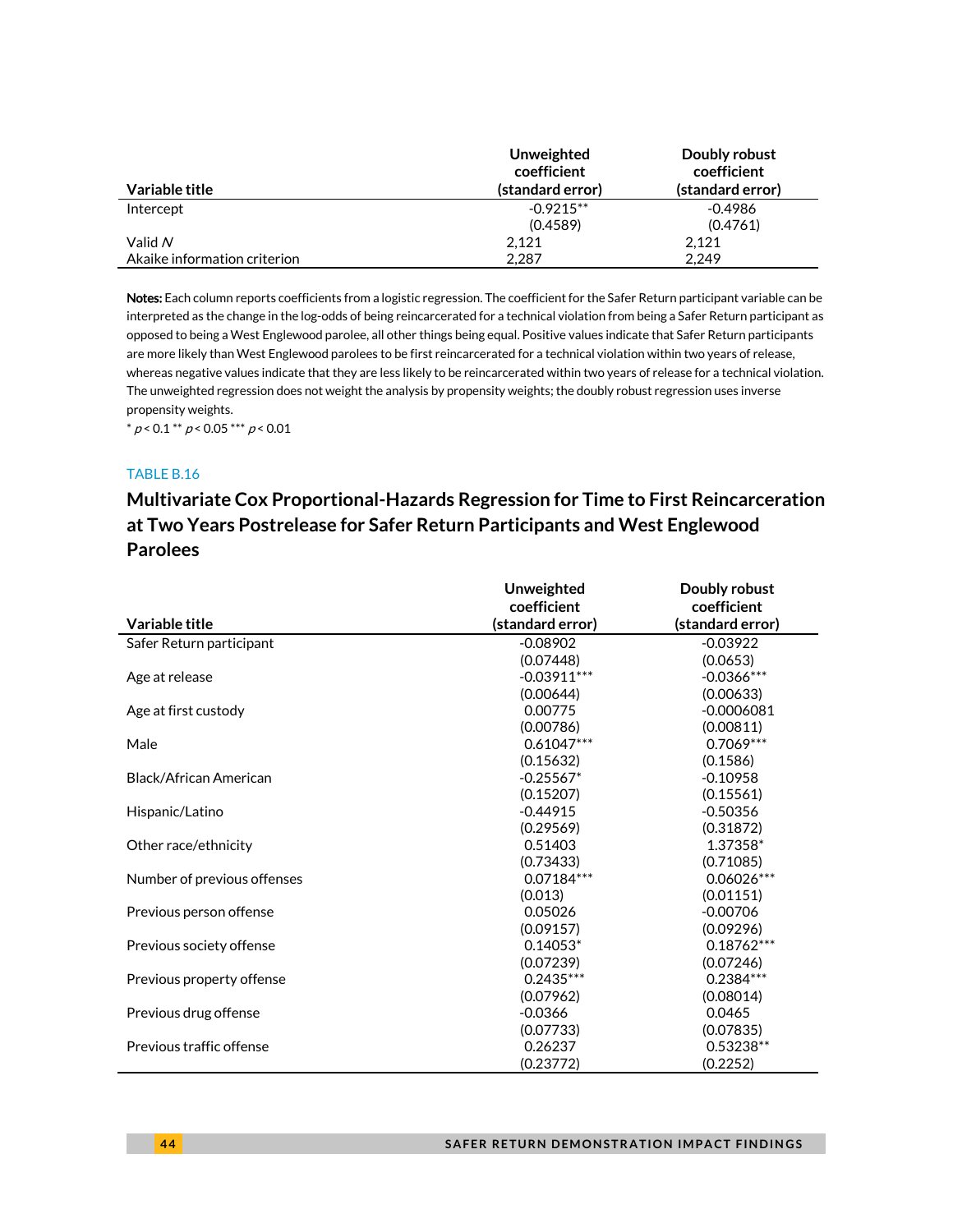| Variable title | Unweighted coefficient (standard error) | Doubly robust coefficient (standard error) |
|---|---|---|
| Intercept | -0.9215** | -0.4986 |
| | (0.4589) | (0.4761) |
| Valid *N* | 2,121 | 2,121 |
| Akaike information criterion | 2,287 | 2,249 |

**Notes:** Each column reports coefficients from a logistic regression. The coefficient for the Safer Return participant variable can be interpreted as the change in the log-odds of being reincarcerated for a technical violation from being a Safer Return participant as opposed to being a West Englewood parolee, all other things being equal. Positive values indicate that Safer Return participants are more likely than West Englewood parolees to be first reincarcerated for a technical violation within two years of release, whereas negative values indicate that they are less likely to be reincarcerated within two years of release for a technical violation. The unweighted regression does not weight the analysis by propensity weights; the doubly robust regression uses inverse propensity weights.

* $p < 0.1$ ** $p < 0.05$ *** $p < 0.01$

TABLE B.16

## Multivariate Cox Proportional-Hazards Regression for Time to First Reincarceration at Two Years Postrelease for Safer Return Participants and West Englewood Parolees

| Variable title | Unweighted coefficient (standard error) | Doubly robust coefficient (standard error) |
|---|---|---|
| Safer Return participant | -0.08902 | -0.03922 |
| | (0.07448) | (0.0653) |
| Age at release | -0.03911*** | -0.0366*** |
| | (0.00644) | (0.00633) |
| Age at first custody | 0.00775 | -0.0006081 |
| | (0.00786) | (0.00811) |
| Male | 0.61047*** | 0.7069*** |
| | (0.15632) | (0.1586) |
| Black/African American | -0.25567* | -0.10958 |
| | (0.15207) | (0.15561) |
| Hispanic/Latino | -0.44915 | -0.50356 |
| | (0.29569) | (0.31872) |
| Other race/ethnicity | 0.51403 | 1.37358* |
| | (0.73433) | (0.71085) |
| Number of previous offenses | 0.07184*** | 0.06026*** |
| | (0.013) | (0.01151) |
| Previous person offense | 0.05026 | -0.00706 |
| | (0.09157) | (0.09296) |
| Previous society offense | 0.14053* | 0.18762*** |
| | (0.07239) | (0.07246) |
| Previous property offense | 0.2435*** | 0.2384*** |
| | (0.07962) | (0.08014) |
| Previous drug offense | -0.0366 | 0.0465 |
| | (0.07733) | (0.07835) |
| Previous traffic offense | 0.26237 | 0.53238** |
| | (0.23772) | (0.2252) |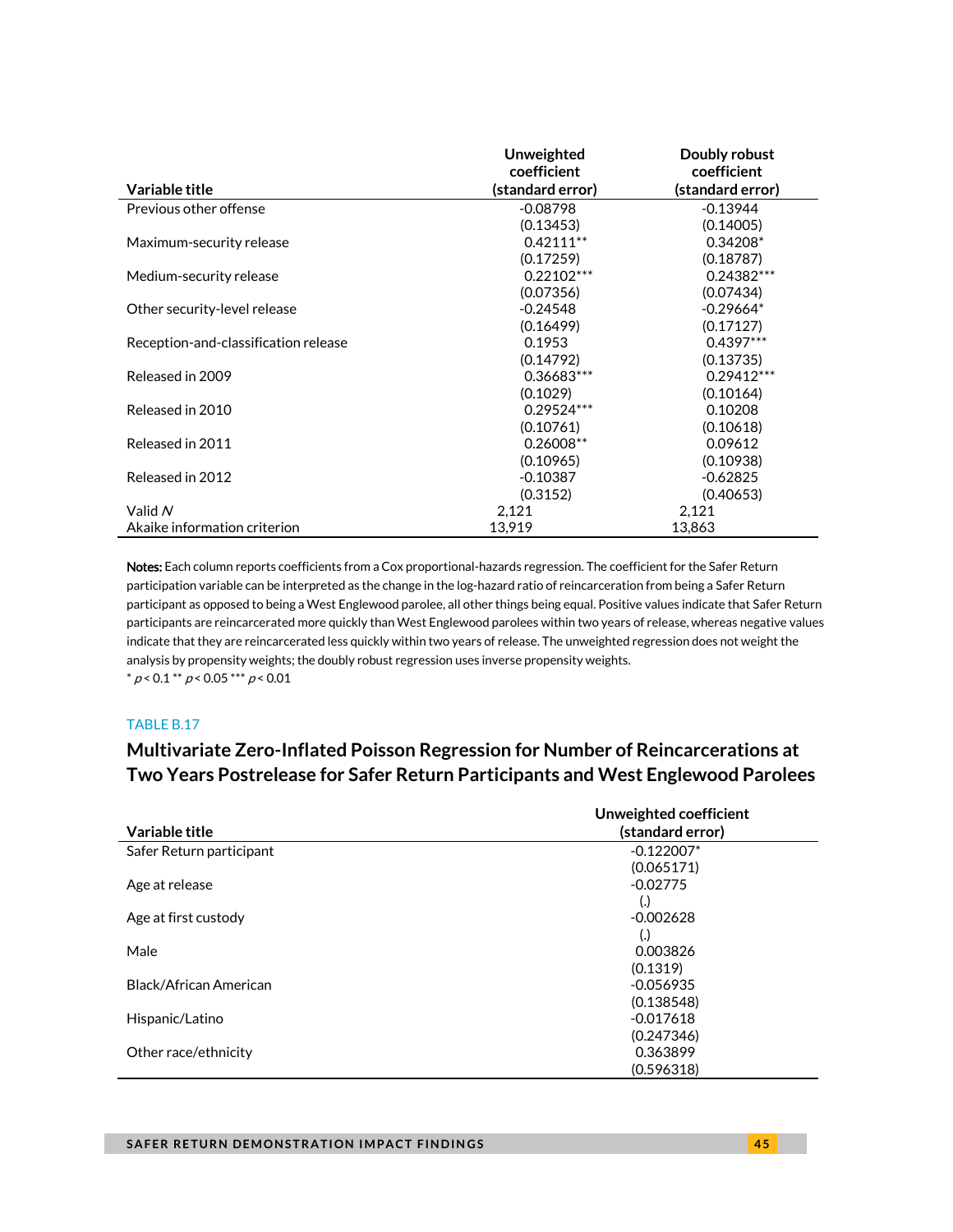| Variable title | Unweighted coefficient (standard error) | Doubly robust coefficient (standard error) |
|---|---|---|
| Previous other offense | -0.08798 | -0.13944 |
| | (0.13453) | (0.14005) |
| Maximum-security release | 0.42111** | 0.34208* |
| | (0.17259) | (0.18787) |
| Medium-security release | 0.22102*** | 0.24382*** |
| | (0.07356) | (0.07434) |
| Other security-level release | -0.24548 | -0.29664* |
| | (0.16499) | (0.17127) |
| Reception-and-classification release | 0.1953 | 0.4397*** |
| | (0.14792) | (0.13735) |
| Released in 2009 | 0.36683*** | 0.29412*** |
| | (0.1029) | (0.10164) |
| Released in 2010 | 0.29524*** | 0.10208 |
| | (0.10761) | (0.10618) |
| Released in 2011 | 0.26008** | 0.09612 |
| | (0.10965) | (0.10938) |
| Released in 2012 | -0.10387 | -0.62825 |
| | (0.3152) | (0.40653) |
| Valid *N* | 2,121 | 2,121 |
| Akaike information criterion | 13,919 | 13,863 |

**Notes:** Each column reports coefficients from a Cox proportional-hazards regression. The coefficient for the Safer Return participation variable can be interpreted as the change in the log-hazard ratio of reincarceration from being a Safer Return participant as opposed to being a West Englewood parolee, all other things being equal. Positive values indicate that Safer Return participants are reincarcerated more quickly than West Englewood parolees within two years of release, whereas negative values indicate that they are reincarcerated less quickly within two years of release. The unweighted regression does not weight the analysis by propensity weights; the doubly robust regression uses inverse propensity weights.
\* $p < 0.1$ \*\* $p < 0.05$ \*\*\* $p < 0.01$

TABLE B.17

## Multivariate Zero-Inflated Poisson Regression for Number of Reincarcerations at Two Years Postrelease for Safer Return Participants and West Englewood Parolees

| Variable title | Unweighted coefficient (standard error) |
|---|---|
| Safer Return participant | -0.122007* |
| | (0.065171) |
| Age at release | -0.02775 |
| | (.) |
| Age at first custody | -0.002628 |
| | (.) |
| Male | 0.003826 |
| | (0.1319) |
| Black/African American | -0.056935 |
| | (0.138548) |
| Hispanic/Latino | -0.017618 |
| | (0.247346) |
| Other race/ethnicity | 0.363899 |
| | (0.596318) |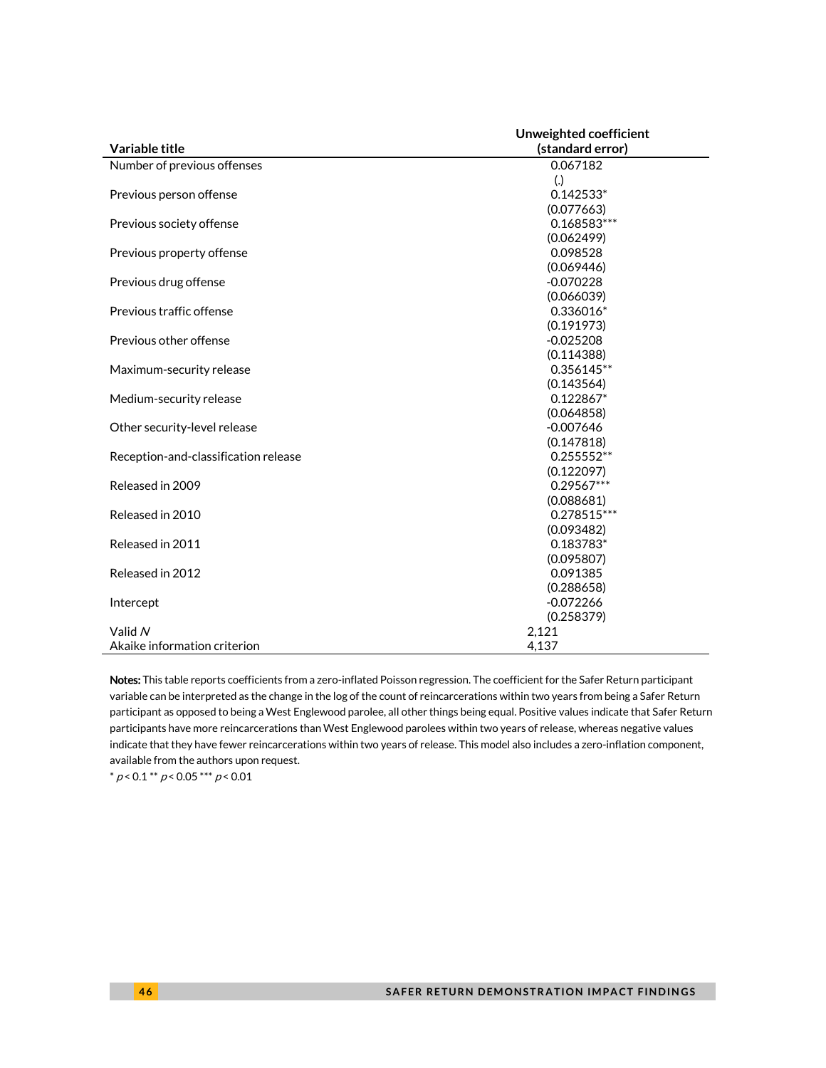| Variable title | Unweighted coefficient (standard error) |
|---|---|
| Number of previous offenses | 0.067182 |
| | (.) |
| Previous person offense | 0.142533* |
| | (0.077663) |
| Previous society offense | 0.168583*** |
| | (0.062499) |
| Previous property offense | 0.098528 |
| | (0.069446) |
| Previous drug offense | -0.070228 |
| | (0.066039) |
| Previous traffic offense | 0.336016* |
| | (0.191973) |
| Previous other offense | -0.025208 |
| | (0.114388) |
| Maximum-security release | 0.356145** |
| | (0.143564) |
| Medium-security release | 0.122867* |
| | (0.064858) |
| Other security-level release | -0.007646 |
| | (0.147818) |
| Reception-and-classification release | 0.255552** |
| | (0.122097) |
| Released in 2009 | 0.29567*** |
| | (0.088681) |
| Released in 2010 | 0.278515*** |
| | (0.093482) |
| Released in 2011 | 0.183783* |
| | (0.095807) |
| Released in 2012 | 0.091385 |
| | (0.288658) |
| Intercept | -0.072266 |
| | (0.258379) |
| Valid *N* | 2,121 |
| Akaike information criterion | 4,137 |

**Notes:** This table reports coefficients from a zero-inflated Poisson regression. The coefficient for the Safer Return participant variable can be interpreted as the change in the log of the count of reincarcerations within two years from being a Safer Return participant as opposed to being a West Englewood parolee, all other things being equal. Positive values indicate that Safer Return participants have more reincarcerations than West Englewood parolees within two years of release, whereas negative values indicate that they have fewer reincarcerations within two years of release. This model also includes a zero-inflation component, available from the authors upon request.

* $p < 0.1$ ** $p < 0.05$ *** $p < 0.01$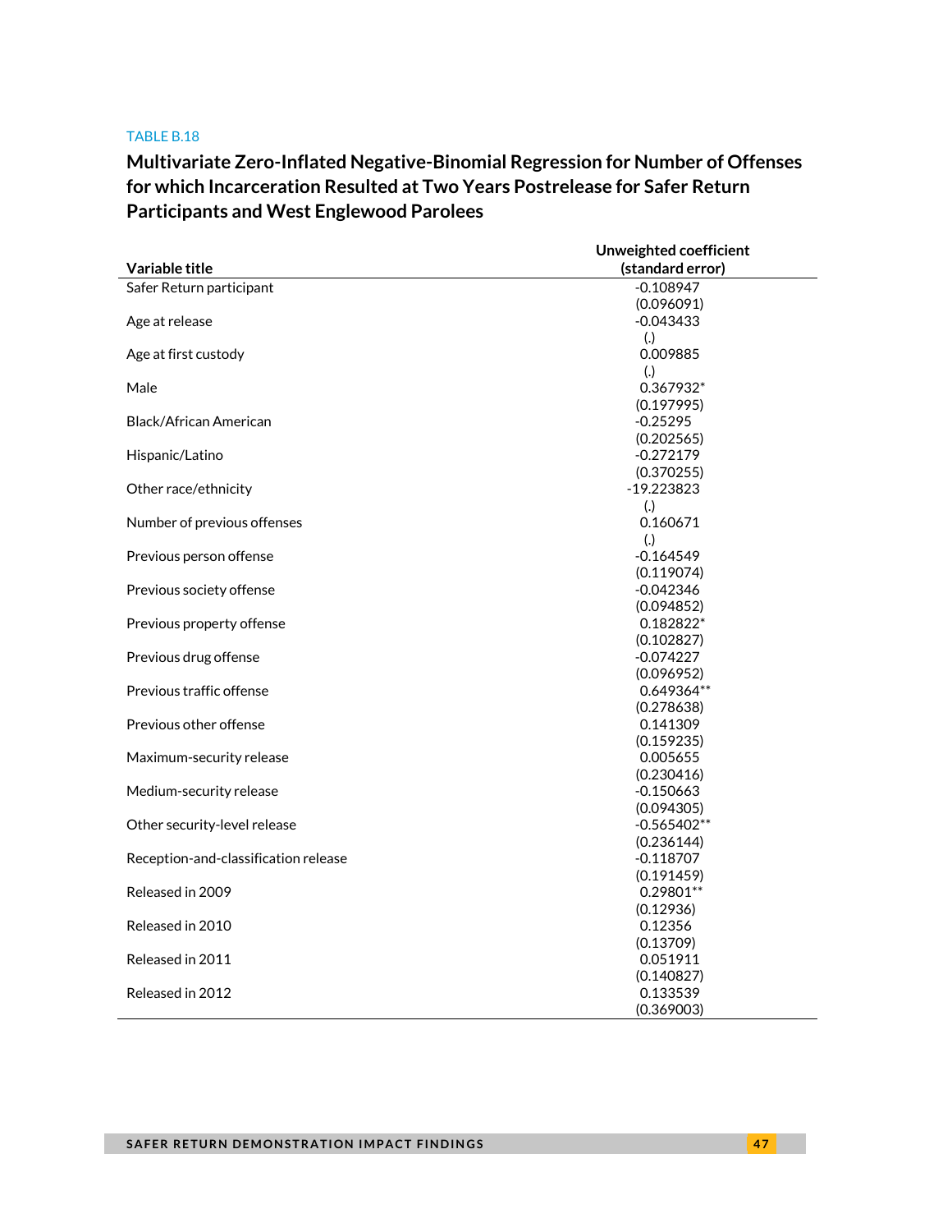TABLE B.18

## Multivariate Zero-Inflated Negative-Binomial Regression for Number of Offenses for which Incarceration Resulted at Two Years Postrelease for Safer Return Participants and West Englewood Parolees

| Variable title | Unweighted coefficient (standard error) |
|---|---|
| Safer Return participant | -0.108947 (0.096091) |
| Age at release | -0.043433 (.) |
| Age at first custody | 0.009885 (.) |
| Male | 0.367932* (0.197995) |
| Black/African American | -0.25295 (0.202565) |
| Hispanic/Latino | -0.272179 (0.370255) |
| Other race/ethnicity | -19.223823 (.) |
| Number of previous offenses | 0.160671 (.) |
| Previous person offense | -0.164549 (0.119074) |
| Previous society offense | -0.042346 (0.094852) |
| Previous property offense | 0.182822* (0.102827) |
| Previous drug offense | -0.074227 (0.096952) |
| Previous traffic offense | 0.649364** (0.278638) |
| Previous other offense | 0.141309 (0.159235) |
| Maximum-security release | 0.005655 (0.230416) |
| Medium-security release | -0.150663 (0.094305) |
| Other security-level release | -0.565402** (0.236144) |
| Reception-and-classification release | -0.118707 (0.191459) |
| Released in 2009 | 0.29801** (0.12936) |
| Released in 2010 | 0.12356 (0.13709) |
| Released in 2011 | 0.051911 (0.140827) |
| Released in 2012 | 0.133539 (0.369003) |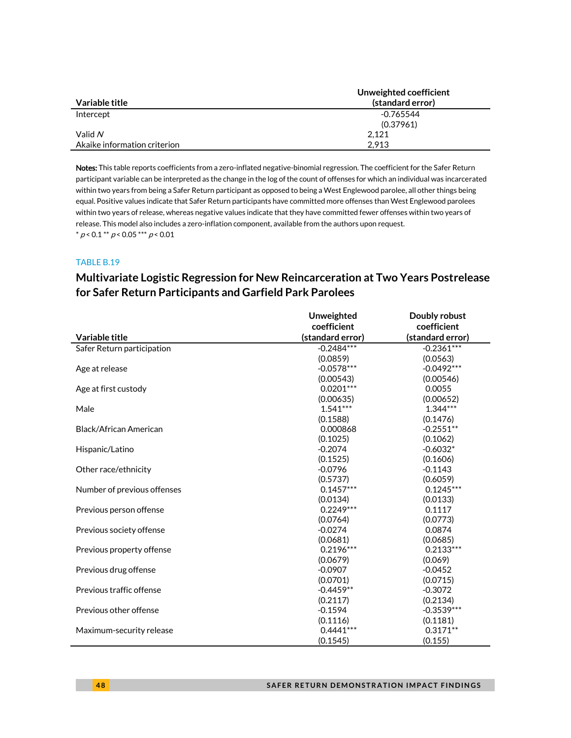| Variable title | Unweighted coefficient (standard error) |
|---|---|
| Intercept | -0.765544 |
| | (0.37961) |
| Valid *N* | 2,121 |
| Akaike information criterion | 2,913 |

**Notes:** This table reports coefficients from a zero-inflated negative-binomial regression. The coefficient for the Safer Return participant variable can be interpreted as the change in the log of the count of offenses for which an individual was incarcerated within two years from being a Safer Return participant as opposed to being a West Englewood parolee, all other things being equal. Positive values indicate that Safer Return participants have committed more offenses than West Englewood parolees within two years of release, whereas negative values indicate that they have committed fewer offenses within two years of release. This model also includes a zero-inflation component, available from the authors upon request.
\* $p < 0.1$ \*\* $p < 0.05$ \*\*\* $p < 0.01$

TABLE B.19

## Multivariate Logistic Regression for New Reincarceration at Two Years Postrelease for Safer Return Participants and Garfield Park Parolees

| Variable title | Unweighted coefficient (standard error) | Doubly robust coefficient (standard error) |
|---|---|---|
| Safer Return participation | -0.2484*** | -0.2361*** |
| | (0.0859) | (0.0563) |
| Age at release | -0.0578*** | -0.0492*** |
| | (0.00543) | (0.00546) |
| Age at first custody | 0.0201*** | 0.0055 |
| | (0.00635) | (0.00652) |
| Male | 1.541*** | 1.344*** |
| | (0.1588) | (0.1476) |
| Black/African American | 0.000868 | -0.2551** |
| | (0.1025) | (0.1062) |
| Hispanic/Latino | -0.2074 | -0.6032* |
| | (0.1525) | (0.1606) |
| Other race/ethnicity | -0.0796 | -0.1143 |
| | (0.5737) | (0.6059) |
| Number of previous offenses | 0.1457*** | 0.1245*** |
| | (0.0134) | (0.0133) |
| Previous person offense | 0.2249*** | 0.1117 |
| | (0.0764) | (0.0773) |
| Previous society offense | -0.0274 | 0.0874 |
| | (0.0681) | (0.0685) |
| Previous property offense | 0.2196*** | 0.2133*** |
| | (0.0679) | (0.069) |
| Previous drug offense | -0.0907 | -0.0452 |
| | (0.0701) | (0.0715) |
| Previous traffic offense | -0.4459** | -0.3072 |
| | (0.2117) | (0.2134) |
| Previous other offense | -0.1594 | -0.3539*** |
| | (0.1116) | (0.1181) |
| Maximum-security release | 0.4441*** | 0.3171** |
| | (0.1545) | (0.155) |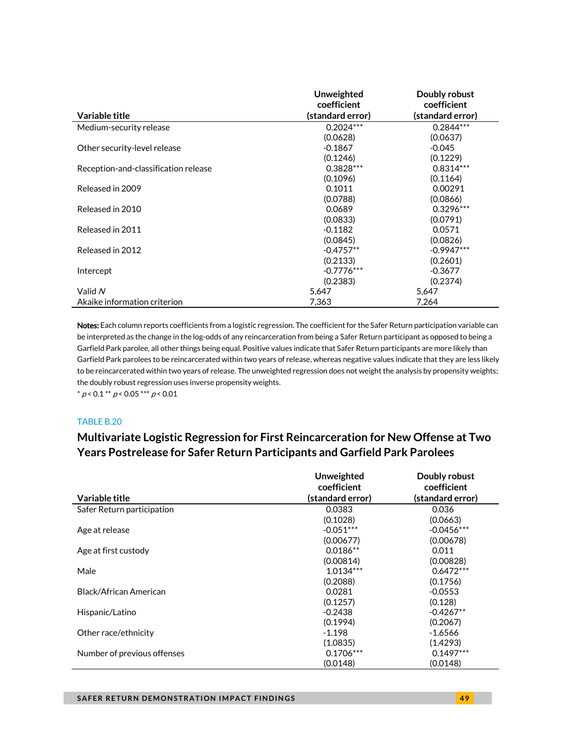| Variable title | Unweighted coefficient (standard error) | Doubly robust coefficient (standard error) |
|---|---|---|
| Medium-security release | 0.2024*** | 0.2844*** |
| | (0.0628) | (0.0637) |
| Other security-level release | -0.1867 | -0.045 |
| | (0.1246) | (0.1229) |
| Reception-and-classification release | 0.3828*** | 0.8314*** |
| | (0.1096) | (0.1164) |
| Released in 2009 | 0.1011 | 0.00291 |
| | (0.0788) | (0.0866) |
| Released in 2010 | 0.0689 | 0.3296*** |
| | (0.0833) | (0.0791) |
| Released in 2011 | -0.1182 | 0.0571 |
| | (0.0845) | (0.0826) |
| Released in 2012 | -0.4757** | -0.9947*** |
| | (0.2133) | (0.2601) |
| Intercept | -0.7776*** | -0.3677 |
| | (0.2383) | (0.2374) |
| Valid *N* | 5,647 | 5,647 |
| Akaike information criterion | 7,363 | 7,264 |

**Notes:** Each column reports coefficients from a logistic regression. The coefficient for the Safer Return participation variable can be interpreted as the change in the log-odds of any reincarceration from being a Safer Return participant as opposed to being a Garfield Park parolee, all other things being equal. Positive values indicate that Safer Return participants are more likely than Garfield Park parolees to be reincarcerated within two years of release, whereas negative values indicate that they are less likely to be reincarcerated within two years of release. The unweighted regression does not weight the analysis by propensity weights; the doubly robust regression uses inverse propensity weights.

\* $p < 0.1$ \*\* $p < 0.05$ \*\*\* $p < 0.01$

TABLE B.20

## Multivariate Logistic Regression for First Reincarceration for New Offense at Two Years Postrelease for Safer Return Participants and Garfield Park Parolees

| Variable title | Unweighted coefficient (standard error) | Doubly robust coefficient (standard error) |
|---|---|---|
| Safer Return participation | 0.0383 | 0.036 |
| | (0.1028) | (0.0663) |
| Age at release | -0.051*** | -0.0456*** |
| | (0.00677) | (0.00678) |
| Age at first custody | 0.0186** | 0.011 |
| | (0.00814) | (0.00828) |
| Male | 1.0134*** | 0.6472*** |
| | (0.2088) | (0.1756) |
| Black/African American | 0.0281 | -0.0553 |
| | (0.1257) | (0.128) |
| Hispanic/Latino | -0.2438 | -0.4267** |
| | (0.1994) | (0.2067) |
| Other race/ethnicity | -1.198 | -1.6566 |
| | (1.0835) | (1.4293) |
| Number of previous offenses | 0.1706*** | 0.1497*** |
| | (0.0148) | (0.0148) |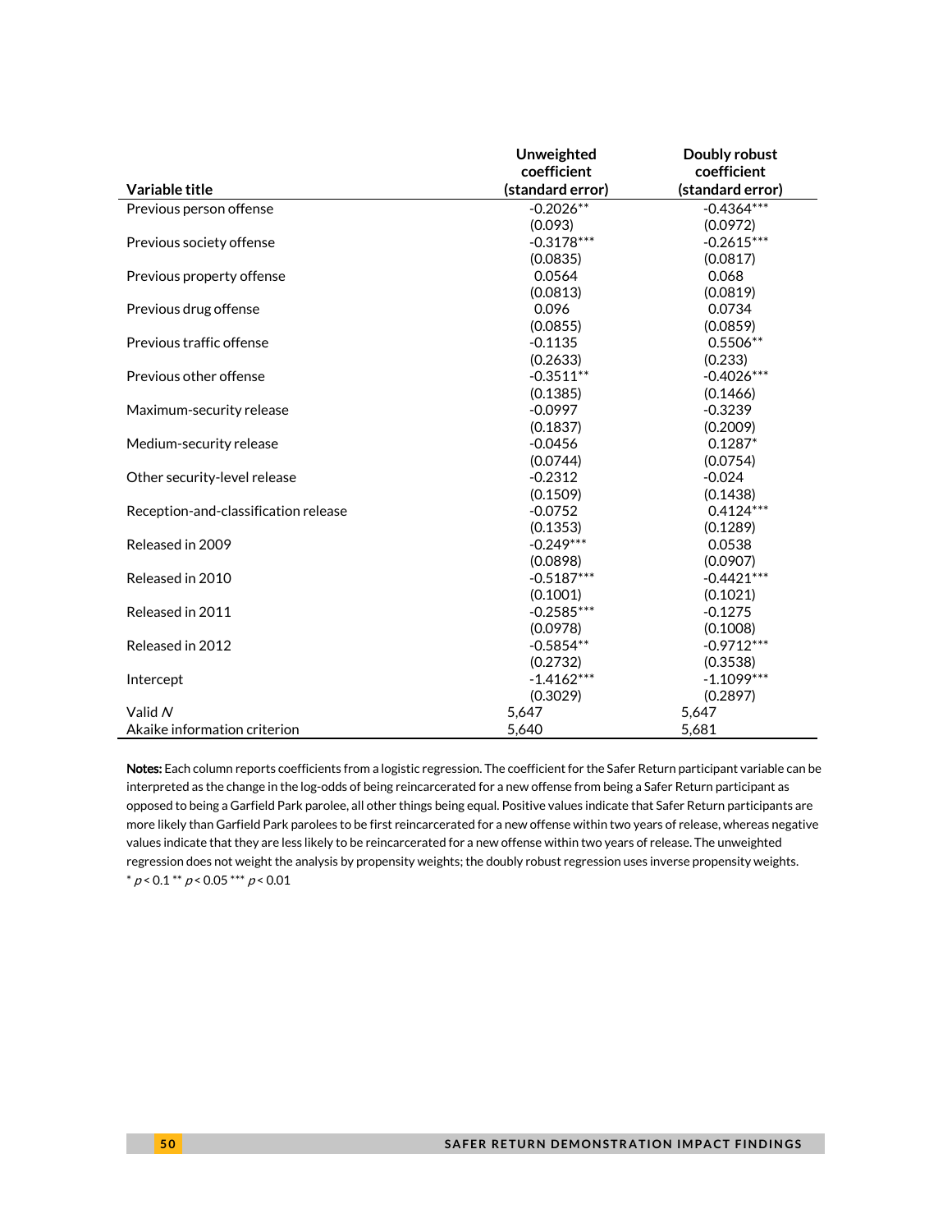| Variable title | Unweighted coefficient (standard error) | Doubly robust coefficient (standard error) |
|---|---|---|
| Previous person offense | -0.2026** | -0.4364*** |
| | (0.093) | (0.0972) |
| Previous society offense | -0.3178*** | -0.2615*** |
| | (0.0835) | (0.0817) |
| Previous property offense | 0.0564 | 0.068 |
| | (0.0813) | (0.0819) |
| Previous drug offense | 0.096 | 0.0734 |
| | (0.0855) | (0.0859) |
| Previous traffic offense | -0.1135 | 0.5506** |
| | (0.2633) | (0.233) |
| Previous other offense | -0.3511** | -0.4026*** |
| | (0.1385) | (0.1466) |
| Maximum-security release | -0.0997 | -0.3239 |
| | (0.1837) | (0.2009) |
| Medium-security release | -0.0456 | 0.1287* |
| | (0.0744) | (0.0754) |
| Other security-level release | -0.2312 | -0.024 |
| | (0.1509) | (0.1438) |
| Reception-and-classification release | -0.0752 | 0.4124*** |
| | (0.1353) | (0.1289) |
| Released in 2009 | -0.249*** | 0.0538 |
| | (0.0898) | (0.0907) |
| Released in 2010 | -0.5187*** | -0.4421*** |
| | (0.1001) | (0.1021) |
| Released in 2011 | -0.2585*** | -0.1275 |
| | (0.0978) | (0.1008) |
| Released in 2012 | -0.5854** | -0.9712*** |
| | (0.2732) | (0.3538) |
| Intercept | -1.4162*** | -1.1099*** |
| | (0.3029) | (0.2897) |
| Valid *N* | 5,647 | 5,647 |
| Akaike information criterion | 5,640 | 5,681 |

**Notes:** Each column reports coefficients from a logistic regression. The coefficient for the Safer Return participant variable can be interpreted as the change in the log-odds of being reincarcerated for a new offense from being a Safer Return participant as opposed to being a Garfield Park parolee, all other things being equal. Positive values indicate that Safer Return participants are more likely than Garfield Park parolees to be first reincarcerated for a new offense within two years of release, whereas negative values indicate that they are less likely to be reincarcerated for a new offense within two years of release. The unweighted regression does not weight the analysis by propensity weights; the doubly robust regression uses inverse propensity weights.
* $p < 0.1$ ** $p < 0.05$ *** $p < 0.01$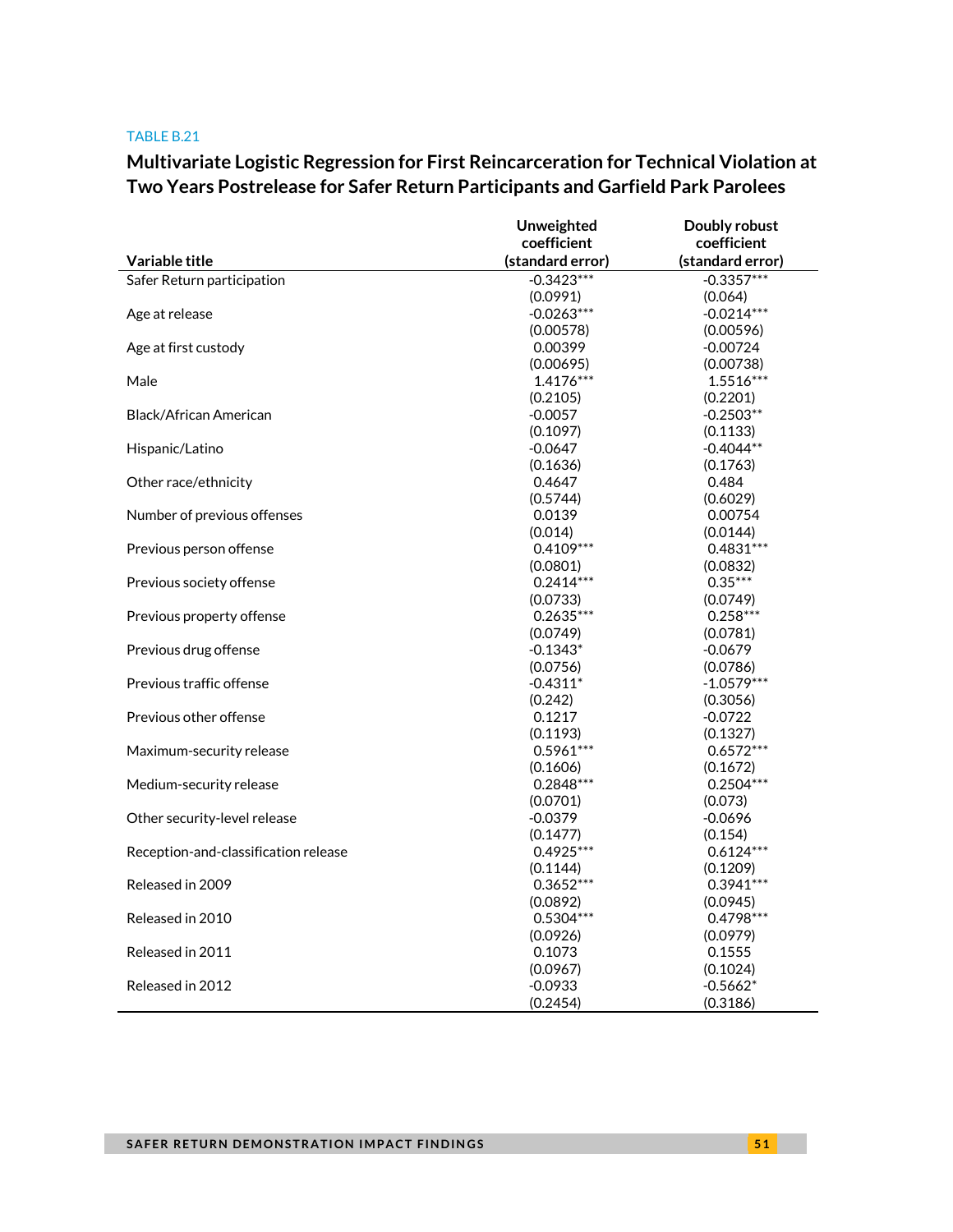TABLE B.21

## Multivariate Logistic Regression for First Reincarceration for Technical Violation at Two Years Postrelease for Safer Return Participants and Garfield Park Parolees

| Variable title | Unweighted coefficient (standard error) | Doubly robust coefficient (standard error) |
|---|---|---|
| Safer Return participation | -0.3423*** | -0.3357*** |
| | (0.0991) | (0.064) |
| Age at release | -0.0263*** | -0.0214*** |
| | (0.00578) | (0.00596) |
| Age at first custody | 0.00399 | -0.00724 |
| | (0.00695) | (0.00738) |
| Male | 1.4176*** | 1.5516*** |
| | (0.2105) | (0.2201) |
| Black/African American | -0.0057 | -0.2503** |
| | (0.1097) | (0.1133) |
| Hispanic/Latino | -0.0647 | -0.4044** |
| | (0.1636) | (0.1763) |
| Other race/ethnicity | 0.4647 | 0.484 |
| | (0.5744) | (0.6029) |
| Number of previous offenses | 0.0139 | 0.00754 |
| | (0.014) | (0.0144) |
| Previous person offense | 0.4109*** | 0.4831*** |
| | (0.0801) | (0.0832) |
| Previous society offense | 0.2414*** | 0.35*** |
| | (0.0733) | (0.0749) |
| Previous property offense | 0.2635*** | 0.258*** |
| | (0.0749) | (0.0781) |
| Previous drug offense | -0.1343* | -0.0679 |
| | (0.0756) | (0.0786) |
| Previous traffic offense | -0.4311* | -1.0579*** |
| | (0.242) | (0.3056) |
| Previous other offense | 0.1217 | -0.0722 |
| | (0.1193) | (0.1327) |
| Maximum-security release | 0.5961*** | 0.6572*** |
| | (0.1606) | (0.1672) |
| Medium-security release | 0.2848*** | 0.2504*** |
| | (0.0701) | (0.073) |
| Other security-level release | -0.0379 | -0.0696 |
| | (0.1477) | (0.154) |
| Reception-and-classification release | 0.4925*** | 0.6124*** |
| | (0.1144) | (0.1209) |
| Released in 2009 | 0.3652*** | 0.3941*** |
| | (0.0892) | (0.0945) |
| Released in 2010 | 0.5304*** | 0.4798*** |
| | (0.0926) | (0.0979) |
| Released in 2011 | 0.1073 | 0.1555 |
| | (0.0967) | (0.1024) |
| Released in 2012 | -0.0933 | -0.5662* |
| | (0.2454) | (0.3186) |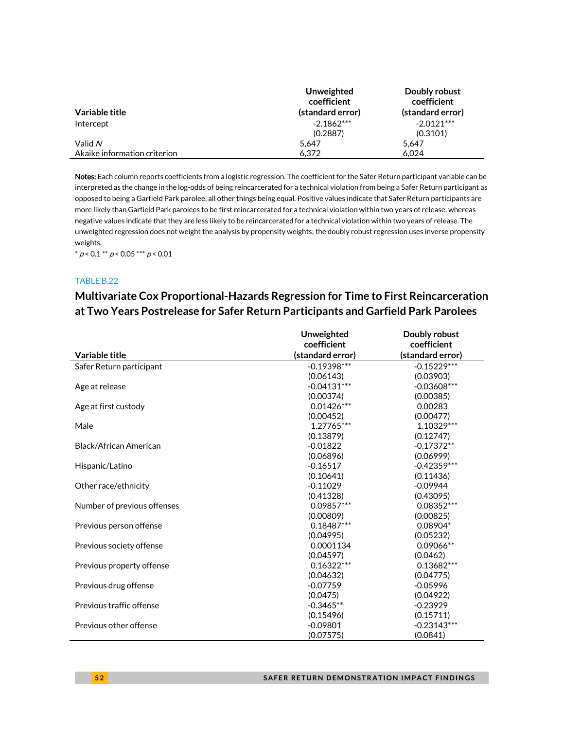| Variable title | Unweighted coefficient (standard error) | Doubly robust coefficient (standard error) |
|---|---|---|
| Intercept | -2.1862*** | -2.0121*** |
| | (0.2887) | (0.3101) |
| Valid *N* | 5,647 | 5,647 |
| Akaike information criterion | 6,372 | 6,024 |

**Notes:** Each column reports coefficients from a logistic regression. The coefficient for the Safer Return participant variable can be interpreted as the change in the log-odds of being reincarcerated for a technical violation from being a Safer Return participant as opposed to being a Garfield Park parolee, all other things being equal. Positive values indicate that Safer Return participants are more likely than Garfield Park parolees to be first reincarcerated for a technical violation within two years of release, whereas negative values indicate that they are less likely to be reincarcerated for a technical violation within two years of release. The unweighted regression does not weight the analysis by propensity weights; the doubly robust regression uses inverse propensity weights.

\* $p < 0.1$ \*\* $p < 0.05$ \*\*\* $p < 0.01$

TABLE B.22

## Multivariate Cox Proportional-Hazards Regression for Time to First Reincarceration at Two Years Postrelease for Safer Return Participants and Garfield Park Parolees

| Variable title | Unweighted coefficient (standard error) | Doubly robust coefficient (standard error) |
|---|---|---|
| Safer Return participant | -0.19398*** | -0.15229*** |
| | (0.06143) | (0.03903) |
| Age at release | -0.04131*** | -0.03608*** |
| | (0.00374) | (0.00385) |
| Age at first custody | 0.01426*** | 0.00283 |
| | (0.00452) | (0.00477) |
| Male | 1.27765*** | 1.10329*** |
| | (0.13879) | (0.12747) |
| Black/African American | -0.01822 | -0.17372** |
| | (0.06896) | (0.06999) |
| Hispanic/Latino | -0.16517 | -0.42359*** |
| | (0.10641) | (0.11436) |
| Other race/ethnicity | -0.11029 | -0.09944 |
| | (0.41328) | (0.43095) |
| Number of previous offenses | 0.09857*** | 0.08352*** |
| | (0.00809) | (0.00825) |
| Previous person offense | 0.18487*** | 0.08904* |
| | (0.04995) | (0.05232) |
| Previous society offense | 0.0001134 | 0.09066** |
| | (0.04597) | (0.0462) |
| Previous property offense | 0.16322*** | 0.13682*** |
| | (0.04632) | (0.04775) |
| Previous drug offense | -0.07759 | -0.05996 |
| | (0.0475) | (0.04922) |
| Previous traffic offense | -0.3465** | -0.23929 |
| | (0.15496) | (0.15711) |
| Previous other offense | -0.09801 | -0.23143*** |
| | (0.07575) | (0.0841) |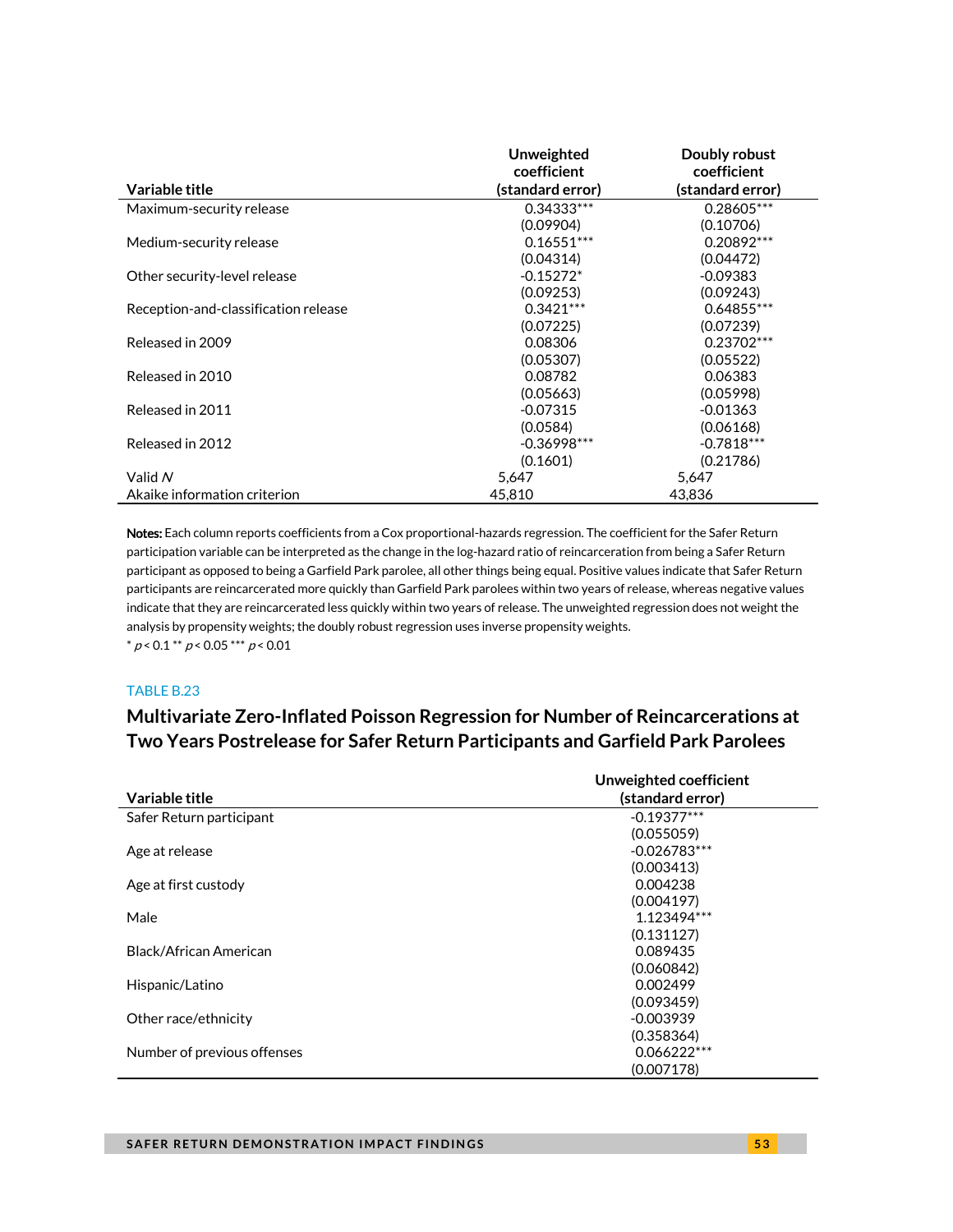| Variable title | Unweighted coefficient (standard error) | Doubly robust coefficient (standard error) |
|---|---|---|
| Maximum-security release | 0.34333*** | 0.28605*** |
| | (0.09904) | (0.10706) |
| Medium-security release | 0.16551*** | 0.20892*** |
| | (0.04314) | (0.04472) |
| Other security-level release | -0.15272* | -0.09383 |
| | (0.09253) | (0.09243) |
| Reception-and-classification release | 0.3421*** | 0.64855*** |
| | (0.07225) | (0.07239) |
| Released in 2009 | 0.08306 | 0.23702*** |
| | (0.05307) | (0.05522) |
| Released in 2010 | 0.08782 | 0.06383 |
| | (0.05663) | (0.05998) |
| Released in 2011 | -0.07315 | -0.01363 |
| | (0.0584) | (0.06168) |
| Released in 2012 | -0.36998*** | -0.7818*** |
| | (0.1601) | (0.21786) |
| Valid *N* | 5,647 | 5,647 |
| Akaike information criterion | 45,810 | 43,836 |

**Notes:** Each column reports coefficients from a Cox proportional-hazards regression. The coefficient for the Safer Return participation variable can be interpreted as the change in the log-hazard ratio of reincarceration from being a Safer Return participant as opposed to being a Garfield Park parolee, all other things being equal. Positive values indicate that Safer Return participants are reincarcerated more quickly than Garfield Park parolees within two years of release, whereas negative values indicate that they are reincarcerated less quickly within two years of release. The unweighted regression does not weight the analysis by propensity weights; the doubly robust regression uses inverse propensity weights.

\* $p < 0.1$ \*\* $p < 0.05$ \*\*\* $p < 0.01$

TABLE B.23

## Multivariate Zero-Inflated Poisson Regression for Number of Reincarcerations at Two Years Postrelease for Safer Return Participants and Garfield Park Parolees

| Variable title | Unweighted coefficient (standard error) |
|---|---|
| Safer Return participant | -0.19377*** |
| | (0.055059) |
| Age at release | -0.026783*** |
| | (0.003413) |
| Age at first custody | 0.004238 |
| | (0.004197) |
| Male | 1.123494*** |
| | (0.131127) |
| Black/African American | 0.089435 |
| | (0.060842) |
| Hispanic/Latino | 0.002499 |
| | (0.093459) |
| Other race/ethnicity | -0.003939 |
| | (0.358364) |
| Number of previous offenses | 0.066222*** |
| | (0.007178) |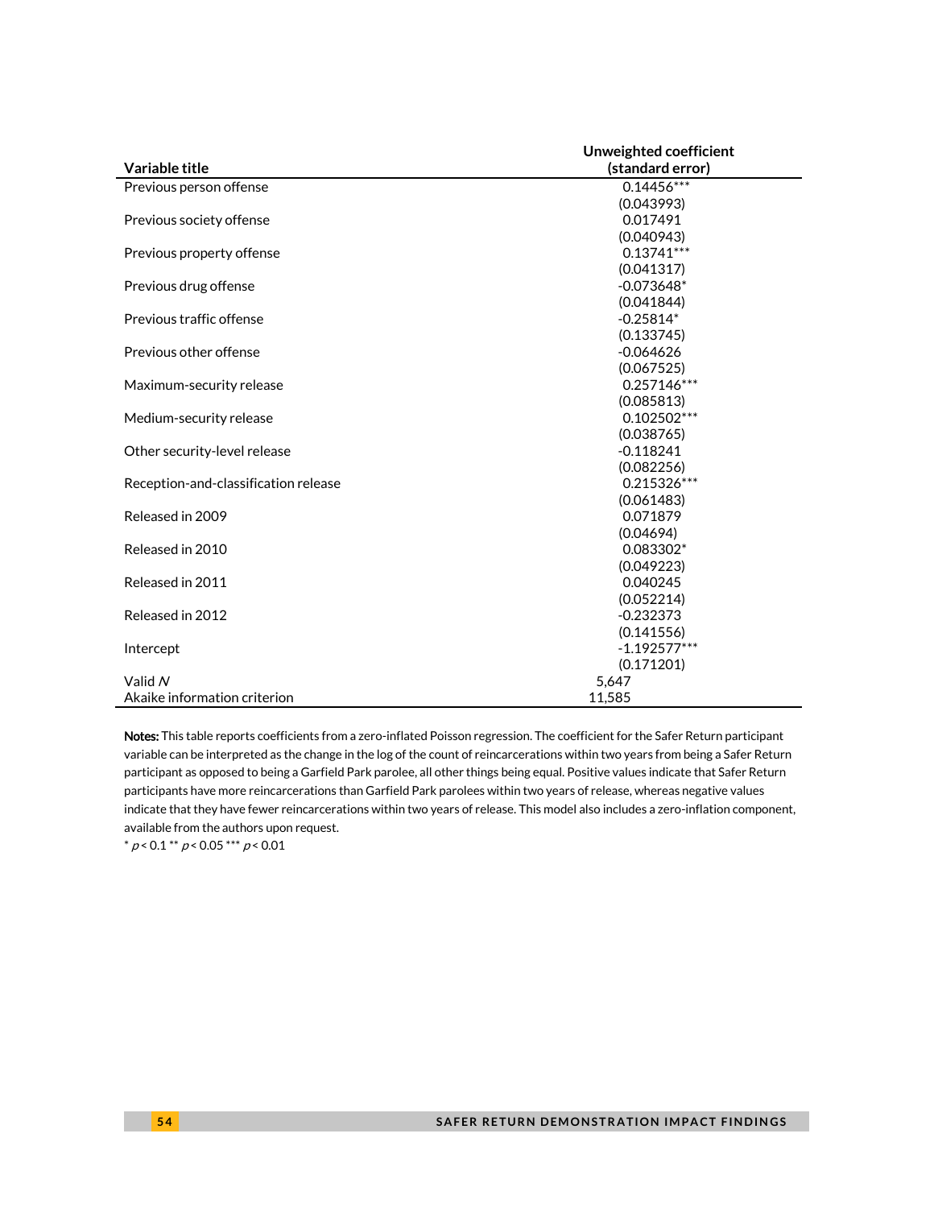| Variable title | Unweighted coefficient (standard error) |
|---|---|
| Previous person offense | 0.14456*** |
| | (0.043993) |
| Previous society offense | 0.017491 |
| | (0.040943) |
| Previous property offense | 0.13741*** |
| | (0.041317) |
| Previous drug offense | -0.073648* |
| | (0.041844) |
| Previous traffic offense | -0.25814* |
| | (0.133745) |
| Previous other offense | -0.064626 |
| | (0.067525) |
| Maximum-security release | 0.257146*** |
| | (0.085813) |
| Medium-security release | 0.102502*** |
| | (0.038765) |
| Other security-level release | -0.118241 |
| | (0.082256) |
| Reception-and-classification release | 0.215326*** |
| | (0.061483) |
| Released in 2009 | 0.071879 |
| | (0.04694) |
| Released in 2010 | 0.083302* |
| | (0.049223) |
| Released in 2011 | 0.040245 |
| | (0.052214) |
| Released in 2012 | -0.232373 |
| | (0.141556) |
| Intercept | -1.192577*** |
| | (0.171201) |
| Valid *N* | 5,647 |
| Akaike information criterion | 11,585 |

**Notes:** This table reports coefficients from a zero-inflated Poisson regression. The coefficient for the Safer Return participant variable can be interpreted as the change in the log of the count of reincarcerations within two years from being a Safer Return participant as opposed to being a Garfield Park parolee, all other things being equal. Positive values indicate that Safer Return participants have more reincarcerations than Garfield Park parolees within two years of release, whereas negative values indicate that they have fewer reincarcerations within two years of release. This model also includes a zero-inflation component, available from the authors upon request.

* $p < 0.1$ ** $p < 0.05$ *** $p < 0.01$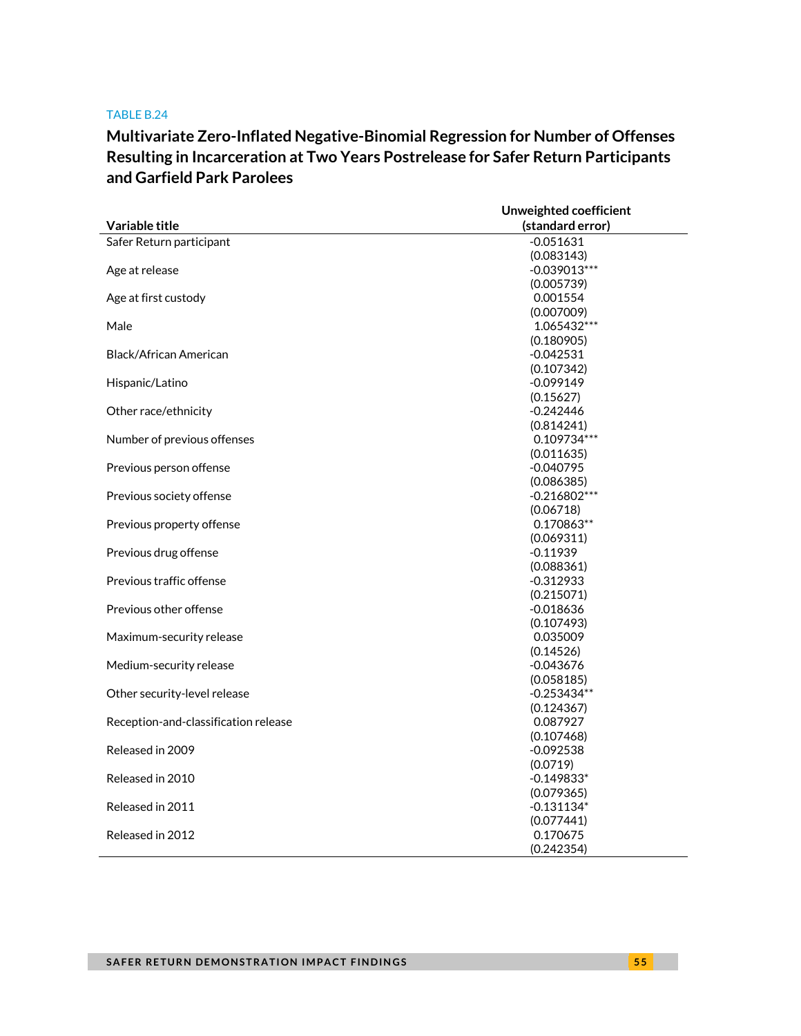TABLE B.24

## Multivariate Zero-Inflated Negative-Binomial Regression for Number of Offenses Resulting in Incarceration at Two Years Postrelease for Safer Return Participants and Garfield Park Parolees

| Variable title | Unweighted coefficient (standard error) |
|---|---|
| Safer Return participant | -0.051631 |
| | (0.083143) |
| Age at release | -0.039013*** |
| | (0.005739) |
| Age at first custody | 0.001554 |
| | (0.007009) |
| Male | 1.065432*** |
| | (0.180905) |
| Black/African American | -0.042531 |
| | (0.107342) |
| Hispanic/Latino | -0.099149 |
| | (0.15627) |
| Other race/ethnicity | -0.242446 |
| | (0.814241) |
| Number of previous offenses | 0.109734*** |
| | (0.011635) |
| Previous person offense | -0.040795 |
| | (0.086385) |
| Previous society offense | -0.216802*** |
| | (0.06718) |
| Previous property offense | 0.170863** |
| | (0.069311) |
| Previous drug offense | -0.11939 |
| | (0.088361) |
| Previous traffic offense | -0.312933 |
| | (0.215071) |
| Previous other offense | -0.018636 |
| | (0.107493) |
| Maximum-security release | 0.035009 |
| | (0.14526) |
| Medium-security release | -0.043676 |
| | (0.058185) |
| Other security-level release | -0.253434** |
| | (0.124367) |
| Reception-and-classification release | 0.087927 |
| | (0.107468) |
| Released in 2009 | -0.092538 |
| | (0.0719) |
| Released in 2010 | -0.149833* |
| | (0.079365) |
| Released in 2011 | -0.131134* |
| | (0.077441) |
| Released in 2012 | 0.170675 |
| | (0.242354) |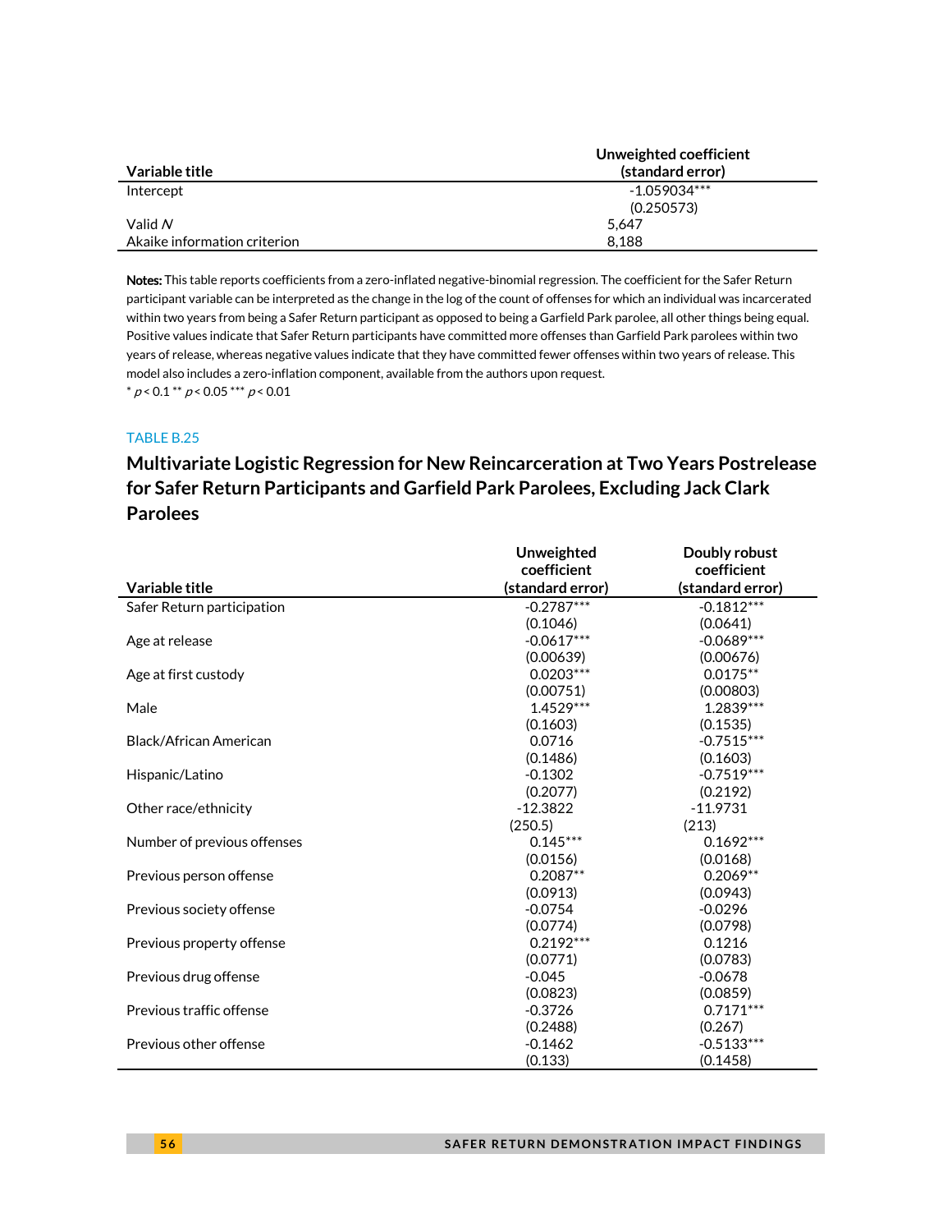| Variable title | Unweighted coefficient (standard error) |
|---|---|
| Intercept | -1.059034*** |
| | (0.250573) |
| Valid *N* | 5,647 |
| Akaike information criterion | 8,188 |

**Notes:** This table reports coefficients from a zero-inflated negative-binomial regression. The coefficient for the Safer Return participant variable can be interpreted as the change in the log of the count of offenses for which an individual was incarcerated within two years from being a Safer Return participant as opposed to being a Garfield Park parolee, all other things being equal. Positive values indicate that Safer Return participants have committed more offenses than Garfield Park parolees within two years of release, whereas negative values indicate that they have committed fewer offenses within two years of release. This model also includes a zero-inflation component, available from the authors upon request.
\* $p < 0.1$ \*\* $p < 0.05$ \*\*\* $p < 0.01$

TABLE B.25

## Multivariate Logistic Regression for New Reincarceration at Two Years Postrelease for Safer Return Participants and Garfield Park Parolees, Excluding Jack Clark Parolees

| Variable title | Unweighted coefficient (standard error) | Doubly robust coefficient (standard error) |
|---|---|---|
| Safer Return participation | -0.2787*** | -0.1812*** |
| | (0.1046) | (0.0641) |
| Age at release | -0.0617*** | -0.0689*** |
| | (0.00639) | (0.00676) |
| Age at first custody | 0.0203*** | 0.0175** |
| | (0.00751) | (0.00803) |
| Male | 1.4529*** | 1.2839*** |
| | (0.1603) | (0.1535) |
| Black/African American | 0.0716 | -0.7515*** |
| | (0.1486) | (0.1603) |
| Hispanic/Latino | -0.1302 | -0.7519*** |
| | (0.2077) | (0.2192) |
| Other race/ethnicity | -12.3822 | -11.9731 |
| | (250.5) | (213) |
| Number of previous offenses | 0.145*** | 0.1692*** |
| | (0.0156) | (0.0168) |
| Previous person offense | 0.2087** | 0.2069** |
| | (0.0913) | (0.0943) |
| Previous society offense | -0.0754 | -0.0296 |
| | (0.0774) | (0.0798) |
| Previous property offense | 0.2192*** | 0.1216 |
| | (0.0771) | (0.0783) |
| Previous drug offense | -0.045 | -0.0678 |
| | (0.0823) | (0.0859) |
| Previous traffic offense | -0.3726 | 0.7171*** |
| | (0.2488) | (0.267) |
| Previous other offense | -0.1462 | -0.5133*** |
| | (0.133) | (0.1458) |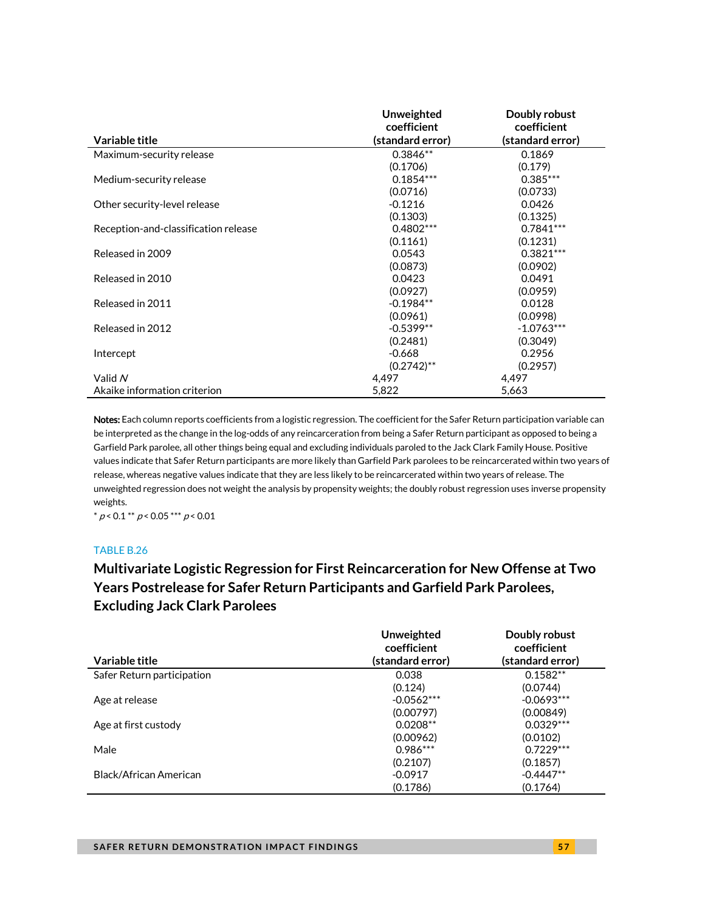| Variable title | Unweighted coefficient (standard error) | Doubly robust coefficient (standard error) |
|---|---|---|
| Maximum-security release | 0.3846** | 0.1869 |
| | (0.1706) | (0.179) |
| Medium-security release | 0.1854*** | 0.385*** |
| | (0.0716) | (0.0733) |
| Other security-level release | -0.1216 | 0.0426 |
| | (0.1303) | (0.1325) |
| Reception-and-classification release | 0.4802*** | 0.7841*** |
| | (0.1161) | (0.1231) |
| Released in 2009 | 0.0543 | 0.3821*** |
| | (0.0873) | (0.0902) |
| Released in 2010 | 0.0423 | 0.0491 |
| | (0.0927) | (0.0959) |
| Released in 2011 | -0.1984** | 0.0128 |
| | (0.0961) | (0.0998) |
| Released in 2012 | -0.5399** | -1.0763*** |
| | (0.2481) | (0.3049) |
| Intercept | -0.668 | 0.2956 |
| | (0.2742)** | (0.2957) |
| Valid *N* | 4,497 | 4,497 |
| Akaike information criterion | 5,822 | 5,663 |

**Notes:** Each column reports coefficients from a logistic regression. The coefficient for the Safer Return participation variable can be interpreted as the change in the log-odds of any reincarceration from being a Safer Return participant as opposed to being a Garfield Park parolee, all other things being equal and excluding individuals paroled to the Jack Clark Family House. Positive values indicate that Safer Return participants are more likely than Garfield Park parolees to be reincarcerated within two years of release, whereas negative values indicate that they are less likely to be reincarcerated within two years of release. The unweighted regression does not weight the analysis by propensity weights; the doubly robust regression uses inverse propensity weights.

\* $p < 0.1$ \*\* $p < 0.05$ \*\*\* $p < 0.01$

TABLE B.26

## Multivariate Logistic Regression for First Reincarceration for New Offense at Two Years Postrelease for Safer Return Participants and Garfield Park Parolees, Excluding Jack Clark Parolees

| Variable title | Unweighted coefficient (standard error) | Doubly robust coefficient (standard error) |
|---|---|---|
| Safer Return participation | 0.038 | 0.1582** |
| | (0.124) | (0.0744) |
| Age at release | -0.0562*** | -0.0693*** |
| | (0.00797) | (0.00849) |
| Age at first custody | 0.0208** | 0.0329*** |
| | (0.00962) | (0.0102) |
| Male | 0.986*** | 0.7229*** |
| | (0.2107) | (0.1857) |
| Black/African American | -0.0917 | -0.4447** |
| | (0.1786) | (0.1764) |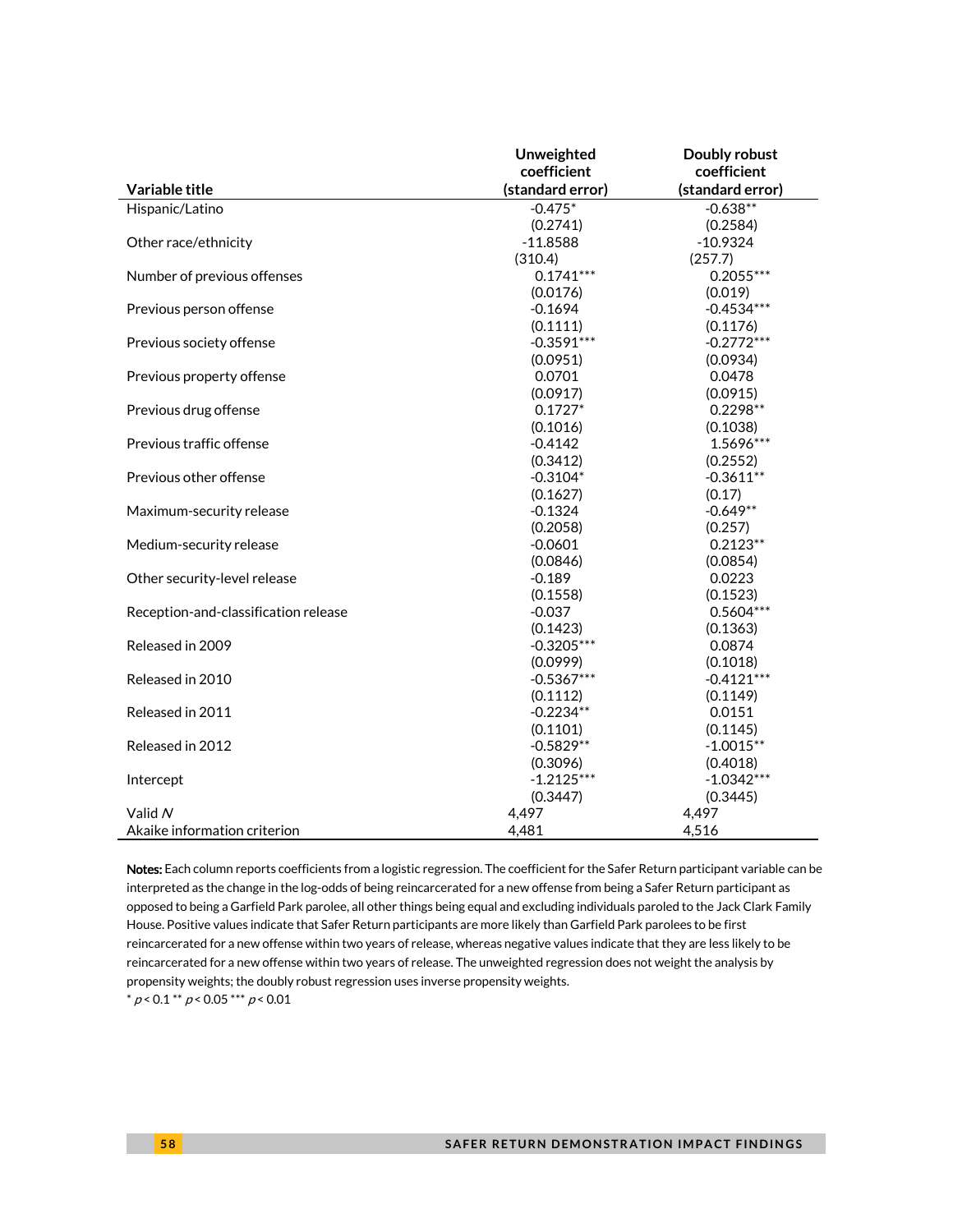| Variable title | Unweighted coefficient (standard error) | Doubly robust coefficient (standard error) |
|---|---|---|
| Hispanic/Latino | -0.475* | -0.638** |
| | (0.2741) | (0.2584) |
| Other race/ethnicity | -11.8588 | -10.9324 |
| | (310.4) | (257.7) |
| Number of previous offenses | 0.1741*** | 0.2055*** |
| | (0.0176) | (0.019) |
| Previous person offense | -0.1694 | -0.4534*** |
| | (0.1111) | (0.1176) |
| Previous society offense | -0.3591*** | -0.2772*** |
| | (0.0951) | (0.0934) |
| Previous property offense | 0.0701 | 0.0478 |
| | (0.0917) | (0.0915) |
| Previous drug offense | 0.1727* | 0.2298** |
| | (0.1016) | (0.1038) |
| Previous traffic offense | -0.4142 | 1.5696*** |
| | (0.3412) | (0.2552) |
| Previous other offense | -0.3104* | -0.3611** |
| | (0.1627) | (0.17) |
| Maximum-security release | -0.1324 | -0.649** |
| | (0.2058) | (0.257) |
| Medium-security release | -0.0601 | 0.2123** |
| | (0.0846) | (0.0854) |
| Other security-level release | -0.189 | 0.0223 |
| | (0.1558) | (0.1523) |
| Reception-and-classification release | -0.037 | 0.5604*** |
| | (0.1423) | (0.1363) |
| Released in 2009 | -0.3205*** | 0.0874 |
| | (0.0999) | (0.1018) |
| Released in 2010 | -0.5367*** | -0.4121*** |
| | (0.1112) | (0.1149) |
| Released in 2011 | -0.2234** | 0.0151 |
| | (0.1101) | (0.1145) |
| Released in 2012 | -0.5829** | -1.0015** |
| | (0.3096) | (0.4018) |
| Intercept | -1.2125*** | -1.0342*** |
| | (0.3447) | (0.3445) |
| Valid *N* | 4,497 | 4,497 |
| Akaike information criterion | 4,481 | 4,516 |

**Notes:** Each column reports coefficients from a logistic regression. The coefficient for the Safer Return participant variable can be interpreted as the change in the log-odds of being reincarcerated for a new offense from being a Safer Return participant as opposed to being a Garfield Park parolee, all other things being equal and excluding individuals paroled to the Jack Clark Family House. Positive values indicate that Safer Return participants are more likely than Garfield Park parolees to be first reincarcerated for a new offense within two years of release, whereas negative values indicate that they are less likely to be reincarcerated for a new offense within two years of release. The unweighted regression does not weight the analysis by propensity weights; the doubly robust regression uses inverse propensity weights.

\* $p < 0.1$ \*\* $p < 0.05$ \*\*\* $p < 0.01$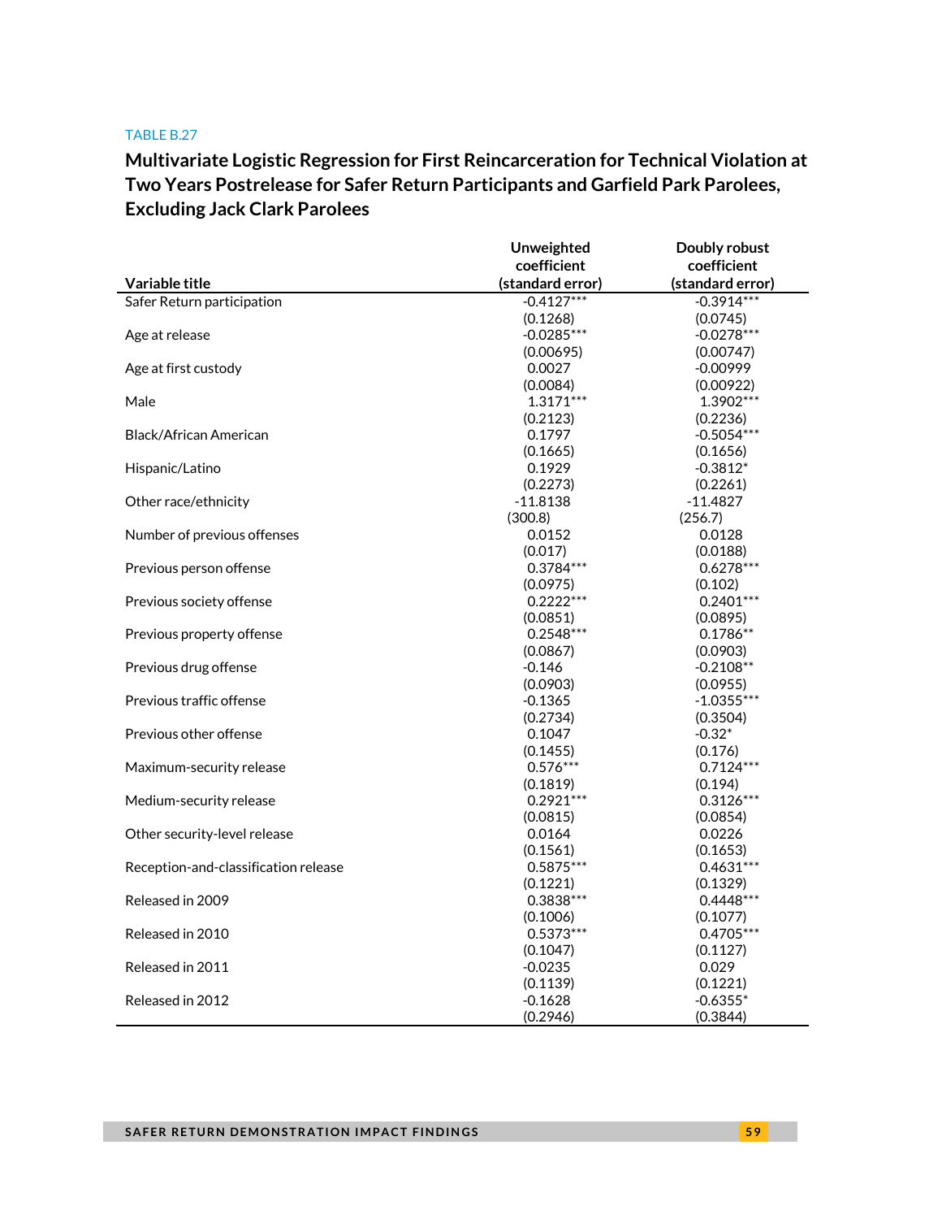TABLE B.27

## Multivariate Logistic Regression for First Reincarceration for Technical Violation at Two Years Postrelease for Safer Return Participants and Garfield Park Parolees, Excluding Jack Clark Parolees

| Variable title | Unweighted coefficient (standard error) | Doubly robust coefficient (standard error) |
|---|---|---|
| Safer Return participation | -0.4127*** | -0.3914*** |
| | (0.1268) | (0.0745) |
| Age at release | -0.0285*** | -0.0278*** |
| | (0.00695) | (0.00747) |
| Age at first custody | 0.0027 | -0.00999 |
| | (0.0084) | (0.00922) |
| Male | 1.3171*** | 1.3902*** |
| | (0.2123) | (0.2236) |
| Black/African American | 0.1797 | -0.5054*** |
| | (0.1665) | (0.1656) |
| Hispanic/Latino | 0.1929 | -0.3812* |
| | (0.2273) | (0.2261) |
| Other race/ethnicity | -11.8138 | -11.4827 |
| | (300.8) | (256.7) |
| Number of previous offenses | 0.0152 | 0.0128 |
| | (0.017) | (0.0188) |
| Previous person offense | 0.3784*** | 0.6278*** |
| | (0.0975) | (0.102) |
| Previous society offense | 0.2222*** | 0.2401*** |
| | (0.0851) | (0.0895) |
| Previous property offense | 0.2548*** | 0.1786** |
| | (0.0867) | (0.0903) |
| Previous drug offense | -0.146 | -0.2108** |
| | (0.0903) | (0.0955) |
| Previous traffic offense | -0.1365 | -1.0355*** |
| | (0.2734) | (0.3504) |
| Previous other offense | 0.1047 | -0.32* |
| | (0.1455) | (0.176) |
| Maximum-security release | 0.576*** | 0.7124*** |
| | (0.1819) | (0.194) |
| Medium-security release | 0.2921*** | 0.3126*** |
| | (0.0815) | (0.0854) |
| Other security-level release | 0.0164 | 0.0226 |
| | (0.1561) | (0.1653) |
| Reception-and-classification release | 0.5875*** | 0.4631*** |
| | (0.1221) | (0.1329) |
| Released in 2009 | 0.3838*** | 0.4448*** |
| | (0.1006) | (0.1077) |
| Released in 2010 | 0.5373*** | 0.4705*** |
| | (0.1047) | (0.1127) |
| Released in 2011 | -0.0235 | 0.029 |
| | (0.1139) | (0.1221) |
| Released in 2012 | -0.1628 | -0.6355* |
| | (0.2946) | (0.3844) |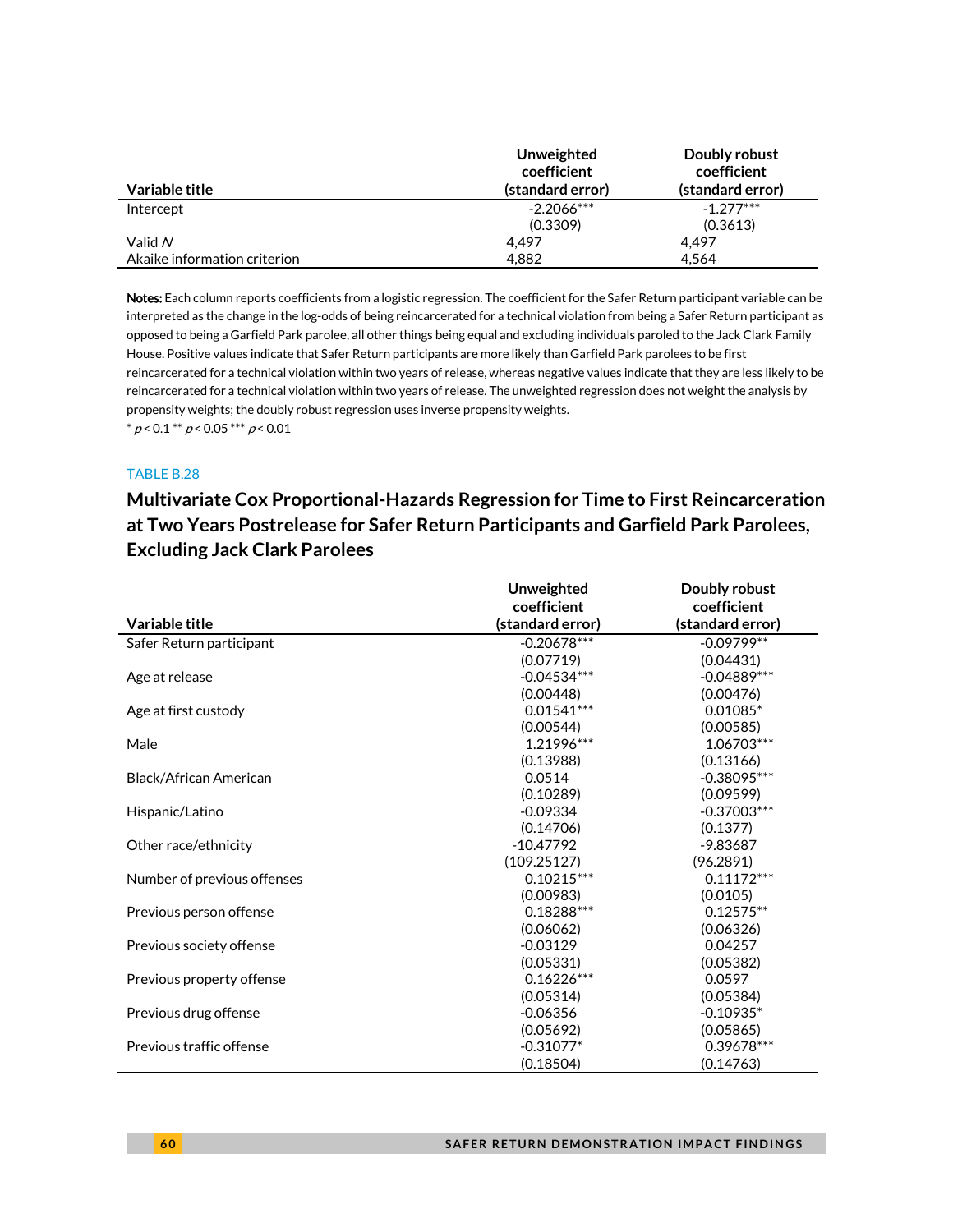| Variable title | Unweighted coefficient (standard error) | Doubly robust coefficient (standard error) |
|---|---|---|
| Intercept | -2.2066*** | -1.277*** |
| | (0.3309) | (0.3613) |
| Valid *N* | 4,497 | 4,497 |
| Akaike information criterion | 4,882 | 4,564 |

**Notes:** Each column reports coefficients from a logistic regression. The coefficient for the Safer Return participant variable can be interpreted as the change in the log-odds of being reincarcerated for a technical violation from being a Safer Return participant as opposed to being a Garfield Park parolee, all other things being equal and excluding individuals paroled to the Jack Clark Family House. Positive values indicate that Safer Return participants are more likely than Garfield Park parolees to be first reincarcerated for a technical violation within two years of release, whereas negative values indicate that they are less likely to be reincarcerated for a technical violation within two years of release. The unweighted regression does not weight the analysis by propensity weights; the doubly robust regression uses inverse propensity weights.

\* $p < 0.1$ \*\* $p < 0.05$ \*\*\* $p < 0.01$

TABLE B.28

## Multivariate Cox Proportional-Hazards Regression for Time to First Reincarceration at Two Years Postrelease for Safer Return Participants and Garfield Park Parolees, Excluding Jack Clark Parolees

| Variable title | Unweighted coefficient (standard error) | Doubly robust coefficient (standard error) |
|---|---|---|
| Safer Return participant | -0.20678*** | -0.09799** |
| | (0.07719) | (0.04431) |
| Age at release | -0.04534*** | -0.04889*** |
| | (0.00448) | (0.00476) |
| Age at first custody | 0.01541*** | 0.01085* |
| | (0.00544) | (0.00585) |
| Male | 1.21996*** | 1.06703*** |
| | (0.13988) | (0.13166) |
| Black/African American | 0.0514 | -0.38095*** |
| | (0.10289) | (0.09599) |
| Hispanic/Latino | -0.09334 | -0.37003*** |
| | (0.14706) | (0.1377) |
| Other race/ethnicity | -10.47792 | -9.83687 |
| | (109.25127) | (96.2891) |
| Number of previous offenses | 0.10215*** | 0.11172*** |
| | (0.00983) | (0.0105) |
| Previous person offense | 0.18288*** | 0.12575** |
| | (0.06062) | (0.06326) |
| Previous society offense | -0.03129 | 0.04257 |
| | (0.05331) | (0.05382) |
| Previous property offense | 0.16226*** | 0.0597 |
| | (0.05314) | (0.05384) |
| Previous drug offense | -0.06356 | -0.10935* |
| | (0.05692) | (0.05865) |
| Previous traffic offense | -0.31077* | 0.39678*** |
| | (0.18504) | (0.14763) |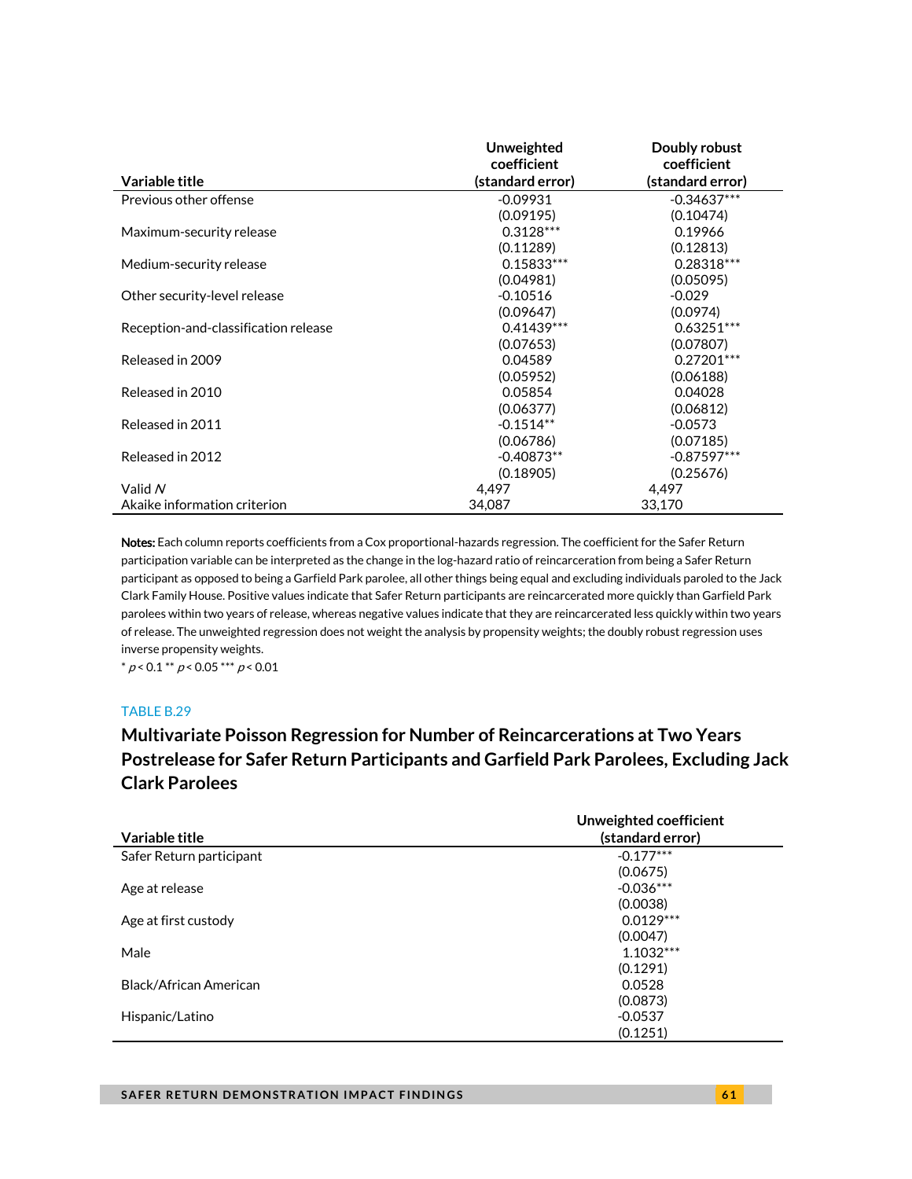| Variable title | Unweighted coefficient (standard error) | Doubly robust coefficient (standard error) |
|---|---|---|
| Previous other offense | -0.09931 | -0.34637*** |
| | (0.09195) | (0.10474) |
| Maximum-security release | 0.3128*** | 0.19966 |
| | (0.11289) | (0.12813) |
| Medium-security release | 0.15833*** | 0.28318*** |
| | (0.04981) | (0.05095) |
| Other security-level release | -0.10516 | -0.029 |
| | (0.09647) | (0.0974) |
| Reception-and-classification release | 0.41439*** | 0.63251*** |
| | (0.07653) | (0.07807) |
| Released in 2009 | 0.04589 | 0.27201*** |
| | (0.05952) | (0.06188) |
| Released in 2010 | 0.05854 | 0.04028 |
| | (0.06377) | (0.06812) |
| Released in 2011 | -0.1514** | -0.0573 |
| | (0.06786) | (0.07185) |
| Released in 2012 | -0.40873** | -0.87597*** |
| | (0.18905) | (0.25676) |
| Valid *N* | 4,497 | 4,497 |
| Akaike information criterion | 34,087 | 33,170 |

**Notes:** Each column reports coefficients from a Cox proportional-hazards regression. The coefficient for the Safer Return participation variable can be interpreted as the change in the log-hazard ratio of reincarceration from being a Safer Return participant as opposed to being a Garfield Park parolee, all other things being equal and excluding individuals paroled to the Jack Clark Family House. Positive values indicate that Safer Return participants are reincarcerated more quickly than Garfield Park parolees within two years of release, whereas negative values indicate that they are reincarcerated less quickly within two years of release. The unweighted regression does not weight the analysis by propensity weights; the doubly robust regression uses inverse propensity weights.

\* $p < 0.1$ \*\* $p < 0.05$ \*\*\* $p < 0.01$

TABLE B.29

## Multivariate Poisson Regression for Number of Reincarcerations at Two Years Postrelease for Safer Return Participants and Garfield Park Parolees, Excluding Jack Clark Parolees

| Variable title | Unweighted coefficient (standard error) |
|---|---|
| Safer Return participant | -0.177*** |
| | (0.0675) |
| Age at release | -0.036*** |
| | (0.0038) |
| Age at first custody | 0.0129*** |
| | (0.0047) |
| Male | 1.1032*** |
| | (0.1291) |
| Black/African American | 0.0528 |
| | (0.0873) |
| Hispanic/Latino | -0.0537 |
| | (0.1251) |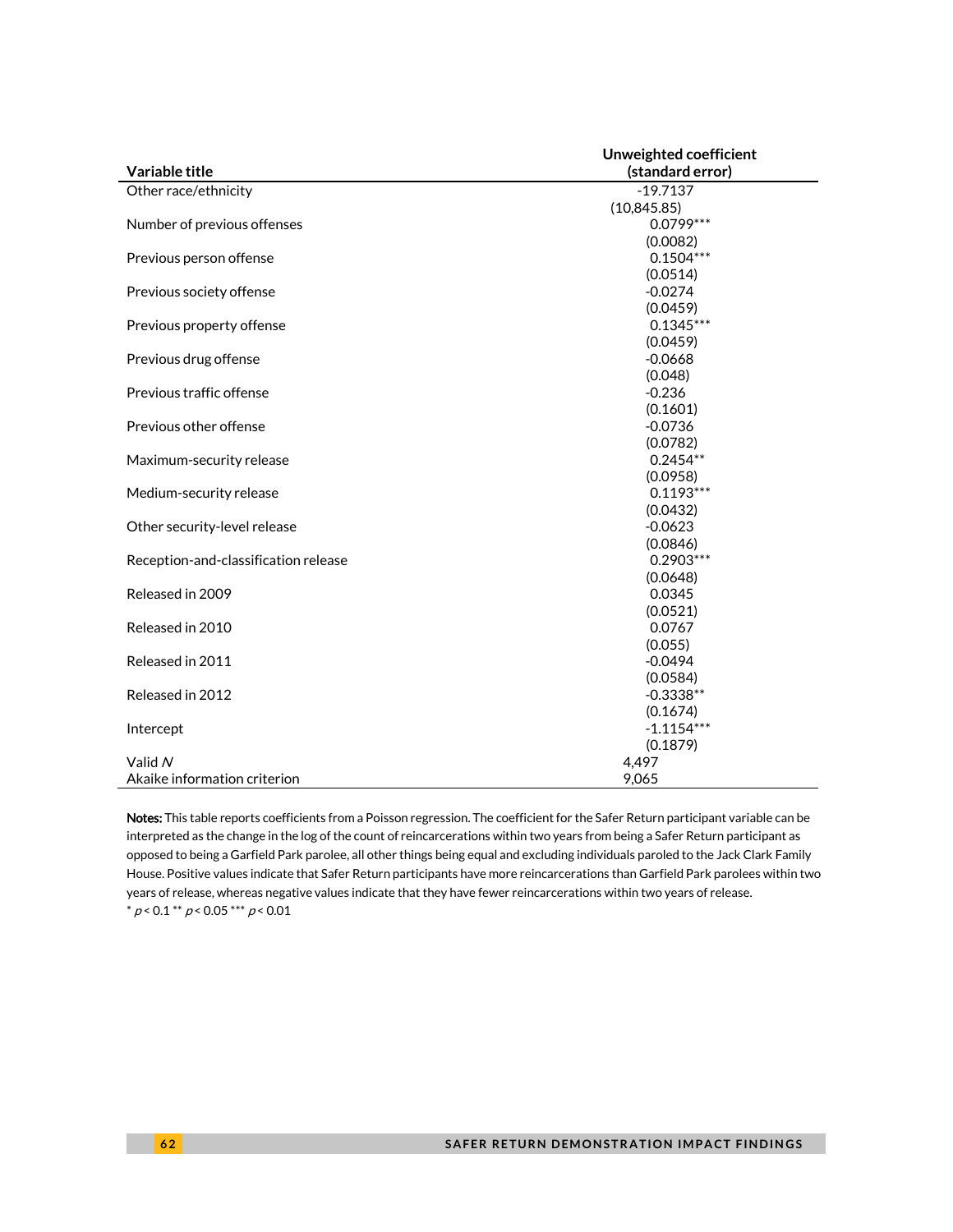| Variable title | Unweighted coefficient (standard error) |
|---|---|
| Other race/ethnicity | -19.7137 |
| | (10,845.85) |
| Number of previous offenses | 0.0799*** |
| | (0.0082) |
| Previous person offense | 0.1504*** |
| | (0.0514) |
| Previous society offense | -0.0274 |
| | (0.0459) |
| Previous property offense | 0.1345*** |
| | (0.0459) |
| Previous drug offense | -0.0668 |
| | (0.048) |
| Previous traffic offense | -0.236 |
| | (0.1601) |
| Previous other offense | -0.0736 |
| | (0.0782) |
| Maximum-security release | 0.2454** |
| | (0.0958) |
| Medium-security release | 0.1193*** |
| | (0.0432) |
| Other security-level release | -0.0623 |
| | (0.0846) |
| Reception-and-classification release | 0.2903*** |
| | (0.0648) |
| Released in 2009 | 0.0345 |
| | (0.0521) |
| Released in 2010 | 0.0767 |
| | (0.055) |
| Released in 2011 | -0.0494 |
| | (0.0584) |
| Released in 2012 | -0.3338** |
| | (0.1674) |
| Intercept | -1.1154*** |
| | (0.1879) |
| Valid *N* | 4,497 |
| Akaike information criterion | 9,065 |

**Notes:** This table reports coefficients from a Poisson regression. The coefficient for the Safer Return participant variable can be interpreted as the change in the log of the count of reincarcerations within two years from being a Safer Return participant as opposed to being a Garfield Park parolee, all other things being equal and excluding individuals paroled to the Jack Clark Family House. Positive values indicate that Safer Return participants have more reincarcerations than Garfield Park parolees within two years of release, whereas negative values indicate that they have fewer reincarcerations within two years of release.

* $p < 0.1$ ** $p < 0.05$ *** $p < 0.01$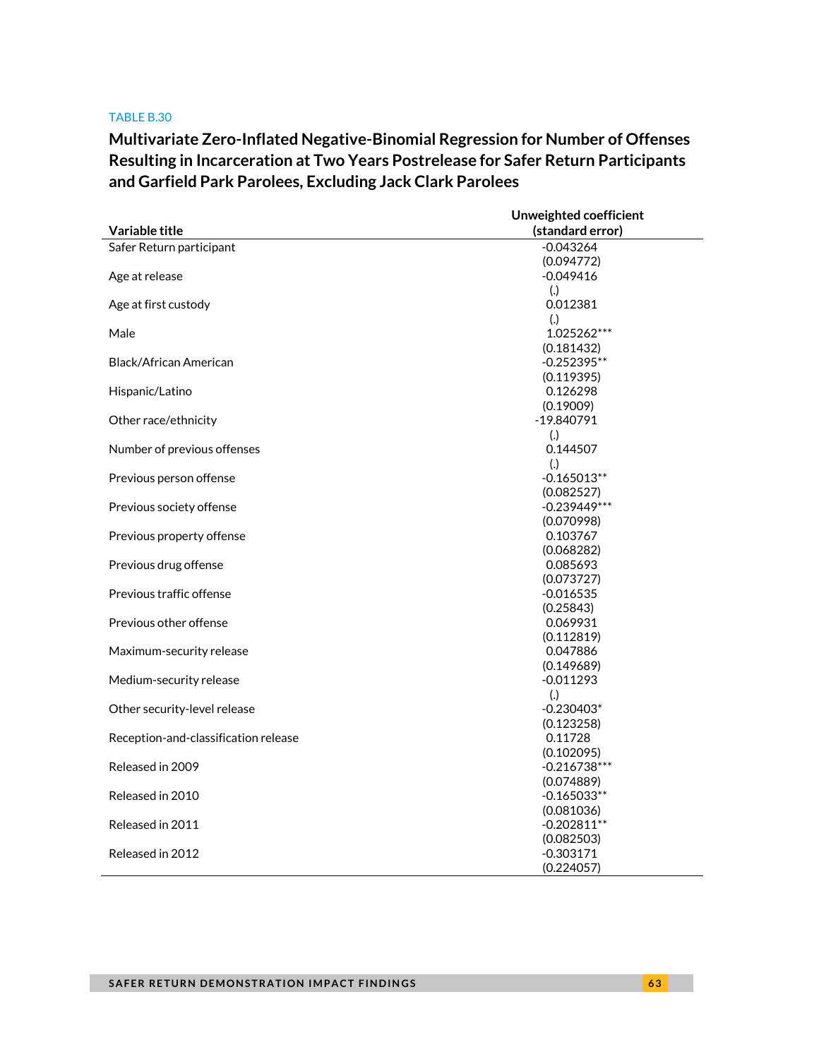TABLE B.30

## Multivariate Zero-Inflated Negative-Binomial Regression for Number of Offenses Resulting in Incarceration at Two Years Postrelease for Safer Return Participants and Garfield Park Parolees, Excluding Jack Clark Parolees

| Variable title | Unweighted coefficient (standard error) |
|---|---|
| Safer Return participant | -0.043264<br>(0.094772) |
| Age at release | -0.049416<br>(.) |
| Age at first custody | 0.012381<br>(.) |
| Male | 1.025262***<br>(0.181432) |
| Black/African American | -0.252395**<br>(0.119395) |
| Hispanic/Latino | 0.126298<br>(0.19009) |
| Other race/ethnicity | -19.840791<br>(.) |
| Number of previous offenses | 0.144507<br>(.) |
| Previous person offense | -0.165013**<br>(0.082527) |
| Previous society offense | -0.239449***<br>(0.070998) |
| Previous property offense | 0.103767<br>(0.068282) |
| Previous drug offense | 0.085693<br>(0.073727) |
| Previous traffic offense | -0.016535<br>(0.25843) |
| Previous other offense | 0.069931<br>(0.112819) |
| Maximum-security release | 0.047886<br>(0.149689) |
| Medium-security release | -0.011293<br>(.) |
| Other security-level release | -0.230403*<br>(0.123258) |
| Reception-and-classification release | 0.11728<br>(0.102095) |
| Released in 2009 | -0.216738***<br>(0.074889) |
| Released in 2010 | -0.165033**<br>(0.081036) |
| Released in 2011 | -0.202811**<br>(0.082503) |
| Released in 2012 | -0.303171<br>(0.224057) |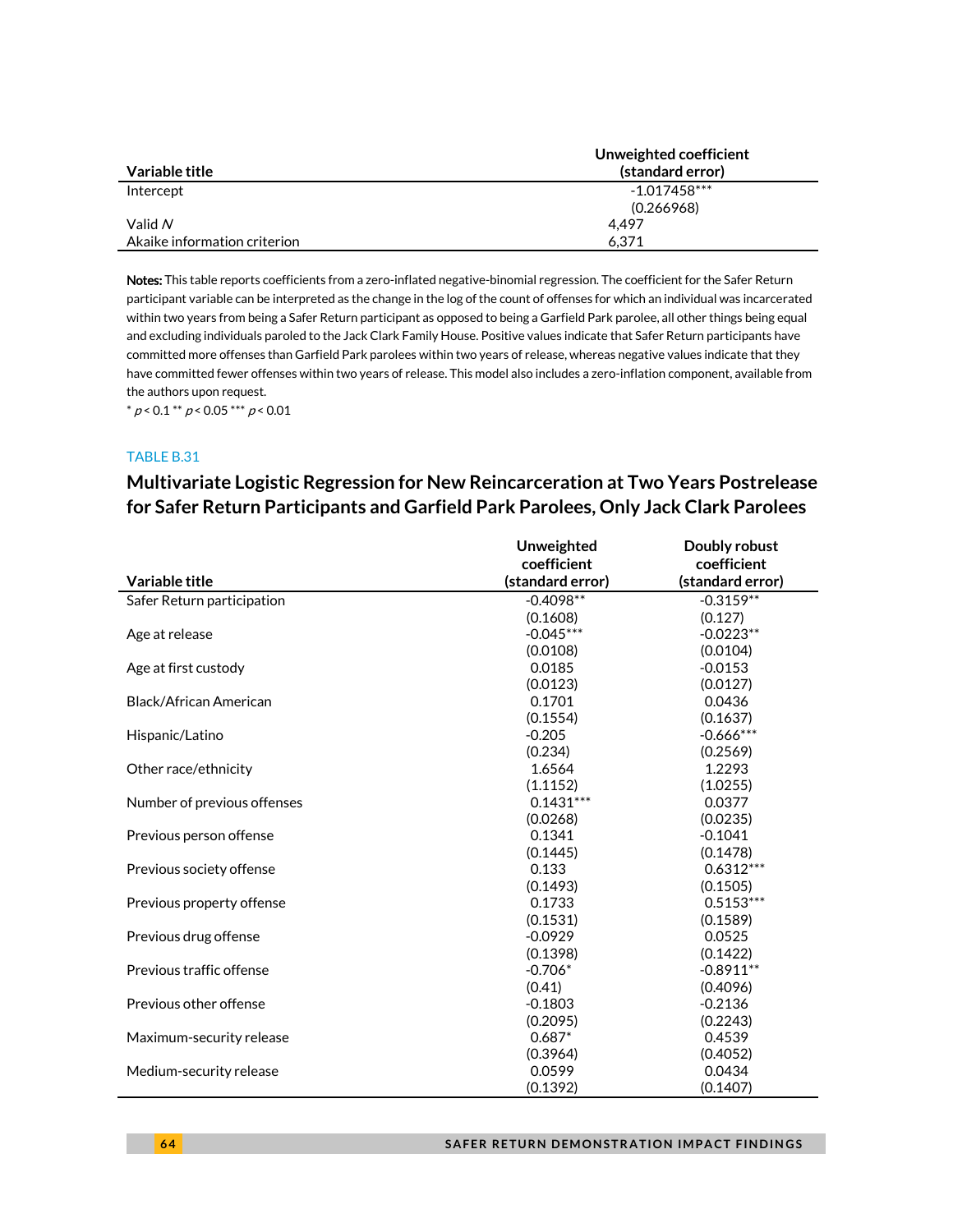| Variable title | Unweighted coefficient (standard error) |
|---|---|
| Intercept | -1.017458*** |
| | (0.266968) |
| Valid *N* | 4,497 |
| Akaike information criterion | 6,371 |

**Notes:** This table reports coefficients from a zero-inflated negative-binomial regression. The coefficient for the Safer Return participant variable can be interpreted as the change in the log of the count of offenses for which an individual was incarcerated within two years from being a Safer Return participant as opposed to being a Garfield Park parolee, all other things being equal and excluding individuals paroled to the Jack Clark Family House. Positive values indicate that Safer Return participants have committed more offenses than Garfield Park parolees within two years of release, whereas negative values indicate that they have committed fewer offenses within two years of release. This model also includes a zero-inflation component, available from the authors upon request.

* $p < 0.1$ ** $p < 0.05$ *** $p < 0.01$

TABLE B.31

## Multivariate Logistic Regression for New Reincarceration at Two Years Postrelease for Safer Return Participants and Garfield Park Parolees, Only Jack Clark Parolees

| Variable title | Unweighted coefficient (standard error) | Doubly robust coefficient (standard error) |
|---|---|---|
| Safer Return participation | -0.4098** | -0.3159** |
| | (0.1608) | (0.127) |
| Age at release | -0.045*** | -0.0223** |
| | (0.0108) | (0.0104) |
| Age at first custody | 0.0185 | -0.0153 |
| | (0.0123) | (0.0127) |
| Black/African American | 0.1701 | 0.0436 |
| | (0.1554) | (0.1637) |
| Hispanic/Latino | -0.205 | -0.666*** |
| | (0.234) | (0.2569) |
| Other race/ethnicity | 1.6564 | 1.2293 |
| | (1.1152) | (1.0255) |
| Number of previous offenses | 0.1431*** | 0.0377 |
| | (0.0268) | (0.0235) |
| Previous person offense | 0.1341 | -0.1041 |
| | (0.1445) | (0.1478) |
| Previous society offense | 0.133 | 0.6312*** |
| | (0.1493) | (0.1505) |
| Previous property offense | 0.1733 | 0.5153*** |
| | (0.1531) | (0.1589) |
| Previous drug offense | -0.0929 | 0.0525 |
| | (0.1398) | (0.1422) |
| Previous traffic offense | -0.706* | -0.8911** |
| | (0.41) | (0.4096) |
| Previous other offense | -0.1803 | -0.2136 |
| | (0.2095) | (0.2243) |
| Maximum-security release | 0.687* | 0.4539 |
| | (0.3964) | (0.4052) |
| Medium-security release | 0.0599 | 0.0434 |
| | (0.1392) | (0.1407) |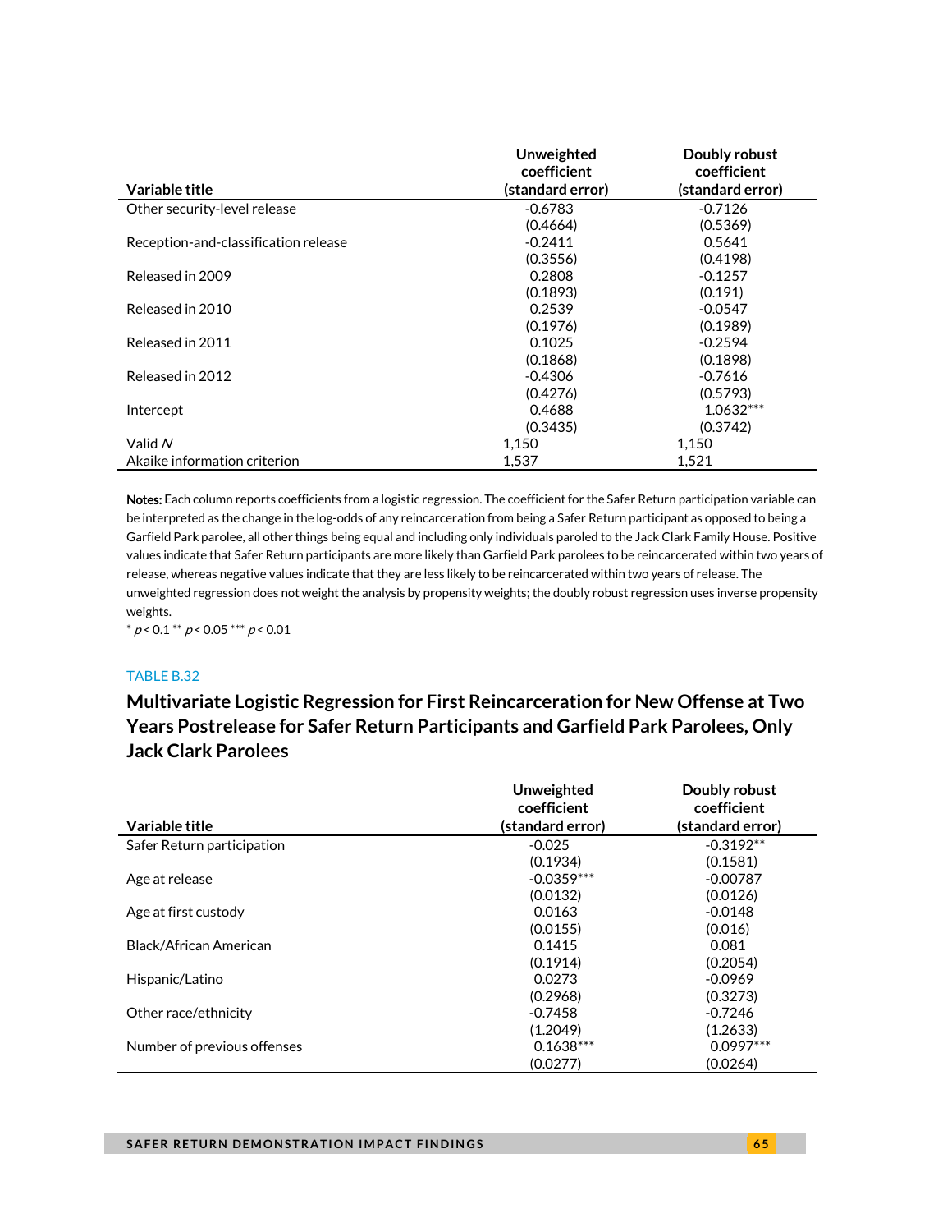| Variable title | Unweighted coefficient (standard error) | Doubly robust coefficient (standard error) |
|---|---|---|
| Other security-level release | -0.6783 | -0.7126 |
| | (0.4664) | (0.5369) |
| Reception-and-classification release | -0.2411 | 0.5641 |
| | (0.3556) | (0.4198) |
| Released in 2009 | 0.2808 | -0.1257 |
| | (0.1893) | (0.191) |
| Released in 2010 | 0.2539 | -0.0547 |
| | (0.1976) | (0.1989) |
| Released in 2011 | 0.1025 | -0.2594 |
| | (0.1868) | (0.1898) |
| Released in 2012 | -0.4306 | -0.7616 |
| | (0.4276) | (0.5793) |
| Intercept | 0.4688 | 1.0632*** |
| | (0.3435) | (0.3742) |
| Valid *N* | 1,150 | 1,150 |
| Akaike information criterion | 1,537 | 1,521 |

**Notes:** Each column reports coefficients from a logistic regression. The coefficient for the Safer Return participation variable can be interpreted as the change in the log-odds of any reincarceration from being a Safer Return participant as opposed to being a Garfield Park parolee, all other things being equal and including only individuals paroled to the Jack Clark Family House. Positive values indicate that Safer Return participants are more likely than Garfield Park parolees to be reincarcerated within two years of release, whereas negative values indicate that they are less likely to be reincarcerated within two years of release. The unweighted regression does not weight the analysis by propensity weights; the doubly robust regression uses inverse propensity weights.

* $p < 0.1$ ** $p < 0.05$ *** $p < 0.01$

TABLE B.32

## Multivariate Logistic Regression for First Reincarceration for New Offense at Two Years Postrelease for Safer Return Participants and Garfield Park Parolees, Only Jack Clark Parolees

| Variable title | Unweighted coefficient (standard error) | Doubly robust coefficient (standard error) |
|---|---|---|
| Safer Return participation | -0.025 | -0.3192** |
| | (0.1934) | (0.1581) |
| Age at release | -0.0359*** | -0.00787 |
| | (0.0132) | (0.0126) |
| Age at first custody | 0.0163 | -0.0148 |
| | (0.0155) | (0.016) |
| Black/African American | 0.1415 | 0.081 |
| | (0.1914) | (0.2054) |
| Hispanic/Latino | 0.0273 | -0.0969 |
| | (0.2968) | (0.3273) |
| Other race/ethnicity | -0.7458 | -0.7246 |
| | (1.2049) | (1.2633) |
| Number of previous offenses | 0.1638*** | 0.0997*** |
| | (0.0277) | (0.0264) |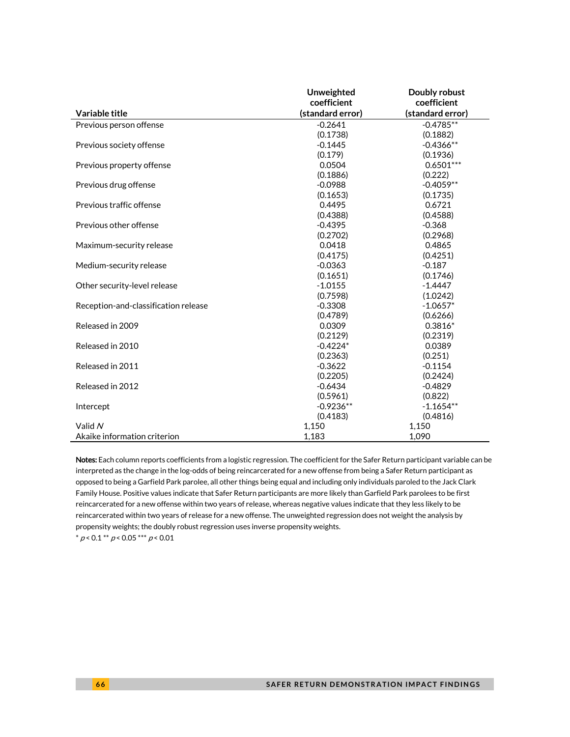| Variable title | Unweighted coefficient (standard error) | Doubly robust coefficient (standard error) |
|---|---|---|
| Previous person offense | -0.2641 | -0.4785** |
| | (0.1738) | (0.1882) |
| Previous society offense | -0.1445 | -0.4366** |
| | (0.179) | (0.1936) |
| Previous property offense | 0.0504 | 0.6501*** |
| | (0.1886) | (0.222) |
| Previous drug offense | -0.0988 | -0.4059** |
| | (0.1653) | (0.1735) |
| Previous traffic offense | 0.4495 | 0.6721 |
| | (0.4388) | (0.4588) |
| Previous other offense | -0.4395 | -0.368 |
| | (0.2702) | (0.2968) |
| Maximum-security release | 0.0418 | 0.4865 |
| | (0.4175) | (0.4251) |
| Medium-security release | -0.0363 | -0.187 |
| | (0.1651) | (0.1746) |
| Other security-level release | -1.0155 | -1.4447 |
| | (0.7598) | (1.0242) |
| Reception-and-classification release | -0.3308 | -1.0657* |
| | (0.4789) | (0.6266) |
| Released in 2009 | 0.0309 | 0.3816* |
| | (0.2129) | (0.2319) |
| Released in 2010 | -0.4224* | 0.0389 |
| | (0.2363) | (0.251) |
| Released in 2011 | -0.3622 | -0.1154 |
| | (0.2205) | (0.2424) |
| Released in 2012 | -0.6434 | -0.4829 |
| | (0.5961) | (0.822) |
| Intercept | -0.9236** | -1.1654** |
| | (0.4183) | (0.4816) |
| Valid *N* | 1,150 | 1,150 |
| Akaike information criterion | 1,183 | 1,090 |

**Notes:** Each column reports coefficients from a logistic regression. The coefficient for the Safer Return participant variable can be interpreted as the change in the log-odds of being reincarcerated for a new offense from being a Safer Return participant as opposed to being a Garfield Park parolee, all other things being equal and including only individuals paroled to the Jack Clark Family House. Positive values indicate that Safer Return participants are more likely than Garfield Park parolees to be first reincarcerated for a new offense within two years of release, whereas negative values indicate that they less likely to be reincarcerated within two years of release for a new offense. The unweighted regression does not weight the analysis by propensity weights; the doubly robust regression uses inverse propensity weights.

* $p < 0.1$ ** $p < 0.05$ *** $p < 0.01$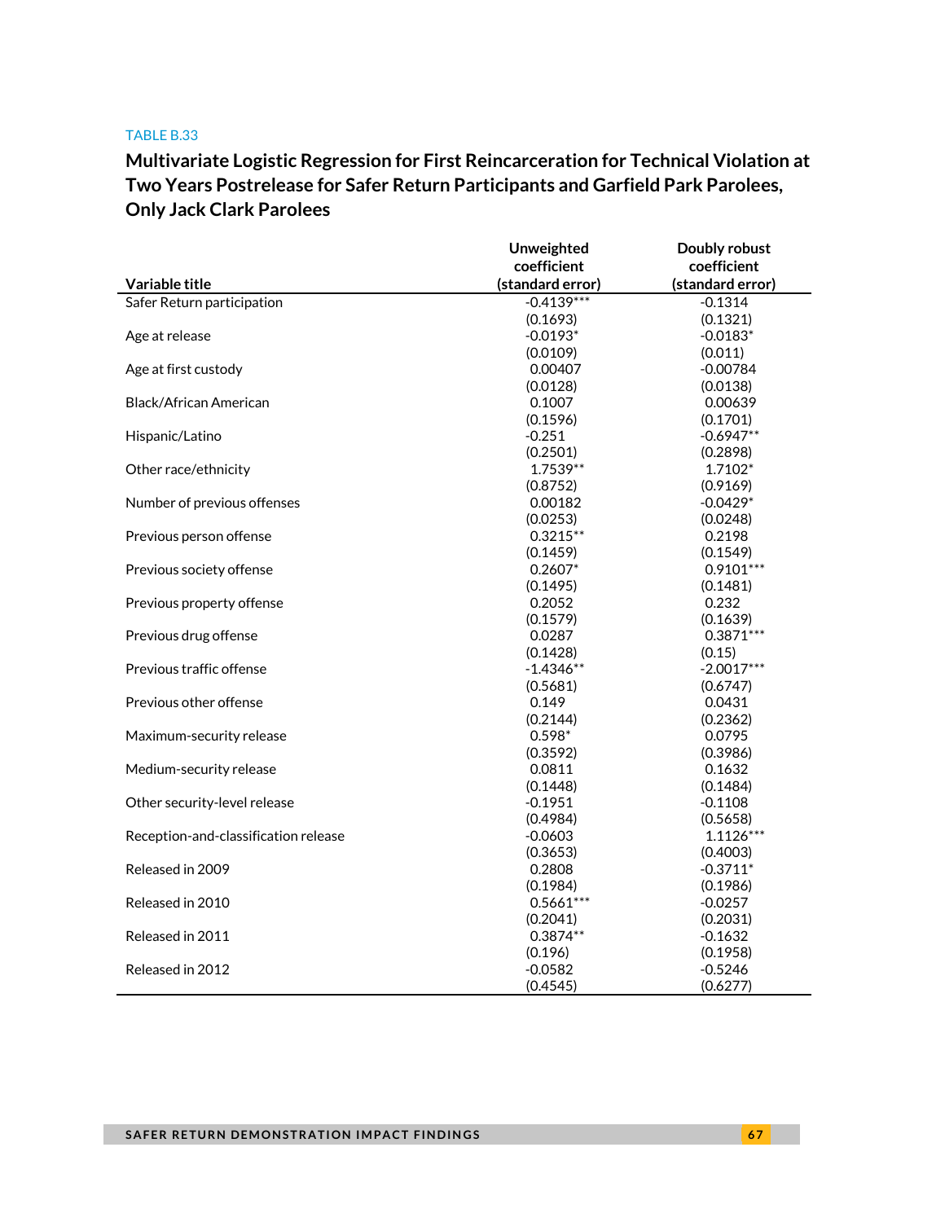TABLE B.33

## Multivariate Logistic Regression for First Reincarceration for Technical Violation at Two Years Postrelease for Safer Return Participants and Garfield Park Parolees, Only Jack Clark Parolees

| Variable title | Unweighted coefficient (standard error) | Doubly robust coefficient (standard error) |
|---|---|---|
| Safer Return participation | -0.4139*** | -0.1314 |
| | (0.1693) | (0.1321) |
| Age at release | -0.0193* | -0.0183* |
| | (0.0109) | (0.011) |
| Age at first custody | 0.00407 | -0.00784 |
| | (0.0128) | (0.0138) |
| Black/African American | 0.1007 | 0.00639 |
| | (0.1596) | (0.1701) |
| Hispanic/Latino | -0.251 | -0.6947** |
| | (0.2501) | (0.2898) |
| Other race/ethnicity | 1.7539** | 1.7102* |
| | (0.8752) | (0.9169) |
| Number of previous offenses | 0.00182 | -0.0429* |
| | (0.0253) | (0.0248) |
| Previous person offense | 0.3215** | 0.2198 |
| | (0.1459) | (0.1549) |
| Previous society offense | 0.2607* | 0.9101*** |
| | (0.1495) | (0.1481) |
| Previous property offense | 0.2052 | 0.232 |
| | (0.1579) | (0.1639) |
| Previous drug offense | 0.0287 | 0.3871*** |
| | (0.1428) | (0.15) |
| Previous traffic offense | -1.4346** | -2.0017*** |
| | (0.5681) | (0.6747) |
| Previous other offense | 0.149 | 0.0431 |
| | (0.2144) | (0.2362) |
| Maximum-security release | 0.598* | 0.0795 |
| | (0.3592) | (0.3986) |
| Medium-security release | 0.0811 | 0.1632 |
| | (0.1448) | (0.1484) |
| Other security-level release | -0.1951 | -0.1108 |
| | (0.4984) | (0.5658) |
| Reception-and-classification release | -0.0603 | 1.1126*** |
| | (0.3653) | (0.4003) |
| Released in 2009 | 0.2808 | -0.3711* |
| | (0.1984) | (0.1986) |
| Released in 2010 | 0.5661*** | -0.0257 |
| | (0.2041) | (0.2031) |
| Released in 2011 | 0.3874** | -0.1632 |
| | (0.196) | (0.1958) |
| Released in 2012 | -0.0582 | -0.5246 |
| | (0.4545) | (0.6277) |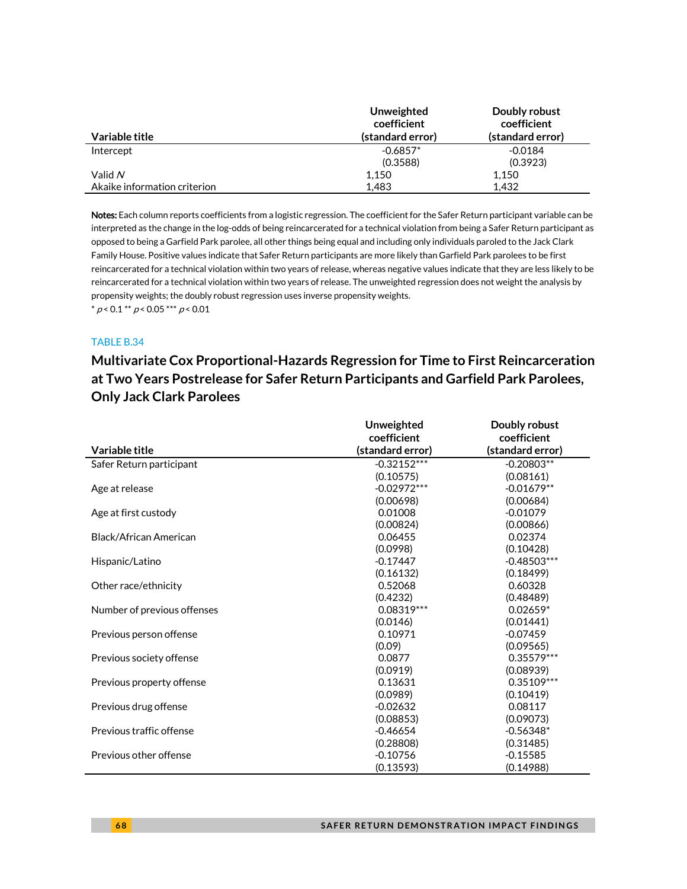| Variable title | Unweighted coefficient (standard error) | Doubly robust coefficient (standard error) |
|---|---|---|
| Intercept | -0.6857* | -0.0184 |
| | (0.3588) | (0.3923) |
| Valid *N* | 1,150 | 1,150 |
| Akaike information criterion | 1,483 | 1,432 |

**Notes:** Each column reports coefficients from a logistic regression. The coefficient for the Safer Return participant variable can be interpreted as the change in the log-odds of being reincarcerated for a technical violation from being a Safer Return participant as opposed to being a Garfield Park parolee, all other things being equal and including only individuals paroled to the Jack Clark Family House. Positive values indicate that Safer Return participants are more likely than Garfield Park parolees to be first reincarcerated for a technical violation within two years of release, whereas negative values indicate that they are less likely to be reincarcerated for a technical violation within two years of release. The unweighted regression does not weight the analysis by propensity weights; the doubly robust regression uses inverse propensity weights.

\* $p < 0.1$ \*\* $p < 0.05$ \*\*\* $p < 0.01$

TABLE B.34

## Multivariate Cox Proportional-Hazards Regression for Time to First Reincarceration at Two Years Postrelease for Safer Return Participants and Garfield Park Parolees, Only Jack Clark Parolees

| Variable title | Unweighted coefficient (standard error) | Doubly robust coefficient (standard error) |
|---|---|---|
| Safer Return participant | -0.32152*** | -0.20803** |
| | (0.10575) | (0.08161) |
| Age at release | -0.02972*** | -0.01679** |
| | (0.00698) | (0.00684) |
| Age at first custody | 0.01008 | -0.01079 |
| | (0.00824) | (0.00866) |
| Black/African American | 0.06455 | 0.02374 |
| | (0.0998) | (0.10428) |
| Hispanic/Latino | -0.17447 | -0.48503*** |
| | (0.16132) | (0.18499) |
| Other race/ethnicity | 0.52068 | 0.60328 |
| | (0.4232) | (0.48489) |
| Number of previous offenses | 0.08319*** | 0.02659* |
| | (0.0146) | (0.01441) |
| Previous person offense | 0.10971 | -0.07459 |
| | (0.09) | (0.09565) |
| Previous society offense | 0.0877 | 0.35579*** |
| | (0.0919) | (0.08939) |
| Previous property offense | 0.13631 | 0.35109*** |
| | (0.0989) | (0.10419) |
| Previous drug offense | -0.02632 | 0.08117 |
| | (0.08853) | (0.09073) |
| Previous traffic offense | -0.46654 | -0.56348* |
| | (0.28808) | (0.31485) |
| Previous other offense | -0.10756 | -0.15585 |
| | (0.13593) | (0.14988) |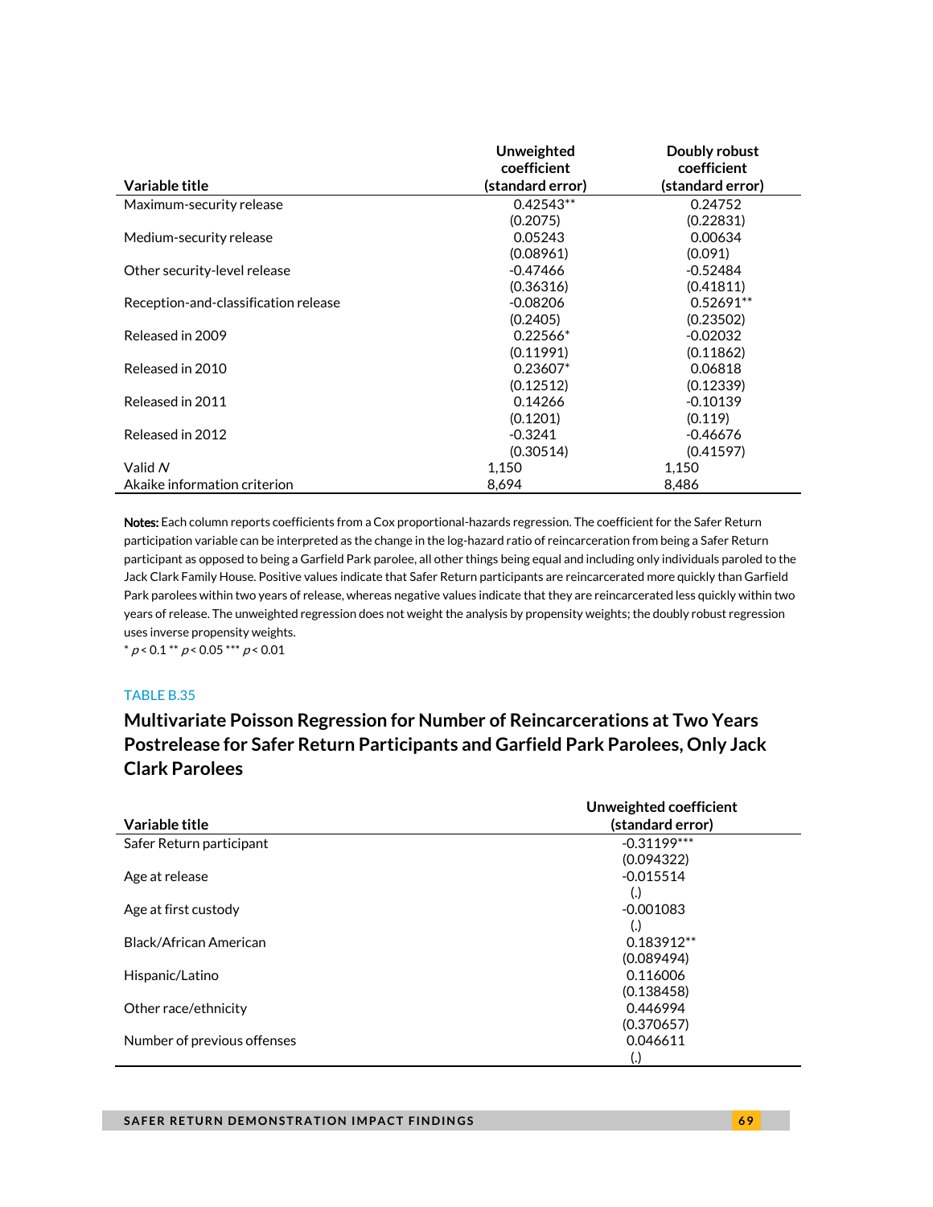| Variable title | Unweighted coefficient (standard error) | Doubly robust coefficient (standard error) |
|---|---|---|
| Maximum-security release | 0.42543** | 0.24752 |
| | (0.2075) | (0.22831) |
| Medium-security release | 0.05243 | 0.00634 |
| | (0.08961) | (0.091) |
| Other security-level release | -0.47466 | -0.52484 |
| | (0.36316) | (0.41811) |
| Reception-and-classification release | -0.08206 | 0.52691** |
| | (0.2405) | (0.23502) |
| Released in 2009 | 0.22566* | -0.02032 |
| | (0.11991) | (0.11862) |
| Released in 2010 | 0.23607* | 0.06818 |
| | (0.12512) | (0.12339) |
| Released in 2011 | 0.14266 | -0.10139 |
| | (0.1201) | (0.119) |
| Released in 2012 | -0.3241 | -0.46676 |
| | (0.30514) | (0.41597) |
| Valid *N* | 1,150 | 1,150 |
| Akaike information criterion | 8,694 | 8,486 |

**Notes:** Each column reports coefficients from a Cox proportional-hazards regression. The coefficient for the Safer Return participation variable can be interpreted as the change in the log-hazard ratio of reincarceration from being a Safer Return participant as opposed to being a Garfield Park parolee, all other things being equal and including only individuals paroled to the Jack Clark Family House. Positive values indicate that Safer Return participants are reincarcerated more quickly than Garfield Park parolees within two years of release, whereas negative values indicate that they are reincarcerated less quickly within two years of release. The unweighted regression does not weight the analysis by propensity weights; the doubly robust regression uses inverse propensity weights.

* $p < 0.1$ ** $p < 0.05$ *** $p < 0.01$

TABLE B.35

## Multivariate Poisson Regression for Number of Reincarcerations at Two Years Postrelease for Safer Return Participants and Garfield Park Parolees, Only Jack Clark Parolees

| Variable title | Unweighted coefficient (standard error) |
|---|---|
| Safer Return participant | -0.31199*** |
| | (0.094322) |
| Age at release | -0.015514 |
| | (.) |
| Age at first custody | -0.001083 |
| | (.) |
| Black/African American | 0.183912** |
| | (0.089494) |
| Hispanic/Latino | 0.116006 |
| | (0.138458) |
| Other race/ethnicity | 0.446994 |
| | (0.370657) |
| Number of previous offenses | 0.046611 |
| | (.) |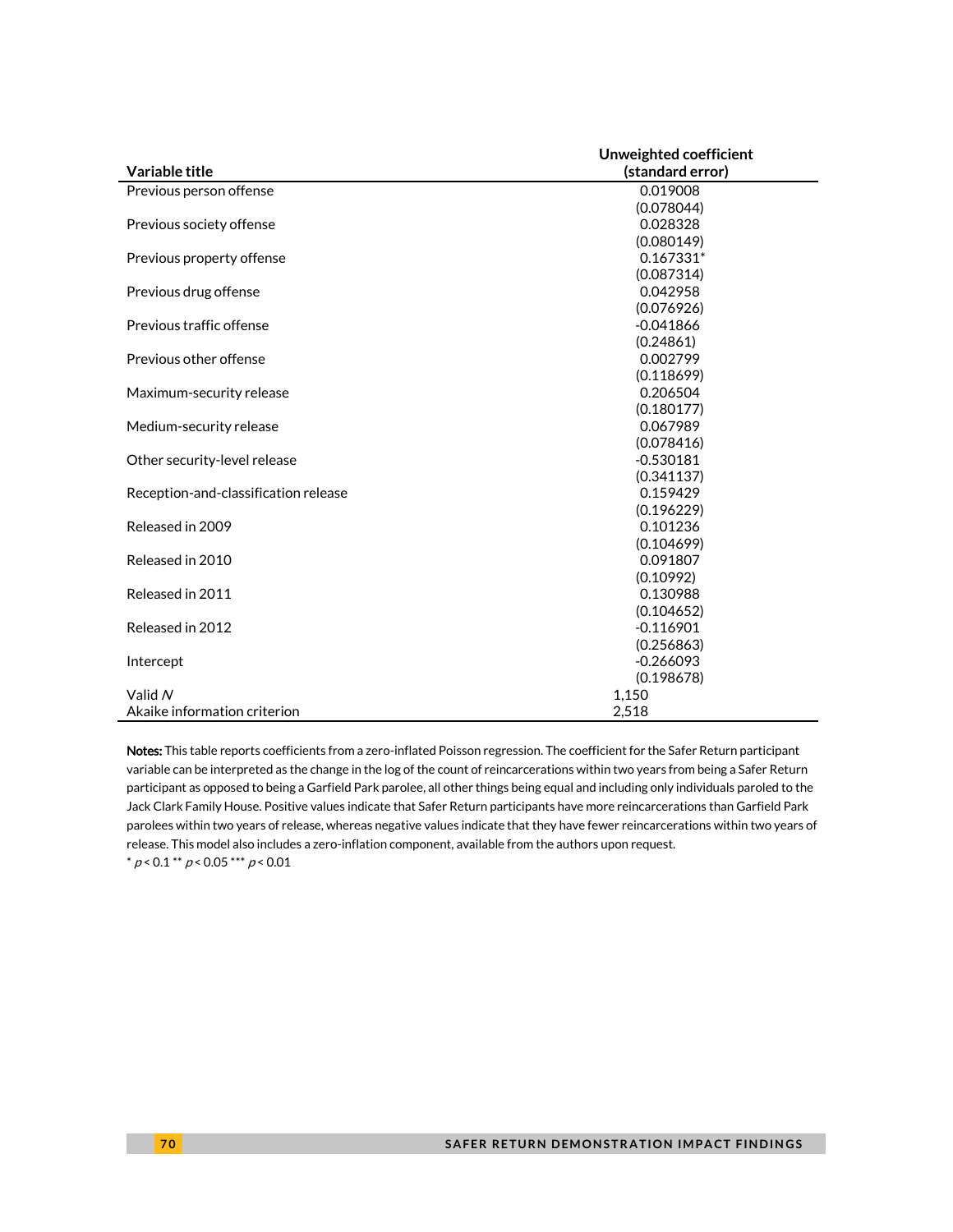| Variable title | Unweighted coefficient (standard error) |
|---|---|
| Previous person offense | 0.019008 |
| | (0.078044) |
| Previous society offense | 0.028328 |
| | (0.080149) |
| Previous property offense | 0.167331* |
| | (0.087314) |
| Previous drug offense | 0.042958 |
| | (0.076926) |
| Previous traffic offense | -0.041866 |
| | (0.24861) |
| Previous other offense | 0.002799 |
| | (0.118699) |
| Maximum-security release | 0.206504 |
| | (0.180177) |
| Medium-security release | 0.067989 |
| | (0.078416) |
| Other security-level release | -0.530181 |
| | (0.341137) |
| Reception-and-classification release | 0.159429 |
| | (0.196229) |
| Released in 2009 | 0.101236 |
| | (0.104699) |
| Released in 2010 | 0.091807 |
| | (0.10992) |
| Released in 2011 | 0.130988 |
| | (0.104652) |
| Released in 2012 | -0.116901 |
| | (0.256863) |
| Intercept | -0.266093 |
| | (0.198678) |
| Valid *N* | 1,150 |
| Akaike information criterion | 2,518 |

**Notes:** This table reports coefficients from a zero-inflated Poisson regression. The coefficient for the Safer Return participant variable can be interpreted as the change in the log of the count of reincarcerations within two years from being a Safer Return participant as opposed to being a Garfield Park parolee, all other things being equal and including only individuals paroled to the Jack Clark Family House. Positive values indicate that Safer Return participants have more reincarcerations than Garfield Park parolees within two years of release, whereas negative values indicate that they have fewer reincarcerations within two years of release. This model also includes a zero-inflation component, available from the authors upon request.

* $p < 0.1$ ** $p < 0.05$ *** $p < 0.01$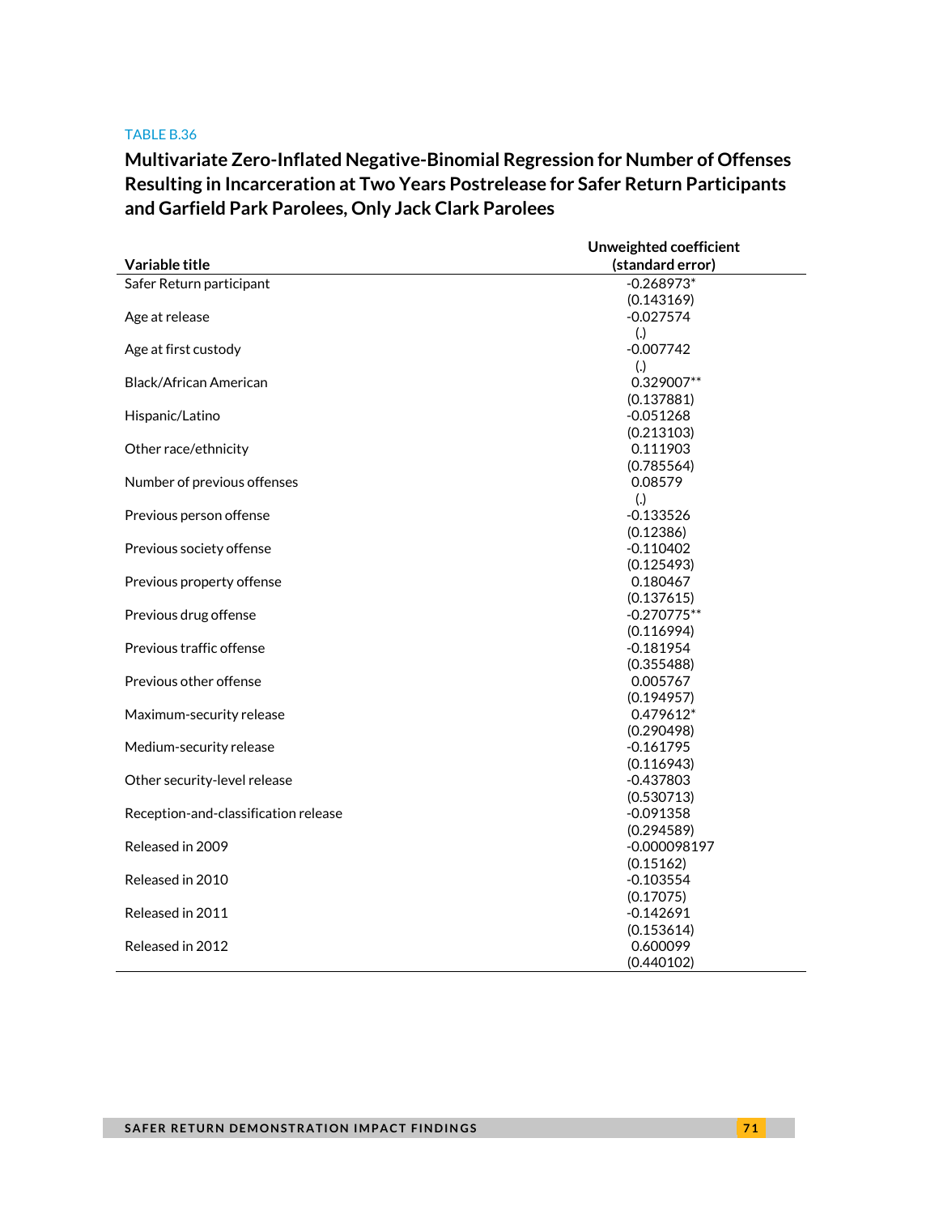TABLE B.36

## Multivariate Zero-Inflated Negative-Binomial Regression for Number of Offenses Resulting in Incarceration at Two Years Postrelease for Safer Return Participants and Garfield Park Parolees, Only Jack Clark Parolees

| Variable title | Unweighted coefficient (standard error) |
|---|---|
| Safer Return participant | -0.268973* |
| | (0.143169) |
| Age at release | -0.027574 |
| | (.) |
| Age at first custody | -0.007742 |
| | (.) |
| Black/African American | 0.329007** |
| | (0.137881) |
| Hispanic/Latino | -0.051268 |
| | (0.213103) |
| Other race/ethnicity | 0.111903 |
| | (0.785564) |
| Number of previous offenses | 0.08579 |
| | (.) |
| Previous person offense | -0.133526 |
| | (0.12386) |
| Previous society offense | -0.110402 |
| | (0.125493) |
| Previous property offense | 0.180467 |
| | (0.137615) |
| Previous drug offense | -0.270775** |
| | (0.116994) |
| Previous traffic offense | -0.181954 |
| | (0.355488) |
| Previous other offense | 0.005767 |
| | (0.194957) |
| Maximum-security release | 0.479612* |
| | (0.290498) |
| Medium-security release | -0.161795 |
| | (0.116943) |
| Other security-level release | -0.437803 |
| | (0.530713) |
| Reception-and-classification release | -0.091358 |
| | (0.294589) |
| Released in 2009 | -0.000098197 |
| | (0.15162) |
| Released in 2010 | -0.103554 |
| | (0.17075) |
| Released in 2011 | -0.142691 |
| | (0.153614) |
| Released in 2012 | 0.600099 |
| | (0.440102) |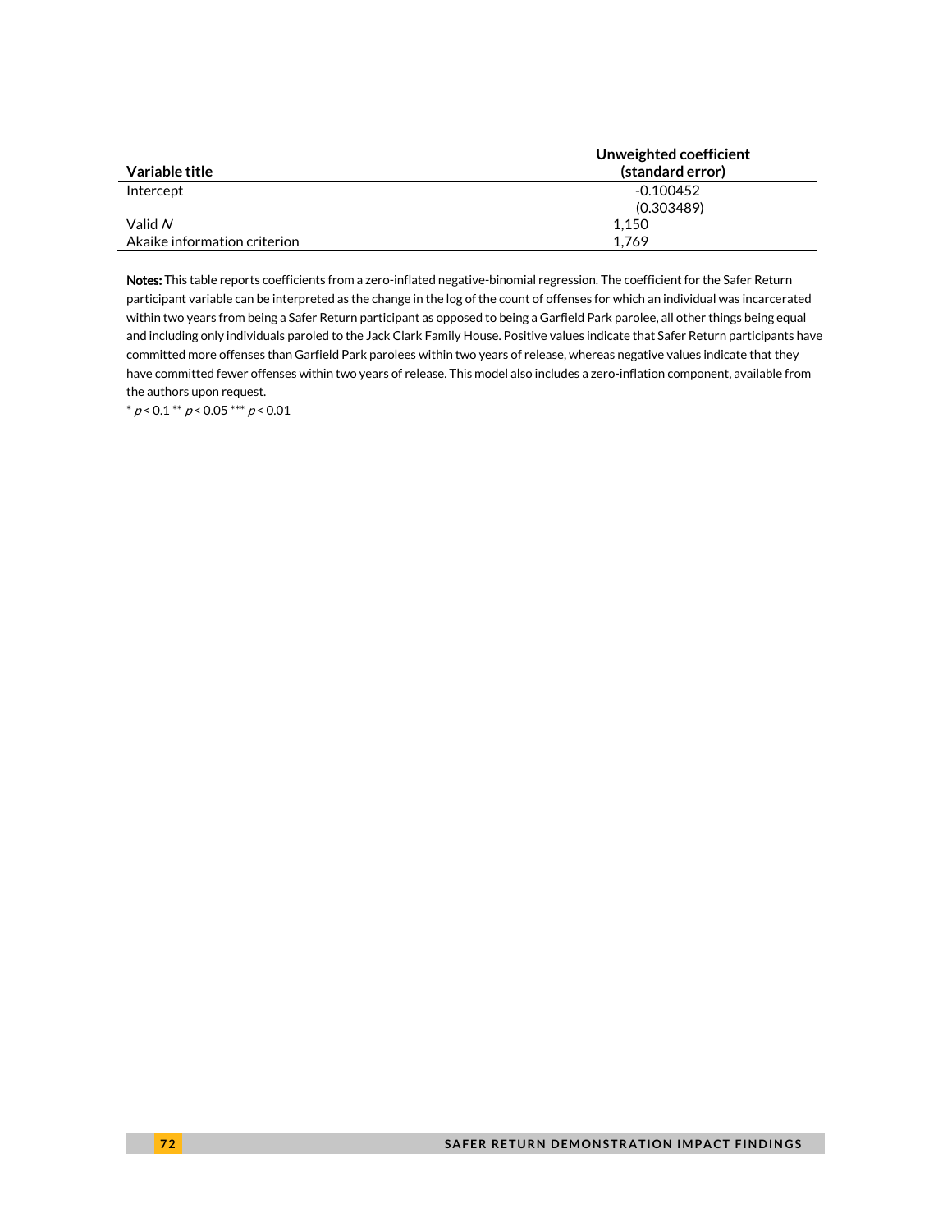| Variable title | Unweighted coefficient (standard error) |
|---|---|
| Intercept | -0.100452 |
| | (0.303489) |
| Valid *N* | 1,150 |
| Akaike information criterion | 1,769 |

**Notes:** This table reports coefficients from a zero-inflated negative-binomial regression. The coefficient for the Safer Return participant variable can be interpreted as the change in the log of the count of offenses for which an individual was incarcerated within two years from being a Safer Return participant as opposed to being a Garfield Park parolee, all other things being equal and including only individuals paroled to the Jack Clark Family House. Positive values indicate that Safer Return participants have committed more offenses than Garfield Park parolees within two years of release, whereas negative values indicate that they have committed fewer offenses within two years of release. This model also includes a zero-inflation component, available from the authors upon request.

* $p < 0.1$ ** $p < 0.05$ *** $p < 0.01$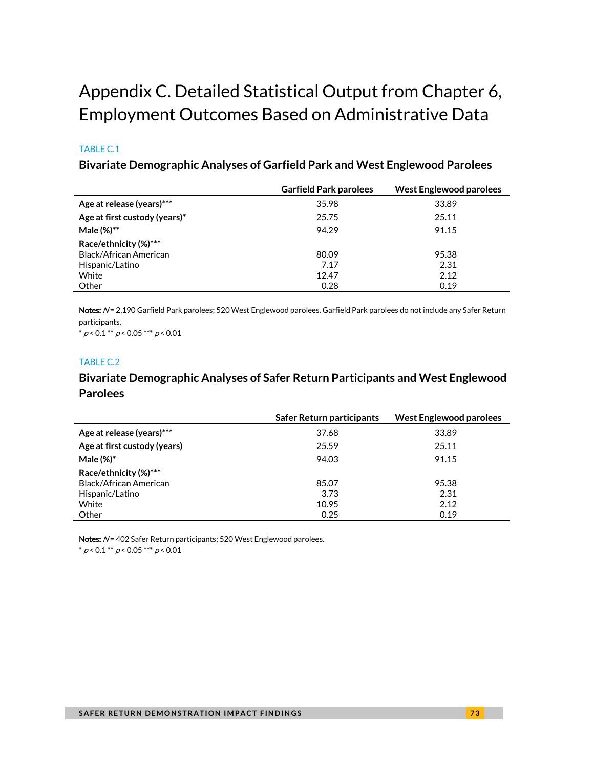# Appendix C. Detailed Statistical Output from Chapter 6, Employment Outcomes Based on Administrative Data

TABLE C.1

### Bivariate Demographic Analyses of Garfield Park and West Englewood Parolees

| | Garfield Park parolees | West Englewood parolees |
|---|---|---|
| **Age at release (years)*** ** | 35.98 | 33.89 |
| **Age at first custody (years)*** | 25.75 | 25.11 |
| **Male (%)**** | 94.29 | 91.15 |
| **Race/ethnicity (%)***** | | |
| Black/African American | 80.09 | 95.38 |
| Hispanic/Latino | 7.17 | 2.31 |
| White | 12.47 | 2.12 |
| Other | 0.28 | 0.19 |

**Notes:** *N* = 2,190 Garfield Park parolees; 520 West Englewood parolees. Garfield Park parolees do not include any Safer Return participants.
* $p < 0.1$ ** $p < 0.05$ *** $p < 0.01$

TABLE C.2

### Bivariate Demographic Analyses of Safer Return Participants and West Englewood Parolees

| | Safer Return participants | West Englewood parolees |
|---|---|---|
| **Age at release (years)***** | 37.68 | 33.89 |
| **Age at first custody (years)** | 25.59 | 25.11 |
| **Male (%)*** | 94.03 | 91.15 |
| **Race/ethnicity (%)***** | | |
| Black/African American | 85.07 | 95.38 |
| Hispanic/Latino | 3.73 | 2.31 |
| White | 10.95 | 2.12 |
| Other | 0.25 | 0.19 |

**Notes:** *N* = 402 Safer Return participants; 520 West Englewood parolees.
* $p < 0.1$ ** $p < 0.05$ *** $p < 0.01$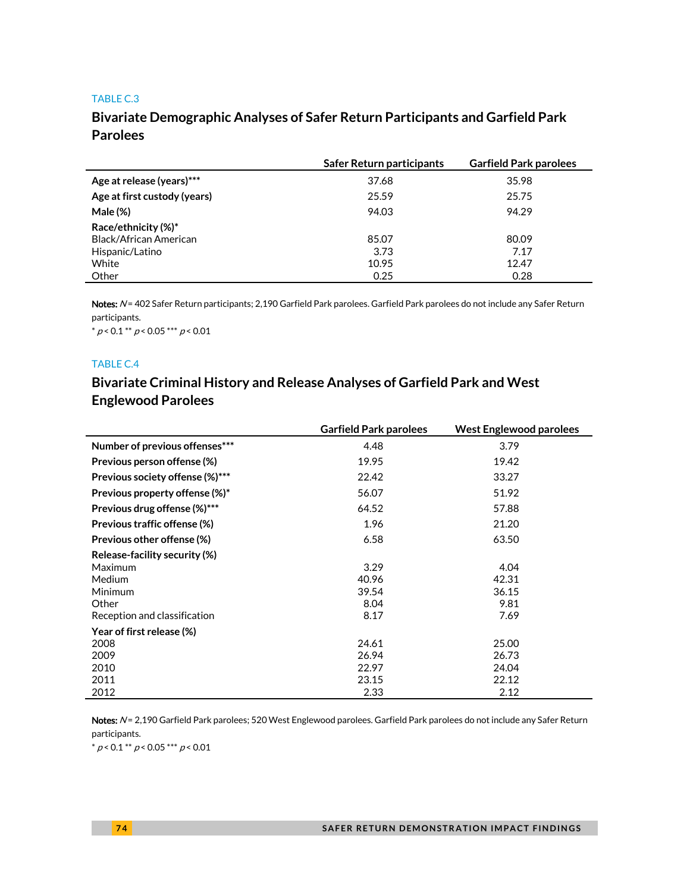TABLE C.3

## Bivariate Demographic Analyses of Safer Return Participants and Garfield Park Parolees

| | Safer Return participants | Garfield Park parolees |
|---|---|---|
| **Age at release (years)*** | 37.68 | 35.98 |
| **Age at first custody (years)** | 25.59 | 25.75 |
| **Male (%)** | 94.03 | 94.29 |
| **Race/ethnicity (%)*** | | |
| Black/African American | 85.07 | 80.09 |
| Hispanic/Latino | 3.73 | 7.17 |
| White | 10.95 | 12.47 |
| Other | 0.25 | 0.28 |

**Notes:** *N* = 402 Safer Return participants; 2,190 Garfield Park parolees. Garfield Park parolees do not include any Safer Return participants.

\* $p < 0.1$ \*\* $p < 0.05$ \*\*\* $p < 0.01$

TABLE C.4

## Bivariate Criminal History and Release Analyses of Garfield Park and West Englewood Parolees

| | Garfield Park parolees | West Englewood parolees |
|---|---|---|
| **Number of previous offenses*** | 4.48 | 3.79 |
| **Previous person offense (%)** | 19.95 | 19.42 |
| **Previous society offense (%)*** | 22.42 | 33.27 |
| **Previous property offense (%)*** | 56.07 | 51.92 |
| **Previous drug offense (%)*** | 64.52 | 57.88 |
| **Previous traffic offense (%)** | 1.96 | 21.20 |
| **Previous other offense (%)** | 6.58 | 63.50 |
| **Release-facility security (%)** | | |
| Maximum | 3.29 | 4.04 |
| Medium | 40.96 | 42.31 |
| Minimum | 39.54 | 36.15 |
| Other | 8.04 | 9.81 |
| Reception and classification | 8.17 | 7.69 |
| **Year of first release (%)** | | |
| 2008 | 24.61 | 25.00 |
| 2009 | 26.94 | 26.73 |
| 2010 | 22.97 | 24.04 |
| 2011 | 23.15 | 22.12 |
| 2012 | 2.33 | 2.12 |

**Notes:** *N* = 2,190 Garfield Park parolees; 520 West Englewood parolees. Garfield Park parolees do not include any Safer Return participants.

\* $p < 0.1$ \*\* $p < 0.05$ \*\*\* $p < 0.01$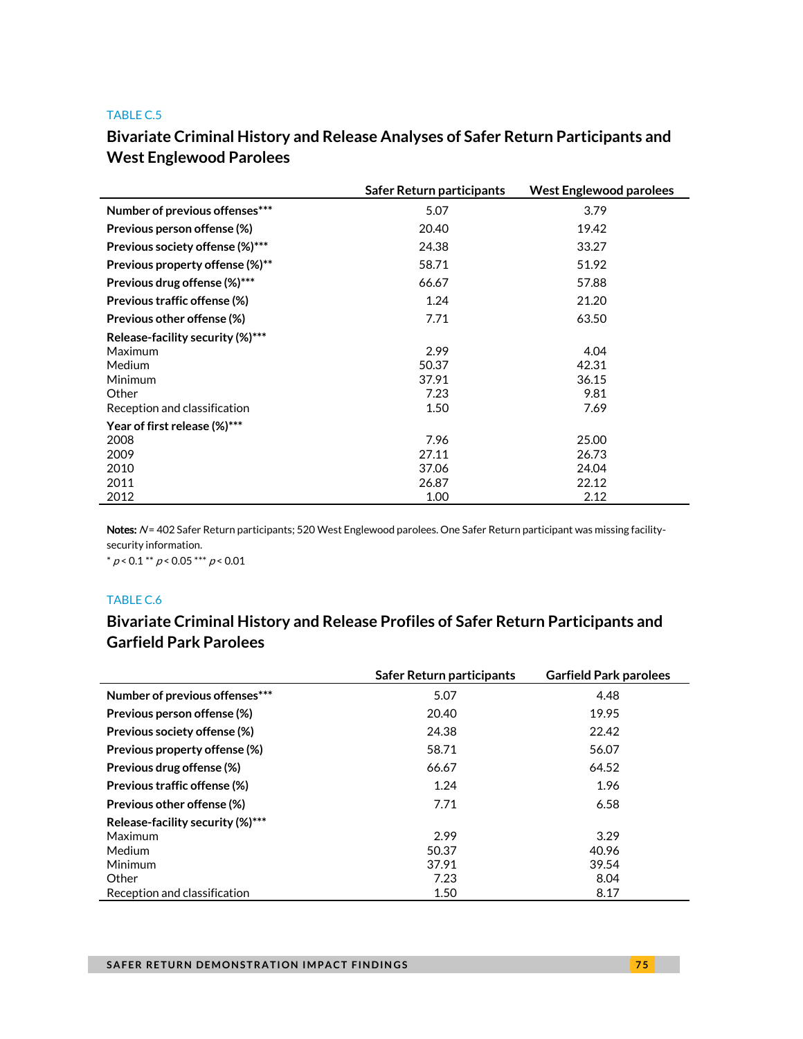TABLE C.5

## Bivariate Criminal History and Release Analyses of Safer Return Participants and West Englewood Parolees

| | Safer Return participants | West Englewood parolees |
|---|---|---|
| **Number of previous offenses*** ** | 5.07 | 3.79 |
| **Previous person offense (%)** | 20.40 | 19.42 |
| **Previous society offense (%)*** ** | 24.38 | 33.27 |
| **Previous property offense (%)** ** | 58.71 | 51.92 |
| **Previous drug offense (%)*** ** | 66.67 | 57.88 |
| **Previous traffic offense (%)** | 1.24 | 21.20 |
| **Previous other offense (%)** | 7.71 | 63.50 |
| **Release-facility security (%)*** ** | | |
| Maximum | 2.99 | 4.04 |
| Medium | 50.37 | 42.31 |
| Minimum | 37.91 | 36.15 |
| Other | 7.23 | 9.81 |
| Reception and classification | 1.50 | 7.69 |
| **Year of first release (%)*** ** | | |
| 2008 | 7.96 | 25.00 |
| 2009 | 27.11 | 26.73 |
| 2010 | 37.06 | 24.04 |
| 2011 | 26.87 | 22.12 |
| 2012 | 1.00 | 2.12 |

**Notes:** $N$ = 402 Safer Return participants; 520 West Englewood parolees. One Safer Return participant was missing facility-security information.

* $p < 0.1$ ** $p < 0.05$ *** $p < 0.01$

TABLE C.6

## Bivariate Criminal History and Release Profiles of Safer Return Participants and Garfield Park Parolees

| | Safer Return participants | Garfield Park parolees |
|---|---|---|
| **Number of previous offenses*** ** | 5.07 | 4.48 |
| **Previous person offense (%)** | 20.40 | 19.95 |
| **Previous society offense (%)** | 24.38 | 22.42 |
| **Previous property offense (%)** | 58.71 | 56.07 |
| **Previous drug offense (%)** | 66.67 | 64.52 |
| **Previous traffic offense (%)** | 1.24 | 1.96 |
| **Previous other offense (%)** | 7.71 | 6.58 |
| **Release-facility security (%)*** ** | | |
| Maximum | 2.99 | 3.29 |
| Medium | 50.37 | 40.96 |
| Minimum | 37.91 | 39.54 |
| Other | 7.23 | 8.04 |
| Reception and classification | 1.50 | 8.17 |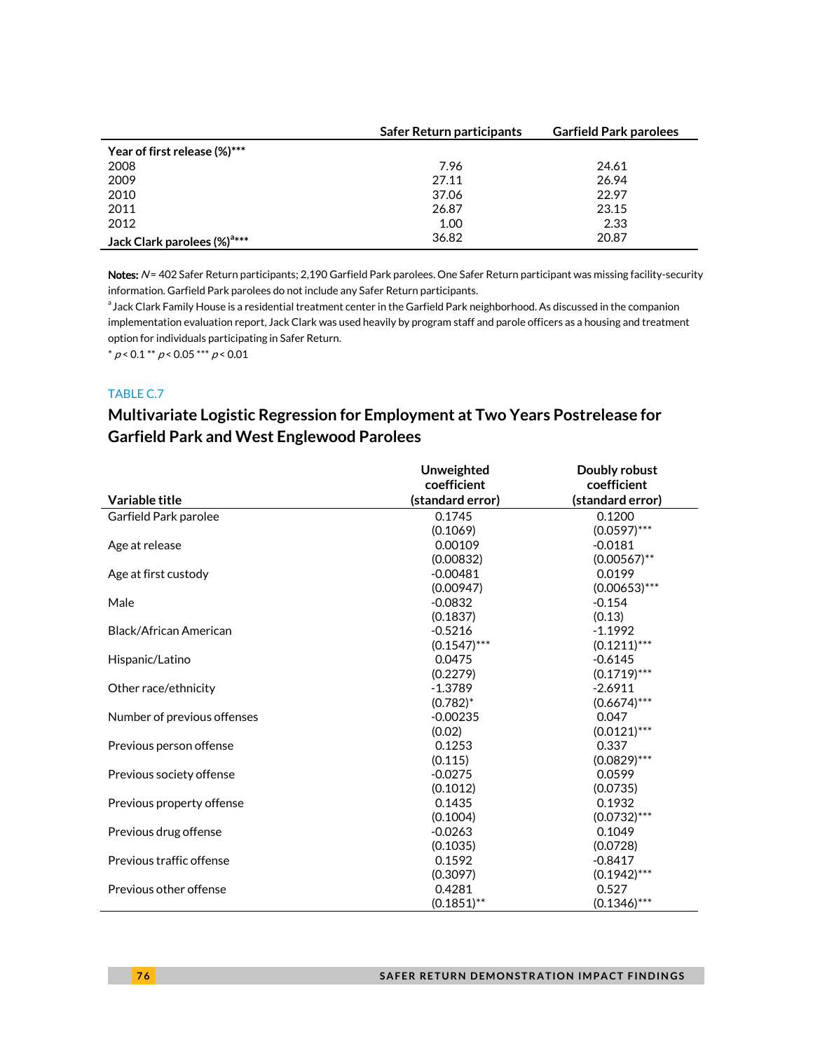| | Safer Return participants | Garfield Park parolees |
|---|---|---|
| **Year of first release (%)*** ** | | |
| 2008 | 7.96 | 24.61 |
| 2009 | 27.11 | 26.94 |
| 2010 | 37.06 | 22.97 |
| 2011 | 26.87 | 23.15 |
| 2012 | 1.00 | 2.33 |
| **Jack Clark parolees (%)[a]*** ** | 36.82 | 20.87 |

**Notes:** *N* = 402 Safer Return participants; 2,190 Garfield Park parolees. One Safer Return participant was missing facility-security information. Garfield Park parolees do not include any Safer Return participants.

[a] Jack Clark Family House is a residential treatment center in the Garfield Park neighborhood. As discussed in the companion implementation evaluation report, Jack Clark was used heavily by program staff and parole officers as a housing and treatment option for individuals participating in Safer Return.

* $p < 0.1$ ** $p < 0.05$ *** $p < 0.01$

TABLE C.7

## Multivariate Logistic Regression for Employment at Two Years Postrelease for Garfield Park and West Englewood Parolees

| Variable title | Unweighted coefficient (standard error) | Doubly robust coefficient (standard error) |
|---|---|---|
| Garfield Park parolee | 0.1745 | 0.1200 |
| | (0.1069) | (0.0597)*** |
| Age at release | 0.00109 | -0.0181 |
| | (0.00832) | (0.00567)** |
| Age at first custody | -0.00481 | 0.0199 |
| | (0.00947) | (0.00653)*** |
| Male | -0.0832 | -0.154 |
| | (0.1837) | (0.13) |
| Black/African American | -0.5216 | -1.1992 |
| | (0.1547)*** | (0.1211)*** |
| Hispanic/Latino | 0.0475 | -0.6145 |
| | (0.2279) | (0.1719)*** |
| Other race/ethnicity | -1.3789 | -2.6911 |
| | (0.782)* | (0.6674)*** |
| Number of previous offenses | -0.00235 | 0.047 |
| | (0.02) | (0.0121)*** |
| Previous person offense | 0.1253 | 0.337 |
| | (0.115) | (0.0829)*** |
| Previous society offense | -0.0275 | 0.0599 |
| | (0.1012) | (0.0735) |
| Previous property offense | 0.1435 | 0.1932 |
| | (0.1004) | (0.0732)*** |
| Previous drug offense | -0.0263 | 0.1049 |
| | (0.1035) | (0.0728) |
| Previous traffic offense | 0.1592 | -0.8417 |
| | (0.3097) | (0.1942)*** |
| Previous other offense | 0.4281 | 0.527 |
| | (0.1851)** | (0.1346)*** |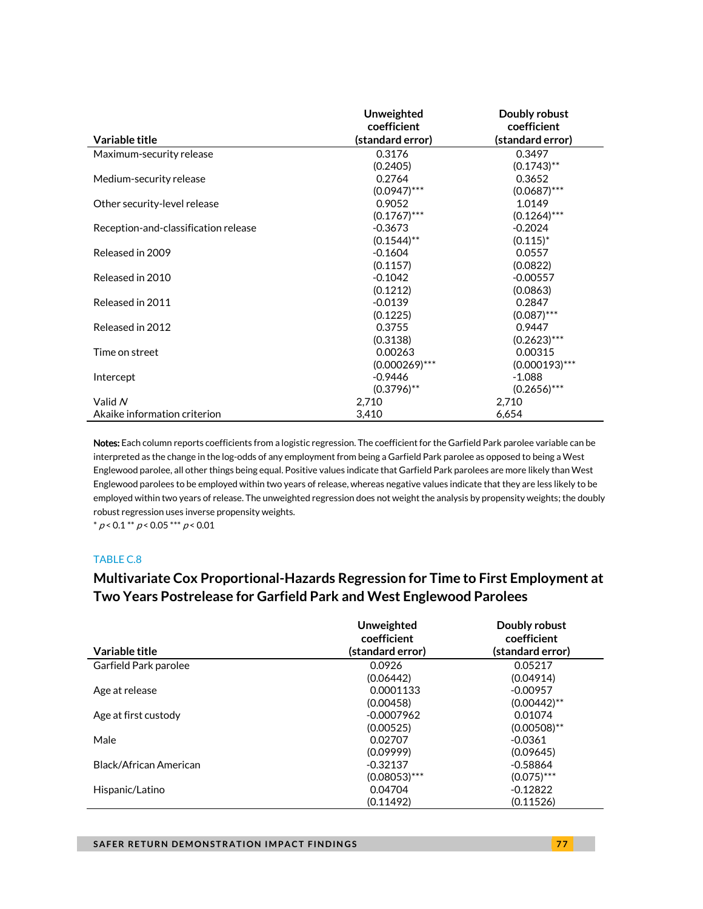| Variable title | Unweighted coefficient (standard error) | Doubly robust coefficient (standard error) |
|---|---|---|
| Maximum-security release | 0.3176 | 0.3497 |
| | (0.2405) | (0.1743)** |
| Medium-security release | 0.2764 | 0.3652 |
| | (0.0947)*** | (0.0687)*** |
| Other security-level release | 0.9052 | 1.0149 |
| | (0.1767)*** | (0.1264)*** |
| Reception-and-classification release | -0.3673 | -0.2024 |
| | (0.1544)** | (0.115)* |
| Released in 2009 | -0.1604 | 0.0557 |
| | (0.1157) | (0.0822) |
| Released in 2010 | -0.1042 | -0.00557 |
| | (0.1212) | (0.0863) |
| Released in 2011 | -0.0139 | 0.2847 |
| | (0.1225) | (0.087)*** |
| Released in 2012 | 0.3755 | 0.9447 |
| | (0.3138) | (0.2623)*** |
| Time on street | 0.00263 | 0.00315 |
| | (0.000269)*** | (0.000193)*** |
| Intercept | -0.9446 | -1.088 |
| | (0.3796)** | (0.2656)*** |
| Valid *N* | 2,710 | 2,710 |
| Akaike information criterion | 3,410 | 6,654 |

**Notes:** Each column reports coefficients from a logistic regression. The coefficient for the Garfield Park parolee variable can be interpreted as the change in the log-odds of any employment from being a Garfield Park parolee as opposed to being a West Englewood parolee, all other things being equal. Positive values indicate that Garfield Park parolees are more likely than West Englewood parolees to be employed within two years of release, whereas negative values indicate that they are less likely to be employed within two years of release. The unweighted regression does not weight the analysis by propensity weights; the doubly robust regression uses inverse propensity weights.

* $p < 0.1$ ** $p < 0.05$ *** $p < 0.01$

TABLE C.8

## Multivariate Cox Proportional-Hazards Regression for Time to First Employment at Two Years Postrelease for Garfield Park and West Englewood Parolees

| Variable title | Unweighted coefficient (standard error) | Doubly robust coefficient (standard error) |
|---|---|---|
| Garfield Park parolee | 0.0926 | 0.05217 |
| | (0.06442) | (0.04914) |
| Age at release | 0.0001133 | -0.00957 |
| | (0.00458) | (0.00442)** |
| Age at first custody | -0.0007962 | 0.01074 |
| | (0.00525) | (0.00508)** |
| Male | 0.02707 | -0.0361 |
| | (0.09999) | (0.09645) |
| Black/African American | -0.32137 | -0.58864 |
| | (0.08053)*** | (0.075)*** |
| Hispanic/Latino | 0.04704 | -0.12822 |
| | (0.11492) | (0.11526) |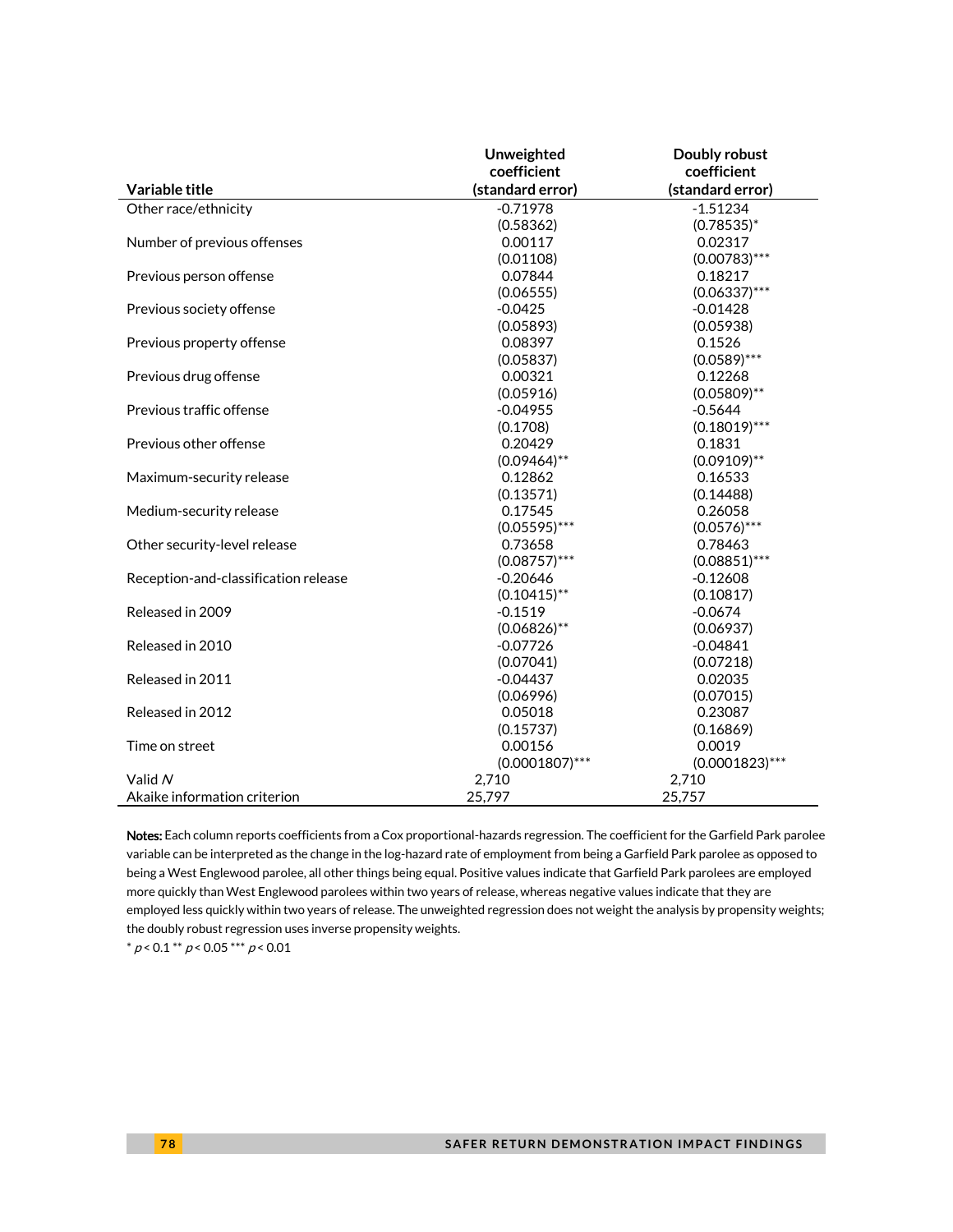| Variable title | Unweighted coefficient (standard error) | Doubly robust coefficient (standard error) |
|---|---|---|
| Other race/ethnicity | -0.71978 | -1.51234 |
| | (0.58362) | (0.78535)* |
| Number of previous offenses | 0.00117 | 0.02317 |
| | (0.01108) | (0.00783)*** |
| Previous person offense | 0.07844 | 0.18217 |
| | (0.06555) | (0.06337)*** |
| Previous society offense | -0.0425 | -0.01428 |
| | (0.05893) | (0.05938) |
| Previous property offense | 0.08397 | 0.1526 |
| | (0.05837) | (0.0589)*** |
| Previous drug offense | 0.00321 | 0.12268 |
| | (0.05916) | (0.05809)** |
| Previous traffic offense | -0.04955 | -0.5644 |
| | (0.1708) | (0.18019)*** |
| Previous other offense | 0.20429 | 0.1831 |
| | (0.09464)** | (0.09109)** |
| Maximum-security release | 0.12862 | 0.16533 |
| | (0.13571) | (0.14488) |
| Medium-security release | 0.17545 | 0.26058 |
| | (0.05595)*** | (0.0576)*** |
| Other security-level release | 0.73658 | 0.78463 |
| | (0.08757)*** | (0.08851)*** |
| Reception-and-classification release | -0.20646 | -0.12608 |
| | (0.10415)** | (0.10817) |
| Released in 2009 | -0.1519 | -0.0674 |
| | (0.06826)** | (0.06937) |
| Released in 2010 | -0.07726 | -0.04841 |
| | (0.07041) | (0.07218) |
| Released in 2011 | -0.04437 | 0.02035 |
| | (0.06996) | (0.07015) |
| Released in 2012 | 0.05018 | 0.23087 |
| | (0.15737) | (0.16869) |
| Time on street | 0.00156 | 0.0019 |
| | (0.0001807)*** | (0.0001823)*** |
| Valid *N* | 2,710 | 2,710 |
| Akaike information criterion | 25,797 | 25,757 |

**Notes:** Each column reports coefficients from a Cox proportional-hazards regression. The coefficient for the Garfield Park parolee variable can be interpreted as the change in the log-hazard rate of employment from being a Garfield Park parolee as opposed to being a West Englewood parolee, all other things being equal. Positive values indicate that Garfield Park parolees are employed more quickly than West Englewood parolees within two years of release, whereas negative values indicate that they are employed less quickly within two years of release. The unweighted regression does not weight the analysis by propensity weights; the doubly robust regression uses inverse propensity weights.

\* $p < 0.1$ \*\* $p < 0.05$ \*\*\* $p < 0.01$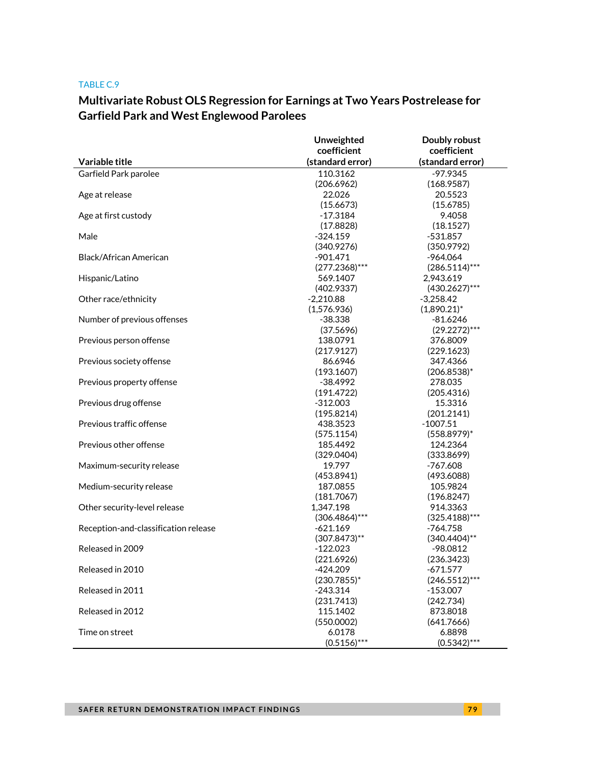TABLE C.9

## Multivariate Robust OLS Regression for Earnings at Two Years Postrelease for Garfield Park and West Englewood Parolees

| Variable title | Unweighted coefficient (standard error) | Doubly robust coefficient (standard error) |
|---|---|---|
| Garfield Park parolee | 110.3162 | -97.9345 |
| | (206.6962) | (168.9587) |
| Age at release | 22.026 | 20.5523 |
| | (15.6673) | (15.6785) |
| Age at first custody | -17.3184 | 9.4058 |
| | (17.8828) | (18.1527) |
| Male | -324.159 | -531.857 |
| | (340.9276) | (350.9792) |
| Black/African American | -901.471 | -964.064 |
| | (277.2368)*** | (286.5114)*** |
| Hispanic/Latino | 569.1407 | 2,943.619 |
| | (402.9337) | (430.2627)*** |
| Other race/ethnicity | -2,210.88 | -3,258.42 |
| | (1,576.936) | (1,890.21)* |
| Number of previous offenses | -38.338 | -81.6246 |
| | (37.5696) | (29.2272)*** |
| Previous person offense | 138.0791 | 376.8009 |
| | (217.9127) | (229.1623) |
| Previous society offense | 86.6946 | 347.4366 |
| | (193.1607) | (206.8538)* |
| Previous property offense | -38.4992 | 278.035 |
| | (191.4722) | (205.4316) |
| Previous drug offense | -312.003 | 15.3316 |
| | (195.8214) | (201.2141) |
| Previous traffic offense | 438.3523 | -1007.51 |
| | (575.1154) | (558.8979)* |
| Previous other offense | 185.4492 | 124.2364 |
| | (329.0404) | (333.8699) |
| Maximum-security release | 19.797 | -767.608 |
| | (453.8941) | (493.6088) |
| Medium-security release | 187.0855 | 105.9824 |
| | (181.7067) | (196.8247) |
| Other security-level release | 1,347.198 | 914.3363 |
| | (306.4864)*** | (325.4188)*** |
| Reception-and-classification release | -621.169 | -764.758 |
| | (307.8473)** | (340.4404)** |
| Released in 2009 | -122.023 | -98.0812 |
| | (221.6926) | (236.3423) |
| Released in 2010 | -424.209 | -671.577 |
| | (230.7855)* | (246.5512)*** |
| Released in 2011 | -243.314 | -153.007 |
| | (231.7413) | (242.734) |
| Released in 2012 | 115.1402 | 873.8018 |
| | (550.0002) | (641.7666) |
| Time on street | 6.0178 | 6.8898 |
| | (0.5156)*** | (0.5342)*** |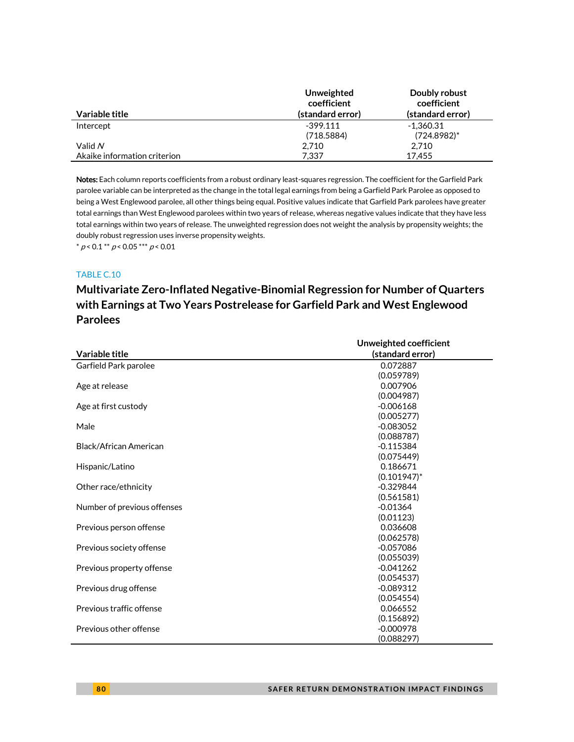| Variable title | Unweighted coefficient (standard error) | Doubly robust coefficient (standard error) |
|---|---|---|
| Intercept | -399.111 | -1,360.31 |
| | (718.5884) | (724.8982)* |
| Valid *N* | 2,710 | 2,710 |
| Akaike information criterion | 7,337 | 17,455 |

**Notes:** Each column reports coefficients from a robust ordinary least-squares regression. The coefficient for the Garfield Park parolee variable can be interpreted as the change in the total legal earnings from being a Garfield Park Parolee as opposed to being a West Englewood parolee, all other things being equal. Positive values indicate that Garfield Park parolees have greater total earnings than West Englewood parolees within two years of release, whereas negative values indicate that they have less total earnings within two years of release. The unweighted regression does not weight the analysis by propensity weights; the doubly robust regression uses inverse propensity weights.

\* $p < 0.1$ \*\* $p < 0.05$ \*\*\* $p < 0.01$

TABLE C.10

## Multivariate Zero-Inflated Negative-Binomial Regression for Number of Quarters with Earnings at Two Years Postrelease for Garfield Park and West Englewood Parolees

| Variable title | Unweighted coefficient (standard error) |
|---|---|
| Garfield Park parolee | 0.072887 |
| | (0.059789) |
| Age at release | 0.007906 |
| | (0.004987) |
| Age at first custody | -0.006168 |
| | (0.005277) |
| Male | -0.083052 |
| | (0.088787) |
| Black/African American | -0.115384 |
| | (0.075449) |
| Hispanic/Latino | 0.186671 |
| | (0.101947)* |
| Other race/ethnicity | -0.329844 |
| | (0.561581) |
| Number of previous offenses | -0.01364 |
| | (0.01123) |
| Previous person offense | 0.036608 |
| | (0.062578) |
| Previous society offense | -0.057086 |
| | (0.055039) |
| Previous property offense | -0.041262 |
| | (0.054537) |
| Previous drug offense | -0.089312 |
| | (0.054554) |
| Previous traffic offense | 0.066552 |
| | (0.156892) |
| Previous other offense | -0.000978 |
| | (0.088297) |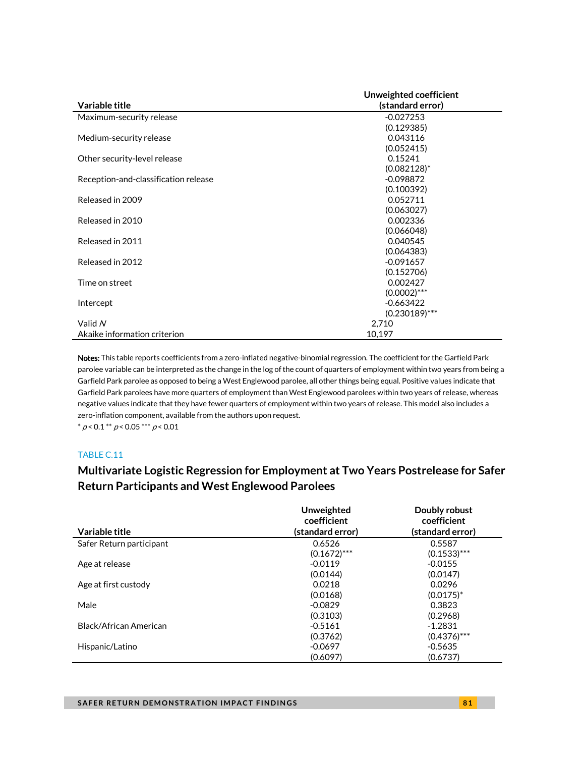| Variable title | Unweighted coefficient (standard error) |
|---|---|
| Maximum-security release | -0.027253 |
| | (0.129385) |
| Medium-security release | 0.043116 |
| | (0.052415) |
| Other security-level release | 0.15241 |
| | (0.082128)* |
| Reception-and-classification release | -0.098872 |
| | (0.100392) |
| Released in 2009 | 0.052711 |
| | (0.063027) |
| Released in 2010 | 0.002336 |
| | (0.066048) |
| Released in 2011 | 0.040545 |
| | (0.064383) |
| Released in 2012 | -0.091657 |
| | (0.152706) |
| Time on street | 0.002427 |
| | (0.0002)*** |
| Intercept | -0.663422 |
| | (0.230189)*** |
| Valid *N* | 2,710 |
| Akaike information criterion | 10,197 |

**Notes:** This table reports coefficients from a zero-inflated negative-binomial regression. The coefficient for the Garfield Park parolee variable can be interpreted as the change in the log of the count of quarters of employment within two years from being a Garfield Park parolee as opposed to being a West Englewood parolee, all other things being equal. Positive values indicate that Garfield Park parolees have more quarters of employment than West Englewood parolees within two years of release, whereas negative values indicate that they have fewer quarters of employment within two years of release. This model also includes a zero-inflation component, available from the authors upon request.

* $p < 0.1$ ** $p < 0.05$ *** $p < 0.01$

TABLE C.11

## Multivariate Logistic Regression for Employment at Two Years Postrelease for Safer Return Participants and West Englewood Parolees

| Variable title | Unweighted coefficient (standard error) | Doubly robust coefficient (standard error) |
|---|---|---|
| Safer Return participant | 0.6526 | 0.5587 |
| | (0.1672)*** | (0.1533)*** |
| Age at release | -0.0119 | -0.0155 |
| | (0.0144) | (0.0147) |
| Age at first custody | 0.0218 | 0.0296 |
| | (0.0168) | (0.0175)* |
| Male | -0.0829 | 0.3823 |
| | (0.3103) | (0.2968) |
| Black/African American | -0.5161 | -1.2831 |
| | (0.3762) | (0.4376)*** |
| Hispanic/Latino | -0.0697 | -0.5635 |
| | (0.6097) | (0.6737) |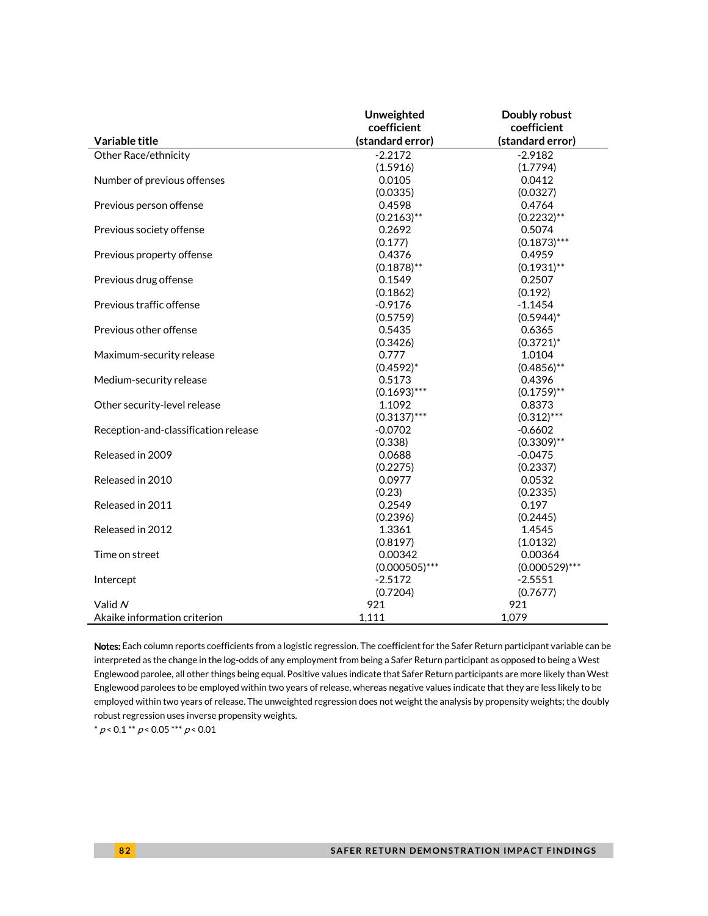| Variable title | Unweighted coefficient (standard error) | Doubly robust coefficient (standard error) |
|---|---|---|
| Other Race/ethnicity | -2.2172 | -2.9182 |
| | (1.5916) | (1.7794) |
| Number of previous offenses | 0.0105 | 0.0412 |
| | (0.0335) | (0.0327) |
| Previous person offense | 0.4598 | 0.4764 |
| | (0.2163)** | (0.2232)** |
| Previous society offense | 0.2692 | 0.5074 |
| | (0.177) | (0.1873)*** |
| Previous property offense | 0.4376 | 0.4959 |
| | (0.1878)** | (0.1931)** |
| Previous drug offense | 0.1549 | 0.2507 |
| | (0.1862) | (0.192) |
| Previous traffic offense | -0.9176 | -1.1454 |
| | (0.5759) | (0.5944)* |
| Previous other offense | 0.5435 | 0.6365 |
| | (0.3426) | (0.3721)* |
| Maximum-security release | 0.777 | 1.0104 |
| | (0.4592)* | (0.4856)** |
| Medium-security release | 0.5173 | 0.4396 |
| | (0.1693)*** | (0.1759)** |
| Other security-level release | 1.1092 | 0.8373 |
| | (0.3137)*** | (0.312)*** |
| Reception-and-classification release | -0.0702 | -0.6602 |
| | (0.338) | (0.3309)** |
| Released in 2009 | 0.0688 | -0.0475 |
| | (0.2275) | (0.2337) |
| Released in 2010 | 0.0977 | 0.0532 |
| | (0.23) | (0.2335) |
| Released in 2011 | 0.2549 | 0.197 |
| | (0.2396) | (0.2445) |
| Released in 2012 | 1.3361 | 1.4545 |
| | (0.8197) | (1.0132) |
| Time on street | 0.00342 | 0.00364 |
| | (0.000505)*** | (0.000529)*** |
| Intercept | -2.5172 | -2.5551 |
| | (0.7204) | (0.7677) |
| Valid *N* | 921 | 921 |
| Akaike information criterion | 1,111 | 1,079 |

**Notes:** Each column reports coefficients from a logistic regression. The coefficient for the Safer Return participant variable can be interpreted as the change in the log-odds of any employment from being a Safer Return participant as opposed to being a West Englewood parolee, all other things being equal. Positive values indicate that Safer Return participants are more likely than West Englewood parolees to be employed within two years of release, whereas negative values indicate that they are less likely to be employed within two years of release. The unweighted regression does not weight the analysis by propensity weights; the doubly robust regression uses inverse propensity weights.

* $p < 0.1$ ** $p < 0.05$ *** $p < 0.01$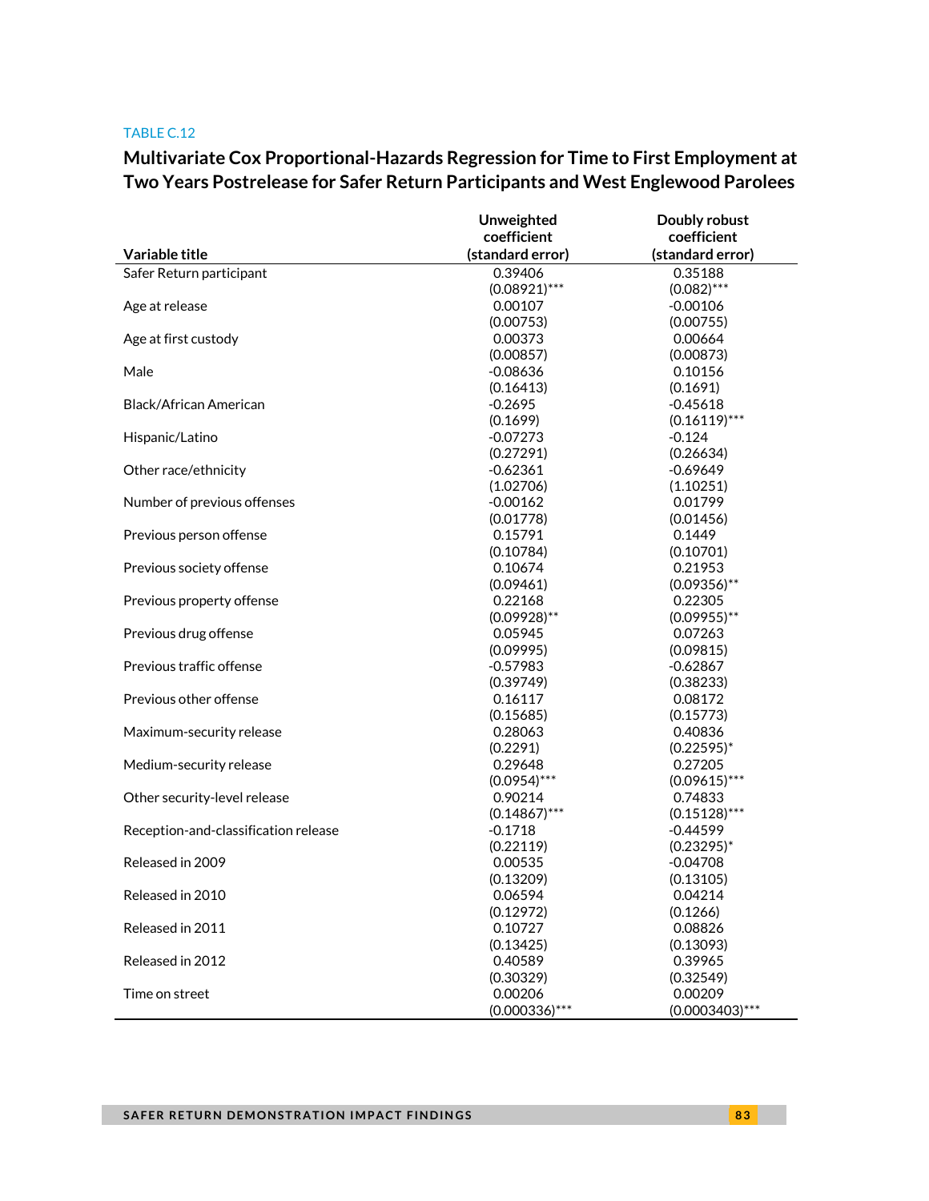TABLE C.12

## Multivariate Cox Proportional-Hazards Regression for Time to First Employment at Two Years Postrelease for Safer Return Participants and West Englewood Parolees

| Variable title | Unweighted coefficient (standard error) | Doubly robust coefficient (standard error) |
|---|---|---|
| Safer Return participant | 0.39406 | 0.35188 |
| | (0.08921)*** | (0.082)*** |
| Age at release | 0.00107 | -0.00106 |
| | (0.00753) | (0.00755) |
| Age at first custody | 0.00373 | 0.00664 |
| | (0.00857) | (0.00873) |
| Male | -0.08636 | 0.10156 |
| | (0.16413) | (0.1691) |
| Black/African American | -0.2695 | -0.45618 |
| | (0.1699) | (0.16119)*** |
| Hispanic/Latino | -0.07273 | -0.124 |
| | (0.27291) | (0.26634) |
| Other race/ethnicity | -0.62361 | -0.69649 |
| | (1.02706) | (1.10251) |
| Number of previous offenses | -0.00162 | 0.01799 |
| | (0.01778) | (0.01456) |
| Previous person offense | 0.15791 | 0.1449 |
| | (0.10784) | (0.10701) |
| Previous society offense | 0.10674 | 0.21953 |
| | (0.09461) | (0.09356)** |
| Previous property offense | 0.22168 | 0.22305 |
| | (0.09928)** | (0.09955)** |
| Previous drug offense | 0.05945 | 0.07263 |
| | (0.09995) | (0.09815) |
| Previous traffic offense | -0.57983 | -0.62867 |
| | (0.39749) | (0.38233) |
| Previous other offense | 0.16117 | 0.08172 |
| | (0.15685) | (0.15773) |
| Maximum-security release | 0.28063 | 0.40836 |
| | (0.2291) | (0.22595)* |
| Medium-security release | 0.29648 | 0.27205 |
| | (0.0954)*** | (0.09615)*** |
| Other security-level release | 0.90214 | 0.74833 |
| | (0.14867)*** | (0.15128)*** |
| Reception-and-classification release | -0.1718 | -0.44599 |
| | (0.22119) | (0.23295)* |
| Released in 2009 | 0.00535 | -0.04708 |
| | (0.13209) | (0.13105) |
| Released in 2010 | 0.06594 | 0.04214 |
| | (0.12972) | (0.1266) |
| Released in 2011 | 0.10727 | 0.08826 |
| | (0.13425) | (0.13093) |
| Released in 2012 | 0.40589 | 0.39965 |
| | (0.30329) | (0.32549) |
| Time on street | 0.00206 | 0.00209 |
| | (0.000336)*** | (0.0003403)*** |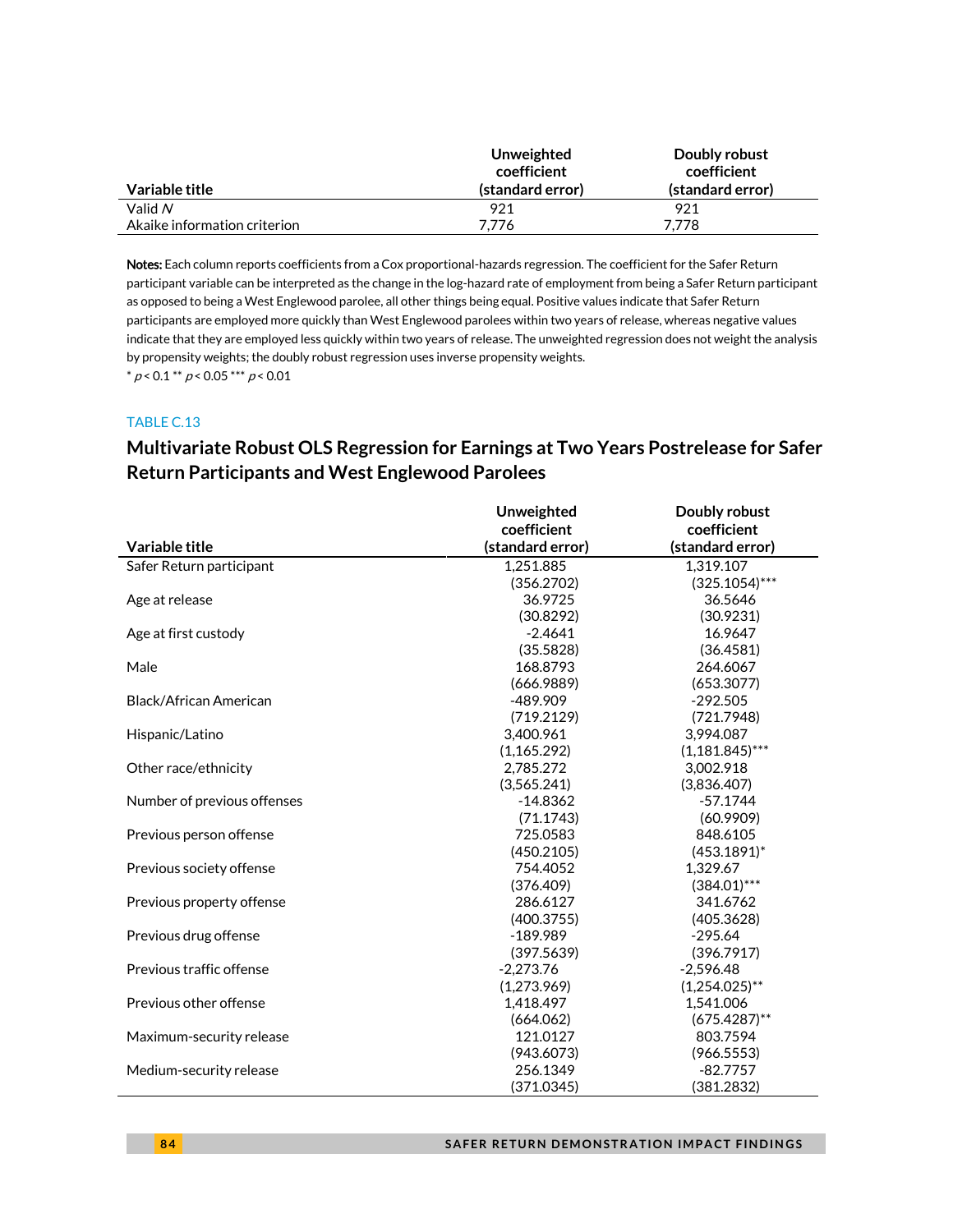| Variable title | Unweighted coefficient (standard error) | Doubly robust coefficient (standard error) |
|---|---|---|
| Valid *N* | 921 | 921 |
| Akaike information criterion | 7,776 | 7,778 |

**Notes:** Each column reports coefficients from a Cox proportional-hazards regression. The coefficient for the Safer Return participant variable can be interpreted as the change in the log-hazard rate of employment from being a Safer Return participant as opposed to being a West Englewood parolee, all other things being equal. Positive values indicate that Safer Return participants are employed more quickly than West Englewood parolees within two years of release, whereas negative values indicate that they are employed less quickly within two years of release. The unweighted regression does not weight the analysis by propensity weights; the doubly robust regression uses inverse propensity weights.

* $p < 0.1$ ** $p < 0.05$ *** $p < 0.01$

TABLE C.13

## Multivariate Robust OLS Regression for Earnings at Two Years Postrelease for Safer Return Participants and West Englewood Parolees

| Variable title | Unweighted coefficient (standard error) | Doubly robust coefficient (standard error) |
|---|---|---|
| Safer Return participant | 1,251.885 | 1,319.107 |
| | (356.2702) | (325.1054)*** |
| Age at release | 36.9725 | 36.5646 |
| | (30.8292) | (30.9231) |
| Age at first custody | -2.4641 | 16.9647 |
| | (35.5828) | (36.4581) |
| Male | 168.8793 | 264.6067 |
| | (666.9889) | (653.3077) |
| Black/African American | -489.909 | -292.505 |
| | (719.2129) | (721.7948) |
| Hispanic/Latino | 3,400.961 | 3,994.087 |
| | (1,165.292) | (1,181.845)*** |
| Other race/ethnicity | 2,785.272 | 3,002.918 |
| | (3,565.241) | (3,836.407) |
| Number of previous offenses | -14.8362 | -57.1744 |
| | (71.1743) | (60.9909) |
| Previous person offense | 725.0583 | 848.6105 |
| | (450.2105) | (453.1891)* |
| Previous society offense | 754.4052 | 1,329.67 |
| | (376.409) | (384.01)*** |
| Previous property offense | 286.6127 | 341.6762 |
| | (400.3755) | (405.3628) |
| Previous drug offense | -189.989 | -295.64 |
| | (397.5639) | (396.7917) |
| Previous traffic offense | -2,273.76 | -2,596.48 |
| | (1,273.969) | (1,254.025)** |
| Previous other offense | 1,418.497 | 1,541.006 |
| | (664.062) | (675.4287)** |
| Maximum-security release | 121.0127 | 803.7594 |
| | (943.6073) | (966.5553) |
| Medium-security release | 256.1349 | -82.7757 |
| | (371.0345) | (381.2832) |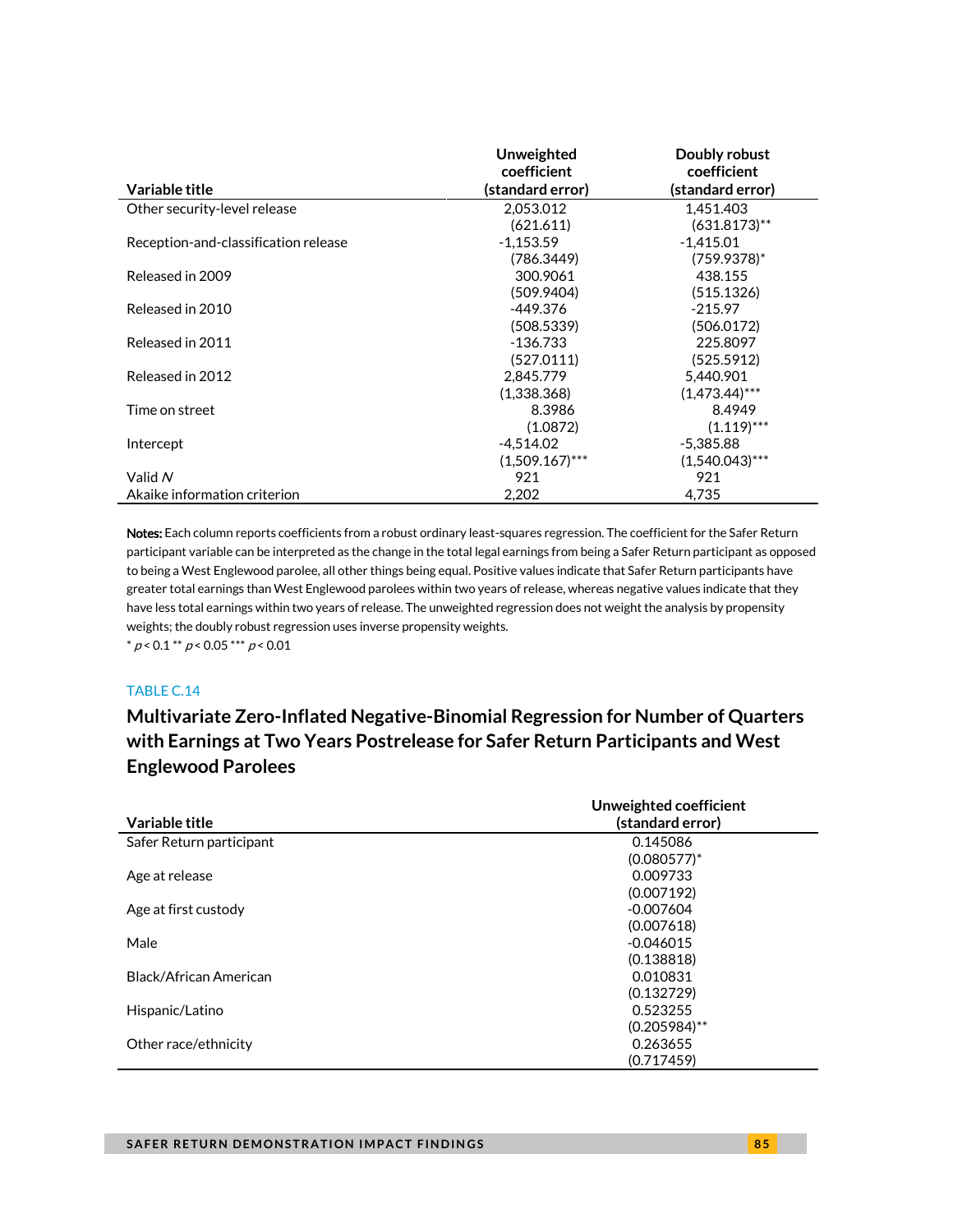| Variable title | Unweighted coefficient (standard error) | Doubly robust coefficient (standard error) |
|---|---|---|
| Other security-level release | 2,053.012 | 1,451.403 |
| | (621.611) | (631.8173)** |
| Reception-and-classification release | -1,153.59 | -1,415.01 |
| | (786.3449) | (759.9378)* |
| Released in 2009 | 300.9061 | 438.155 |
| | (509.9404) | (515.1326) |
| Released in 2010 | -449.376 | -215.97 |
| | (508.5339) | (506.0172) |
| Released in 2011 | -136.733 | 225.8097 |
| | (527.0111) | (525.5912) |
| Released in 2012 | 2,845.779 | 5,440.901 |
| | (1,338.368) | (1,473.44)*** |
| Time on street | 8.3986 | 8.4949 |
| | (1.0872) | (1.119)*** |
| Intercept | -4,514.02 | -5,385.88 |
| | (1,509.167)*** | (1,540.043)*** |
| Valid *N* | 921 | 921 |
| Akaike information criterion | 2,202 | 4,735 |

**Notes:** Each column reports coefficients from a robust ordinary least-squares regression. The coefficient for the Safer Return participant variable can be interpreted as the change in the total legal earnings from being a Safer Return participant as opposed to being a West Englewood parolee, all other things being equal. Positive values indicate that Safer Return participants have greater total earnings than West Englewood parolees within two years of release, whereas negative values indicate that they have less total earnings within two years of release. The unweighted regression does not weight the analysis by propensity weights; the doubly robust regression uses inverse propensity weights.

* $p < 0.1$ ** $p < 0.05$ *** $p < 0.01$

TABLE C.14

## Multivariate Zero-Inflated Negative-Binomial Regression for Number of Quarters with Earnings at Two Years Postrelease for Safer Return Participants and West Englewood Parolees

| Variable title | Unweighted coefficient (standard error) |
|---|---|
| Safer Return participant | 0.145086 |
| | (0.080577)* |
| Age at release | 0.009733 |
| | (0.007192) |
| Age at first custody | -0.007604 |
| | (0.007618) |
| Male | -0.046015 |
| | (0.138818) |
| Black/African American | 0.010831 |
| | (0.132729) |
| Hispanic/Latino | 0.523255 |
| | (0.205984)** |
| Other race/ethnicity | 0.263655 |
| | (0.717459) |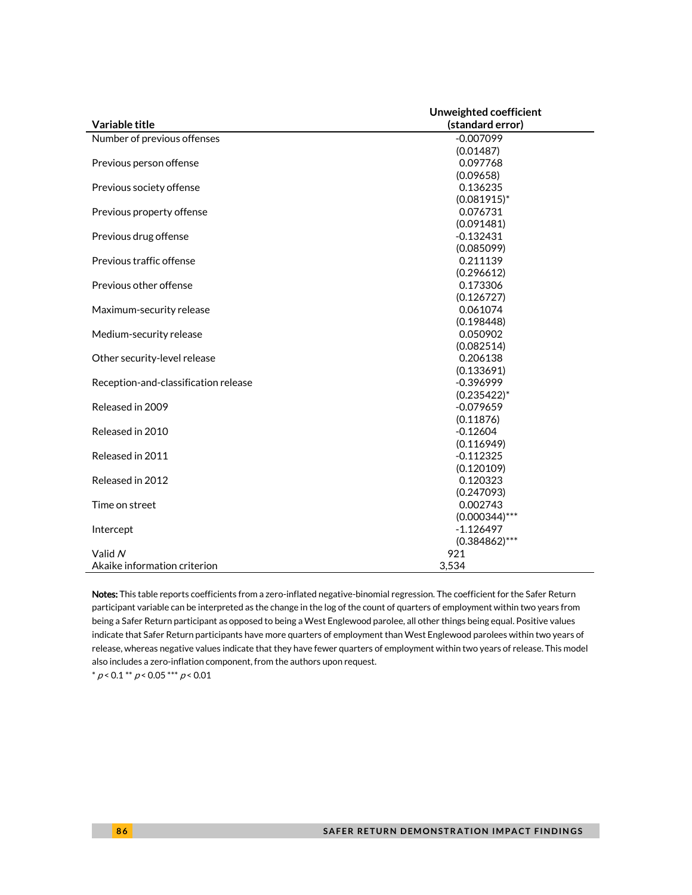| Variable title | Unweighted coefficient (standard error) |
|---|---|
| Number of previous offenses | -0.007099 |
| | (0.01487) |
| Previous person offense | 0.097768 |
| | (0.09658) |
| Previous society offense | 0.136235 |
| | (0.081915)* |
| Previous property offense | 0.076731 |
| | (0.091481) |
| Previous drug offense | -0.132431 |
| | (0.085099) |
| Previous traffic offense | 0.211139 |
| | (0.296612) |
| Previous other offense | 0.173306 |
| | (0.126727) |
| Maximum-security release | 0.061074 |
| | (0.198448) |
| Medium-security release | 0.050902 |
| | (0.082514) |
| Other security-level release | 0.206138 |
| | (0.133691) |
| Reception-and-classification release | -0.396999 |
| | (0.235422)* |
| Released in 2009 | -0.079659 |
| | (0.11876) |
| Released in 2010 | -0.12604 |
| | (0.116949) |
| Released in 2011 | -0.112325 |
| | (0.120109) |
| Released in 2012 | 0.120323 |
| | (0.247093) |
| Time on street | 0.002743 |
| | (0.000344)*** |
| Intercept | -1.126497 |
| | (0.384862)*** |
| Valid *N* | 921 |
| Akaike information criterion | 3,534 |

**Notes:** This table reports coefficients from a zero-inflated negative-binomial regression. The coefficient for the Safer Return participant variable can be interpreted as the change in the log of the count of quarters of employment within two years from being a Safer Return participant as opposed to being a West Englewood parolee, all other things being equal. Positive values indicate that Safer Return participants have more quarters of employment than West Englewood parolees within two years of release, whereas negative values indicate that they have fewer quarters of employment within two years of release. This model also includes a zero-inflation component, from the authors upon request.

* $p < 0.1$ ** $p < 0.05$ *** $p < 0.01$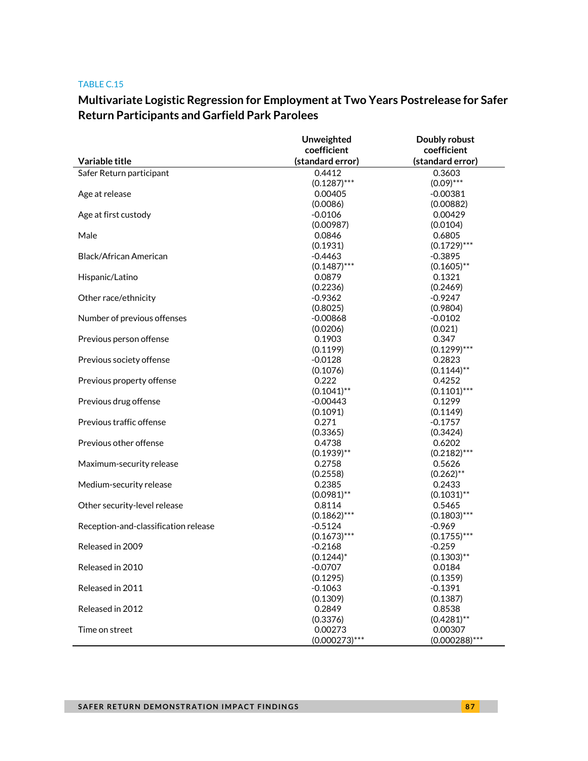TABLE C.15

## Multivariate Logistic Regression for Employment at Two Years Postrelease for Safer Return Participants and Garfield Park Parolees

| Variable title | Unweighted coefficient (standard error) | Doubly robust coefficient (standard error) |
|---|---|---|
| Safer Return participant | 0.4412 | 0.3603 |
| | (0.1287)*** | (0.09)*** |
| Age at release | 0.00405 | -0.00381 |
| | (0.0086) | (0.00882) |
| Age at first custody | -0.0106 | 0.00429 |
| | (0.00987) | (0.0104) |
| Male | 0.0846 | 0.6805 |
| | (0.1931) | (0.1729)*** |
| Black/African American | -0.4463 | -0.3895 |
| | (0.1487)*** | (0.1605)** |
| Hispanic/Latino | 0.0879 | 0.1321 |
| | (0.2236) | (0.2469) |
| Other race/ethnicity | -0.9362 | -0.9247 |
| | (0.8025) | (0.9804) |
| Number of previous offenses | -0.00868 | -0.0102 |
| | (0.0206) | (0.021) |
| Previous person offense | 0.1903 | 0.347 |
| | (0.1199) | (0.1299)*** |
| Previous society offense | -0.0128 | 0.2823 |
| | (0.1076) | (0.1144)** |
| Previous property offense | 0.222 | 0.4252 |
| | (0.1041)** | (0.1101)*** |
| Previous drug offense | -0.00443 | 0.1299 |
| | (0.1091) | (0.1149) |
| Previous traffic offense | 0.271 | -0.1757 |
| | (0.3365) | (0.3424) |
| Previous other offense | 0.4738 | 0.6202 |
| | (0.1939)** | (0.2182)*** |
| Maximum-security release | 0.2758 | 0.5626 |
| | (0.2558) | (0.262)** |
| Medium-security release | 0.2385 | 0.2433 |
| | (0.0981)** | (0.1031)** |
| Other security-level release | 0.8114 | 0.5465 |
| | (0.1862)*** | (0.1803)*** |
| Reception-and-classification release | -0.5124 | -0.969 |
| | (0.1673)*** | (0.1755)*** |
| Released in 2009 | -0.2168 | -0.259 |
| | (0.1244)* | (0.1303)** |
| Released in 2010 | -0.0707 | 0.0184 |
| | (0.1295) | (0.1359) |
| Released in 2011 | -0.1063 | -0.1391 |
| | (0.1309) | (0.1387) |
| Released in 2012 | 0.2849 | 0.8538 |
| | (0.3376) | (0.4281)** |
| Time on street | 0.00273 | 0.00307 |
| | (0.000273)*** | (0.000288)*** |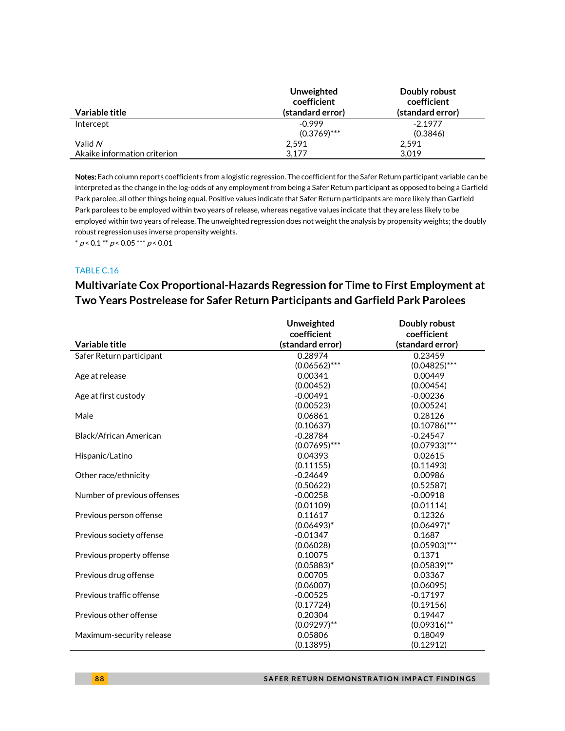| Variable title | Unweighted coefficient (standard error) | Doubly robust coefficient (standard error) |
|---|---|---|
| Intercept | -0.999 | -2.1977 |
| | (0.3769)*** | (0.3846) |
| Valid *N* | 2,591 | 2,591 |
| Akaike information criterion | 3,177 | 3,019 |

**Notes:** Each column reports coefficients from a logistic regression. The coefficient for the Safer Return participant variable can be interpreted as the change in the log-odds of any employment from being a Safer Return participant as opposed to being a Garfield Park parolee, all other things being equal. Positive values indicate that Safer Return participants are more likely than Garfield Park parolees to be employed within two years of release, whereas negative values indicate that they are less likely to be employed within two years of release. The unweighted regression does not weight the analysis by propensity weights; the doubly robust regression uses inverse propensity weights.

* $p < 0.1$ ** $p < 0.05$ *** $p < 0.01$

TABLE C.16

## Multivariate Cox Proportional-Hazards Regression for Time to First Employment at Two Years Postrelease for Safer Return Participants and Garfield Park Parolees

| Variable title | Unweighted coefficient (standard error) | Doubly robust coefficient (standard error) |
|---|---|---|
| Safer Return participant | 0.28974 | 0.23459 |
| | (0.06562)*** | (0.04825)*** |
| Age at release | 0.00341 | 0.00449 |
| | (0.00452) | (0.00454) |
| Age at first custody | -0.00491 | -0.00236 |
| | (0.00523) | (0.00524) |
| Male | 0.06861 | 0.28126 |
| | (0.10637) | (0.10786)*** |
| Black/African American | -0.28784 | -0.24547 |
| | (0.07695)*** | (0.07933)*** |
| Hispanic/Latino | 0.04393 | 0.02615 |
| | (0.11155) | (0.11493) |
| Other race/ethnicity | -0.24649 | 0.00986 |
| | (0.50622) | (0.52587) |
| Number of previous offenses | -0.00258 | -0.00918 |
| | (0.01109) | (0.01114) |
| Previous person offense | 0.11617 | 0.12326 |
| | (0.06493)* | (0.06497)* |
| Previous society offense | -0.01347 | 0.1687 |
| | (0.06028) | (0.05903)*** |
| Previous property offense | 0.10075 | 0.1371 |
| | (0.05883)* | (0.05839)** |
| Previous drug offense | 0.00705 | 0.03367 |
| | (0.06007) | (0.06095) |
| Previous traffic offense | -0.00525 | -0.17197 |
| | (0.17724) | (0.19156) |
| Previous other offense | 0.20304 | 0.19447 |
| | (0.09297)** | (0.09316)** |
| Maximum-security release | 0.05806 | 0.18049 |
| | (0.13895) | (0.12912) |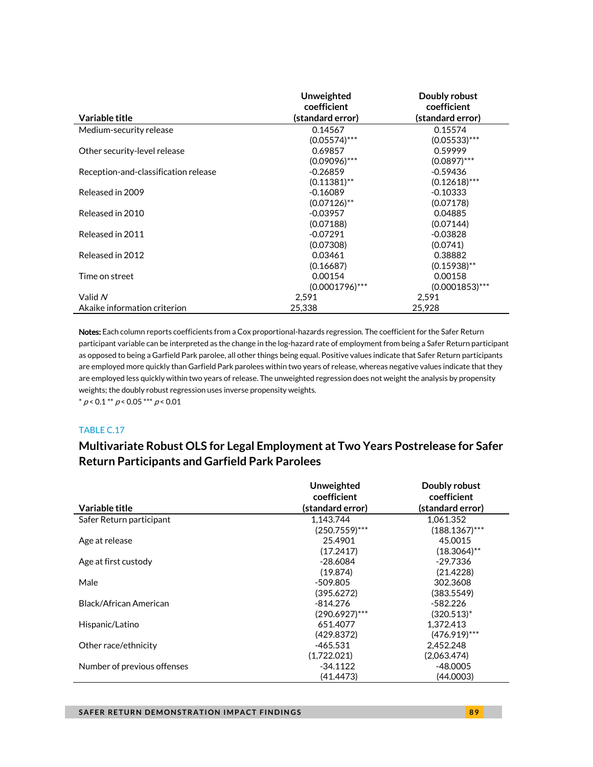| Variable title | Unweighted coefficient (standard error) | Doubly robust coefficient (standard error) |
|---|---|---|
| Medium-security release | 0.14567 | 0.15574 |
| | (0.05574)*** | (0.05533)*** |
| Other security-level release | 0.69857 | 0.59999 |
| | (0.09096)*** | (0.0897)*** |
| Reception-and-classification release | -0.26859 | -0.59436 |
| | (0.11381)** | (0.12618)*** |
| Released in 2009 | -0.16089 | -0.10333 |
| | (0.07126)** | (0.07178) |
| Released in 2010 | -0.03957 | 0.04885 |
| | (0.07188) | (0.07144) |
| Released in 2011 | -0.07291 | -0.03828 |
| | (0.07308) | (0.0741) |
| Released in 2012 | 0.03461 | 0.38882 |
| | (0.16687) | (0.15938)** |
| Time on street | 0.00154 | 0.00158 |
| | (0.0001796)*** | (0.0001853)*** |
| Valid *N* | 2,591 | 2,591 |
| Akaike information criterion | 25,338 | 25,928 |

**Notes:** Each column reports coefficients from a Cox proportional-hazards regression. The coefficient for the Safer Return participant variable can be interpreted as the change in the log-hazard rate of employment from being a Safer Return participant as opposed to being a Garfield Park parolee, all other things being equal. Positive values indicate that Safer Return participants are employed more quickly than Garfield Park parolees within two years of release, whereas negative values indicate that they are employed less quickly within two years of release. The unweighted regression does not weight the analysis by propensity weights; the doubly robust regression uses inverse propensity weights.

\* $p < 0.1$ \*\* $p < 0.05$ \*\*\* $p < 0.01$

TABLE C.17

## Multivariate Robust OLS for Legal Employment at Two Years Postrelease for Safer Return Participants and Garfield Park Parolees

| Variable title | Unweighted coefficient (standard error) | Doubly robust coefficient (standard error) |
|---|---|---|
| Safer Return participant | 1,143.744 | 1,061.352 |
| | (250.7559)*** | (188.1367)*** |
| Age at release | 25.4901 | 45.0015 |
| | (17.2417) | (18.3064)** |
| Age at first custody | -28.6084 | -29.7336 |
| | (19.874) | (21.4228) |
| Male | -509.805 | 302.3608 |
| | (395.6272) | (383.5549) |
| Black/African American | -814.276 | -582.226 |
| | (290.6927)*** | (320.513)* |
| Hispanic/Latino | 651.4077 | 1,372.413 |
| | (429.8372) | (476.919)*** |
| Other race/ethnicity | -465.531 | 2,452.248 |
| | (1,722.021) | (2,063.474) |
| Number of previous offenses | -34.1122 | -48.0005 |
| | (41.4473) | (44.0003) |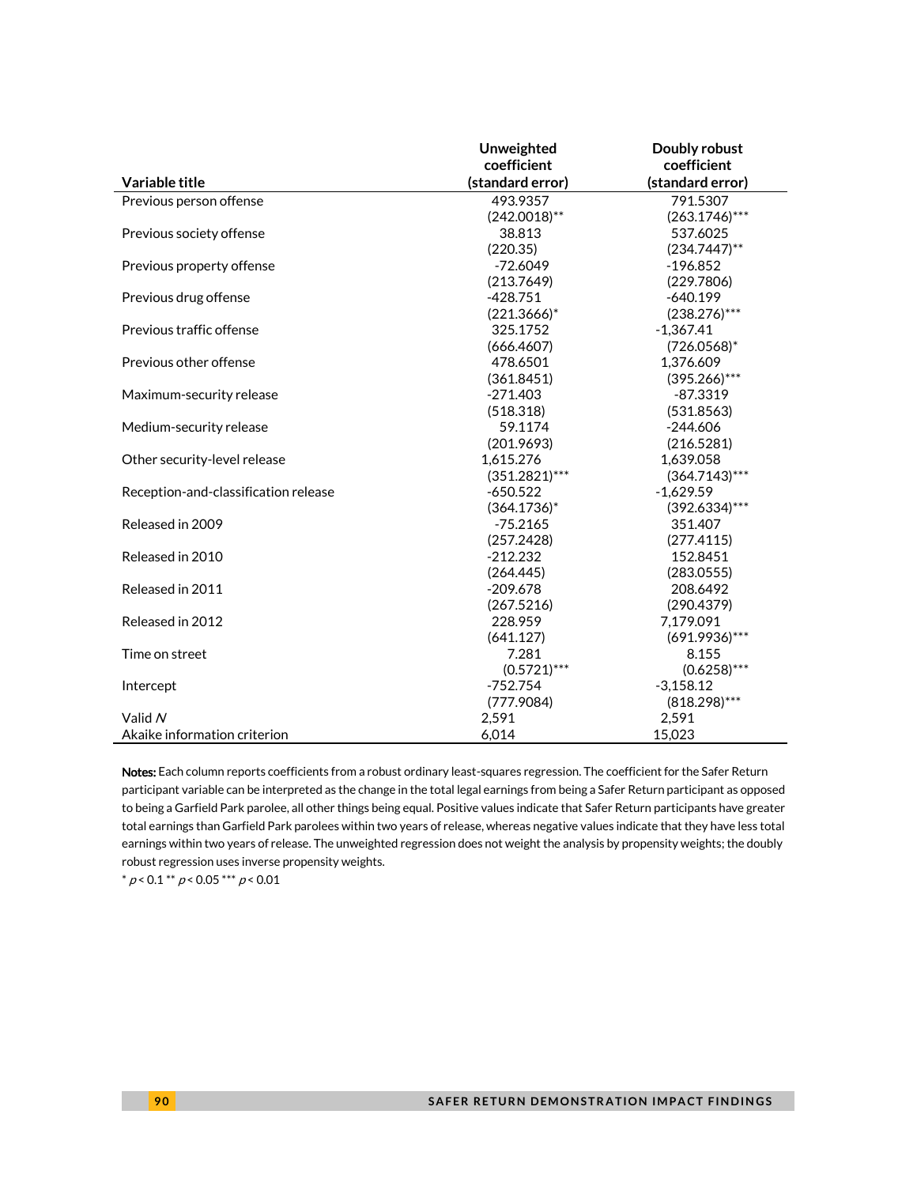| Variable title | Unweighted coefficient (standard error) | Doubly robust coefficient (standard error) |
|---|---|---|
| Previous person offense | 493.9357 | 791.5307 |
| | (242.0018)** | (263.1746)*** |
| Previous society offense | 38.813 | 537.6025 |
| | (220.35) | (234.7447)** |
| Previous property offense | -72.6049 | -196.852 |
| | (213.7649) | (229.7806) |
| Previous drug offense | -428.751 | -640.199 |
| | (221.3666)* | (238.276)*** |
| Previous traffic offense | 325.1752 | -1,367.41 |
| | (666.4607) | (726.0568)* |
| Previous other offense | 478.6501 | 1,376.609 |
| | (361.8451) | (395.266)*** |
| Maximum-security release | -271.403 | -87.3319 |
| | (518.318) | (531.8563) |
| Medium-security release | 59.1174 | -244.606 |
| | (201.9693) | (216.5281) |
| Other security-level release | 1,615.276 | 1,639.058 |
| | (351.2821)*** | (364.7143)*** |
| Reception-and-classification release | -650.522 | -1,629.59 |
| | (364.1736)* | (392.6334)*** |
| Released in 2009 | -75.2165 | 351.407 |
| | (257.2428) | (277.4115) |
| Released in 2010 | -212.232 | 152.8451 |
| | (264.445) | (283.0555) |
| Released in 2011 | -209.678 | 208.6492 |
| | (267.5216) | (290.4379) |
| Released in 2012 | 228.959 | 7,179.091 |
| | (641.127) | (691.9936)*** |
| Time on street | 7.281 | 8.155 |
| | (0.5721)*** | (0.6258)*** |
| Intercept | -752.754 | -3,158.12 |
| | (777.9084) | (818.298)*** |
| Valid *N* | 2,591 | 2,591 |
| Akaike information criterion | 6,014 | 15,023 |

**Notes:** Each column reports coefficients from a robust ordinary least-squares regression. The coefficient for the Safer Return participant variable can be interpreted as the change in the total legal earnings from being a Safer Return participant as opposed to being a Garfield Park parolee, all other things being equal. Positive values indicate that Safer Return participants have greater total earnings than Garfield Park parolees within two years of release, whereas negative values indicate that they have less total earnings within two years of release. The unweighted regression does not weight the analysis by propensity weights; the doubly robust regression uses inverse propensity weights.

\* $p < 0.1$ \*\* $p < 0.05$ \*\*\* $p < 0.01$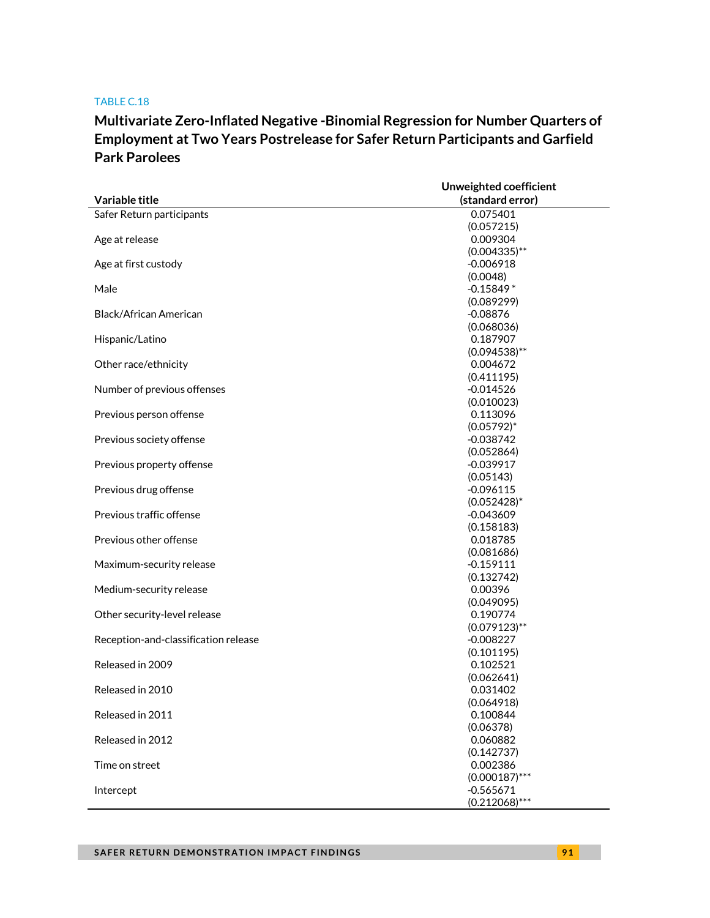TABLE C.18

## Multivariate Zero-Inflated Negative -Binomial Regression for Number Quarters of Employment at Two Years Postrelease for Safer Return Participants and Garfield Park Parolees

| Variable title | Unweighted coefficient (standard error) |
|---|---|
| Safer Return participants | 0.075401 |
| | (0.057215) |
| Age at release | 0.009304 |
| | (0.004335)** |
| Age at first custody | -0.006918 |
| | (0.0048) |
| Male | -0.15849 * |
| | (0.089299) |
| Black/African American | -0.08876 |
| | (0.068036) |
| Hispanic/Latino | 0.187907 |
| | (0.094538)** |
| Other race/ethnicity | 0.004672 |
| | (0.411195) |
| Number of previous offenses | -0.014526 |
| | (0.010023) |
| Previous person offense | 0.113096 |
| | (0.05792)* |
| Previous society offense | -0.038742 |
| | (0.052864) |
| Previous property offense | -0.039917 |
| | (0.05143) |
| Previous drug offense | -0.096115 |
| | (0.052428)* |
| Previous traffic offense | -0.043609 |
| | (0.158183) |
| Previous other offense | 0.018785 |
| | (0.081686) |
| Maximum-security release | -0.159111 |
| | (0.132742) |
| Medium-security release | 0.00396 |
| | (0.049095) |
| Other security-level release | 0.190774 |
| | (0.079123)** |
| Reception-and-classification release | -0.008227 |
| | (0.101195) |
| Released in 2009 | 0.102521 |
| | (0.062641) |
| Released in 2010 | 0.031402 |
| | (0.064918) |
| Released in 2011 | 0.100844 |
| | (0.06378) |
| Released in 2012 | 0.060882 |
| | (0.142737) |
| Time on street | 0.002386 |
| | (0.000187)*** |
| Intercept | -0.565671 |
| | (0.212068)*** |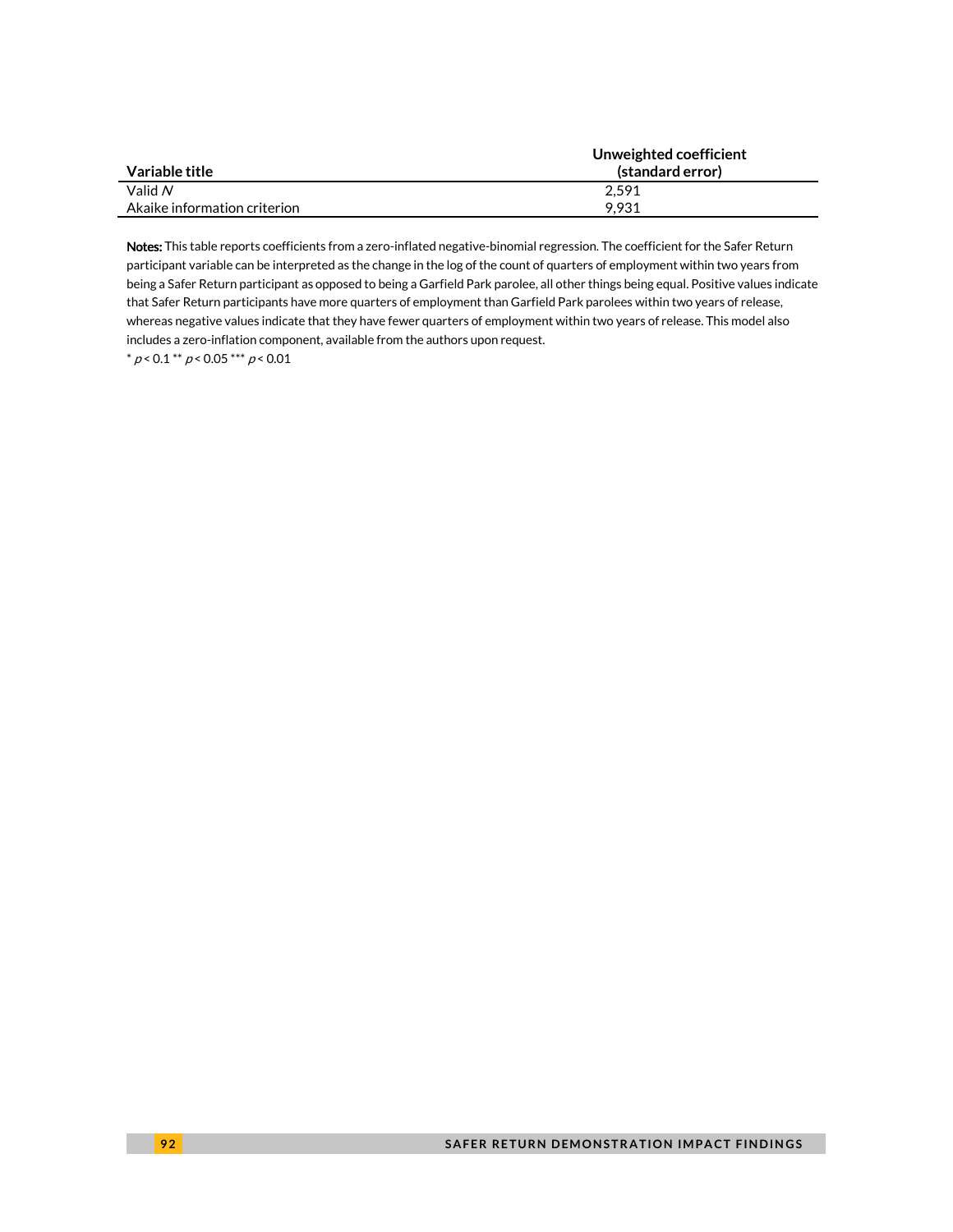| Variable title | Unweighted coefficient (standard error) |
|---|---|
| Valid *N* | 2,591 |
| Akaike information criterion | 9,931 |

**Notes:** This table reports coefficients from a zero-inflated negative-binomial regression. The coefficient for the Safer Return participant variable can be interpreted as the change in the log of the count of quarters of employment within two years from being a Safer Return participant as opposed to being a Garfield Park parolee, all other things being equal. Positive values indicate that Safer Return participants have more quarters of employment than Garfield Park parolees within two years of release, whereas negative values indicate that they have fewer quarters of employment within two years of release. This model also includes a zero-inflation component, available from the authors upon request.

\* $p < 0.1$ \*\* $p < 0.05$ \*\*\* $p < 0.01$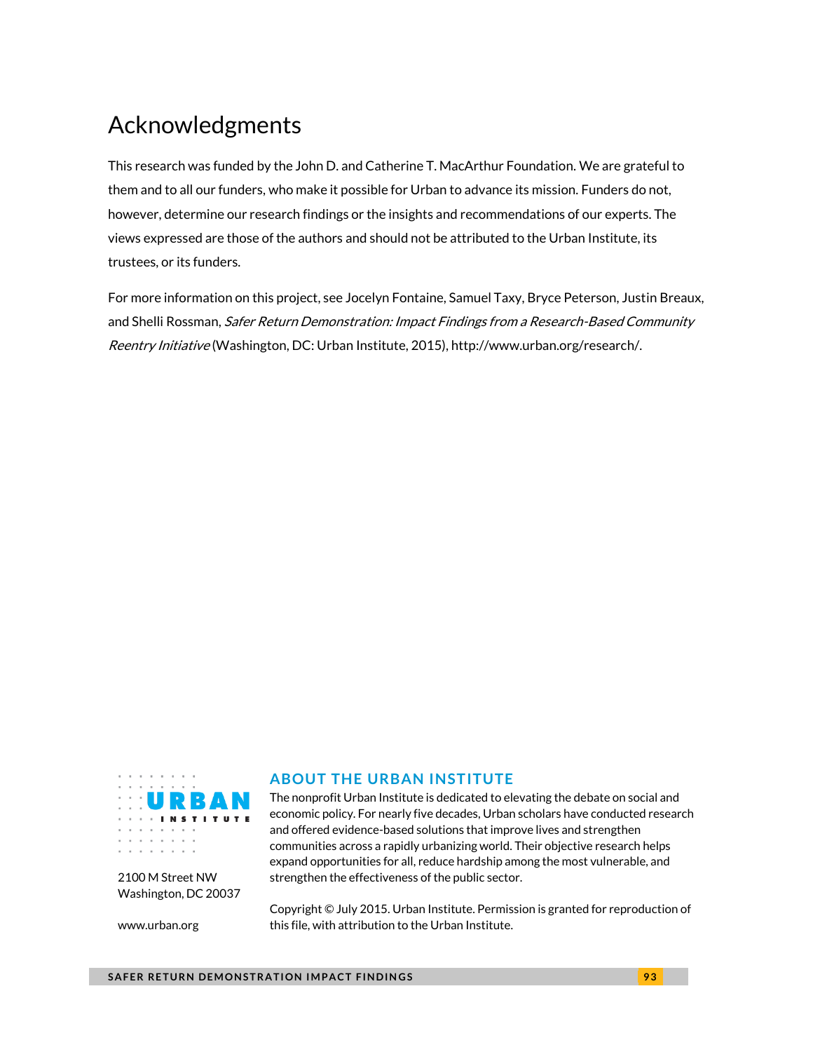# Acknowledgments

This research was funded by the John D. and Catherine T. MacArthur Foundation. We are grateful to them and to all our funders, who make it possible for Urban to advance its mission. Funders do not, however, determine our research findings or the insights and recommendations of our experts. The views expressed are those of the authors and should not be attributed to the Urban Institute, its trustees, or its funders.

For more information on this project, see Jocelyn Fontaine, Samuel Taxy, Bryce Peterson, Justin Breaux, and Shelli Rossman, *Safer Return Demonstration: Impact Findings from a Research-Based Community Reentry Initiative* (Washington, DC: Urban Institute, 2015), http://www.urban.org/research/.

URBAN INSTITUTE

2100 M Street NW
Washington, DC 20037

www.urban.org

## ABOUT THE URBAN INSTITUTE

The nonprofit Urban Institute is dedicated to elevating the debate on social and economic policy. For nearly five decades, Urban scholars have conducted research and offered evidence-based solutions that improve lives and strengthen communities across a rapidly urbanizing world. Their objective research helps expand opportunities for all, reduce hardship among the most vulnerable, and strengthen the effectiveness of the public sector.

Copyright © July 2015. Urban Institute. Permission is granted for reproduction of this file, with attribution to the Urban Institute.